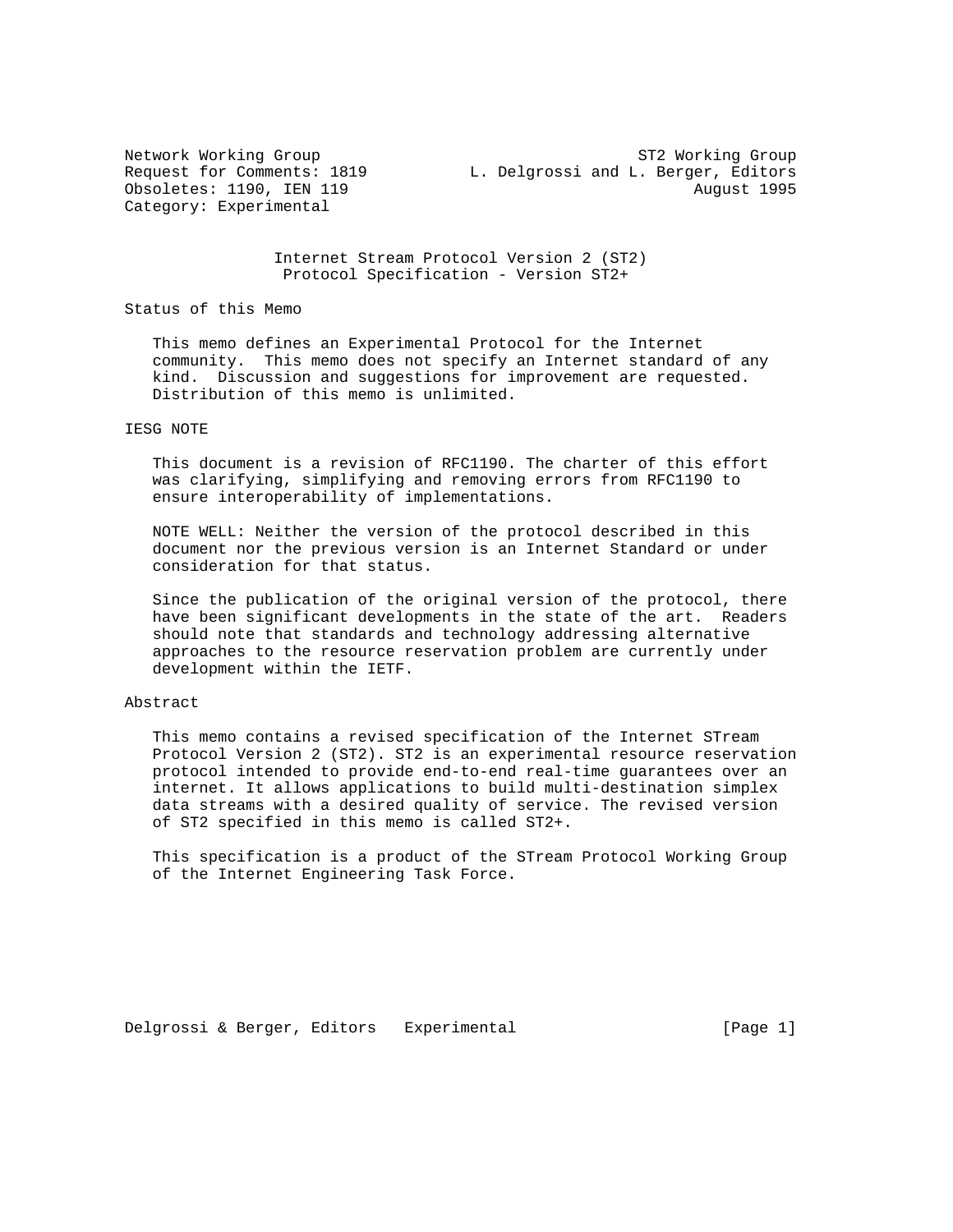Network Working Group ST2 Working Group
Request for Comments: 1819 L. Delgrossi and L. Berger, Editors
Obsoletes: 1190, IEN 119 August 1995
Category: Experimental

# Internet Stream Protocol Version 2 (ST2) Protocol Specification - Version ST2+

## Status of this Memo

This memo defines an Experimental Protocol for the Internet community. This memo does not specify an Internet standard of any kind. Discussion and suggestions for improvement are requested. Distribution of this memo is unlimited.

## IESG NOTE

This document is a revision of RFC1190. The charter of this effort was clarifying, simplifying and removing errors from RFC1190 to ensure interoperability of implementations.

NOTE WELL: Neither the version of the protocol described in this document nor the previous version is an Internet Standard or under consideration for that status.

Since the publication of the original version of the protocol, there have been significant developments in the state of the art. Readers should note that standards and technology addressing alternative approaches to the resource reservation problem are currently under development within the IETF.

## Abstract

This memo contains a revised specification of the Internet STream Protocol Version 2 (ST2). ST2 is an experimental resource reservation protocol intended to provide end-to-end real-time guarantees over an internet. It allows applications to build multi-destination simplex data streams with a desired quality of service. The revised version of ST2 specified in this memo is called ST2+.

This specification is a product of the STream Protocol Working Group of the Internet Engineering Task Force.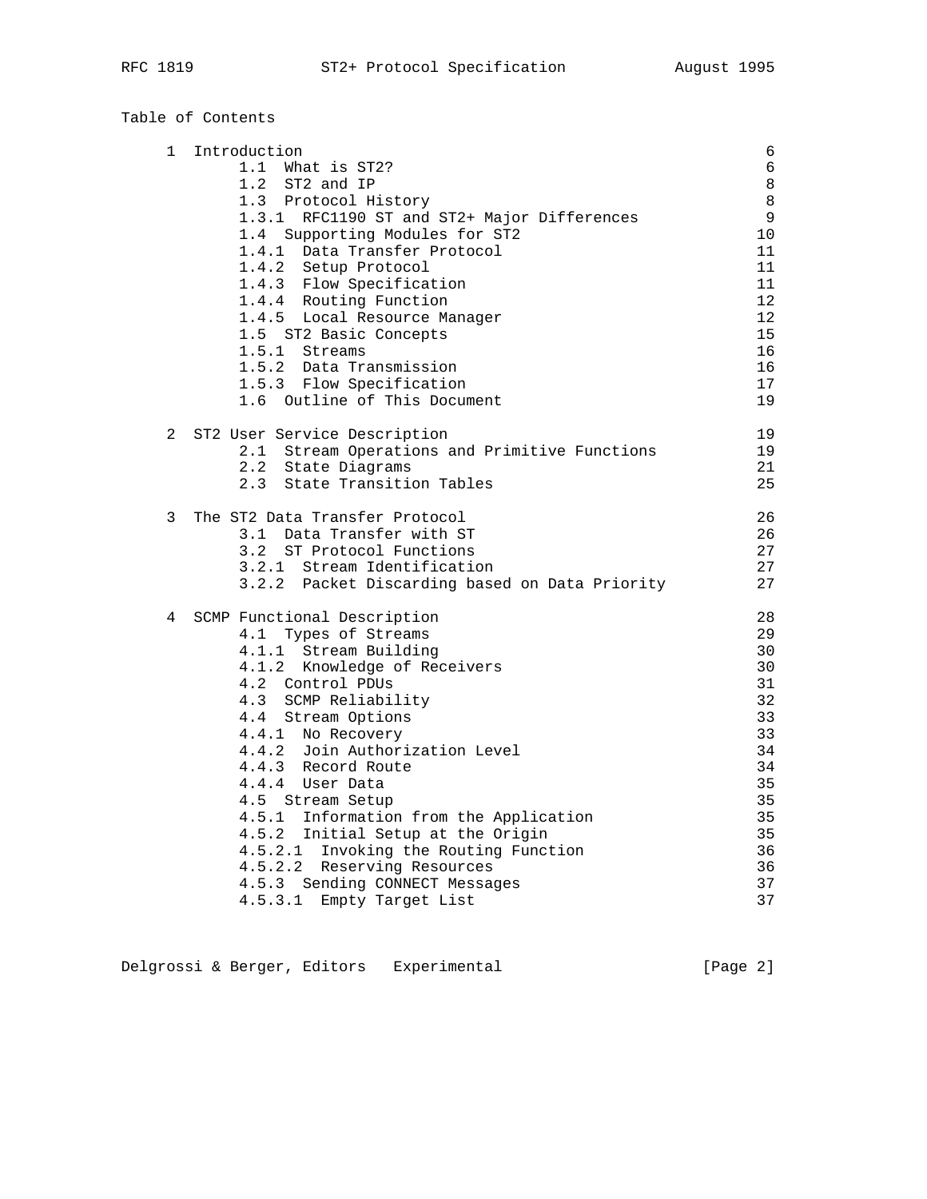Table of Contents

```
1  Introduction                                                  6
      1.1  What is ST2?                                          6
      1.2  ST2 and IP                                            8
      1.3  Protocol History                                      8
      1.3.1  RFC1190 ST and ST2+ Major Differences               9
      1.4  Supporting Modules for ST2                           10
      1.4.1  Data Transfer Protocol                             11
      1.4.2  Setup Protocol                                     11
      1.4.3  Flow Specification                                 11
      1.4.4  Routing Function                                   12
      1.4.5  Local Resource Manager                             12
      1.5  ST2 Basic Concepts                                   15
      1.5.1  Streams                                            16
      1.5.2  Data Transmission                                  16
      1.5.3  Flow Specification                                 17
      1.6  Outline of This Document                             19

2  ST2 User Service Description                                 19
      2.1  Stream Operations and Primitive Functions            19
      2.2  State Diagrams                                       21
      2.3  State Transition Tables                              25

3  The ST2 Data Transfer Protocol                               26
      3.1  Data Transfer with ST                                26
      3.2  ST Protocol Functions                                27
      3.2.1  Stream Identification                              27
      3.2.2  Packet Discarding based on Data Priority           27

4  SCMP Functional Description                                  28
      4.1  Types of Streams                                     29
      4.1.1  Stream Building                                    30
      4.1.2  Knowledge of Receivers                             30
      4.2  Control PDUs                                         31
      4.3  SCMP Reliability                                     32
      4.4  Stream Options                                       33
      4.4.1  No Recovery                                        33
      4.4.2  Join Authorization Level                           34
      4.4.3  Record Route                                       34
      4.4.4  User Data                                          35
      4.5  Stream Setup                                         35
      4.5.1  Information from the Application                   35
      4.5.2  Initial Setup at the Origin                        35
      4.5.2.1  Invoking the Routing Function                    36
      4.5.2.2  Reserving Resources                              36
      4.5.3  Sending CONNECT Messages                           37
      4.5.3.1  Empty Target List                                37
```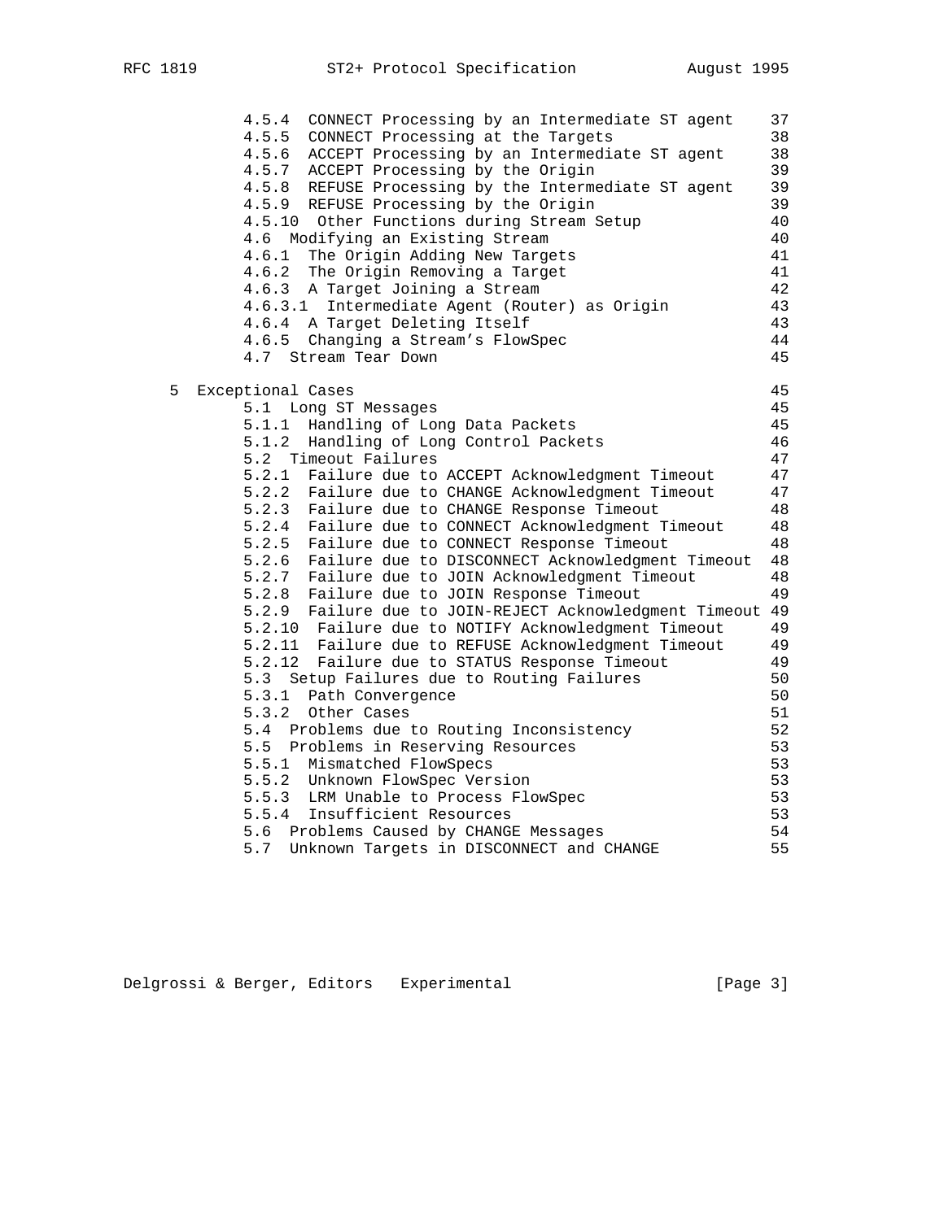```
      4.5.4  CONNECT Processing by an Intermediate ST agent    37
      4.5.5  CONNECT Processing at the Targets                 38
      4.5.6  ACCEPT Processing by an Intermediate ST agent     38
      4.5.7  ACCEPT Processing by the Origin                   39
      4.5.8  REFUSE Processing by the Intermediate ST agent    39
      4.5.9  REFUSE Processing by the Origin                   39
      4.5.10  Other Functions during Stream Setup              40
      4.6  Modifying an Existing Stream                        40
      4.6.1  The Origin Adding New Targets                     41
      4.6.2  The Origin Removing a Target                      41
      4.6.3  A Target Joining a Stream                         42
      4.6.3.1  Intermediate Agent (Router) as Origin           43
      4.6.4  A Target Deleting Itself                          43
      4.6.5  Changing a Stream's FlowSpec                      44
      4.7  Stream Tear Down                                    45

   5  Exceptional Cases                                        45
      5.1  Long ST Messages                                    45
      5.1.1  Handling of Long Data Packets                     45
      5.1.2  Handling of Long Control Packets                  46
      5.2  Timeout Failures                                    47
      5.2.1  Failure due to ACCEPT Acknowledgment Timeout      47
      5.2.2  Failure due to CHANGE Acknowledgment Timeout      47
      5.2.3  Failure due to CHANGE Response Timeout            48
      5.2.4  Failure due to CONNECT Acknowledgment Timeout     48
      5.2.5  Failure due to CONNECT Response Timeout           48
      5.2.6  Failure due to DISCONNECT Acknowledgment Timeout  48
      5.2.7  Failure due to JOIN Acknowledgment Timeout        48
      5.2.8  Failure due to JOIN Response Timeout              49
      5.2.9  Failure due to JOIN-REJECT Acknowledgment Timeout 49
      5.2.10  Failure due to NOTIFY Acknowledgment Timeout     49
      5.2.11  Failure due to REFUSE Acknowledgment Timeout     49
      5.2.12  Failure due to STATUS Response Timeout           49
      5.3  Setup Failures due to Routing Failures              50
      5.3.1  Path Convergence                                  50
      5.3.2  Other Cases                                       51
      5.4  Problems due to Routing Inconsistency               52
      5.5  Problems in Reserving Resources                     53
      5.5.1  Mismatched FlowSpecs                              53
      5.5.2  Unknown FlowSpec Version                          53
      5.5.3  LRM Unable to Process FlowSpec                    53
      5.5.4  Insufficient Resources                            53
      5.6  Problems Caused by CHANGE Messages                  54
      5.7  Unknown Targets in DISCONNECT and CHANGE            55
```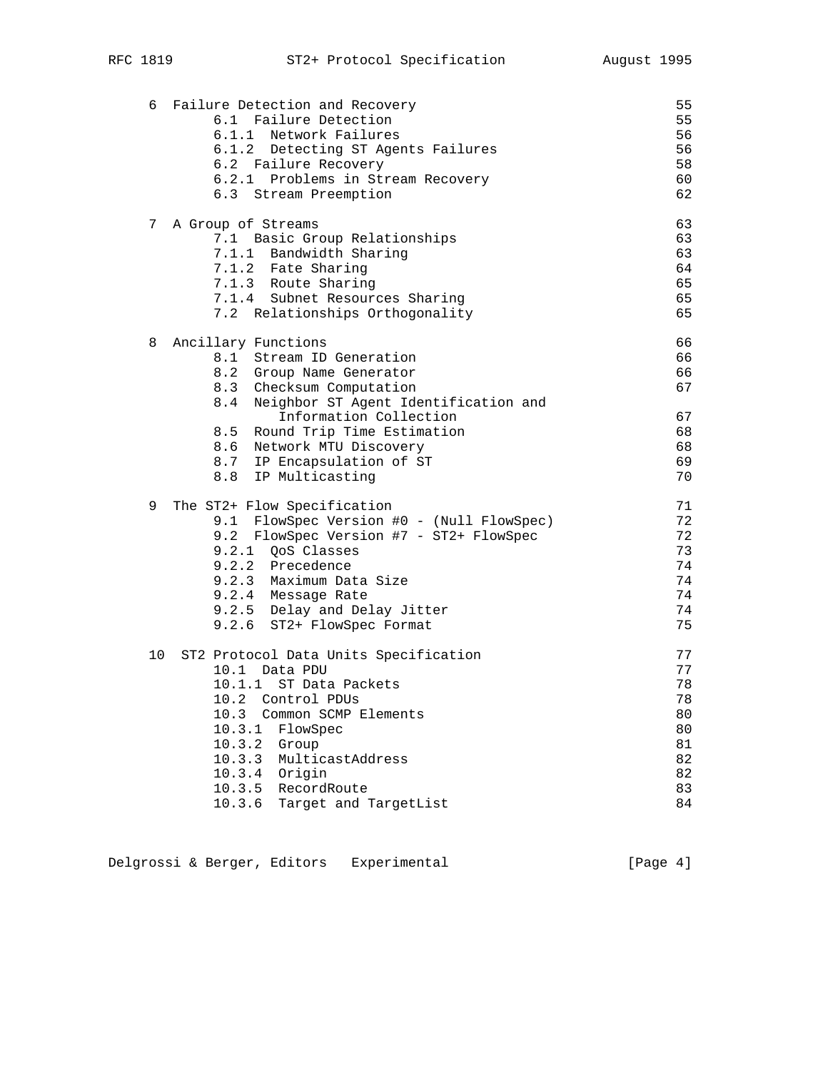```
   6  Failure Detection and Recovery                                   55
         6.1  Failure Detection                                        55
         6.1.1  Network Failures                                       56
         6.1.2  Detecting ST Agents Failures                           56
         6.2  Failure Recovery                                         58
         6.2.1  Problems in Stream Recovery                            60
         6.3  Stream Preemption                                        62

   7  A Group of Streams                                               63
         7.1  Basic Group Relationships                                63
         7.1.1  Bandwidth Sharing                                      63
         7.1.2  Fate Sharing                                           64
         7.1.3  Route Sharing                                          65
         7.1.4  Subnet Resources Sharing                               65
         7.2  Relationships Orthogonality                              65

   8  Ancillary Functions                                              66
         8.1  Stream ID Generation                                     66
         8.2  Group Name Generator                                     66
         8.3  Checksum Computation                                     67
         8.4  Neighbor ST Agent Identification and
                 Information Collection                                67
         8.5  Round Trip Time Estimation                               68
         8.6  Network MTU Discovery                                    68
         8.7  IP Encapsulation of ST                                   69
         8.8  IP Multicasting                                          70

   9  The ST2+ Flow Specification                                      71
         9.1  FlowSpec Version #0 - (Null FlowSpec)                    72
         9.2  FlowSpec Version #7 - ST2+ FlowSpec                      72
         9.2.1  QoS Classes                                            73
         9.2.2  Precedence                                             74
         9.2.3  Maximum Data Size                                      74
         9.2.4  Message Rate                                           74
         9.2.5  Delay and Delay Jitter                                 74
         9.2.6  ST2+ FlowSpec Format                                   75

   10  ST2 Protocol Data Units Specification                           77
         10.1  Data PDU                                                77
         10.1.1  ST Data Packets                                       78
         10.2  Control PDUs                                            78
         10.3  Common SCMP Elements                                    80
         10.3.1  FlowSpec                                              80
         10.3.2  Group                                                 81
         10.3.3  MulticastAddress                                      82
         10.3.4  Origin                                                82
         10.3.5  RecordRoute                                           83
         10.3.6  Target and TargetList                                 84
```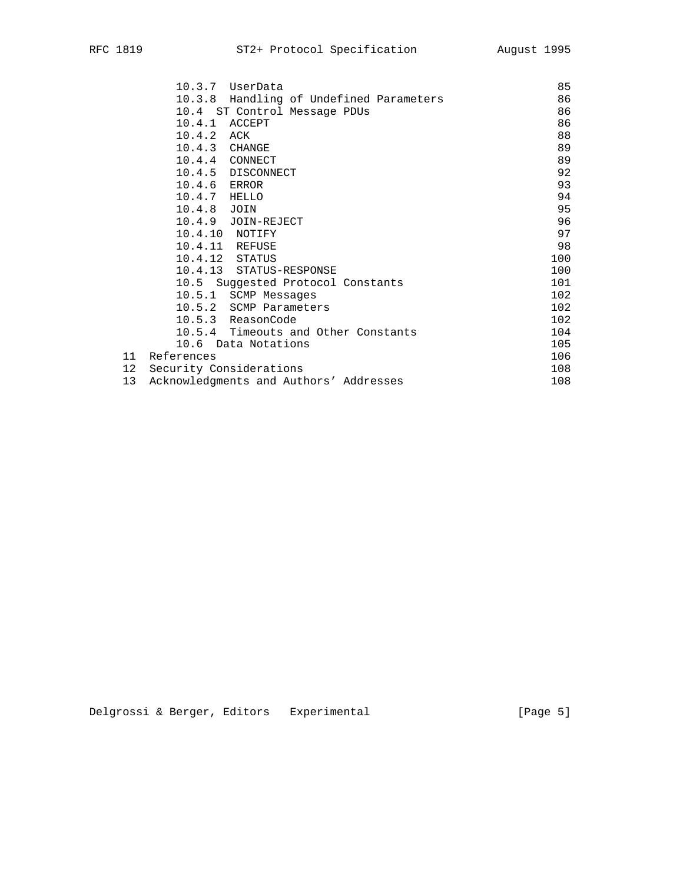```
         10.3.7  UserData                                          85
         10.3.8  Handling of Undefined Parameters                  86
         10.4  ST Control Message PDUs                             86
         10.4.1  ACCEPT                                            86
         10.4.2  ACK                                               88
         10.4.3  CHANGE                                            89
         10.4.4  CONNECT                                           89
         10.4.5  DISCONNECT                                        92
         10.4.6  ERROR                                             93
         10.4.7  HELLO                                             94
         10.4.8  JOIN                                              95
         10.4.9  JOIN-REJECT                                       96
         10.4.10  NOTIFY                                           97
         10.4.11  REFUSE                                           98
         10.4.12  STATUS                                          100
         10.4.13  STATUS-RESPONSE                                 100
         10.5  Suggested Protocol Constants                       101
         10.5.1  SCMP Messages                                    102
         10.5.2  SCMP Parameters                                  102
         10.5.3  ReasonCode                                       102
         10.5.4  Timeouts and Other Constants                     104
         10.6  Data Notations                                     105
     11  References                                               106
     12  Security Considerations                                  108
     13  Acknowledgments and Authors' Addresses                   108
```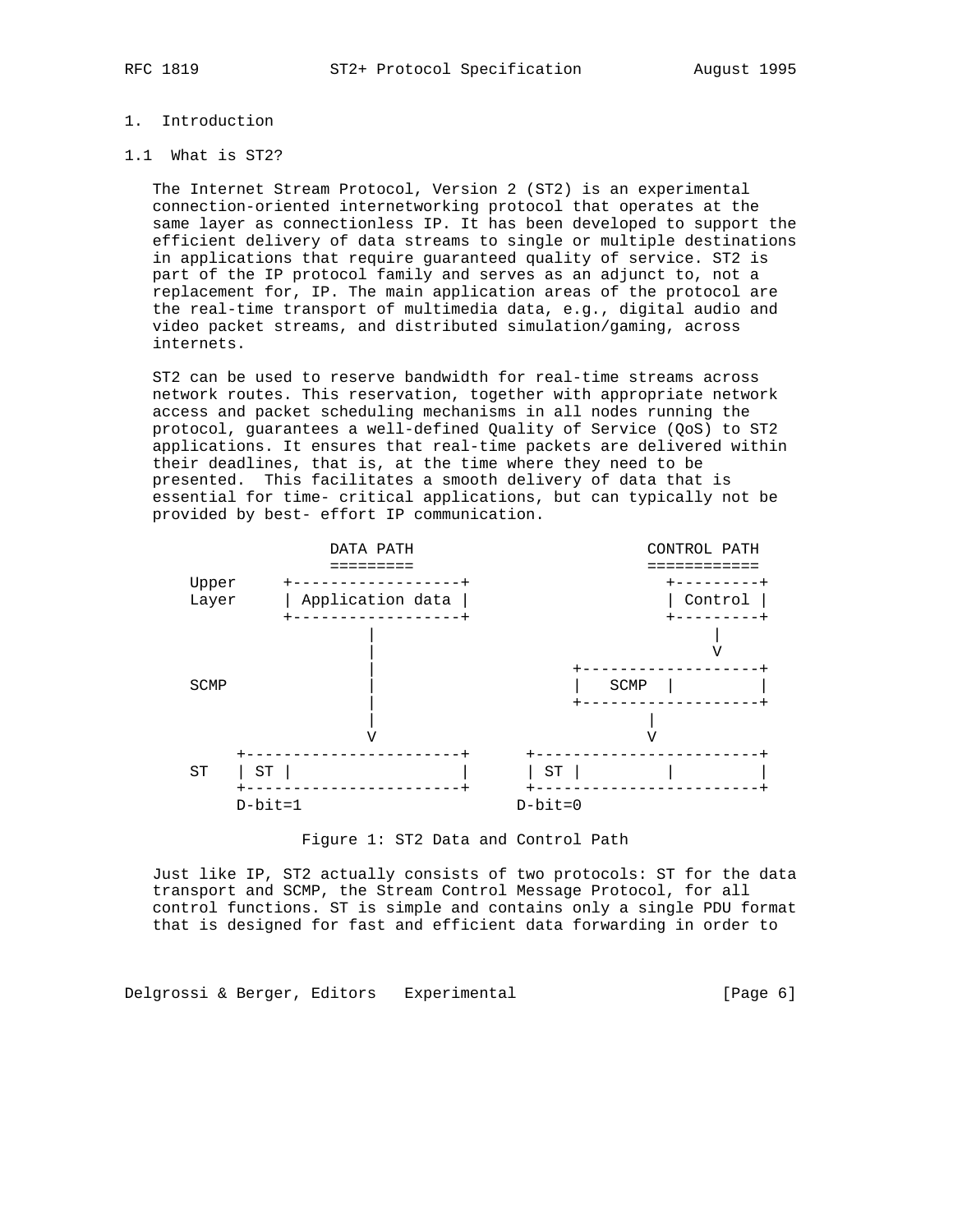# 1. Introduction

## 1.1 What is ST2?

The Internet Stream Protocol, Version 2 (ST2) is an experimental connection-oriented internetworking protocol that operates at the same layer as connectionless IP. It has been developed to support the efficient delivery of data streams to single or multiple destinations in applications that require guaranteed quality of service. ST2 is part of the IP protocol family and serves as an adjunct to, not a replacement for, IP. The main application areas of the protocol are the real-time transport of multimedia data, e.g., digital audio and video packet streams, and distributed simulation/gaming, across internets.

ST2 can be used to reserve bandwidth for real-time streams across network routes. This reservation, together with appropriate network access and packet scheduling mechanisms in all nodes running the protocol, guarantees a well-defined Quality of Service (QoS) to ST2 applications. It ensures that real-time packets are delivered within their deadlines, that is, at the time where they need to be presented.  This facilitates a smooth delivery of data that is essential for time- critical applications, but can typically not be provided by best- effort IP communication.

```
                  DATA PATH                         CONTROL PATH
                  =========                         ============
    Upper     +------------------+                    +---------+
    Layer     | Application data |                    | Control |
              +------------------+                    +---------+
                       |                                   |
                       |                                   V
                       |                        +--------------------+
    SCMP               |                        |   SCMP  |          |
                       |                        +--------------------+
                       |                                |
                       V                                V
         +------------------------+      +------------------------+
    ST   | ST |                   |      | ST |         |         |
         +------------------------+      +------------------------+
         D-bit=1                         D-bit=0
```

Figure 1: ST2 Data and Control Path

Just like IP, ST2 actually consists of two protocols: ST for the data transport and SCMP, the Stream Control Message Protocol, for all control functions. ST is simple and contains only a single PDU format that is designed for fast and efficient data forwarding in order to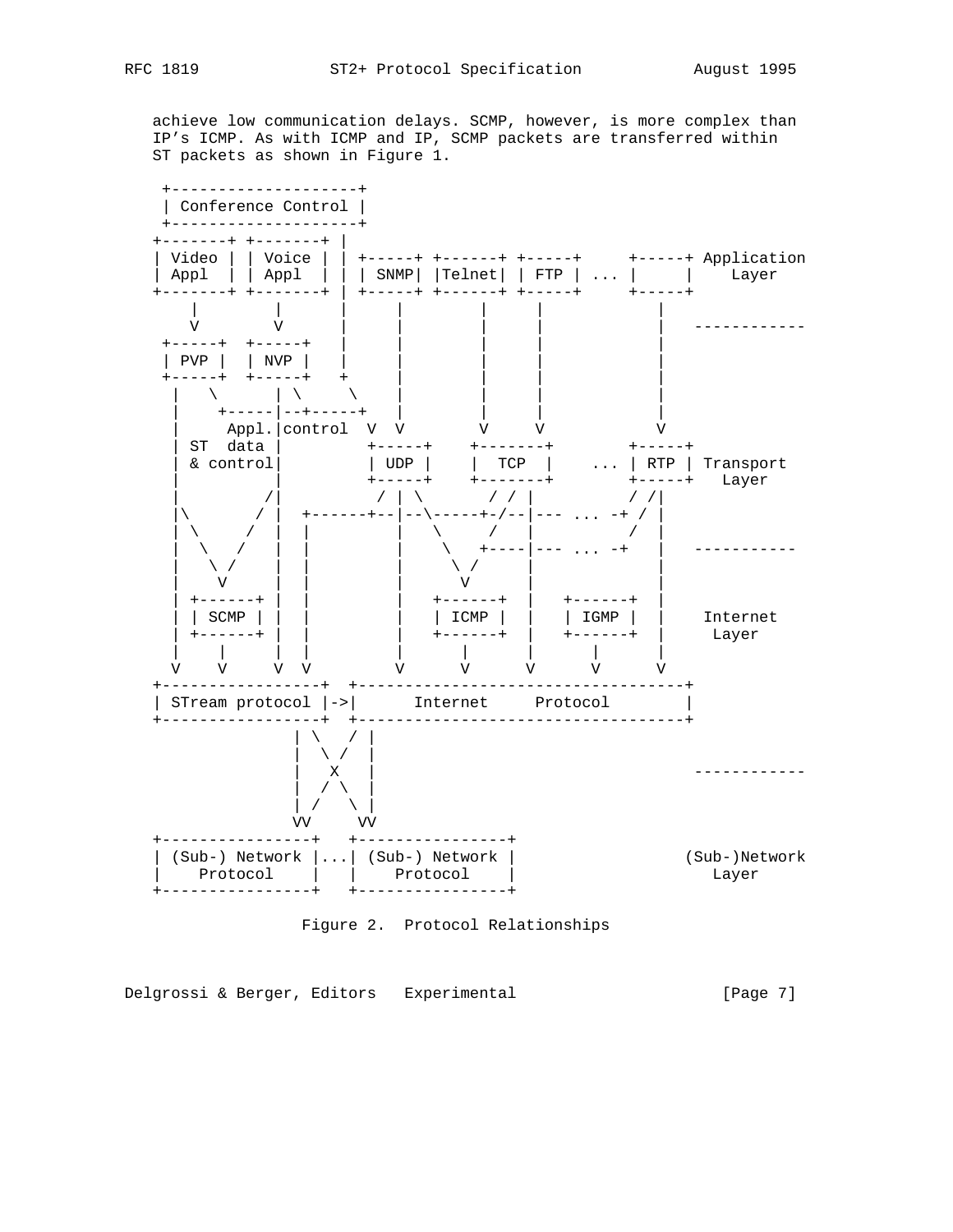achieve low communication delays. SCMP, however, is more complex than IP's ICMP. As with ICMP and IP, SCMP packets are transferred within ST packets as shown in Figure 1.

```
    +--------------------+
    | Conference Control |
    +--------------------+
   +-------+ +-------+ |
   | Video | | Voice | | +-----+ +------+ +-----+     +-----+ Application
   | Appl  | | Appl  | | | SNMP| |Telnet| | FTP | ... |     |    Layer
   +-------+ +-------+ | +-----+ +------+ +-----+     +-----+
       |        |      |     |        |     |           |
       V        V      |     |        |     |           |   ------------
    +-----+  +-----+   |     |        |     |           |
    | PVP |  | NVP |   |     |        |     |           |
    +-----+  +-----+   +     |        |     |           |
     |   \      | \     \    |        |     |           |
     |    +-----|--+-----+   |        |     |           |
     |      Appl.|control  V  V        V     V           V
     | ST  data |        +-----+    +-------+       +-----+
     | & control|        | UDP |    |  TCP  |   ... | RTP | Transport
     |          |        +-----+    +-------+       +-----+   Layer
     |         /|         / | \       / / |         / /|
     |\       / |  +------+--|--\-----+-/--|--- ... -+ / |
     | \     /  |  |         |   \    /   |          /  |
     |  \   /   |  |         |    \  +----|--- ... -+   |   -----------
     |   \ /    |  |         |     \ /    |             |
     |    V     |  |         |      V     |             |
     | +------+ |  |         |   +------+ |  +------+   |
     | | SCMP | |  |         |   | ICMP | |  | IGMP |   |    Internet
     | +------+ |  |         |   +------+ |  +------+   |     Layer
     |    |     |  |         |      |     |     |       |
     V    V     V  V         V      V     V     V       V
   +-----------------+  +-----------------------------------+
   | STream protocol |->|      Internet     Protocol         |
   +-----------------+  +-----------------------------------+
                   | \   / |
                   |  \ /  |
                   |   X   |                                 ------------
                   |  / \  |
                   | /   \ |
                   VV     VV
   +----------------+   +----------------+
   | (Sub-) Network |...| (Sub-) Network |               (Sub-)Network
   |    Protocol    |   |    Protocol    |                   Layer
   +----------------+   +----------------+
```

Figure 2. Protocol Relationships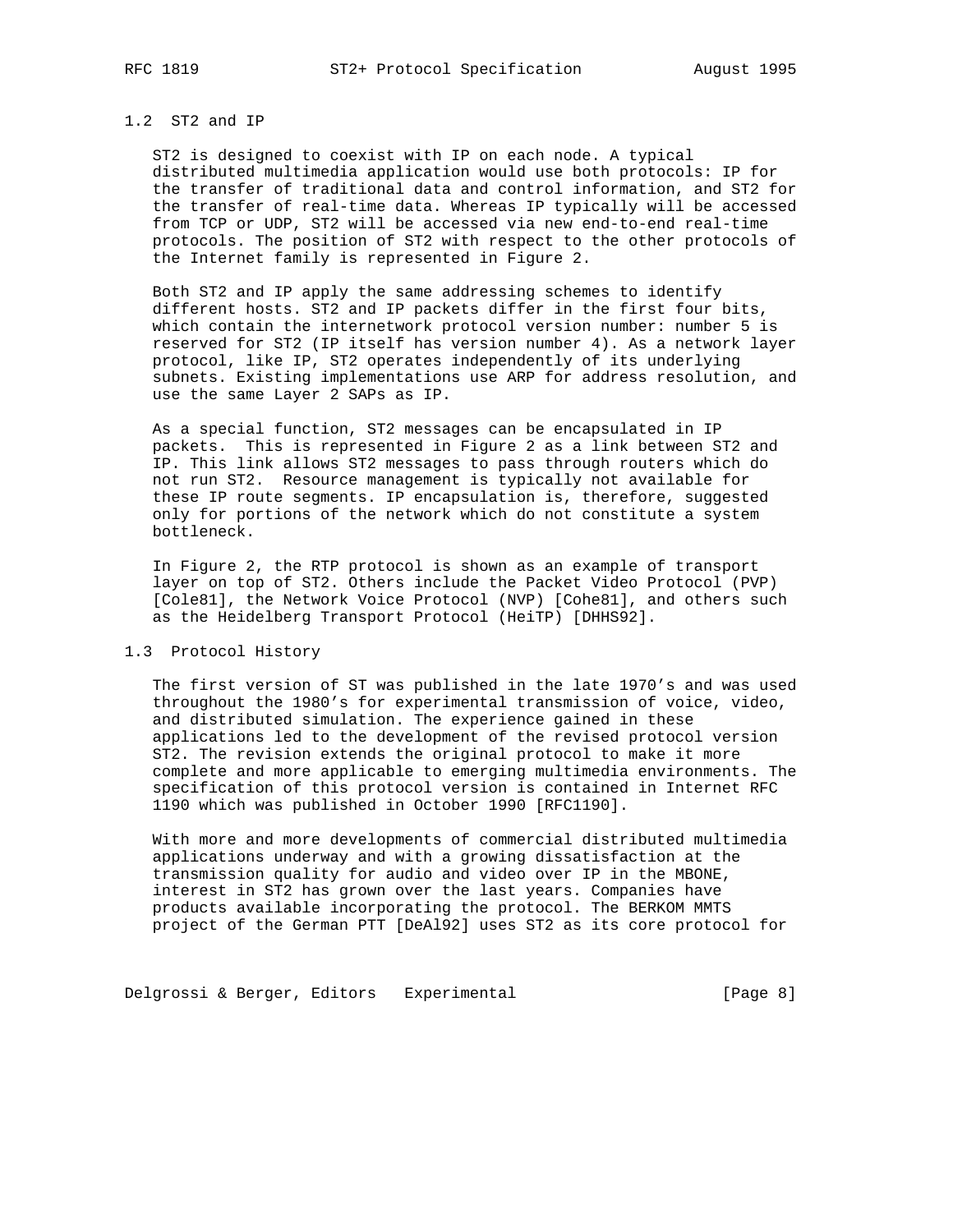## 1.2 ST2 and IP

ST2 is designed to coexist with IP on each node. A typical distributed multimedia application would use both protocols: IP for the transfer of traditional data and control information, and ST2 for the transfer of real-time data. Whereas IP typically will be accessed from TCP or UDP, ST2 will be accessed via new end-to-end real-time protocols. The position of ST2 with respect to the other protocols of the Internet family is represented in Figure 2.

Both ST2 and IP apply the same addressing schemes to identify different hosts. ST2 and IP packets differ in the first four bits, which contain the internetwork protocol version number: number 5 is reserved for ST2 (IP itself has version number 4). As a network layer protocol, like IP, ST2 operates independently of its underlying subnets. Existing implementations use ARP for address resolution, and use the same Layer 2 SAPs as IP.

As a special function, ST2 messages can be encapsulated in IP packets. This is represented in Figure 2 as a link between ST2 and IP. This link allows ST2 messages to pass through routers which do not run ST2. Resource management is typically not available for these IP route segments. IP encapsulation is, therefore, suggested only for portions of the network which do not constitute a system bottleneck.

In Figure 2, the RTP protocol is shown as an example of transport layer on top of ST2. Others include the Packet Video Protocol (PVP) [Cole81], the Network Voice Protocol (NVP) [Cohe81], and others such as the Heidelberg Transport Protocol (HeiTP) [DHHS92].

## 1.3 Protocol History

The first version of ST was published in the late 1970's and was used throughout the 1980's for experimental transmission of voice, video, and distributed simulation. The experience gained in these applications led to the development of the revised protocol version ST2. The revision extends the original protocol to make it more complete and more applicable to emerging multimedia environments. The specification of this protocol version is contained in Internet RFC 1190 which was published in October 1990 [RFC1190].

With more and more developments of commercial distributed multimedia applications underway and with a growing dissatisfaction at the transmission quality for audio and video over IP in the MBONE, interest in ST2 has grown over the last years. Companies have products available incorporating the protocol. The BERKOM MMTS project of the German PTT [DeAl92] uses ST2 as its core protocol for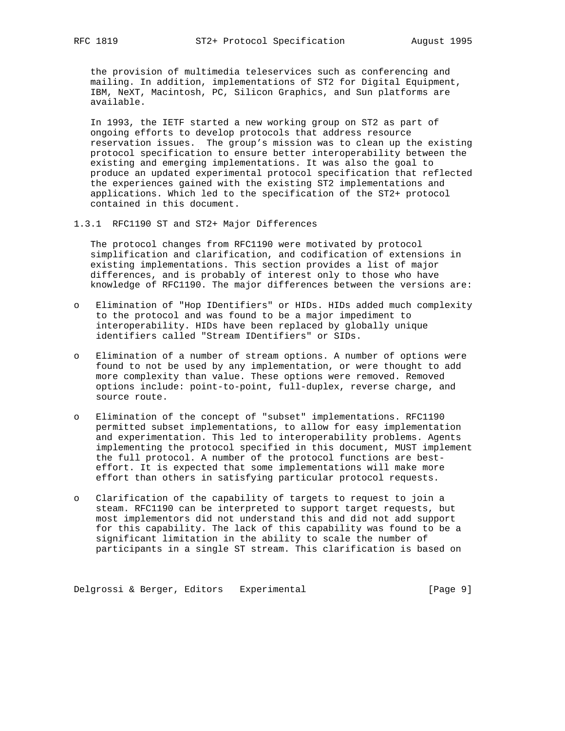the provision of multimedia teleservices such as conferencing and mailing. In addition, implementations of ST2 for Digital Equipment, IBM, NeXT, Macintosh, PC, Silicon Graphics, and Sun platforms are available.

In 1993, the IETF started a new working group on ST2 as part of ongoing efforts to develop protocols that address resource reservation issues. The group's mission was to clean up the existing protocol specification to ensure better interoperability between the existing and emerging implementations. It was also the goal to produce an updated experimental protocol specification that reflected the experiences gained with the existing ST2 implementations and applications. Which led to the specification of the ST2+ protocol contained in this document.

### 1.3.1 RFC1190 ST and ST2+ Major Differences

The protocol changes from RFC1190 were motivated by protocol simplification and clarification, and codification of extensions in existing implementations. This section provides a list of major differences, and is probably of interest only to those who have knowledge of RFC1190. The major differences between the versions are:

- Elimination of "Hop IDentifiers" or HIDs. HIDs added much complexity to the protocol and was found to be a major impediment to interoperability. HIDs have been replaced by globally unique identifiers called "Stream IDentifiers" or SIDs.
- Elimination of a number of stream options. A number of options were found to not be used by any implementation, or were thought to add more complexity than value. These options were removed. Removed options include: point-to-point, full-duplex, reverse charge, and source route.
- Elimination of the concept of "subset" implementations. RFC1190 permitted subset implementations, to allow for easy implementation and experimentation. This led to interoperability problems. Agents implementing the protocol specified in this document, MUST implement the full protocol. A number of the protocol functions are best-effort. It is expected that some implementations will make more effort than others in satisfying particular protocol requests.
- Clarification of the capability of targets to request to join a steam. RFC1190 can be interpreted to support target requests, but most implementors did not understand this and did not add support for this capability. The lack of this capability was found to be a significant limitation in the ability to scale the number of participants in a single ST stream. This clarification is based on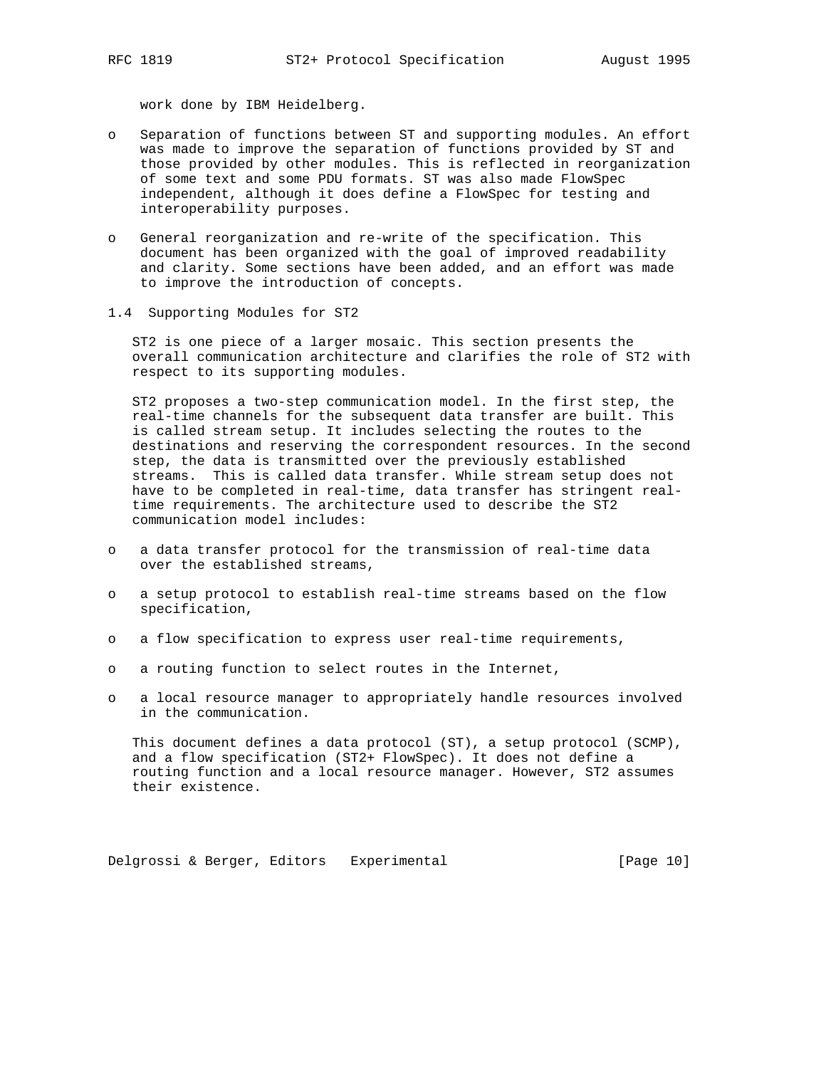work done by IBM Heidelberg.

- Separation of functions between ST and supporting modules. An effort was made to improve the separation of functions provided by ST and those provided by other modules. This is reflected in reorganization of some text and some PDU formats. ST was also made FlowSpec independent, although it does define a FlowSpec for testing and interoperability purposes.

- General reorganization and re-write of the specification. This document has been organized with the goal of improved readability and clarity. Some sections have been added, and an effort was made to improve the introduction of concepts.

## 1.4 Supporting Modules for ST2

ST2 is one piece of a larger mosaic. This section presents the overall communication architecture and clarifies the role of ST2 with respect to its supporting modules.

ST2 proposes a two-step communication model. In the first step, the real-time channels for the subsequent data transfer are built. This is called stream setup. It includes selecting the routes to the destinations and reserving the correspondent resources. In the second step, the data is transmitted over the previously established streams. This is called data transfer. While stream setup does not have to be completed in real-time, data transfer has stringent real-time requirements. The architecture used to describe the ST2 communication model includes:

- a data transfer protocol for the transmission of real-time data over the established streams,

- a setup protocol to establish real-time streams based on the flow specification,

- a flow specification to express user real-time requirements,

- a routing function to select routes in the Internet,

- a local resource manager to appropriately handle resources involved in the communication.

This document defines a data protocol (ST), a setup protocol (SCMP), and a flow specification (ST2+ FlowSpec). It does not define a routing function and a local resource manager. However, ST2 assumes their existence.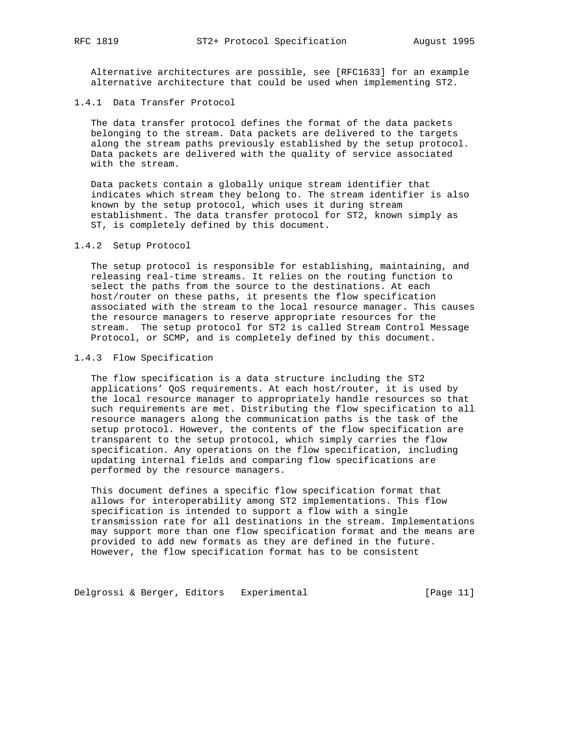Alternative architectures are possible, see [RFC1633] for an example alternative architecture that could be used when implementing ST2.

### 1.4.1 Data Transfer Protocol

The data transfer protocol defines the format of the data packets belonging to the stream. Data packets are delivered to the targets along the stream paths previously established by the setup protocol. Data packets are delivered with the quality of service associated with the stream.

Data packets contain a globally unique stream identifier that indicates which stream they belong to. The stream identifier is also known by the setup protocol, which uses it during stream establishment. The data transfer protocol for ST2, known simply as ST, is completely defined by this document.

### 1.4.2 Setup Protocol

The setup protocol is responsible for establishing, maintaining, and releasing real-time streams. It relies on the routing function to select the paths from the source to the destinations. At each host/router on these paths, it presents the flow specification associated with the stream to the local resource manager. This causes the resource managers to reserve appropriate resources for the stream. The setup protocol for ST2 is called Stream Control Message Protocol, or SCMP, and is completely defined by this document.

### 1.4.3 Flow Specification

The flow specification is a data structure including the ST2 applications' QoS requirements. At each host/router, it is used by the local resource manager to appropriately handle resources so that such requirements are met. Distributing the flow specification to all resource managers along the communication paths is the task of the setup protocol. However, the contents of the flow specification are transparent to the setup protocol, which simply carries the flow specification. Any operations on the flow specification, including updating internal fields and comparing flow specifications are performed by the resource managers.

This document defines a specific flow specification format that allows for interoperability among ST2 implementations. This flow specification is intended to support a flow with a single transmission rate for all destinations in the stream. Implementations may support more than one flow specification format and the means are provided to add new formats as they are defined in the future. However, the flow specification format has to be consistent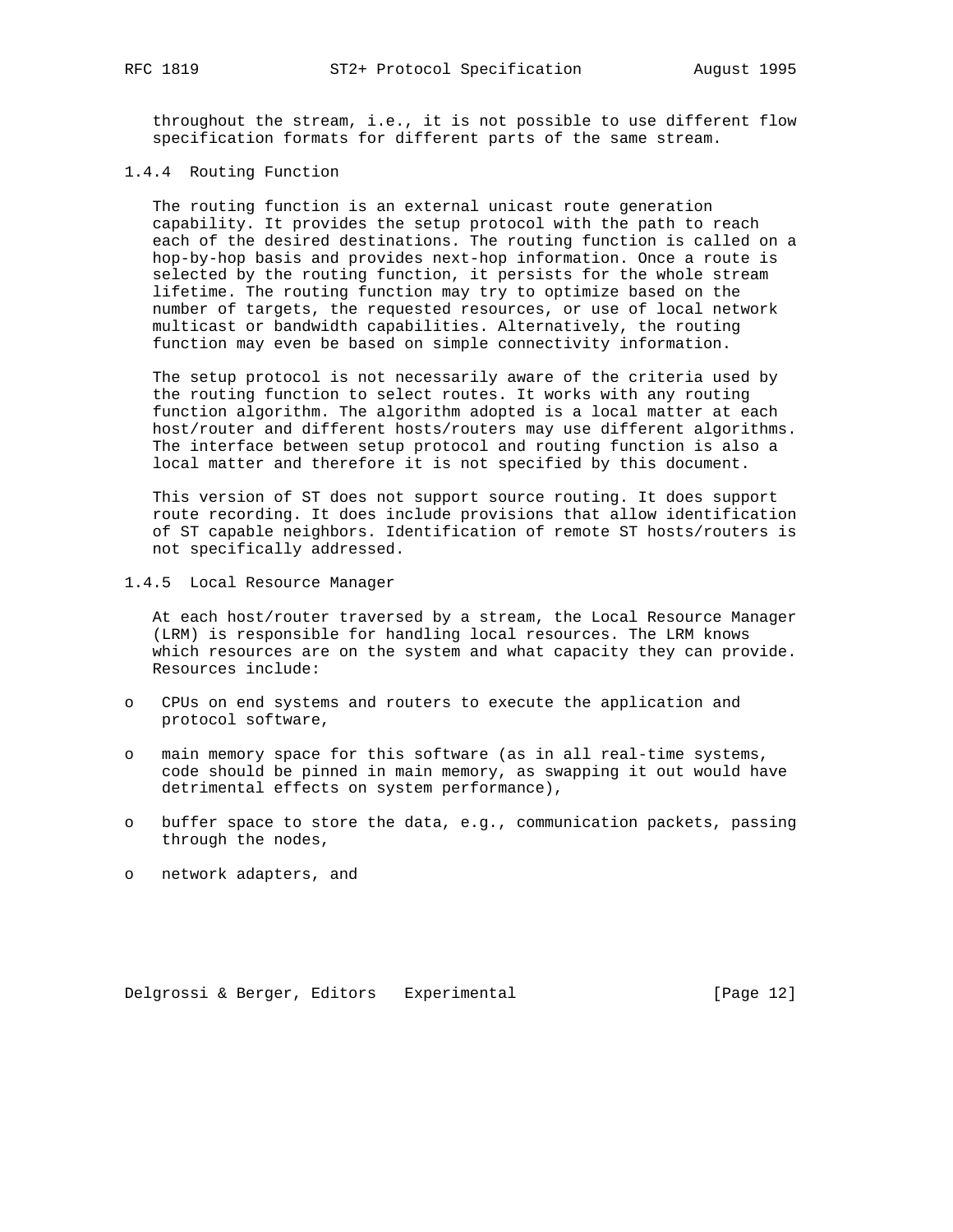throughout the stream, i.e., it is not possible to use different flow specification formats for different parts of the same stream.

### 1.4.4 Routing Function

The routing function is an external unicast route generation capability. It provides the setup protocol with the path to reach each of the desired destinations. The routing function is called on a hop-by-hop basis and provides next-hop information. Once a route is selected by the routing function, it persists for the whole stream lifetime. The routing function may try to optimize based on the number of targets, the requested resources, or use of local network multicast or bandwidth capabilities. Alternatively, the routing function may even be based on simple connectivity information.

The setup protocol is not necessarily aware of the criteria used by the routing function to select routes. It works with any routing function algorithm. The algorithm adopted is a local matter at each host/router and different hosts/routers may use different algorithms. The interface between setup protocol and routing function is also a local matter and therefore it is not specified by this document.

This version of ST does not support source routing. It does support route recording. It does include provisions that allow identification of ST capable neighbors. Identification of remote ST hosts/routers is not specifically addressed.

### 1.4.5 Local Resource Manager

At each host/router traversed by a stream, the Local Resource Manager (LRM) is responsible for handling local resources. The LRM knows which resources are on the system and what capacity they can provide. Resources include:

- CPUs on end systems and routers to execute the application and protocol software,
- main memory space for this software (as in all real-time systems, code should be pinned in main memory, as swapping it out would have detrimental effects on system performance),
- buffer space to store the data, e.g., communication packets, passing through the nodes,
- network adapters, and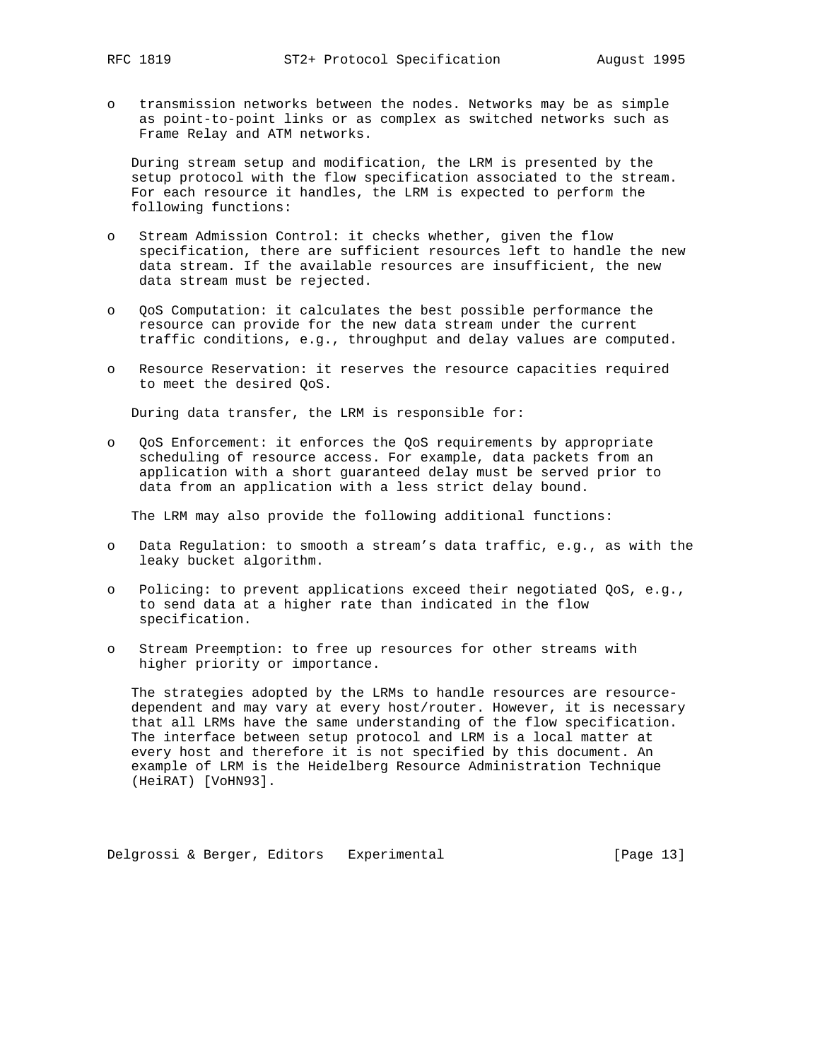- transmission networks between the nodes. Networks may be as simple as point-to-point links or as complex as switched networks such as Frame Relay and ATM networks.

During stream setup and modification, the LRM is presented by the setup protocol with the flow specification associated to the stream. For each resource it handles, the LRM is expected to perform the following functions:

- Stream Admission Control: it checks whether, given the flow specification, there are sufficient resources left to handle the new data stream. If the available resources are insufficient, the new data stream must be rejected.

- QoS Computation: it calculates the best possible performance the resource can provide for the new data stream under the current traffic conditions, e.g., throughput and delay values are computed.

- Resource Reservation: it reserves the resource capacities required to meet the desired QoS.

During data transfer, the LRM is responsible for:

- QoS Enforcement: it enforces the QoS requirements by appropriate scheduling of resource access. For example, data packets from an application with a short guaranteed delay must be served prior to data from an application with a less strict delay bound.

The LRM may also provide the following additional functions:

- Data Regulation: to smooth a stream's data traffic, e.g., as with the leaky bucket algorithm.

- Policing: to prevent applications exceed their negotiated QoS, e.g., to send data at a higher rate than indicated in the flow specification.

- Stream Preemption: to free up resources for other streams with higher priority or importance.

The strategies adopted by the LRMs to handle resources are resource-dependent and may vary at every host/router. However, it is necessary that all LRMs have the same understanding of the flow specification. The interface between setup protocol and LRM is a local matter at every host and therefore it is not specified by this document. An example of LRM is the Heidelberg Resource Administration Technique (HeiRAT) [VoHN93].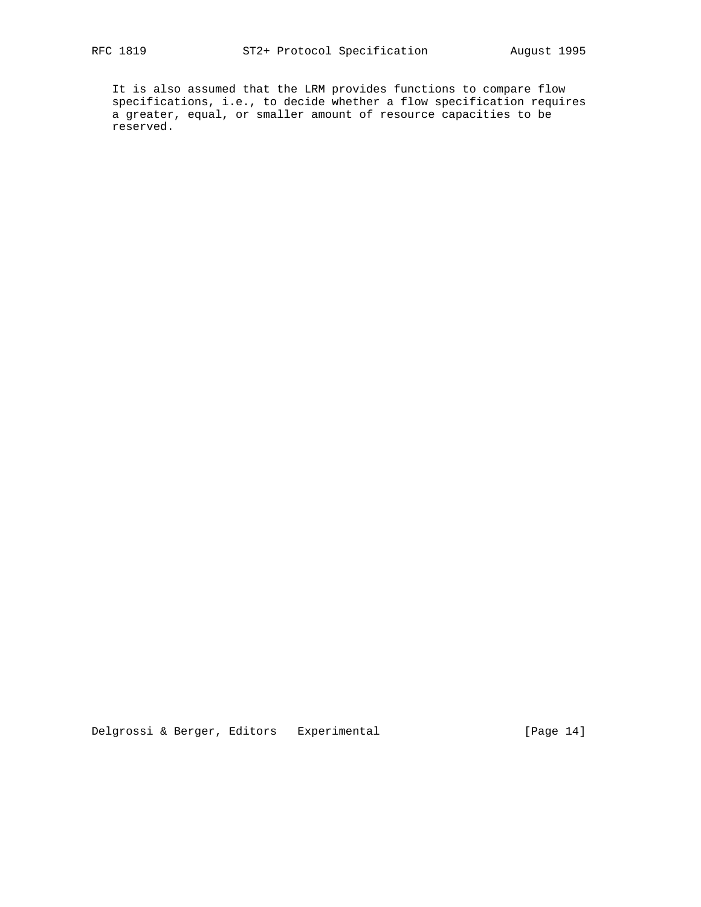It is also assumed that the LRM provides functions to compare flow specifications, i.e., to decide whether a flow specification requires a greater, equal, or smaller amount of resource capacities to be reserved.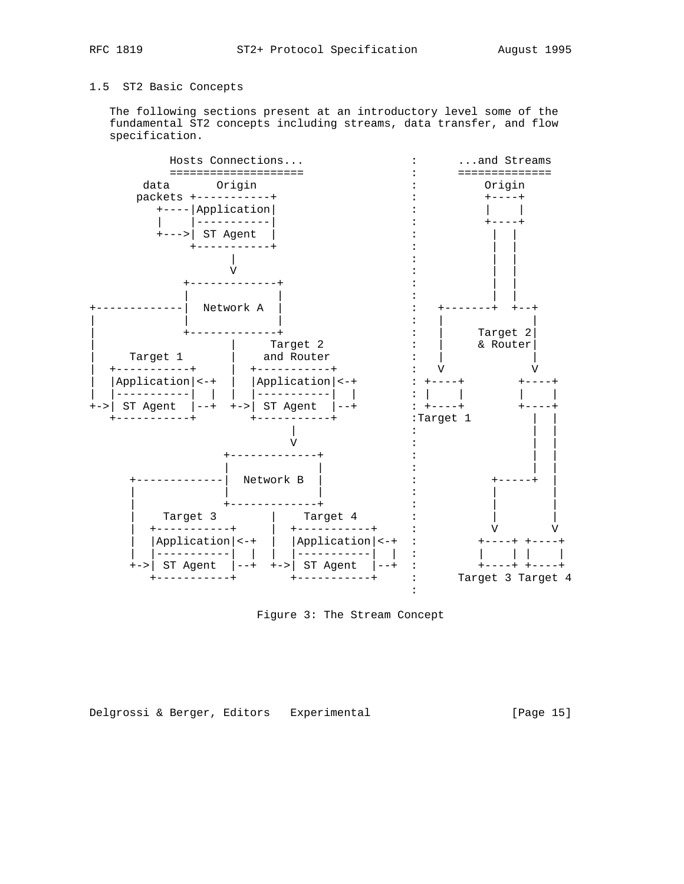### 1.5 ST2 Basic Concepts

The following sections present at an introductory level some of the fundamental ST2 concepts including streams, data transfer, and flow specification.

```
           Hosts Connections...             :      ...and Streams
           ====================             :      ==============
       data       Origin                    :          Origin
      packets +-----------+                 :          +----+
         +----|Application|                 :          |    |
         |    |-----------|                 :          +----+
         +--->| ST Agent  |                 :           |  |
              +-----------+                 :           |  |
                    |                       :           |  |
                    V                       :           |  |
             +-------------+                :           |  |
             |             |                :           |  |
+-------------|  Network A  |                :   +-------+  +--+
|             |             |                :   |             |
|             +-------------+                :   |     Target 2|
|                    |     Target 2          :   |     & Router|
|     Target 1       |    and Router         :   |             |
|  +-----------+     |  +-----------+        :   V             V
|  |Application|<-+  |  |Application|<-+     : +----+        +----+
|  |-----------|  |  |  |-----------|  |     : |    |        |    |
+->| ST Agent  |--+  +->| ST Agent  |--+     : +----+        +----+
   +-----------+        +-----------+        :Target 1        |  |
                              |              :                |  |
                              V              :                |  |
                   +-------------+           :                |  |
                   |             |           :                |  |
      +-------------|  Network B  |           :          +-----+  |
      |             |             |           :          |        |
      |             +-------------+           :          |        |
      |    Target 3        |    Target 4      :          |        |
      |  +-----------+     |  +-----------+   :          V        V
      |  |Application|<-+  |  |Application|<-+ :       +----+ +----+
      |  |-----------|  |  |  |-----------|  | :       |    | |    |
      +->| ST Agent  |--+  +->| ST Agent  |--+ :       +----+ +----+
         +-----------+        +-----------+   :      Target 3 Target 4
                                              :
```

Figure 3: The Stream Concept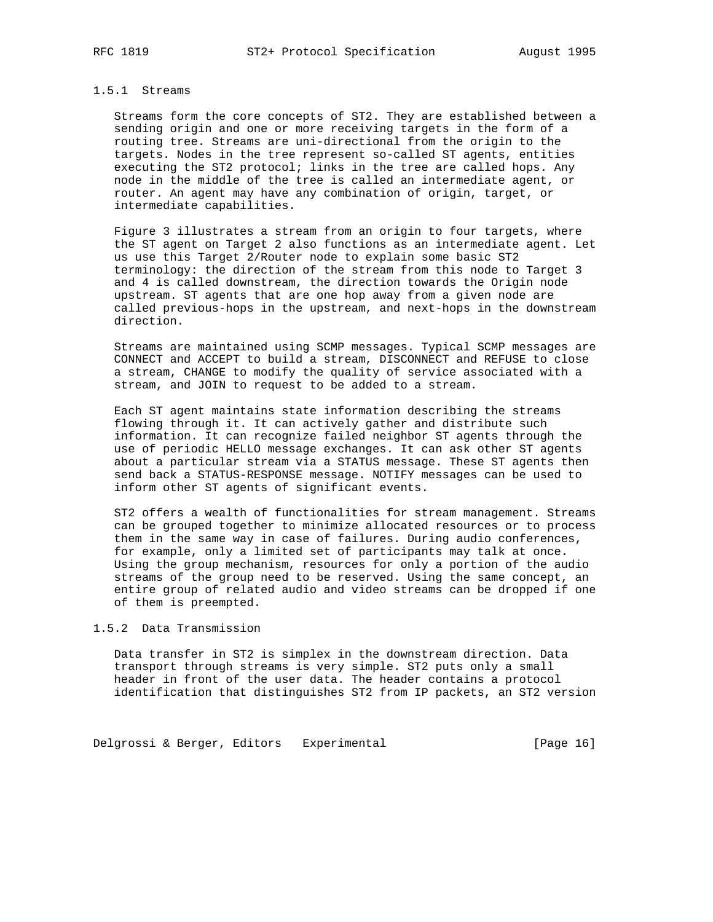### 1.5.1 Streams

Streams form the core concepts of ST2. They are established between a sending origin and one or more receiving targets in the form of a routing tree. Streams are uni-directional from the origin to the targets. Nodes in the tree represent so-called ST agents, entities executing the ST2 protocol; links in the tree are called hops. Any node in the middle of the tree is called an intermediate agent, or router. An agent may have any combination of origin, target, or intermediate capabilities.

Figure 3 illustrates a stream from an origin to four targets, where the ST agent on Target 2 also functions as an intermediate agent. Let us use this Target 2/Router node to explain some basic ST2 terminology: the direction of the stream from this node to Target 3 and 4 is called downstream, the direction towards the Origin node upstream. ST agents that are one hop away from a given node are called previous-hops in the upstream, and next-hops in the downstream direction.

Streams are maintained using SCMP messages. Typical SCMP messages are CONNECT and ACCEPT to build a stream, DISCONNECT and REFUSE to close a stream, CHANGE to modify the quality of service associated with a stream, and JOIN to request to be added to a stream.

Each ST agent maintains state information describing the streams flowing through it. It can actively gather and distribute such information. It can recognize failed neighbor ST agents through the use of periodic HELLO message exchanges. It can ask other ST agents about a particular stream via a STATUS message. These ST agents then send back a STATUS-RESPONSE message. NOTIFY messages can be used to inform other ST agents of significant events.

ST2 offers a wealth of functionalities for stream management. Streams can be grouped together to minimize allocated resources or to process them in the same way in case of failures. During audio conferences, for example, only a limited set of participants may talk at once. Using the group mechanism, resources for only a portion of the audio streams of the group need to be reserved. Using the same concept, an entire group of related audio and video streams can be dropped if one of them is preempted.

### 1.5.2 Data Transmission

Data transfer in ST2 is simplex in the downstream direction. Data transport through streams is very simple. ST2 puts only a small header in front of the user data. The header contains a protocol identification that distinguishes ST2 from IP packets, an ST2 version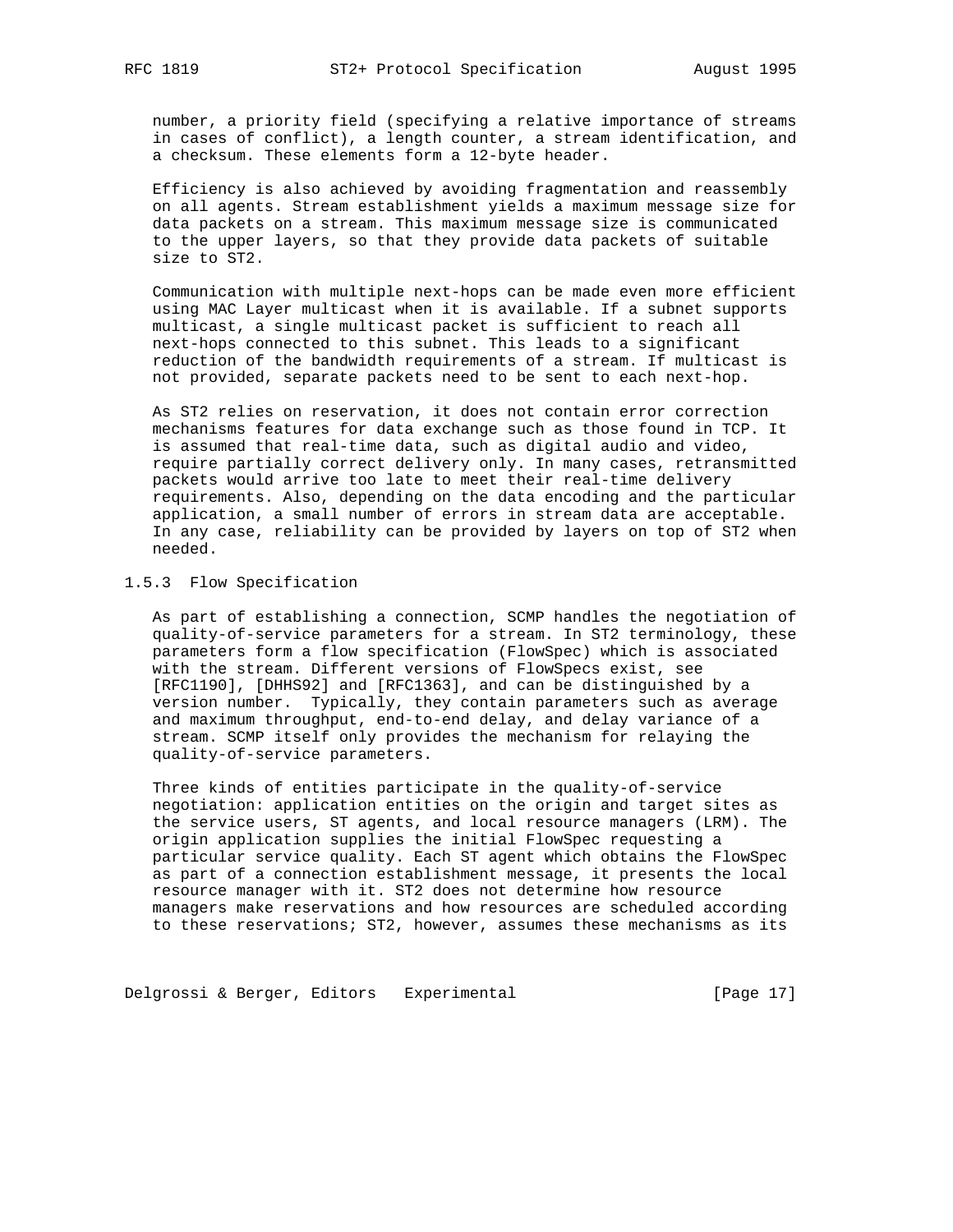number, a priority field (specifying a relative importance of streams in cases of conflict), a length counter, a stream identification, and a checksum. These elements form a 12-byte header.

Efficiency is also achieved by avoiding fragmentation and reassembly on all agents. Stream establishment yields a maximum message size for data packets on a stream. This maximum message size is communicated to the upper layers, so that they provide data packets of suitable size to ST2.

Communication with multiple next-hops can be made even more efficient using MAC Layer multicast when it is available. If a subnet supports multicast, a single multicast packet is sufficient to reach all next-hops connected to this subnet. This leads to a significant reduction of the bandwidth requirements of a stream. If multicast is not provided, separate packets need to be sent to each next-hop.

As ST2 relies on reservation, it does not contain error correction mechanisms features for data exchange such as those found in TCP. It is assumed that real-time data, such as digital audio and video, require partially correct delivery only. In many cases, retransmitted packets would arrive too late to meet their real-time delivery requirements. Also, depending on the data encoding and the particular application, a small number of errors in stream data are acceptable. In any case, reliability can be provided by layers on top of ST2 when needed.

### 1.5.3 Flow Specification

As part of establishing a connection, SCMP handles the negotiation of quality-of-service parameters for a stream. In ST2 terminology, these parameters form a flow specification (FlowSpec) which is associated with the stream. Different versions of FlowSpecs exist, see [RFC1190], [DHHS92] and [RFC1363], and can be distinguished by a version number. Typically, they contain parameters such as average and maximum throughput, end-to-end delay, and delay variance of a stream. SCMP itself only provides the mechanism for relaying the quality-of-service parameters.

Three kinds of entities participate in the quality-of-service negotiation: application entities on the origin and target sites as the service users, ST agents, and local resource managers (LRM). The origin application supplies the initial FlowSpec requesting a particular service quality. Each ST agent which obtains the FlowSpec as part of a connection establishment message, it presents the local resource manager with it. ST2 does not determine how resource managers make reservations and how resources are scheduled according to these reservations; ST2, however, assumes these mechanisms as its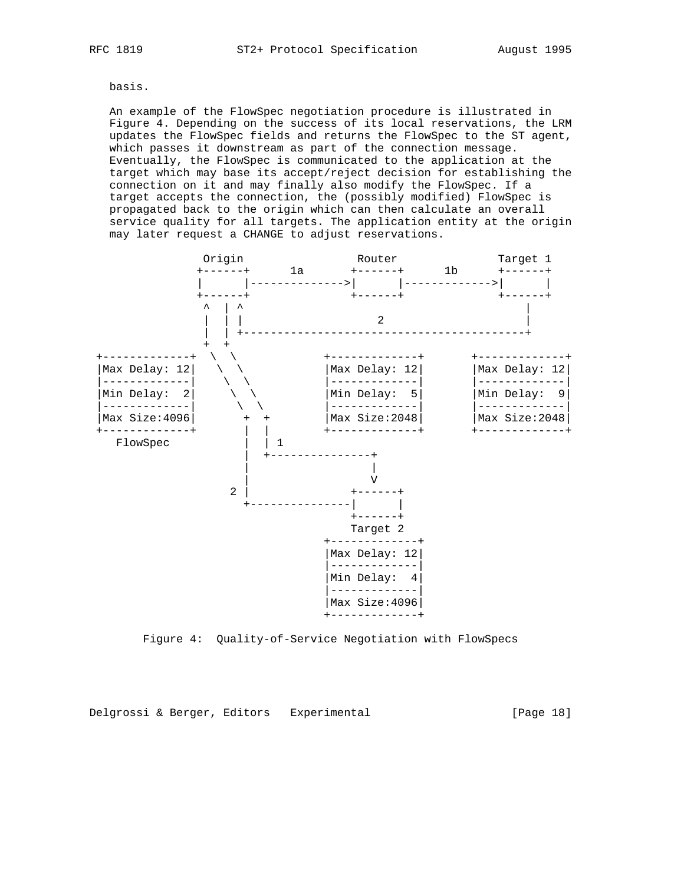basis.

An example of the FlowSpec negotiation procedure is illustrated in Figure 4. Depending on the success of its local reservations, the LRM updates the FlowSpec fields and returns the FlowSpec to the ST agent, which passes it downstream as part of the connection message. Eventually, the FlowSpec is communicated to the application at the target which may base its accept/reject decision for establishing the connection on it and may finally also modify the FlowSpec. If a target accepts the connection, the (possibly modified) FlowSpec is propagated back to the origin which can then calculate an overall service quality for all targets. The application entity at the origin may later request a CHANGE to adjust reservations.

```
                 Origin                 Router               Target 1
                +------+      1a      +------+      1b      +------+
                |      |------------->|      |------------->|      |
                +------+              +------+              +------+
                 ^  | ^                                        |
                 |  | |                    2                   |
                 |  | +----------------------------------------+
                 +  +
  +-------------+  \  \              +-------------+      +-------------+
  |Max Delay: 12|   \  \             |Max Delay: 12|      |Max Delay: 12|
  |-------------|    \  \            |-------------|      |-------------|
  |Min Delay:  2|     \  \           |Min Delay:  5|      |Min Delay:  9|
  |-------------|      \  \          |-------------|      |-------------|
  |Max Size:4096|       +  +         |Max Size:2048|      |Max Size:2048|
  +-------------+       |  |         +-------------+      +-------------+
     FlowSpec           |  | 1
                        |  +---------------+
                        |                  |
                        |                  V
                      2 |               +------+
                        +---------------|      |
                                        +------+
                                        Target 2
                                     +-------------+
                                     |Max Delay: 12|
                                     |-------------|
                                     |Min Delay:  4|
                                     |-------------|
                                     |Max Size:4096|
                                     +-------------+
```

Figure 4: Quality-of-Service Negotiation with FlowSpecs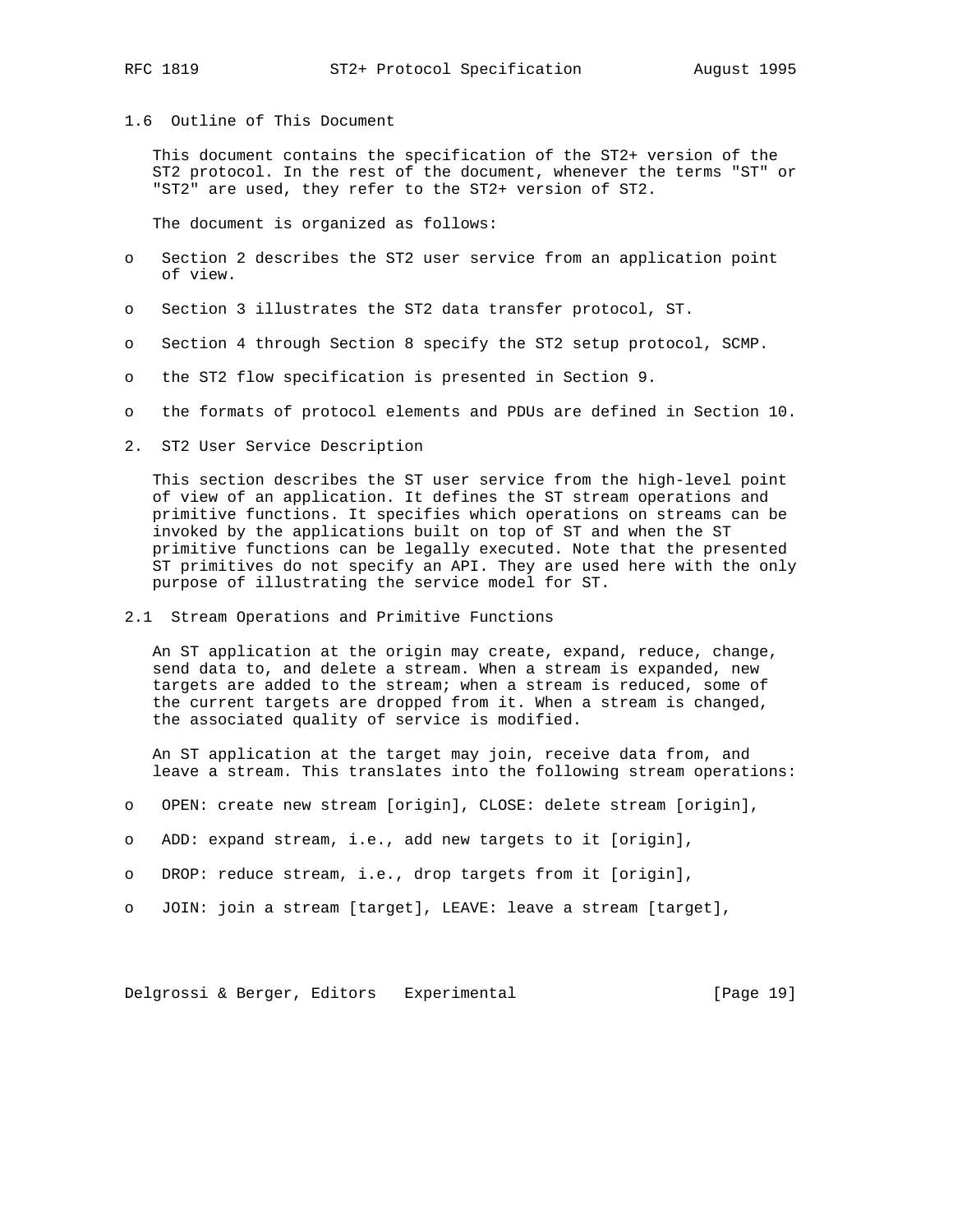### 1.6 Outline of This Document

This document contains the specification of the ST2+ version of the ST2 protocol. In the rest of the document, whenever the terms "ST" or "ST2" are used, they refer to the ST2+ version of ST2.

The document is organized as follows:

- Section 2 describes the ST2 user service from an application point of view.
- Section 3 illustrates the ST2 data transfer protocol, ST.
- Section 4 through Section 8 specify the ST2 setup protocol, SCMP.
- the ST2 flow specification is presented in Section 9.
- the formats of protocol elements and PDUs are defined in Section 10.

## 2. ST2 User Service Description

This section describes the ST user service from the high-level point of view of an application. It defines the ST stream operations and primitive functions. It specifies which operations on streams can be invoked by the applications built on top of ST and when the ST primitive functions can be legally executed. Note that the presented ST primitives do not specify an API. They are used here with the only purpose of illustrating the service model for ST.

### 2.1 Stream Operations and Primitive Functions

An ST application at the origin may create, expand, reduce, change, send data to, and delete a stream. When a stream is expanded, new targets are added to the stream; when a stream is reduced, some of the current targets are dropped from it. When a stream is changed, the associated quality of service is modified.

An ST application at the target may join, receive data from, and leave a stream. This translates into the following stream operations:

- OPEN: create new stream [origin], CLOSE: delete stream [origin],
- ADD: expand stream, i.e., add new targets to it [origin],
- DROP: reduce stream, i.e., drop targets from it [origin],
- JOIN: join a stream [target], LEAVE: leave a stream [target],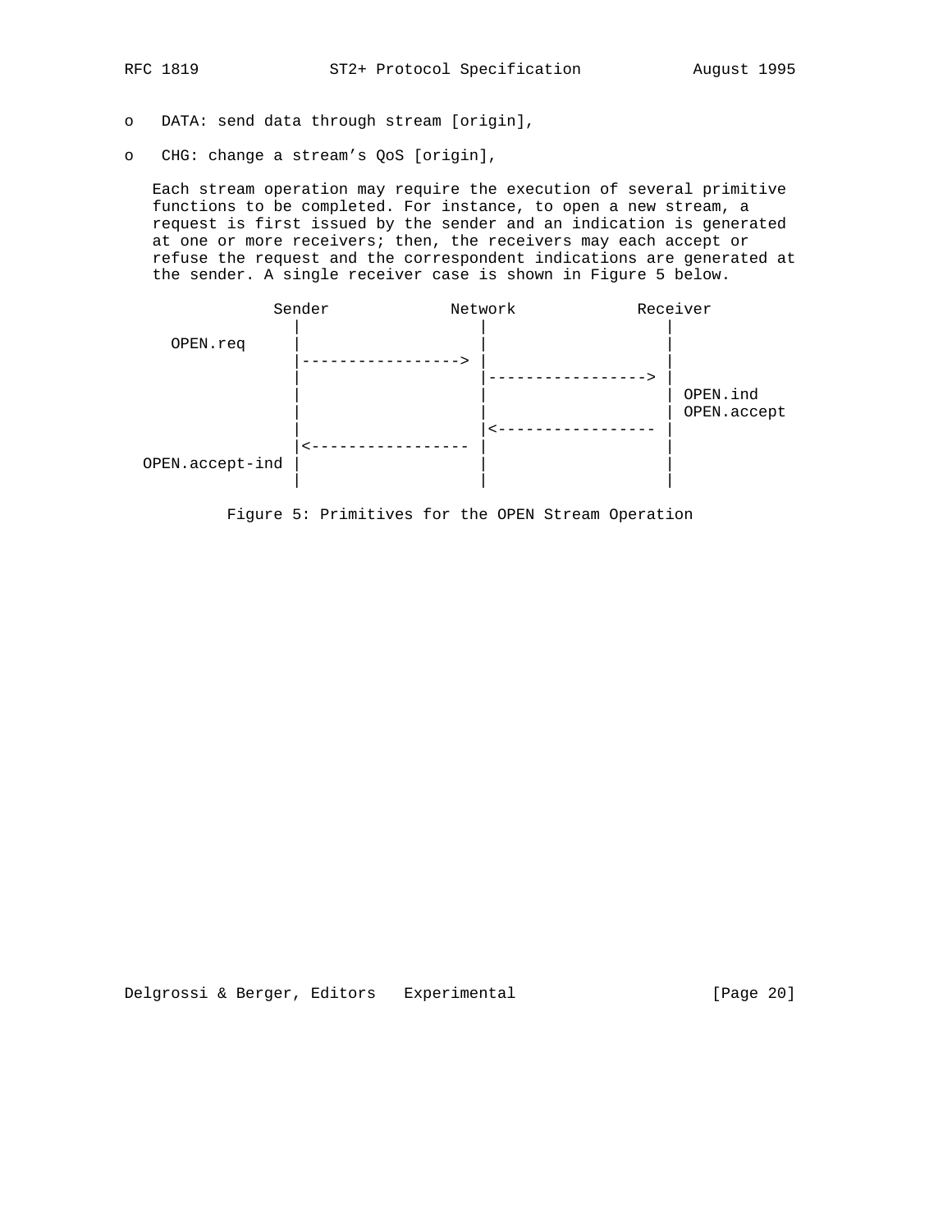- DATA: send data through stream [origin],
- CHG: change a stream’s QoS [origin],

Each stream operation may require the execution of several primitive functions to be completed. For instance, to open a new stream, a request is first issued by the sender and an indication is generated at one or more receivers; then, the receivers may each accept or refuse the request and the correspondent indications are generated at the sender. A single receiver case is shown in Figure 5 below.

```
             Sender            Network            Receiver
               |                  |                  |
    OPEN.req   |                  |                  |
               |-----------------> |                  |
               |                  |-----------------> |
               |                  |                  | OPEN.ind
               |                  |                  | OPEN.accept
               |                  |<----------------- |
               |<----------------- |                  |
 OPEN.accept-ind |                  |                  |
               |                  |                  |
```

Figure 5: Primitives for the OPEN Stream Operation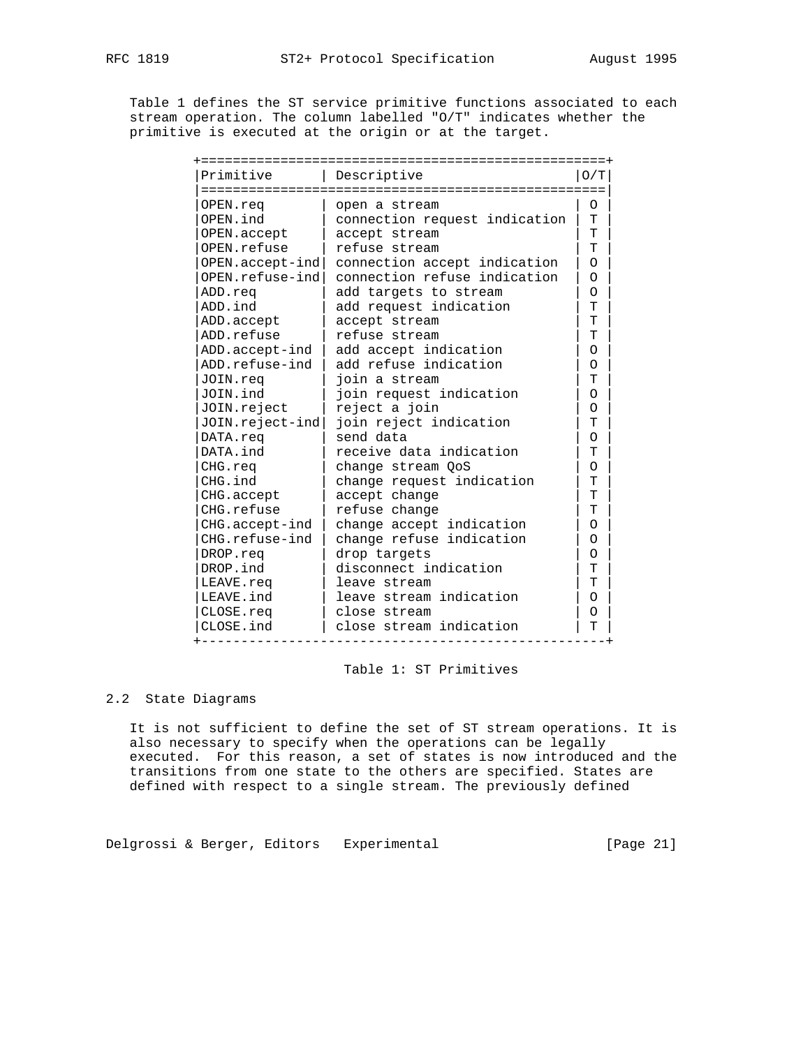Table 1 defines the ST service primitive functions associated to each stream operation. The column labelled "O/T" indicates whether the primitive is executed at the origin or at the target.

| Primitive | Descriptive | O/T |
|---|---|---|
| OPEN.req | open a stream | O |
| OPEN.ind | connection request indication | T |
| OPEN.accept | accept stream | T |
| OPEN.refuse | refuse stream | T |
| OPEN.accept-ind | connection accept indication | O |
| OPEN.refuse-ind | connection refuse indication | O |
| ADD.req | add targets to stream | O |
| ADD.ind | add request indication | T |
| ADD.accept | accept stream | T |
| ADD.refuse | refuse stream | T |
| ADD.accept-ind | add accept indication | O |
| ADD.refuse-ind | add refuse indication | O |
| JOIN.req | join a stream | T |
| JOIN.ind | join request indication | O |
| JOIN.reject | reject a join | O |
| JOIN.reject-ind | join reject indication | T |
| DATA.req | send data | O |
| DATA.ind | receive data indication | T |
| CHG.req | change stream QoS | O |
| CHG.ind | change request indication | T |
| CHG.accept | accept change | T |
| CHG.refuse | refuse change | T |
| CHG.accept-ind | change accept indication | O |
| CHG.refuse-ind | change refuse indication | O |
| DROP.req | drop targets | O |
| DROP.ind | disconnect indication | T |
| LEAVE.req | leave stream | T |
| LEAVE.ind | leave stream indication | O |
| CLOSE.req | close stream | O |
| CLOSE.ind | close stream indication | T |

Table 1: ST Primitives

## 2.2 State Diagrams

It is not sufficient to define the set of ST stream operations. It is also necessary to specify when the operations can be legally executed. For this reason, a set of states is now introduced and the transitions from one state to the others are specified. States are defined with respect to a single stream. The previously defined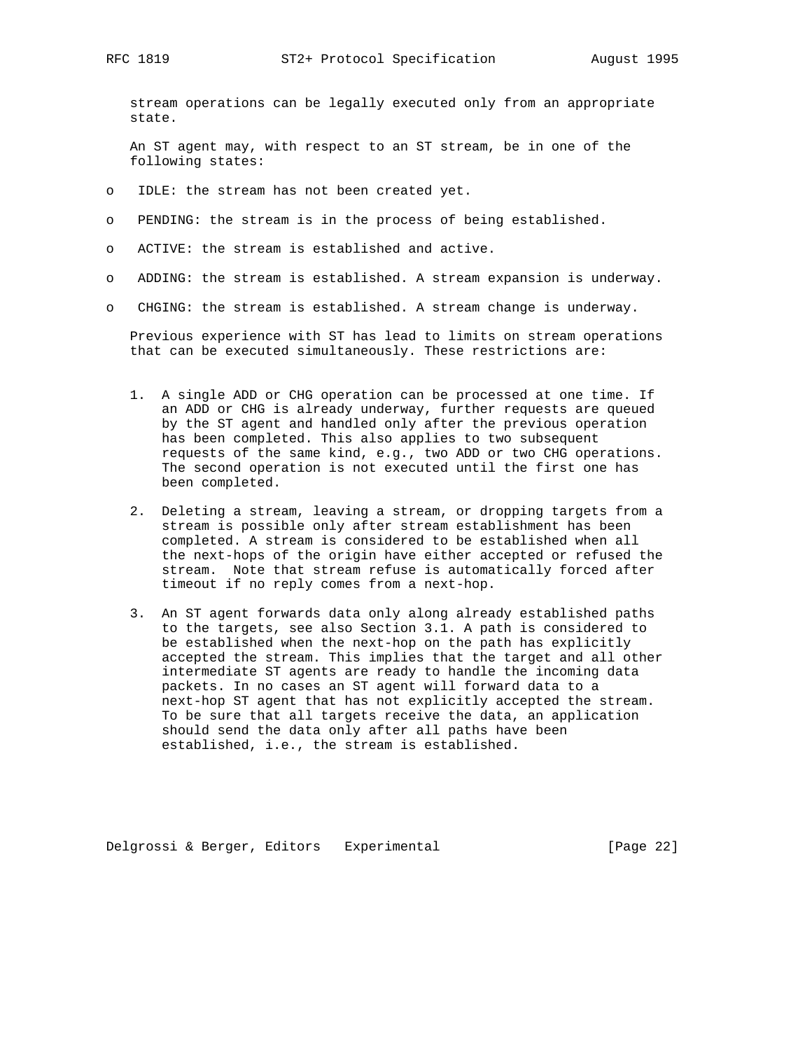stream operations can be legally executed only from an appropriate state.

An ST agent may, with respect to an ST stream, be in one of the following states:

- IDLE: the stream has not been created yet.
- PENDING: the stream is in the process of being established.
- ACTIVE: the stream is established and active.
- ADDING: the stream is established. A stream expansion is underway.
- CHGING: the stream is established. A stream change is underway.

Previous experience with ST has lead to limits on stream operations that can be executed simultaneously. These restrictions are:

1. A single ADD or CHG operation can be processed at one time. If an ADD or CHG is already underway, further requests are queued by the ST agent and handled only after the previous operation has been completed. This also applies to two subsequent requests of the same kind, e.g., two ADD or two CHG operations. The second operation is not executed until the first one has been completed.

2. Deleting a stream, leaving a stream, or dropping targets from a stream is possible only after stream establishment has been completed. A stream is considered to be established when all the next-hops of the origin have either accepted or refused the stream. Note that stream refuse is automatically forced after timeout if no reply comes from a next-hop.

3. An ST agent forwards data only along already established paths to the targets, see also Section 3.1. A path is considered to be established when the next-hop on the path has explicitly accepted the stream. This implies that the target and all other intermediate ST agents are ready to handle the incoming data packets. In no cases an ST agent will forward data to a next-hop ST agent that has not explicitly accepted the stream. To be sure that all targets receive the data, an application should send the data only after all paths have been established, i.e., the stream is established.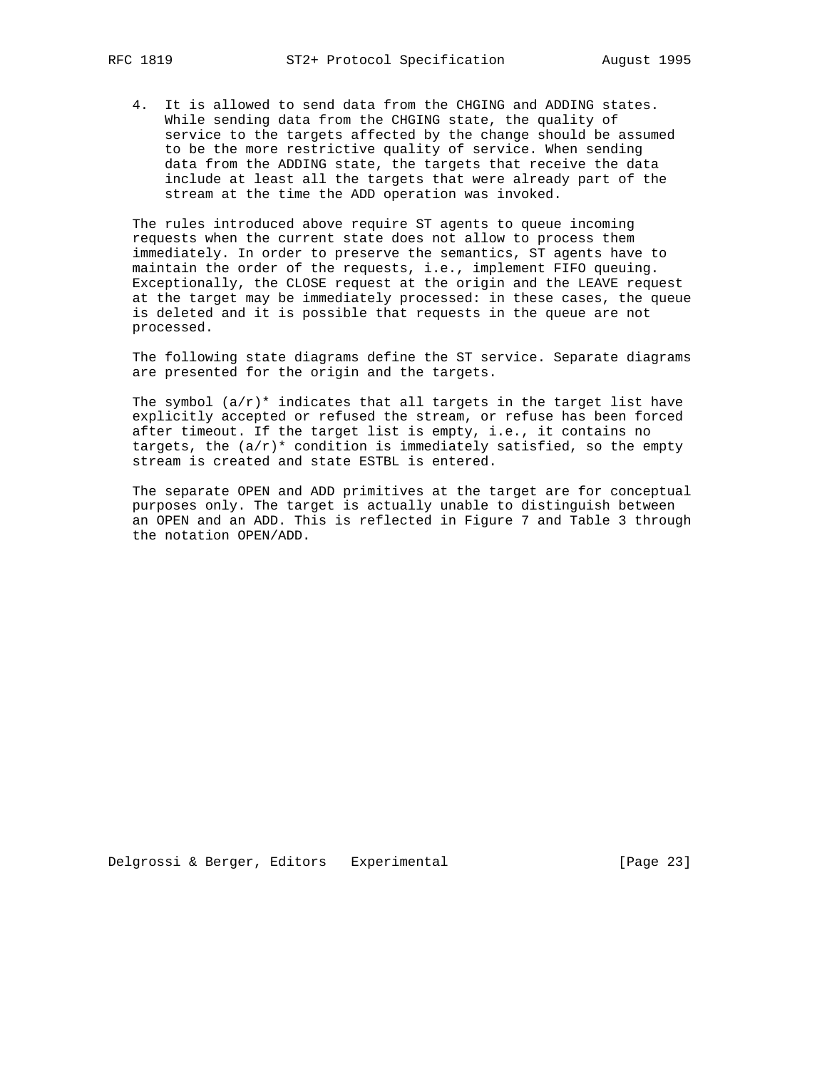4. It is allowed to send data from the CHGING and ADDING states. While sending data from the CHGING state, the quality of service to the targets affected by the change should be assumed to be the more restrictive quality of service. When sending data from the ADDING state, the targets that receive the data include at least all the targets that were already part of the stream at the time the ADD operation was invoked.

The rules introduced above require ST agents to queue incoming requests when the current state does not allow to process them immediately. In order to preserve the semantics, ST agents have to maintain the order of the requests, i.e., implement FIFO queuing. Exceptionally, the CLOSE request at the origin and the LEAVE request at the target may be immediately processed: in these cases, the queue is deleted and it is possible that requests in the queue are not processed.

The following state diagrams define the ST service. Separate diagrams are presented for the origin and the targets.

The symbol (a/r)* indicates that all targets in the target list have explicitly accepted or refused the stream, or refuse has been forced after timeout. If the target list is empty, i.e., it contains no targets, the (a/r)* condition is immediately satisfied, so the empty stream is created and state ESTBL is entered.

The separate OPEN and ADD primitives at the target are for conceptual purposes only. The target is actually unable to distinguish between an OPEN and an ADD. This is reflected in Figure 7 and Table 3 through the notation OPEN/ADD.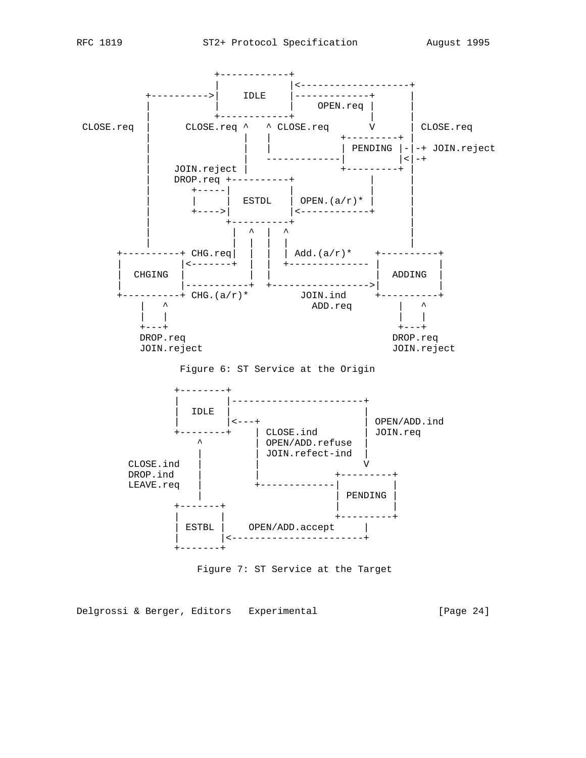```
                    +------------+
                    |            |<-------------------+
          +-------->|    IDLE    |-------------+      |
          |         |            |    OPEN.req |      |
          |         +------------+             |      |
 CLOSE.req|      CLOSE.req ^   ^ CLOSE.req     V      | CLOSE.req
          |                |   |           +---------+ |
          |                |   |           | PENDING |-|-+ JOIN.reject
          |                |   -------------|        |<|-+
          |    JOIN.reject |               +---------+ |
          |    DROP.req +----------+            |      |
          |      +-----|          |             |      |
          |      |     |  ESTDL   | OPEN.(a/r)* |      |
          |      +---->|          |<------------+      |
          |            +----------+                    |
          |              |  ^  |  ^                    |
          |              |  |  |  |                    |
     +----------+ CHG.req|  |  |  | Add.(a/r)*    +----------+
     |          |<-------+  |  |  +-------------- |          |
     |  CHGING  |           |  |                 |  ADDING  |
     |          |-----------+  +---------------->|          |
     +----------+ CHG.(a/r)*        JOIN.ind     +----------+
         |   ^                        ADD.req        |   ^
         |   |                                       |   |
         +---+                                       +---+
         DROP.req                                   DROP.req
         JOIN.reject                                JOIN.reject
```

Figure 6: ST Service at the Origin

```
              +--------+
              |        |-----------------------+
              |  IDLE  |                       |
              |        |<---+                  | OPEN/ADD.ind
              +--------+    | CLOSE.ind        | JOIN.req
                  ^         | OPEN/ADD.refuse  |
                  |         | JOIN.refect-ind  |
       CLOSE.ind  |         |                  V
       DROP.ind   |         |              +---------+
       LEAVE.req  |         +-------------|         |
                  |                        | PENDING |
              +-------+                    |         |
              |       |                    +---------+
              | ESTBL |    OPEN/ADD.accept     |
              |       |<-----------------------+
              +-------+
```

Figure 7: ST Service at the Target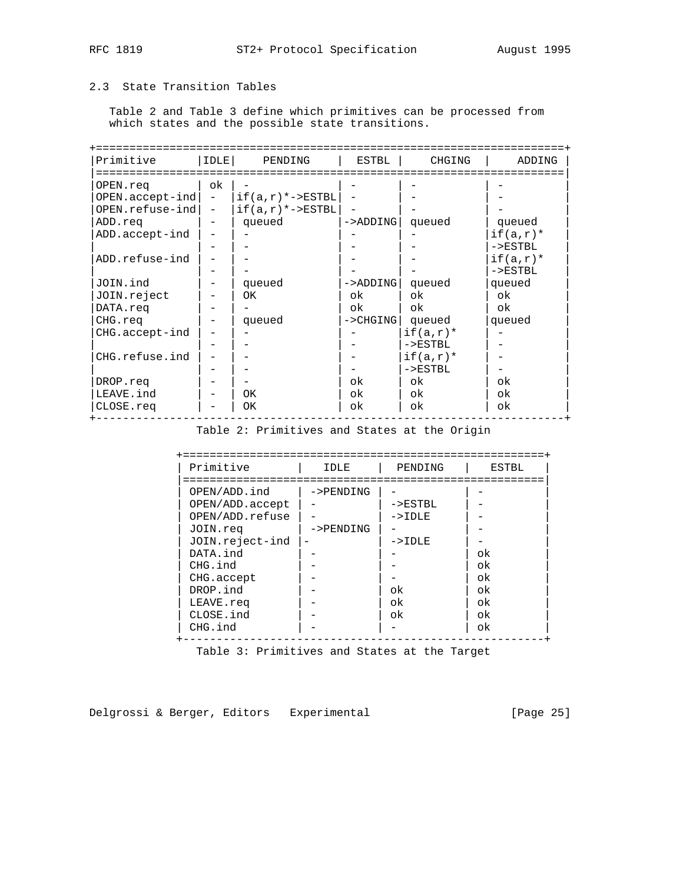### 2.3 State Transition Tables

Table 2 and Table 3 define which primitives can be processed from which states and the possible state transitions.

| Primitive | IDLE | PENDING | ESTBL | CHGING | ADDING |
|---|---|---|---|---|---|
| OPEN.req | ok | - | - | - | - |
| OPEN.accept-ind | - | if(a,r)*->ESTBL | - | - | - |
| OPEN.refuse-ind | - | if(a,r)*->ESTBL | - | - | - |
| ADD.req | - | queued | ->ADDING | queued | queued |
| ADD.accept-ind | - | - | - | - | if(a,r)* ->ESTBL |
| ADD.refuse-ind | - | - | - | - | if(a,r)* ->ESTBL |
| JOIN.ind | - | queued | ->ADDING | queued | queued |
| JOIN.reject | - | OK | ok | ok | ok |
| DATA.req | - | - | ok | ok | ok |
| CHG.req | - | queued | ->CHGING | queued | queued |
| CHG.accept-ind | - | - | - | if(a,r)* ->ESTBL | - |
| CHG.refuse.ind | - | - | - | if(a,r)* ->ESTBL | - |
| DROP.req | - | - | ok | ok | ok |
| LEAVE.ind | - | OK | ok | ok | ok |
| CLOSE.req | - | OK | ok | ok | ok |

Table 2: Primitives and States at the Origin

| Primitive | IDLE | PENDING | ESTBL |
|---|---|---|---|
| OPEN/ADD.ind | ->PENDING | - | - |
| OPEN/ADD.accept | - | ->ESTBL | - |
| OPEN/ADD.refuse | - | ->IDLE | - |
| JOIN.req | ->PENDING | - | - |
| JOIN.reject-ind | - | ->IDLE | - |
| DATA.ind | - | - | ok |
| CHG.ind | - | - | ok |
| CHG.accept | - | - | ok |
| DROP.ind | - | ok | ok |
| LEAVE.req | - | ok | ok |
| CLOSE.ind | - | ok | ok |
| CHG.ind | - | - | ok |

Table 3: Primitives and States at the Target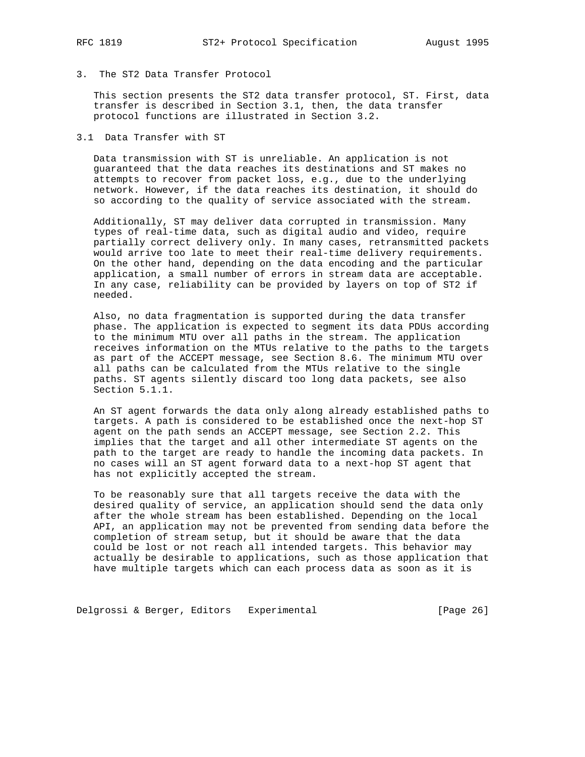# 3. The ST2 Data Transfer Protocol

This section presents the ST2 data transfer protocol, ST. First, data transfer is described in Section 3.1, then, the data transfer protocol functions are illustrated in Section 3.2.

## 3.1 Data Transfer with ST

Data transmission with ST is unreliable. An application is not guaranteed that the data reaches its destinations and ST makes no attempts to recover from packet loss, e.g., due to the underlying network. However, if the data reaches its destination, it should do so according to the quality of service associated with the stream.

Additionally, ST may deliver data corrupted in transmission. Many types of real-time data, such as digital audio and video, require partially correct delivery only. In many cases, retransmitted packets would arrive too late to meet their real-time delivery requirements. On the other hand, depending on the data encoding and the particular application, a small number of errors in stream data are acceptable. In any case, reliability can be provided by layers on top of ST2 if needed.

Also, no data fragmentation is supported during the data transfer phase. The application is expected to segment its data PDUs according to the minimum MTU over all paths in the stream. The application receives information on the MTUs relative to the paths to the targets as part of the ACCEPT message, see Section 8.6. The minimum MTU over all paths can be calculated from the MTUs relative to the single paths. ST agents silently discard too long data packets, see also Section 5.1.1.

An ST agent forwards the data only along already established paths to targets. A path is considered to be established once the next-hop ST agent on the path sends an ACCEPT message, see Section 2.2. This implies that the target and all other intermediate ST agents on the path to the target are ready to handle the incoming data packets. In no cases will an ST agent forward data to a next-hop ST agent that has not explicitly accepted the stream.

To be reasonably sure that all targets receive the data with the desired quality of service, an application should send the data only after the whole stream has been established. Depending on the local API, an application may not be prevented from sending data before the completion of stream setup, but it should be aware that the data could be lost or not reach all intended targets. This behavior may actually be desirable to applications, such as those application that have multiple targets which can each process data as soon as it is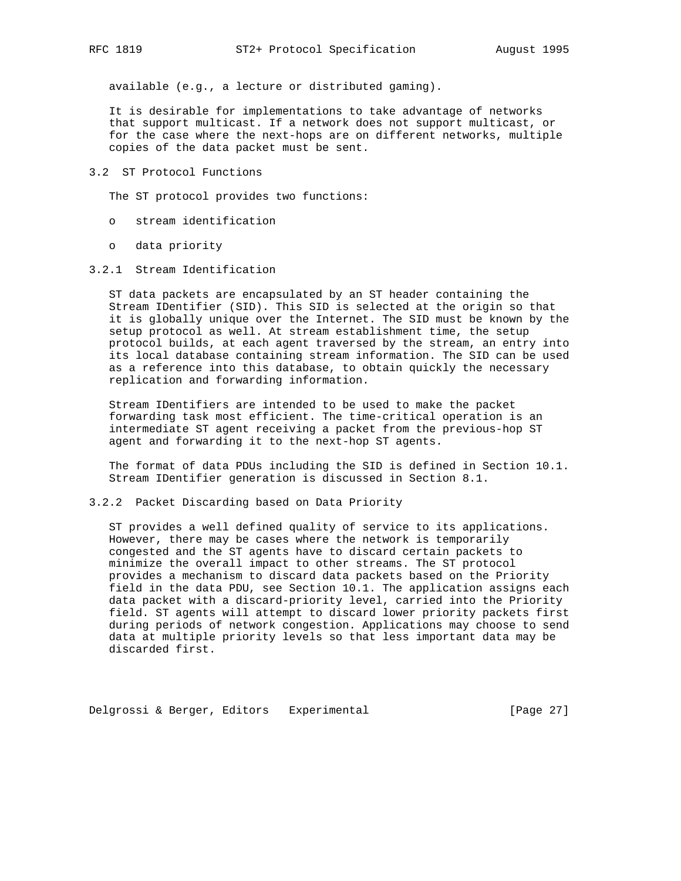available (e.g., a lecture or distributed gaming).

It is desirable for implementations to take advantage of networks that support multicast. If a network does not support multicast, or for the case where the next-hops are on different networks, multiple copies of the data packet must be sent.

## 3.2 ST Protocol Functions

The ST protocol provides two functions:

- stream identification
- data priority

### 3.2.1 Stream Identification

ST data packets are encapsulated by an ST header containing the Stream IDentifier (SID). This SID is selected at the origin so that it is globally unique over the Internet. The SID must be known by the setup protocol as well. At stream establishment time, the setup protocol builds, at each agent traversed by the stream, an entry into its local database containing stream information. The SID can be used as a reference into this database, to obtain quickly the necessary replication and forwarding information.

Stream IDentifiers are intended to be used to make the packet forwarding task most efficient. The time-critical operation is an intermediate ST agent receiving a packet from the previous-hop ST agent and forwarding it to the next-hop ST agents.

The format of data PDUs including the SID is defined in Section 10.1. Stream IDentifier generation is discussed in Section 8.1.

### 3.2.2 Packet Discarding based on Data Priority

ST provides a well defined quality of service to its applications. However, there may be cases where the network is temporarily congested and the ST agents have to discard certain packets to minimize the overall impact to other streams. The ST protocol provides a mechanism to discard data packets based on the Priority field in the data PDU, see Section 10.1. The application assigns each data packet with a discard-priority level, carried into the Priority field. ST agents will attempt to discard lower priority packets first during periods of network congestion. Applications may choose to send data at multiple priority levels so that less important data may be discarded first.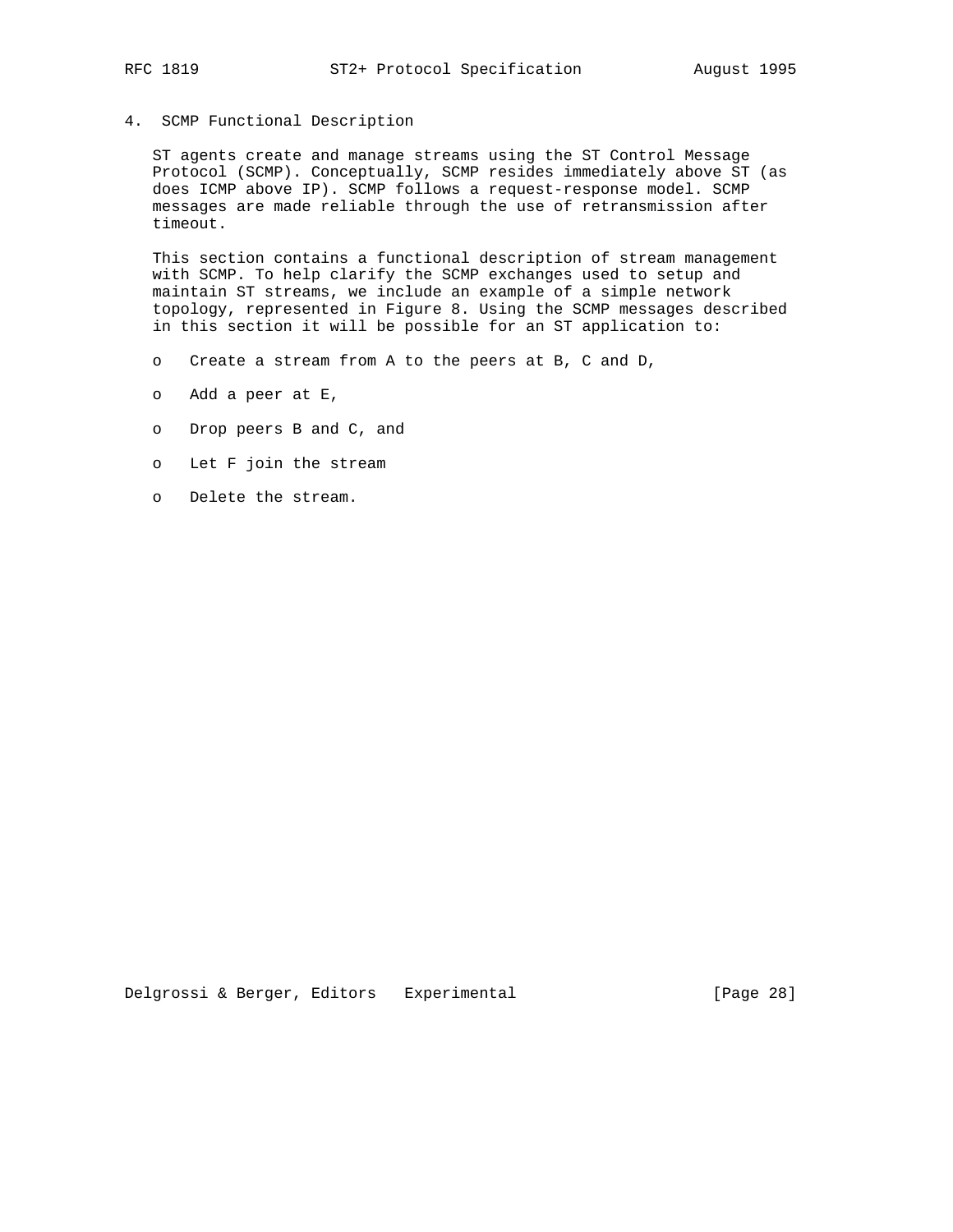# 4. SCMP Functional Description

ST agents create and manage streams using the ST Control Message Protocol (SCMP). Conceptually, SCMP resides immediately above ST (as does ICMP above IP). SCMP follows a request-response model. SCMP messages are made reliable through the use of retransmission after timeout.

This section contains a functional description of stream management with SCMP. To help clarify the SCMP exchanges used to setup and maintain ST streams, we include an example of a simple network topology, represented in Figure 8. Using the SCMP messages described in this section it will be possible for an ST application to:

- Create a stream from A to the peers at B, C and D,
- Add a peer at E,
- Drop peers B and C, and
- Let F join the stream
- Delete the stream.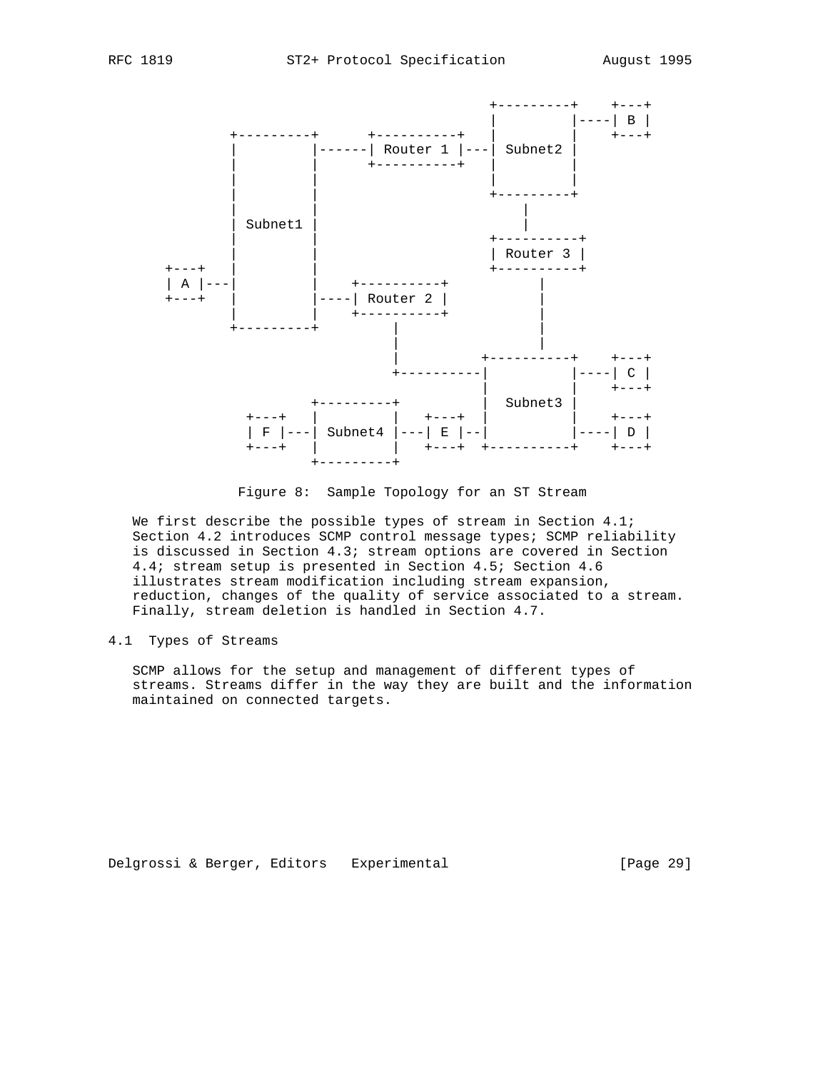```
                                            +---------+    +---+
                                            |         |----| B |
                +---------+      +----------+   |         |    +---+
                |         |------| Router 1 |---| Subnet2 |
                |         |      +----------+   |         |
                |         |                     |         |
                |         |                     +---------+
                |         |                          |
                | Subnet1 |                          |
                |         |                     +----------+
                |         |                     | Router 3 |
       +---+    |         |                     +----------+
       | A |----|         |    +----------+          |
       +---+    |         |----| Router 2 |          |
                |         |    +----------+          |
                +---------+         |                |
                                    |                |
                                    |          +----------+    +---+
                                    +----------|          |----| C |
                                               |          |    +---+
                         +---------+           | Subnet3  |
               +---+     |         |   +---+   |          |    +---+
               | F |-----| Subnet4 |---| E |---|          |----| D |
               +---+     |         |   +---+   +----------+    +---+
                         +---------+
```

Figure 8: Sample Topology for an ST Stream

We first describe the possible types of stream in Section 4.1; Section 4.2 introduces SCMP control message types; SCMP reliability is discussed in Section 4.3; stream options are covered in Section 4.4; stream setup is presented in Section 4.5; Section 4.6 illustrates stream modification including stream expansion, reduction, changes of the quality of service associated to a stream. Finally, stream deletion is handled in Section 4.7.

## 4.1 Types of Streams

SCMP allows for the setup and management of different types of streams. Streams differ in the way they are built and the information maintained on connected targets.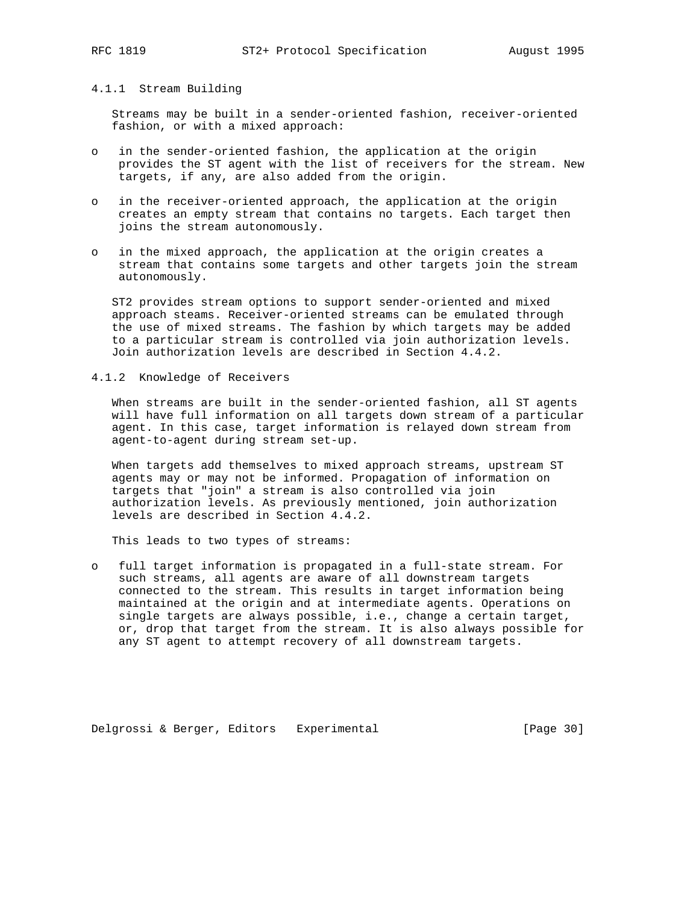### 4.1.1 Stream Building

Streams may be built in a sender-oriented fashion, receiver-oriented fashion, or with a mixed approach:

- in the sender-oriented fashion, the application at the origin provides the ST agent with the list of receivers for the stream. New targets, if any, are also added from the origin.
- in the receiver-oriented approach, the application at the origin creates an empty stream that contains no targets. Each target then joins the stream autonomously.
- in the mixed approach, the application at the origin creates a stream that contains some targets and other targets join the stream autonomously.

ST2 provides stream options to support sender-oriented and mixed approach steams. Receiver-oriented streams can be emulated through the use of mixed streams. The fashion by which targets may be added to a particular stream is controlled via join authorization levels. Join authorization levels are described in Section 4.4.2.

### 4.1.2 Knowledge of Receivers

When streams are built in the sender-oriented fashion, all ST agents will have full information on all targets down stream of a particular agent. In this case, target information is relayed down stream from agent-to-agent during stream set-up.

When targets add themselves to mixed approach streams, upstream ST agents may or may not be informed. Propagation of information on targets that "join" a stream is also controlled via join authorization levels. As previously mentioned, join authorization levels are described in Section 4.4.2.

This leads to two types of streams:

- full target information is propagated in a full-state stream. For such streams, all agents are aware of all downstream targets connected to the stream. This results in target information being maintained at the origin and at intermediate agents. Operations on single targets are always possible, i.e., change a certain target, or, drop that target from the stream. It is also always possible for any ST agent to attempt recovery of all downstream targets.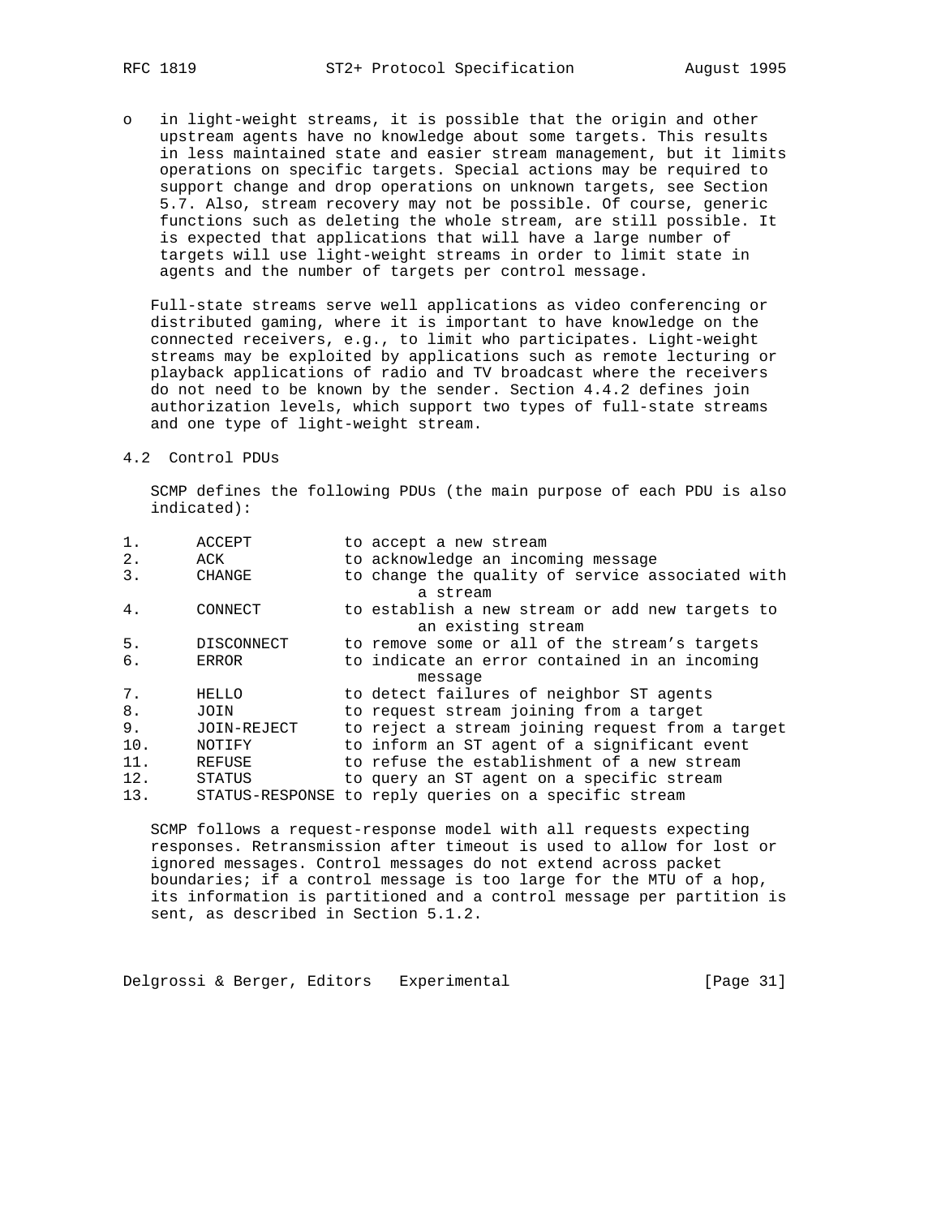- in light-weight streams, it is possible that the origin and other upstream agents have no knowledge about some targets. This results in less maintained state and easier stream management, but it limits operations on specific targets. Special actions may be required to support change and drop operations on unknown targets, see Section 5.7. Also, stream recovery may not be possible. Of course, generic functions such as deleting the whole stream, are still possible. It is expected that applications that will have a large number of targets will use light-weight streams in order to limit state in agents and the number of targets per control message.

Full-state streams serve well applications as video conferencing or distributed gaming, where it is important to have knowledge on the connected receivers, e.g., to limit who participates. Light-weight streams may be exploited by applications such as remote lecturing or playback applications of radio and TV broadcast where the receivers do not need to be known by the sender. Section 4.4.2 defines join authorization levels, which support two types of full-state streams and one type of light-weight stream.

### 4.2 Control PDUs

SCMP defines the following PDUs (the main purpose of each PDU is also indicated):

| | PDU | Purpose |
|---|---|---|
| 1. | ACCEPT | to accept a new stream |
| 2. | ACK | to acknowledge an incoming message |
| 3. | CHANGE | to change the quality of service associated with a stream |
| 4. | CONNECT | to establish a new stream or add new targets to an existing stream |
| 5. | DISCONNECT | to remove some or all of the stream's targets |
| 6. | ERROR | to indicate an error contained in an incoming message |
| 7. | HELLO | to detect failures of neighbor ST agents |
| 8. | JOIN | to request stream joining from a target |
| 9. | JOIN-REJECT | to reject a stream joining request from a target |
| 10. | NOTIFY | to inform an ST agent of a significant event |
| 11. | REFUSE | to refuse the establishment of a new stream |
| 12. | STATUS | to query an ST agent on a specific stream |
| 13. | STATUS-RESPONSE | to reply queries on a specific stream |

SCMP follows a request-response model with all requests expecting responses. Retransmission after timeout is used to allow for lost or ignored messages. Control messages do not extend across packet boundaries; if a control message is too large for the MTU of a hop, its information is partitioned and a control message per partition is sent, as described in Section 5.1.2.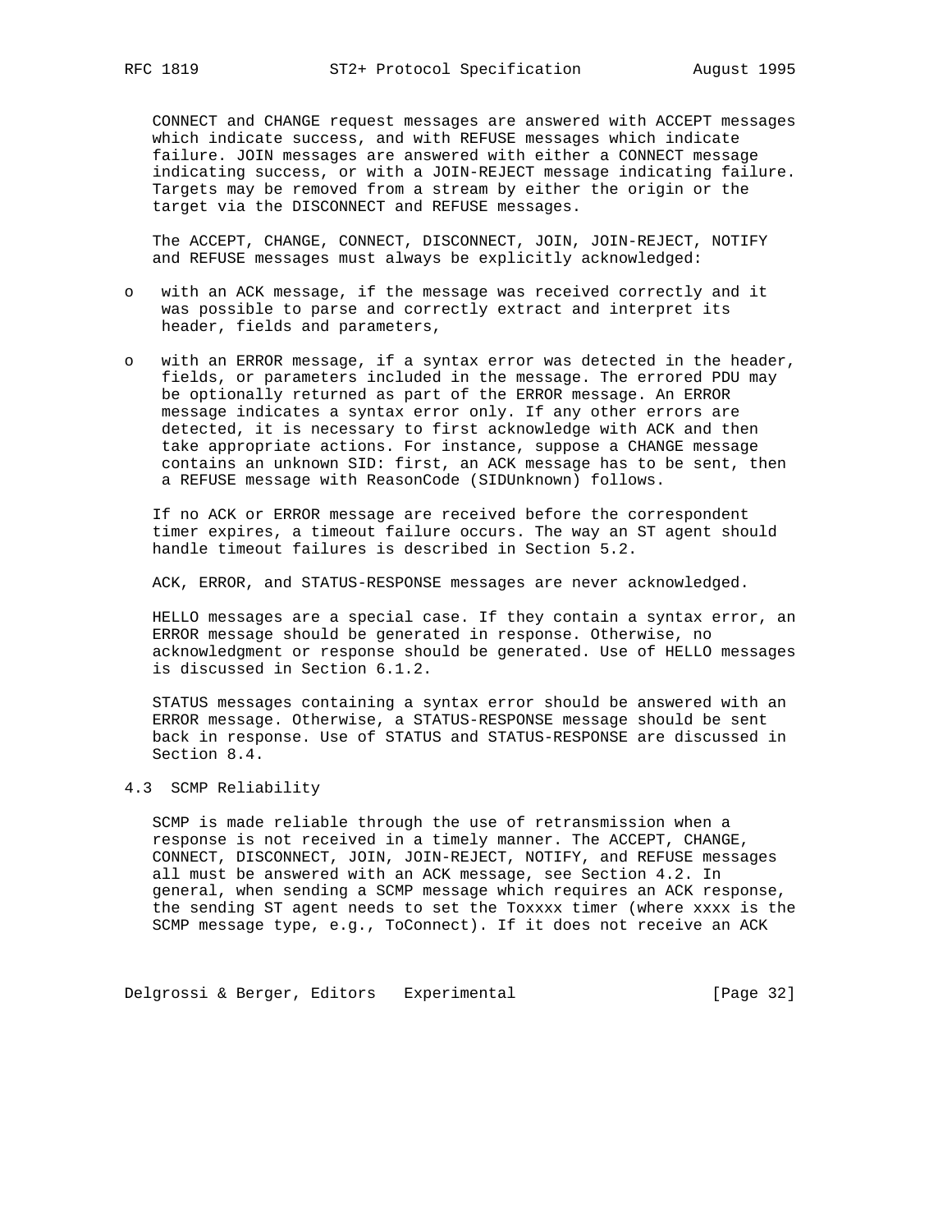CONNECT and CHANGE request messages are answered with ACCEPT messages which indicate success, and with REFUSE messages which indicate failure. JOIN messages are answered with either a CONNECT message indicating success, or with a JOIN-REJECT message indicating failure. Targets may be removed from a stream by either the origin or the target via the DISCONNECT and REFUSE messages.

The ACCEPT, CHANGE, CONNECT, DISCONNECT, JOIN, JOIN-REJECT, NOTIFY and REFUSE messages must always be explicitly acknowledged:

- with an ACK message, if the message was received correctly and it was possible to parse and correctly extract and interpret its header, fields and parameters,
- with an ERROR message, if a syntax error was detected in the header, fields, or parameters included in the message. The errored PDU may be optionally returned as part of the ERROR message. An ERROR message indicates a syntax error only. If any other errors are detected, it is necessary to first acknowledge with ACK and then take appropriate actions. For instance, suppose a CHANGE message contains an unknown SID: first, an ACK message has to be sent, then a REFUSE message with ReasonCode (SIDUnknown) follows.

If no ACK or ERROR message are received before the correspondent timer expires, a timeout failure occurs. The way an ST agent should handle timeout failures is described in Section 5.2.

ACK, ERROR, and STATUS-RESPONSE messages are never acknowledged.

HELLO messages are a special case. If they contain a syntax error, an ERROR message should be generated in response. Otherwise, no acknowledgment or response should be generated. Use of HELLO messages is discussed in Section 6.1.2.

STATUS messages containing a syntax error should be answered with an ERROR message. Otherwise, a STATUS-RESPONSE message should be sent back in response. Use of STATUS and STATUS-RESPONSE are discussed in Section 8.4.

## 4.3 SCMP Reliability

SCMP is made reliable through the use of retransmission when a response is not received in a timely manner. The ACCEPT, CHANGE, CONNECT, DISCONNECT, JOIN, JOIN-REJECT, NOTIFY, and REFUSE messages all must be answered with an ACK message, see Section 4.2. In general, when sending a SCMP message which requires an ACK response, the sending ST agent needs to set the Toxxxx timer (where xxxx is the SCMP message type, e.g., ToConnect). If it does not receive an ACK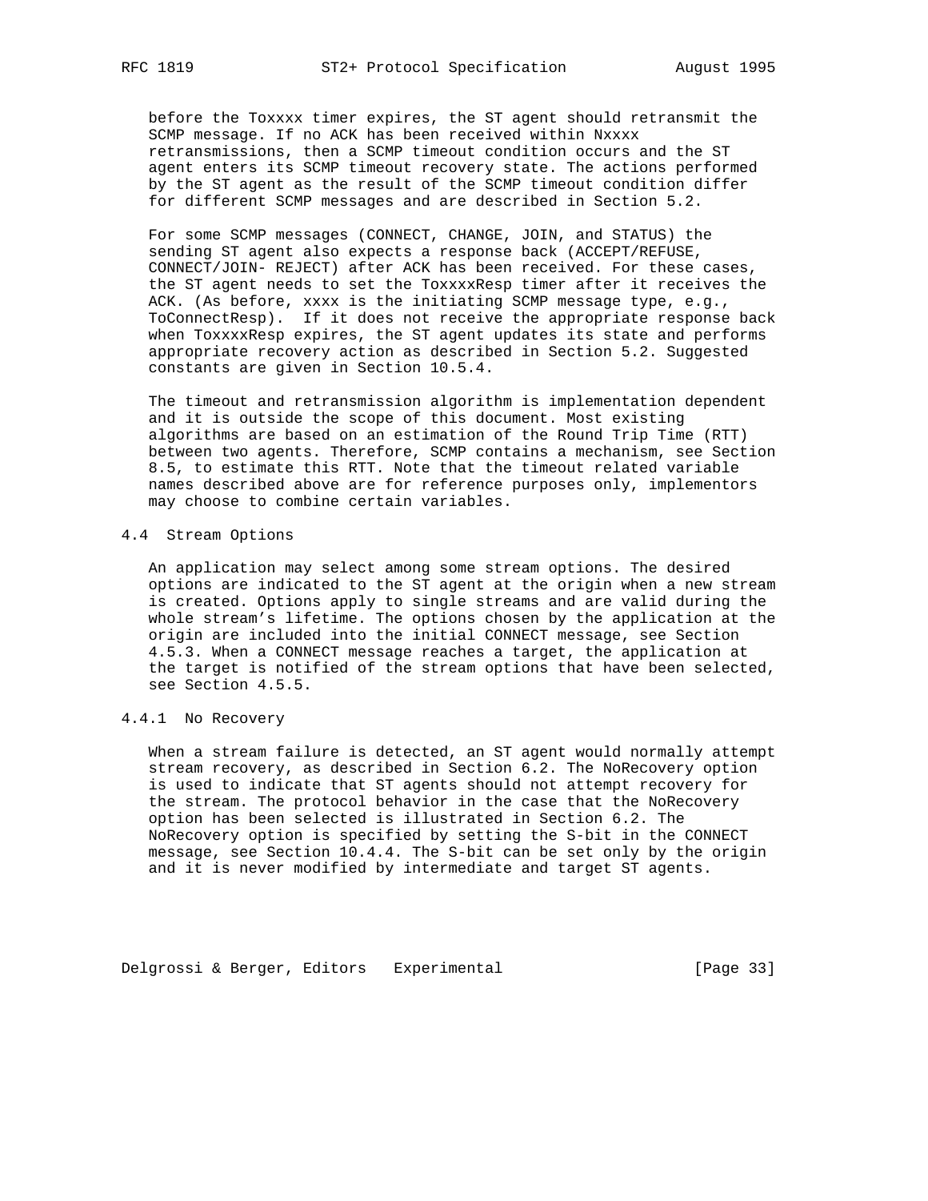before the Toxxxx timer expires, the ST agent should retransmit the SCMP message. If no ACK has been received within Nxxxx retransmissions, then a SCMP timeout condition occurs and the ST agent enters its SCMP timeout recovery state. The actions performed by the ST agent as the result of the SCMP timeout condition differ for different SCMP messages and are described in Section 5.2.

For some SCMP messages (CONNECT, CHANGE, JOIN, and STATUS) the sending ST agent also expects a response back (ACCEPT/REFUSE, CONNECT/JOIN- REJECT) after ACK has been received. For these cases, the ST agent needs to set the ToxxxxResp timer after it receives the ACK. (As before, xxxx is the initiating SCMP message type, e.g., ToConnectResp). If it does not receive the appropriate response back when ToxxxxResp expires, the ST agent updates its state and performs appropriate recovery action as described in Section 5.2. Suggested constants are given in Section 10.5.4.

The timeout and retransmission algorithm is implementation dependent and it is outside the scope of this document. Most existing algorithms are based on an estimation of the Round Trip Time (RTT) between two agents. Therefore, SCMP contains a mechanism, see Section 8.5, to estimate this RTT. Note that the timeout related variable names described above are for reference purposes only, implementors may choose to combine certain variables.

## 4.4 Stream Options

An application may select among some stream options. The desired options are indicated to the ST agent at the origin when a new stream is created. Options apply to single streams and are valid during the whole stream's lifetime. The options chosen by the application at the origin are included into the initial CONNECT message, see Section 4.5.3. When a CONNECT message reaches a target, the application at the target is notified of the stream options that have been selected, see Section 4.5.5.

### 4.4.1 No Recovery

When a stream failure is detected, an ST agent would normally attempt stream recovery, as described in Section 6.2. The NoRecovery option is used to indicate that ST agents should not attempt recovery for the stream. The protocol behavior in the case that the NoRecovery option has been selected is illustrated in Section 6.2. The NoRecovery option is specified by setting the S-bit in the CONNECT message, see Section 10.4.4. The S-bit can be set only by the origin and it is never modified by intermediate and target ST agents.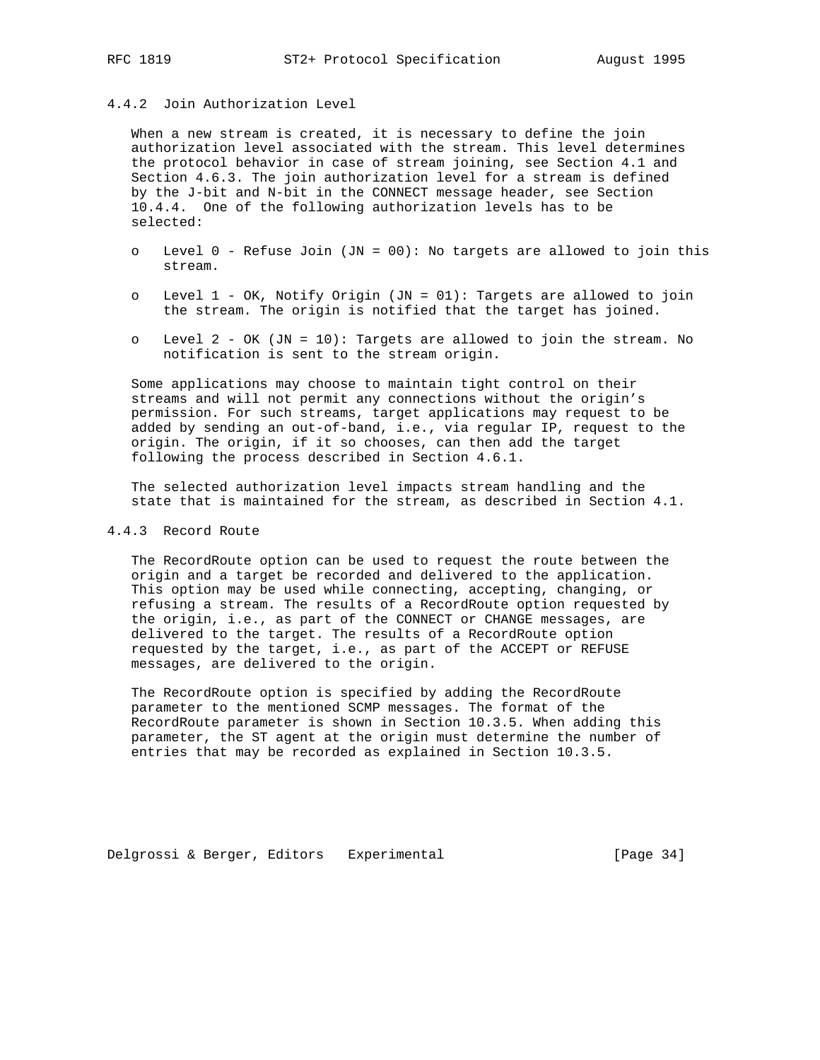### 4.4.2 Join Authorization Level

When a new stream is created, it is necessary to define the join authorization level associated with the stream. This level determines the protocol behavior in case of stream joining, see Section 4.1 and Section 4.6.3. The join authorization level for a stream is defined by the J-bit and N-bit in the CONNECT message header, see Section 10.4.4. One of the following authorization levels has to be selected:

- Level 0 - Refuse Join (JN = 00): No targets are allowed to join this stream.
- Level 1 - OK, Notify Origin (JN = 01): Targets are allowed to join the stream. The origin is notified that the target has joined.
- Level 2 - OK (JN = 10): Targets are allowed to join the stream. No notification is sent to the stream origin.

Some applications may choose to maintain tight control on their streams and will not permit any connections without the origin's permission. For such streams, target applications may request to be added by sending an out-of-band, i.e., via regular IP, request to the origin. The origin, if it so chooses, can then add the target following the process described in Section 4.6.1.

The selected authorization level impacts stream handling and the state that is maintained for the stream, as described in Section 4.1.

### 4.4.3 Record Route

The RecordRoute option can be used to request the route between the origin and a target be recorded and delivered to the application. This option may be used while connecting, accepting, changing, or refusing a stream. The results of a RecordRoute option requested by the origin, i.e., as part of the CONNECT or CHANGE messages, are delivered to the target. The results of a RecordRoute option requested by the target, i.e., as part of the ACCEPT or REFUSE messages, are delivered to the origin.

The RecordRoute option is specified by adding the RecordRoute parameter to the mentioned SCMP messages. The format of the RecordRoute parameter is shown in Section 10.3.5. When adding this parameter, the ST agent at the origin must determine the number of entries that may be recorded as explained in Section 10.3.5.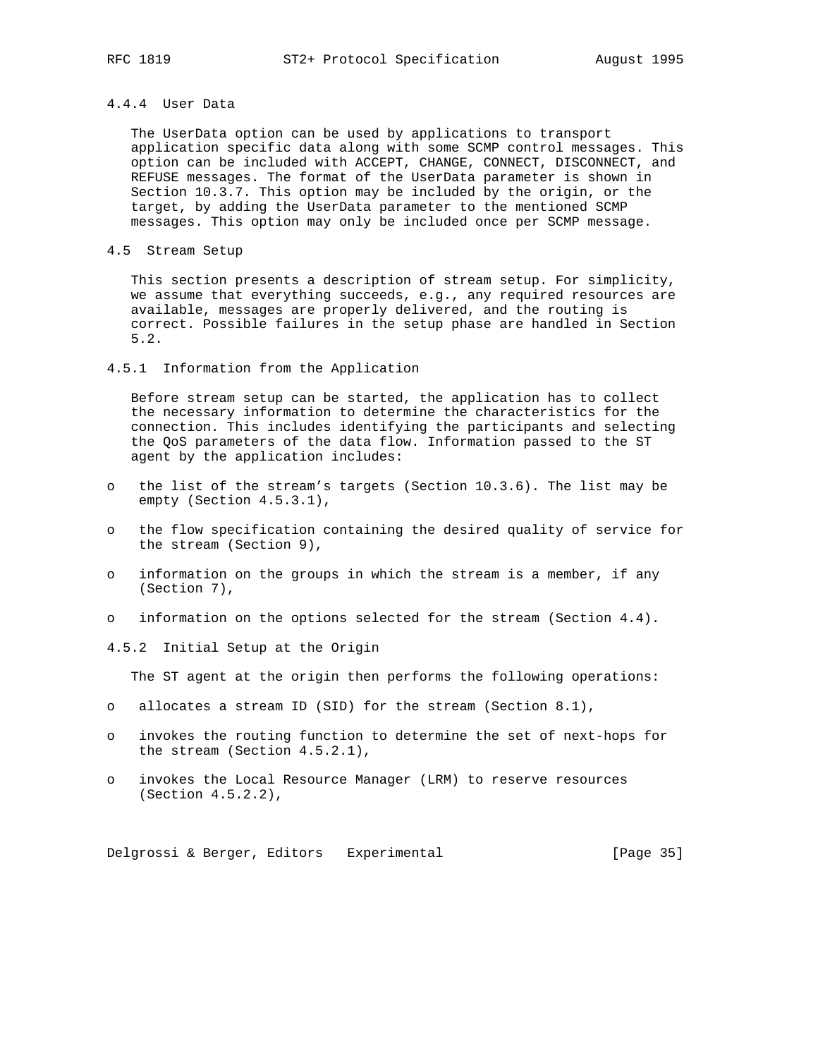#### 4.4.4 User Data

The UserData option can be used by applications to transport application specific data along with some SCMP control messages. This option can be included with ACCEPT, CHANGE, CONNECT, DISCONNECT, and REFUSE messages. The format of the UserData parameter is shown in Section 10.3.7. This option may be included by the origin, or the target, by adding the UserData parameter to the mentioned SCMP messages. This option may only be included once per SCMP message.

### 4.5 Stream Setup

This section presents a description of stream setup. For simplicity, we assume that everything succeeds, e.g., any required resources are available, messages are properly delivered, and the routing is correct. Possible failures in the setup phase are handled in Section 5.2.

#### 4.5.1 Information from the Application

Before stream setup can be started, the application has to collect the necessary information to determine the characteristics for the connection. This includes identifying the participants and selecting the QoS parameters of the data flow. Information passed to the ST agent by the application includes:

- the list of the stream's targets (Section 10.3.6). The list may be empty (Section 4.5.3.1),
- the flow specification containing the desired quality of service for the stream (Section 9),
- information on the groups in which the stream is a member, if any (Section 7),
- information on the options selected for the stream (Section 4.4).

#### 4.5.2 Initial Setup at the Origin

The ST agent at the origin then performs the following operations:

- allocates a stream ID (SID) for the stream (Section 8.1),
- invokes the routing function to determine the set of next-hops for the stream (Section 4.5.2.1),
- invokes the Local Resource Manager (LRM) to reserve resources (Section 4.5.2.2),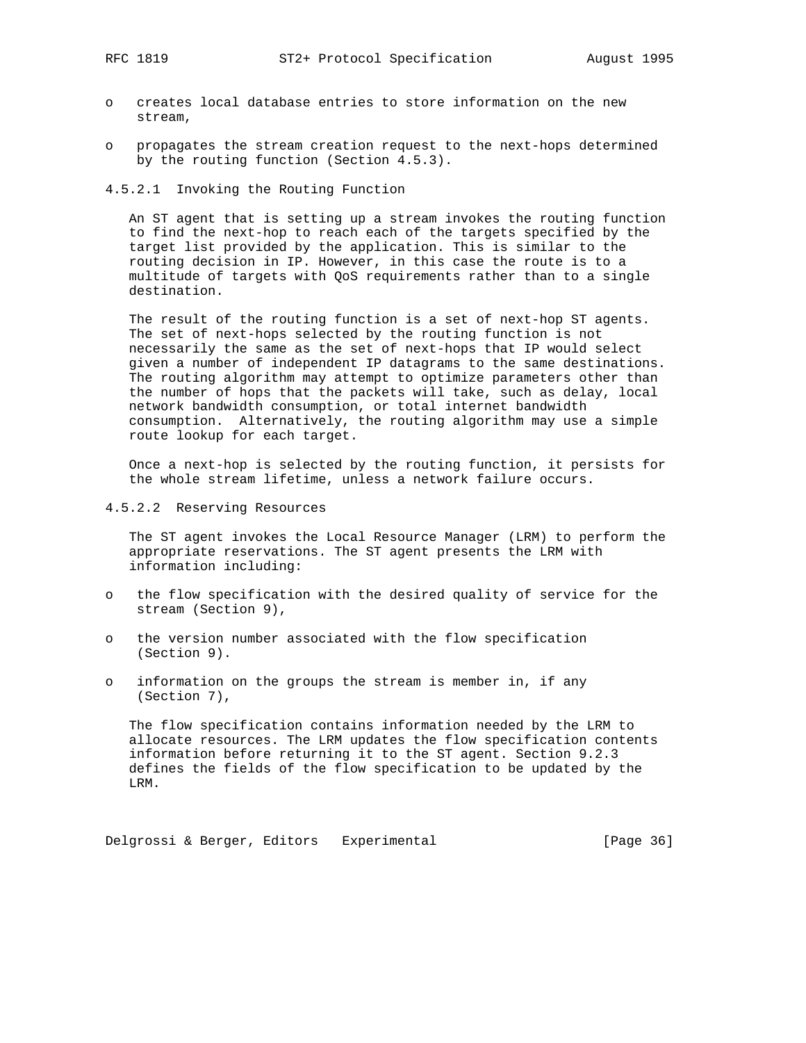- creates local database entries to store information on the new stream,

- propagates the stream creation request to the next-hops determined by the routing function (Section 4.5.3).

#### 4.5.2.1 Invoking the Routing Function

An ST agent that is setting up a stream invokes the routing function to find the next-hop to reach each of the targets specified by the target list provided by the application. This is similar to the routing decision in IP. However, in this case the route is to a multitude of targets with QoS requirements rather than to a single destination.

The result of the routing function is a set of next-hop ST agents. The set of next-hops selected by the routing function is not necessarily the same as the set of next-hops that IP would select given a number of independent IP datagrams to the same destinations. The routing algorithm may attempt to optimize parameters other than the number of hops that the packets will take, such as delay, local network bandwidth consumption, or total internet bandwidth consumption. Alternatively, the routing algorithm may use a simple route lookup for each target.

Once a next-hop is selected by the routing function, it persists for the whole stream lifetime, unless a network failure occurs.

#### 4.5.2.2 Reserving Resources

The ST agent invokes the Local Resource Manager (LRM) to perform the appropriate reservations. The ST agent presents the LRM with information including:

- the flow specification with the desired quality of service for the stream (Section 9),

- the version number associated with the flow specification (Section 9).

- information on the groups the stream is member in, if any (Section 7),

The flow specification contains information needed by the LRM to allocate resources. The LRM updates the flow specification contents information before returning it to the ST agent. Section 9.2.3 defines the fields of the flow specification to be updated by the LRM.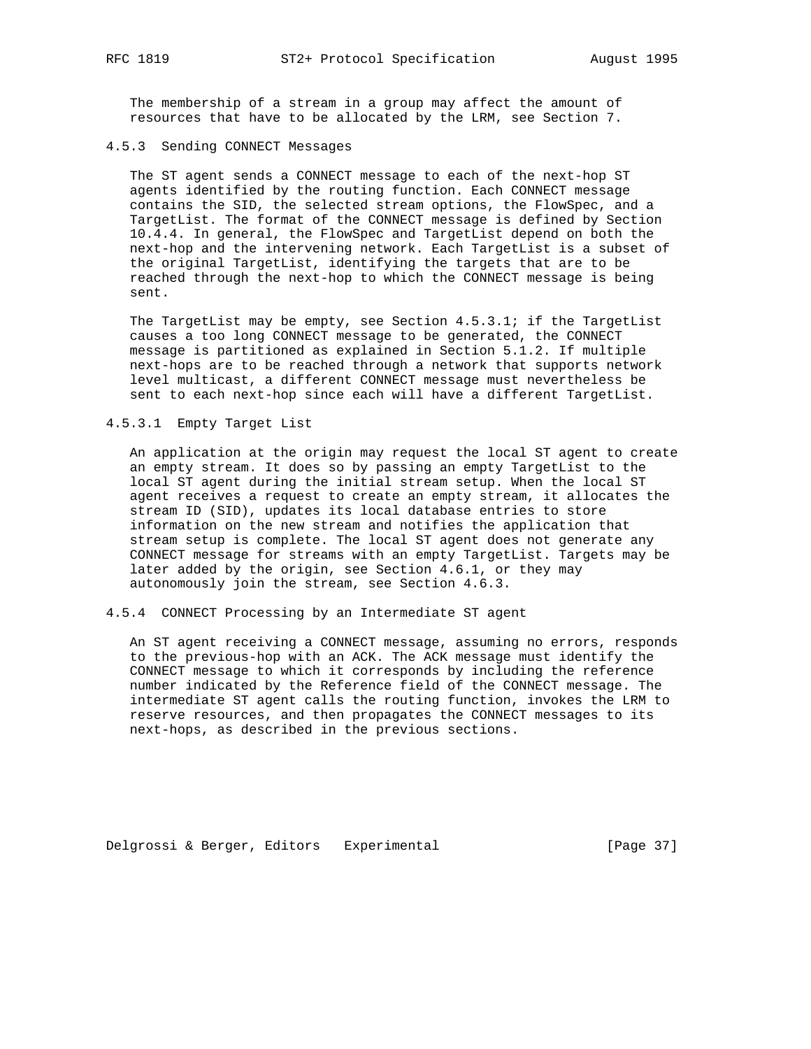The membership of a stream in a group may affect the amount of resources that have to be allocated by the LRM, see Section 7.

### 4.5.3 Sending CONNECT Messages

The ST agent sends a CONNECT message to each of the next-hop ST agents identified by the routing function. Each CONNECT message contains the SID, the selected stream options, the FlowSpec, and a TargetList. The format of the CONNECT message is defined by Section 10.4.4. In general, the FlowSpec and TargetList depend on both the next-hop and the intervening network. Each TargetList is a subset of the original TargetList, identifying the targets that are to be reached through the next-hop to which the CONNECT message is being sent.

The TargetList may be empty, see Section 4.5.3.1; if the TargetList causes a too long CONNECT message to be generated, the CONNECT message is partitioned as explained in Section 5.1.2. If multiple next-hops are to be reached through a network that supports network level multicast, a different CONNECT message must nevertheless be sent to each next-hop since each will have a different TargetList.

#### 4.5.3.1 Empty Target List

An application at the origin may request the local ST agent to create an empty stream. It does so by passing an empty TargetList to the local ST agent during the initial stream setup. When the local ST agent receives a request to create an empty stream, it allocates the stream ID (SID), updates its local database entries to store information on the new stream and notifies the application that stream setup is complete. The local ST agent does not generate any CONNECT message for streams with an empty TargetList. Targets may be later added by the origin, see Section 4.6.1, or they may autonomously join the stream, see Section 4.6.3.

### 4.5.4 CONNECT Processing by an Intermediate ST agent

An ST agent receiving a CONNECT message, assuming no errors, responds to the previous-hop with an ACK. The ACK message must identify the CONNECT message to which it corresponds by including the reference number indicated by the Reference field of the CONNECT message. The intermediate ST agent calls the routing function, invokes the LRM to reserve resources, and then propagates the CONNECT messages to its next-hops, as described in the previous sections.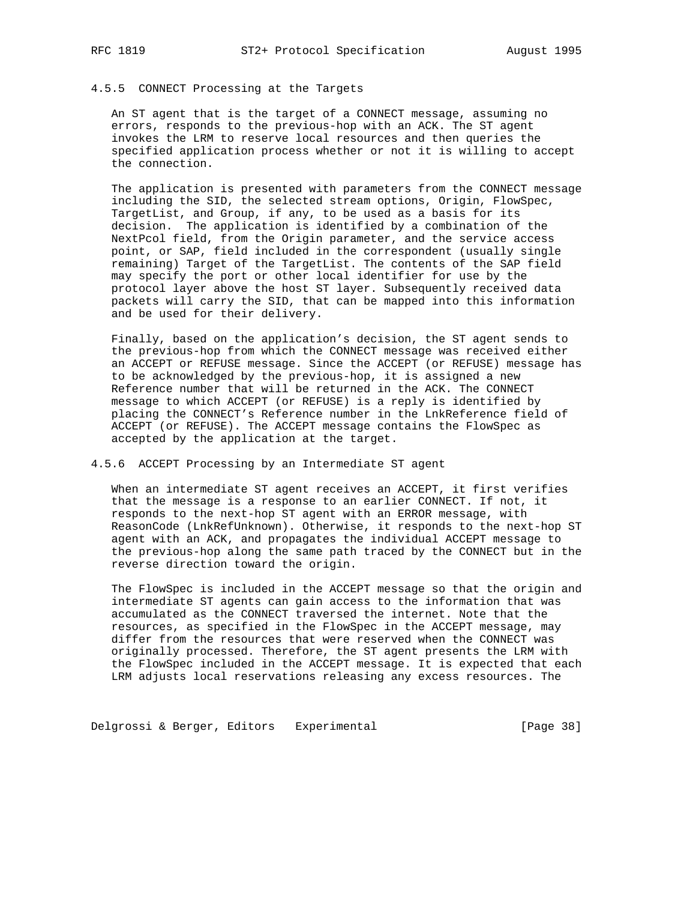#### 4.5.5 CONNECT Processing at the Targets

An ST agent that is the target of a CONNECT message, assuming no errors, responds to the previous-hop with an ACK. The ST agent invokes the LRM to reserve local resources and then queries the specified application process whether or not it is willing to accept the connection.

The application is presented with parameters from the CONNECT message including the SID, the selected stream options, Origin, FlowSpec, TargetList, and Group, if any, to be used as a basis for its decision. The application is identified by a combination of the NextPcol field, from the Origin parameter, and the service access point, or SAP, field included in the correspondent (usually single remaining) Target of the TargetList. The contents of the SAP field may specify the port or other local identifier for use by the protocol layer above the host ST layer. Subsequently received data packets will carry the SID, that can be mapped into this information and be used for their delivery.

Finally, based on the application's decision, the ST agent sends to the previous-hop from which the CONNECT message was received either an ACCEPT or REFUSE message. Since the ACCEPT (or REFUSE) message has to be acknowledged by the previous-hop, it is assigned a new Reference number that will be returned in the ACK. The CONNECT message to which ACCEPT (or REFUSE) is a reply is identified by placing the CONNECT's Reference number in the LnkReference field of ACCEPT (or REFUSE). The ACCEPT message contains the FlowSpec as accepted by the application at the target.

#### 4.5.6 ACCEPT Processing by an Intermediate ST agent

When an intermediate ST agent receives an ACCEPT, it first verifies that the message is a response to an earlier CONNECT. If not, it responds to the next-hop ST agent with an ERROR message, with ReasonCode (LnkRefUnknown). Otherwise, it responds to the next-hop ST agent with an ACK, and propagates the individual ACCEPT message to the previous-hop along the same path traced by the CONNECT but in the reverse direction toward the origin.

The FlowSpec is included in the ACCEPT message so that the origin and intermediate ST agents can gain access to the information that was accumulated as the CONNECT traversed the internet. Note that the resources, as specified in the FlowSpec in the ACCEPT message, may differ from the resources that were reserved when the CONNECT was originally processed. Therefore, the ST agent presents the LRM with the FlowSpec included in the ACCEPT message. It is expected that each LRM adjusts local reservations releasing any excess resources. The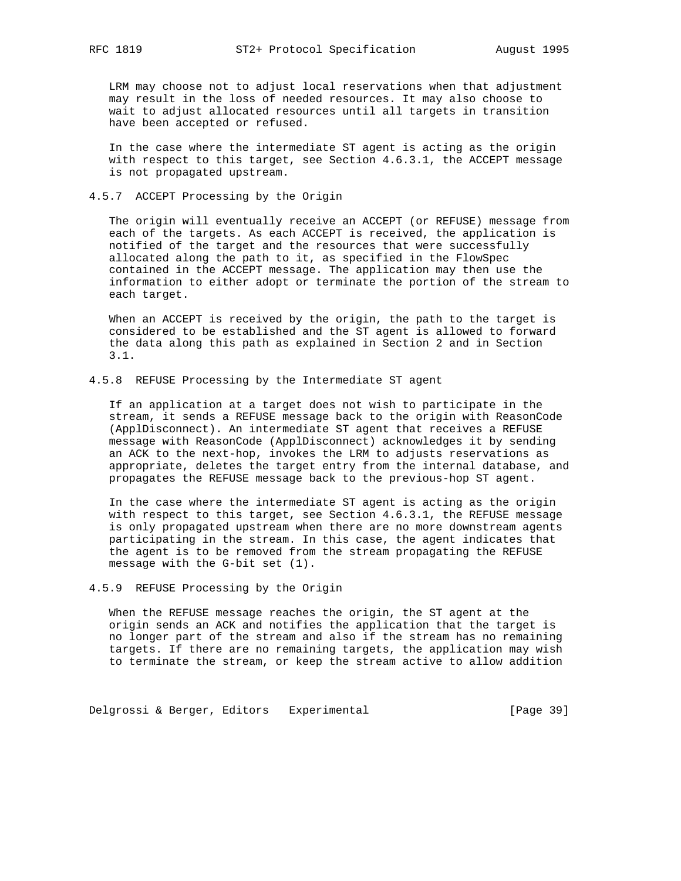LRM may choose not to adjust local reservations when that adjustment may result in the loss of needed resources. It may also choose to wait to adjust allocated resources until all targets in transition have been accepted or refused.

In the case where the intermediate ST agent is acting as the origin with respect to this target, see Section 4.6.3.1, the ACCEPT message is not propagated upstream.

### 4.5.7 ACCEPT Processing by the Origin

The origin will eventually receive an ACCEPT (or REFUSE) message from each of the targets. As each ACCEPT is received, the application is notified of the target and the resources that were successfully allocated along the path to it, as specified in the FlowSpec contained in the ACCEPT message. The application may then use the information to either adopt or terminate the portion of the stream to each target.

When an ACCEPT is received by the origin, the path to the target is considered to be established and the ST agent is allowed to forward the data along this path as explained in Section 2 and in Section 3.1.

### 4.5.8 REFUSE Processing by the Intermediate ST agent

If an application at a target does not wish to participate in the stream, it sends a REFUSE message back to the origin with ReasonCode (ApplDisconnect). An intermediate ST agent that receives a REFUSE message with ReasonCode (ApplDisconnect) acknowledges it by sending an ACK to the next-hop, invokes the LRM to adjusts reservations as appropriate, deletes the target entry from the internal database, and propagates the REFUSE message back to the previous-hop ST agent.

In the case where the intermediate ST agent is acting as the origin with respect to this target, see Section 4.6.3.1, the REFUSE message is only propagated upstream when there are no more downstream agents participating in the stream. In this case, the agent indicates that the agent is to be removed from the stream propagating the REFUSE message with the G-bit set (1).

### 4.5.9 REFUSE Processing by the Origin

When the REFUSE message reaches the origin, the ST agent at the origin sends an ACK and notifies the application that the target is no longer part of the stream and also if the stream has no remaining targets. If there are no remaining targets, the application may wish to terminate the stream, or keep the stream active to allow addition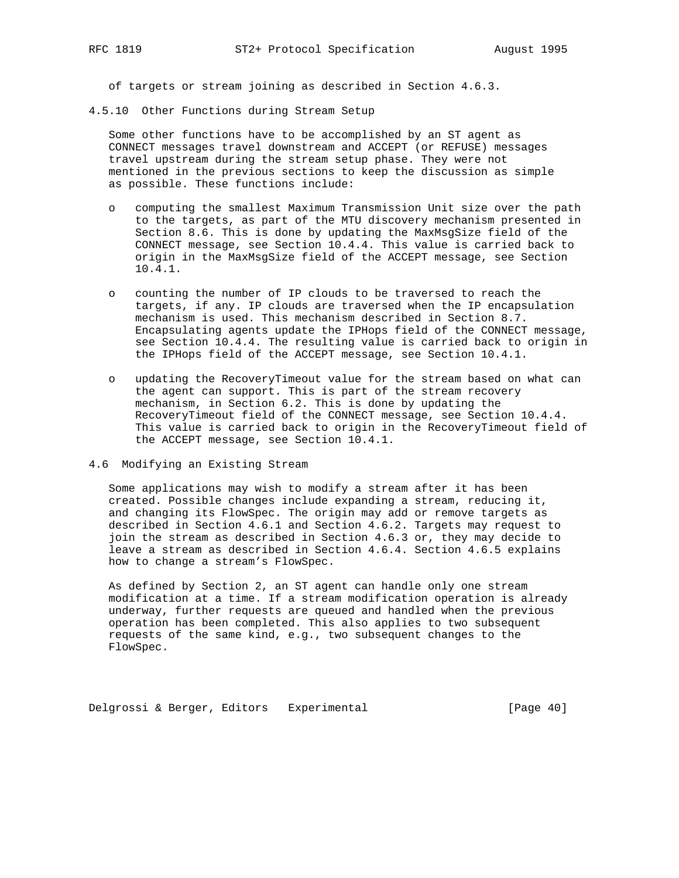of targets or stream joining as described in Section 4.6.3.

### 4.5.10 Other Functions during Stream Setup

Some other functions have to be accomplished by an ST agent as CONNECT messages travel downstream and ACCEPT (or REFUSE) messages travel upstream during the stream setup phase. They were not mentioned in the previous sections to keep the discussion as simple as possible. These functions include:

- computing the smallest Maximum Transmission Unit size over the path to the targets, as part of the MTU discovery mechanism presented in Section 8.6. This is done by updating the MaxMsgSize field of the CONNECT message, see Section 10.4.4. This value is carried back to origin in the MaxMsgSize field of the ACCEPT message, see Section 10.4.1.

- counting the number of IP clouds to be traversed to reach the targets, if any. IP clouds are traversed when the IP encapsulation mechanism is used. This mechanism described in Section 8.7. Encapsulating agents update the IPHops field of the CONNECT message, see Section 10.4.4. The resulting value is carried back to origin in the IPHops field of the ACCEPT message, see Section 10.4.1.

- updating the RecoveryTimeout value for the stream based on what can the agent can support. This is part of the stream recovery mechanism, in Section 6.2. This is done by updating the RecoveryTimeout field of the CONNECT message, see Section 10.4.4. This value is carried back to origin in the RecoveryTimeout field of the ACCEPT message, see Section 10.4.1.

## 4.6 Modifying an Existing Stream

Some applications may wish to modify a stream after it has been created. Possible changes include expanding a stream, reducing it, and changing its FlowSpec. The origin may add or remove targets as described in Section 4.6.1 and Section 4.6.2. Targets may request to join the stream as described in Section 4.6.3 or, they may decide to leave a stream as described in Section 4.6.4. Section 4.6.5 explains how to change a stream's FlowSpec.

As defined by Section 2, an ST agent can handle only one stream modification at a time. If a stream modification operation is already underway, further requests are queued and handled when the previous operation has been completed. This also applies to two subsequent requests of the same kind, e.g., two subsequent changes to the FlowSpec.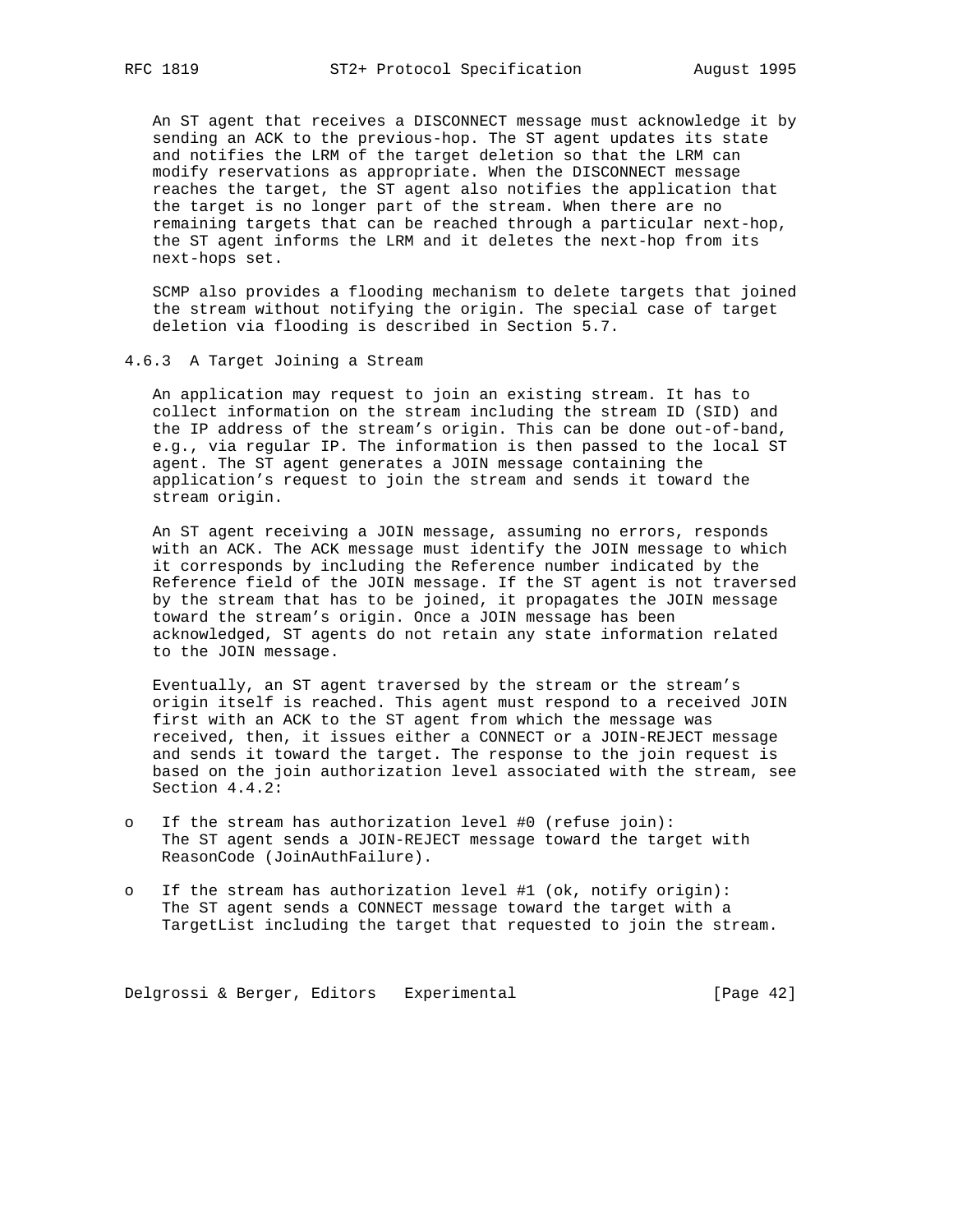An ST agent that receives a DISCONNECT message must acknowledge it by sending an ACK to the previous-hop. The ST agent updates its state and notifies the LRM of the target deletion so that the LRM can modify reservations as appropriate. When the DISCONNECT message reaches the target, the ST agent also notifies the application that the target is no longer part of the stream. When there are no remaining targets that can be reached through a particular next-hop, the ST agent informs the LRM and it deletes the next-hop from its next-hops set.

SCMP also provides a flooding mechanism to delete targets that joined the stream without notifying the origin. The special case of target deletion via flooding is described in Section 5.7.

### 4.6.3 A Target Joining a Stream

An application may request to join an existing stream. It has to collect information on the stream including the stream ID (SID) and the IP address of the stream's origin. This can be done out-of-band, e.g., via regular IP. The information is then passed to the local ST agent. The ST agent generates a JOIN message containing the application's request to join the stream and sends it toward the stream origin.

An ST agent receiving a JOIN message, assuming no errors, responds with an ACK. The ACK message must identify the JOIN message to which it corresponds by including the Reference number indicated by the Reference field of the JOIN message. If the ST agent is not traversed by the stream that has to be joined, it propagates the JOIN message toward the stream's origin. Once a JOIN message has been acknowledged, ST agents do not retain any state information related to the JOIN message.

Eventually, an ST agent traversed by the stream or the stream's origin itself is reached. This agent must respond to a received JOIN first with an ACK to the ST agent from which the message was received, then, it issues either a CONNECT or a JOIN-REJECT message and sends it toward the target. The response to the join request is based on the join authorization level associated with the stream, see Section 4.4.2:

- If the stream has authorization level #0 (refuse join): The ST agent sends a JOIN-REJECT message toward the target with ReasonCode (JoinAuthFailure).

- If the stream has authorization level #1 (ok, notify origin): The ST agent sends a CONNECT message toward the target with a TargetList including the target that requested to join the stream.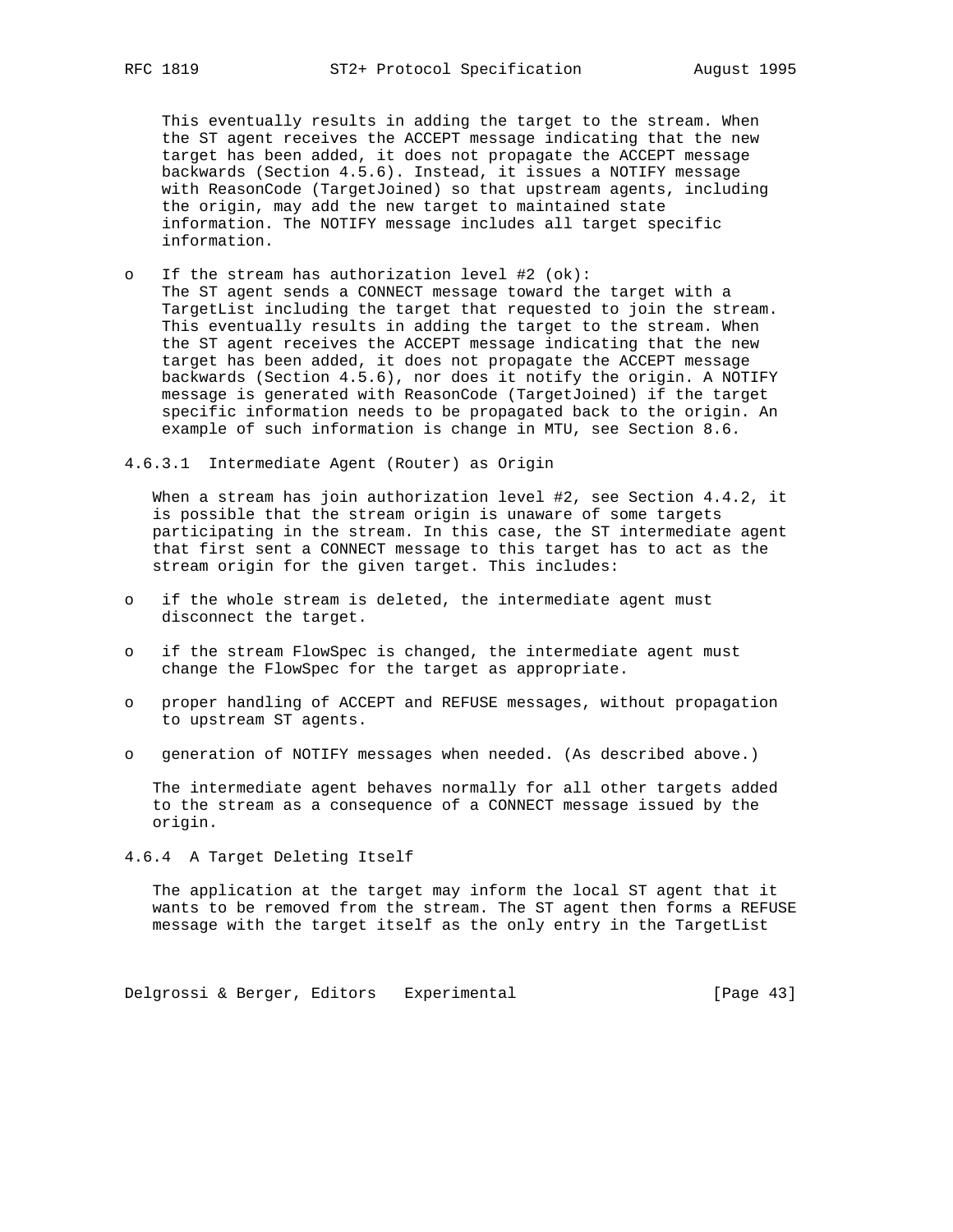This eventually results in adding the target to the stream. When the ST agent receives the ACCEPT message indicating that the new target has been added, it does not propagate the ACCEPT message backwards (Section 4.5.6). Instead, it issues a NOTIFY message with ReasonCode (TargetJoined) so that upstream agents, including the origin, may add the new target to maintained state information. The NOTIFY message includes all target specific information.

- If the stream has authorization level #2 (ok):
  The ST agent sends a CONNECT message toward the target with a TargetList including the target that requested to join the stream. This eventually results in adding the target to the stream. When the ST agent receives the ACCEPT message indicating that the new target has been added, it does not propagate the ACCEPT message backwards (Section 4.5.6), nor does it notify the origin. A NOTIFY message is generated with ReasonCode (TargetJoined) if the target specific information needs to be propagated back to the origin. An example of such information is change in MTU, see Section 8.6.

#### 4.6.3.1 Intermediate Agent (Router) as Origin

When a stream has join authorization level #2, see Section 4.4.2, it is possible that the stream origin is unaware of some targets participating in the stream. In this case, the ST intermediate agent that first sent a CONNECT message to this target has to act as the stream origin for the given target. This includes:

- if the whole stream is deleted, the intermediate agent must disconnect the target.
- if the stream FlowSpec is changed, the intermediate agent must change the FlowSpec for the target as appropriate.
- proper handling of ACCEPT and REFUSE messages, without propagation to upstream ST agents.
- generation of NOTIFY messages when needed. (As described above.)

The intermediate agent behaves normally for all other targets added to the stream as a consequence of a CONNECT message issued by the origin.

### 4.6.4 A Target Deleting Itself

The application at the target may inform the local ST agent that it wants to be removed from the stream. The ST agent then forms a REFUSE message with the target itself as the only entry in the TargetList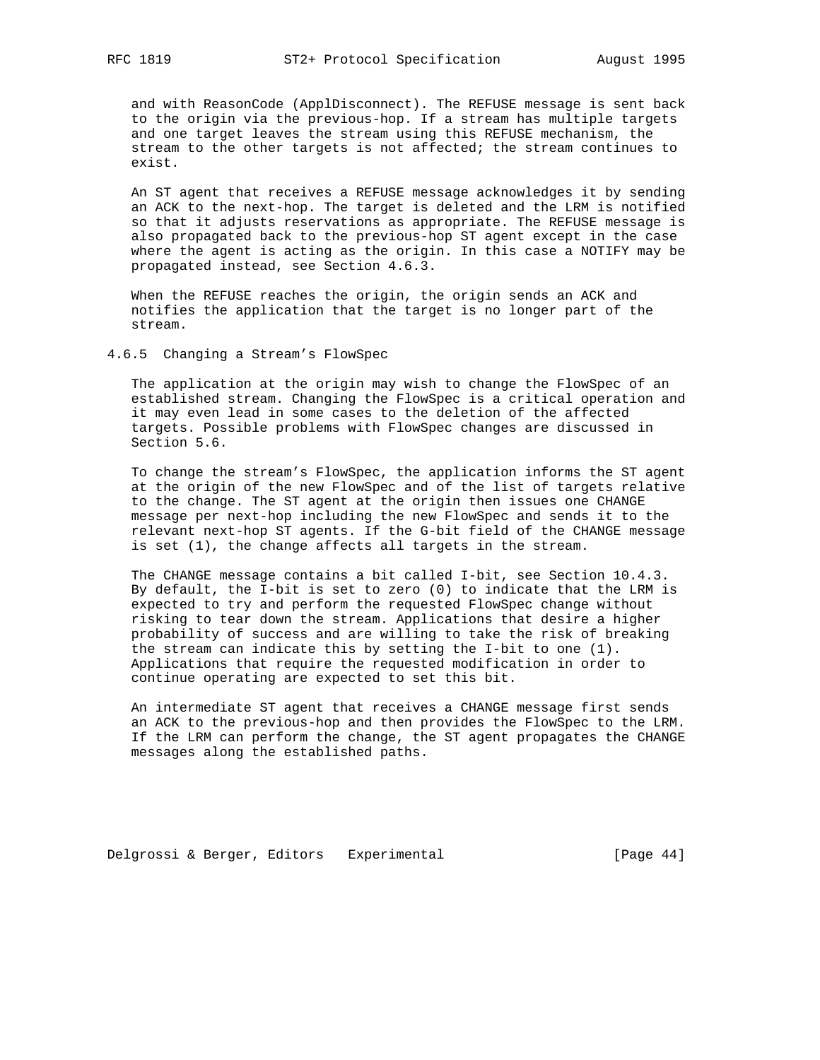and with ReasonCode (ApplDisconnect). The REFUSE message is sent back to the origin via the previous-hop. If a stream has multiple targets and one target leaves the stream using this REFUSE mechanism, the stream to the other targets is not affected; the stream continues to exist.

An ST agent that receives a REFUSE message acknowledges it by sending an ACK to the next-hop. The target is deleted and the LRM is notified so that it adjusts reservations as appropriate. The REFUSE message is also propagated back to the previous-hop ST agent except in the case where the agent is acting as the origin. In this case a NOTIFY may be propagated instead, see Section 4.6.3.

When the REFUSE reaches the origin, the origin sends an ACK and notifies the application that the target is no longer part of the stream.

### 4.6.5 Changing a Stream's FlowSpec

The application at the origin may wish to change the FlowSpec of an established stream. Changing the FlowSpec is a critical operation and it may even lead in some cases to the deletion of the affected targets. Possible problems with FlowSpec changes are discussed in Section 5.6.

To change the stream's FlowSpec, the application informs the ST agent at the origin of the new FlowSpec and of the list of targets relative to the change. The ST agent at the origin then issues one CHANGE message per next-hop including the new FlowSpec and sends it to the relevant next-hop ST agents. If the G-bit field of the CHANGE message is set (1), the change affects all targets in the stream.

The CHANGE message contains a bit called I-bit, see Section 10.4.3. By default, the I-bit is set to zero (0) to indicate that the LRM is expected to try and perform the requested FlowSpec change without risking to tear down the stream. Applications that desire a higher probability of success and are willing to take the risk of breaking the stream can indicate this by setting the I-bit to one (1). Applications that require the requested modification in order to continue operating are expected to set this bit.

An intermediate ST agent that receives a CHANGE message first sends an ACK to the previous-hop and then provides the FlowSpec to the LRM. If the LRM can perform the change, the ST agent propagates the CHANGE messages along the established paths.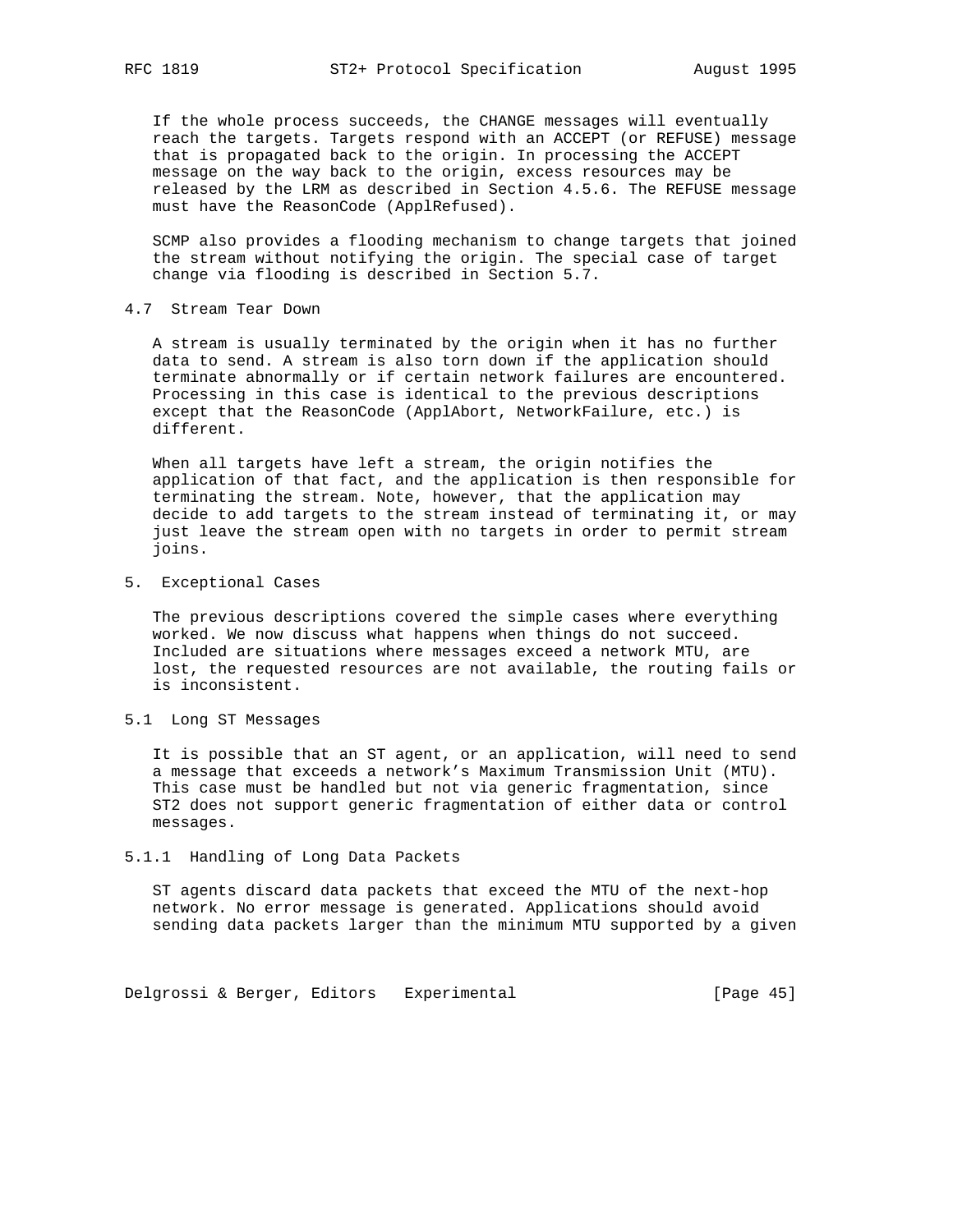If the whole process succeeds, the CHANGE messages will eventually reach the targets. Targets respond with an ACCEPT (or REFUSE) message that is propagated back to the origin. In processing the ACCEPT message on the way back to the origin, excess resources may be released by the LRM as described in Section 4.5.6. The REFUSE message must have the ReasonCode (ApplRefused).

SCMP also provides a flooding mechanism to change targets that joined the stream without notifying the origin. The special case of target change via flooding is described in Section 5.7.

### 4.7 Stream Tear Down

A stream is usually terminated by the origin when it has no further data to send. A stream is also torn down if the application should terminate abnormally or if certain network failures are encountered. Processing in this case is identical to the previous descriptions except that the ReasonCode (ApplAbort, NetworkFailure, etc.) is different.

When all targets have left a stream, the origin notifies the application of that fact, and the application is then responsible for terminating the stream. Note, however, that the application may decide to add targets to the stream instead of terminating it, or may just leave the stream open with no targets in order to permit stream joins.

## 5. Exceptional Cases

The previous descriptions covered the simple cases where everything worked. We now discuss what happens when things do not succeed. Included are situations where messages exceed a network MTU, are lost, the requested resources are not available, the routing fails or is inconsistent.

### 5.1 Long ST Messages

It is possible that an ST agent, or an application, will need to send a message that exceeds a network's Maximum Transmission Unit (MTU). This case must be handled but not via generic fragmentation, since ST2 does not support generic fragmentation of either data or control messages.

#### 5.1.1 Handling of Long Data Packets

ST agents discard data packets that exceed the MTU of the next-hop network. No error message is generated. Applications should avoid sending data packets larger than the minimum MTU supported by a given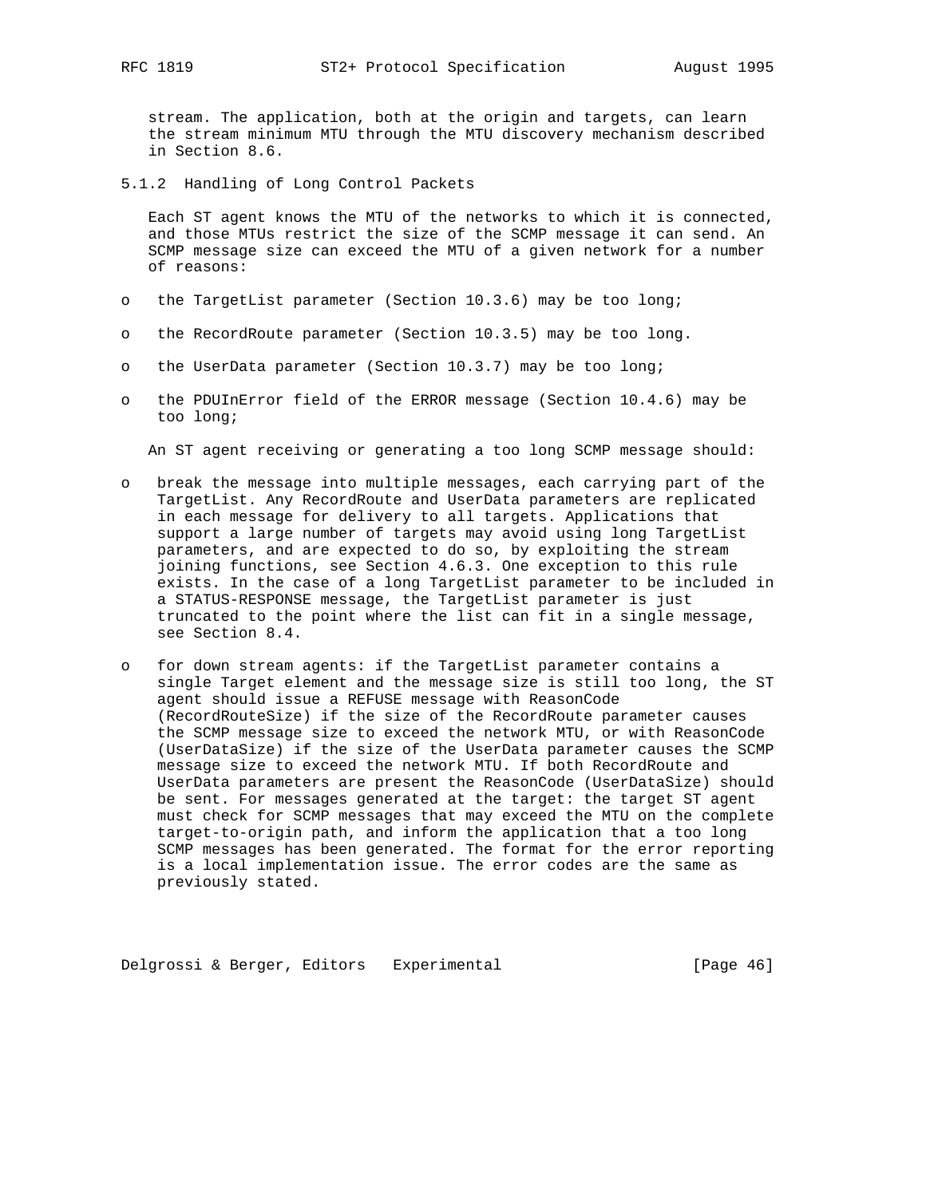stream. The application, both at the origin and targets, can learn the stream minimum MTU through the MTU discovery mechanism described in Section 8.6.

### 5.1.2 Handling of Long Control Packets

Each ST agent knows the MTU of the networks to which it is connected, and those MTUs restrict the size of the SCMP message it can send. An SCMP message size can exceed the MTU of a given network for a number of reasons:

- the TargetList parameter (Section 10.3.6) may be too long;
- the RecordRoute parameter (Section 10.3.5) may be too long.
- the UserData parameter (Section 10.3.7) may be too long;
- the PDUInError field of the ERROR message (Section 10.4.6) may be too long;

An ST agent receiving or generating a too long SCMP message should:

- break the message into multiple messages, each carrying part of the TargetList. Any RecordRoute and UserData parameters are replicated in each message for delivery to all targets. Applications that support a large number of targets may avoid using long TargetList parameters, and are expected to do so, by exploiting the stream joining functions, see Section 4.6.3. One exception to this rule exists. In the case of a long TargetList parameter to be included in a STATUS-RESPONSE message, the TargetList parameter is just truncated to the point where the list can fit in a single message, see Section 8.4.
- for down stream agents: if the TargetList parameter contains a single Target element and the message size is still too long, the ST agent should issue a REFUSE message with ReasonCode (RecordRouteSize) if the size of the RecordRoute parameter causes the SCMP message size to exceed the network MTU, or with ReasonCode (UserDataSize) if the size of the UserData parameter causes the SCMP message size to exceed the network MTU. If both RecordRoute and UserData parameters are present the ReasonCode (UserDataSize) should be sent. For messages generated at the target: the target ST agent must check for SCMP messages that may exceed the MTU on the complete target-to-origin path, and inform the application that a too long SCMP messages has been generated. The format for the error reporting is a local implementation issue. The error codes are the same as previously stated.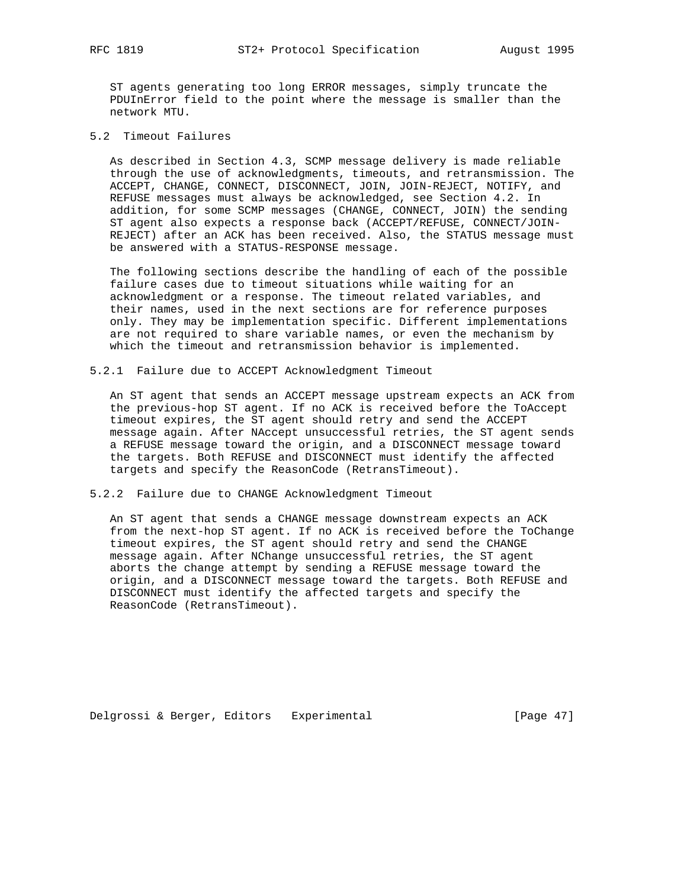ST agents generating too long ERROR messages, simply truncate the PDUInError field to the point where the message is smaller than the network MTU.

## 5.2 Timeout Failures

As described in Section 4.3, SCMP message delivery is made reliable through the use of acknowledgments, timeouts, and retransmission. The ACCEPT, CHANGE, CONNECT, DISCONNECT, JOIN, JOIN-REJECT, NOTIFY, and REFUSE messages must always be acknowledged, see Section 4.2. In addition, for some SCMP messages (CHANGE, CONNECT, JOIN) the sending ST agent also expects a response back (ACCEPT/REFUSE, CONNECT/JOIN-REJECT) after an ACK has been received. Also, the STATUS message must be answered with a STATUS-RESPONSE message.

The following sections describe the handling of each of the possible failure cases due to timeout situations while waiting for an acknowledgment or a response. The timeout related variables, and their names, used in the next sections are for reference purposes only. They may be implementation specific. Different implementations are not required to share variable names, or even the mechanism by which the timeout and retransmission behavior is implemented.

### 5.2.1 Failure due to ACCEPT Acknowledgment Timeout

An ST agent that sends an ACCEPT message upstream expects an ACK from the previous-hop ST agent. If no ACK is received before the ToAccept timeout expires, the ST agent should retry and send the ACCEPT message again. After NAccept unsuccessful retries, the ST agent sends a REFUSE message toward the origin, and a DISCONNECT message toward the targets. Both REFUSE and DISCONNECT must identify the affected targets and specify the ReasonCode (RetransTimeout).

### 5.2.2 Failure due to CHANGE Acknowledgment Timeout

An ST agent that sends a CHANGE message downstream expects an ACK from the next-hop ST agent. If no ACK is received before the ToChange timeout expires, the ST agent should retry and send the CHANGE message again. After NChange unsuccessful retries, the ST agent aborts the change attempt by sending a REFUSE message toward the origin, and a DISCONNECT message toward the targets. Both REFUSE and DISCONNECT must identify the affected targets and specify the ReasonCode (RetransTimeout).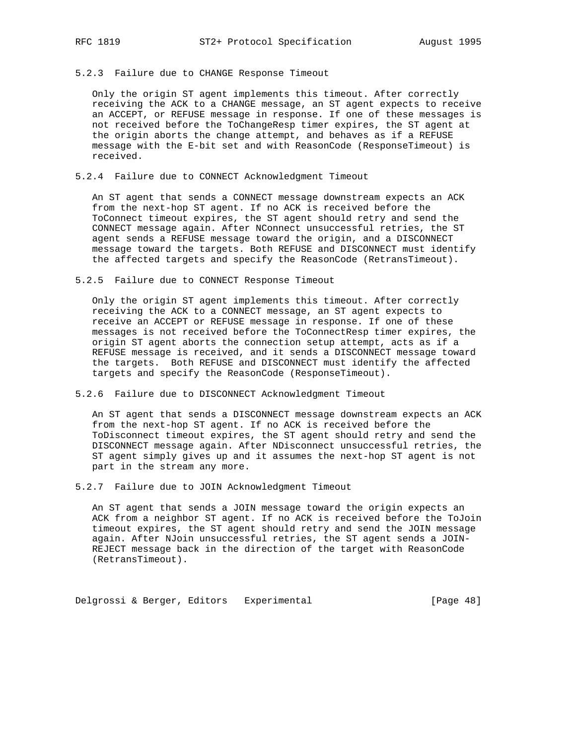### 5.2.3 Failure due to CHANGE Response Timeout

Only the origin ST agent implements this timeout. After correctly receiving the ACK to a CHANGE message, an ST agent expects to receive an ACCEPT, or REFUSE message in response. If one of these messages is not received before the ToChangeResp timer expires, the ST agent at the origin aborts the change attempt, and behaves as if a REFUSE message with the E-bit set and with ReasonCode (ResponseTimeout) is received.

### 5.2.4 Failure due to CONNECT Acknowledgment Timeout

An ST agent that sends a CONNECT message downstream expects an ACK from the next-hop ST agent. If no ACK is received before the ToConnect timeout expires, the ST agent should retry and send the CONNECT message again. After NConnect unsuccessful retries, the ST agent sends a REFUSE message toward the origin, and a DISCONNECT message toward the targets. Both REFUSE and DISCONNECT must identify the affected targets and specify the ReasonCode (RetransTimeout).

### 5.2.5 Failure due to CONNECT Response Timeout

Only the origin ST agent implements this timeout. After correctly receiving the ACK to a CONNECT message, an ST agent expects to receive an ACCEPT or REFUSE message in response. If one of these messages is not received before the ToConnectResp timer expires, the origin ST agent aborts the connection setup attempt, acts as if a REFUSE message is received, and it sends a DISCONNECT message toward the targets. Both REFUSE and DISCONNECT must identify the affected targets and specify the ReasonCode (ResponseTimeout).

### 5.2.6 Failure due to DISCONNECT Acknowledgment Timeout

An ST agent that sends a DISCONNECT message downstream expects an ACK from the next-hop ST agent. If no ACK is received before the ToDisconnect timeout expires, the ST agent should retry and send the DISCONNECT message again. After NDisconnect unsuccessful retries, the ST agent simply gives up and it assumes the next-hop ST agent is not part in the stream any more.

### 5.2.7 Failure due to JOIN Acknowledgment Timeout

An ST agent that sends a JOIN message toward the origin expects an ACK from a neighbor ST agent. If no ACK is received before the ToJoin timeout expires, the ST agent should retry and send the JOIN message again. After NJoin unsuccessful retries, the ST agent sends a JOIN-REJECT message back in the direction of the target with ReasonCode (RetransTimeout).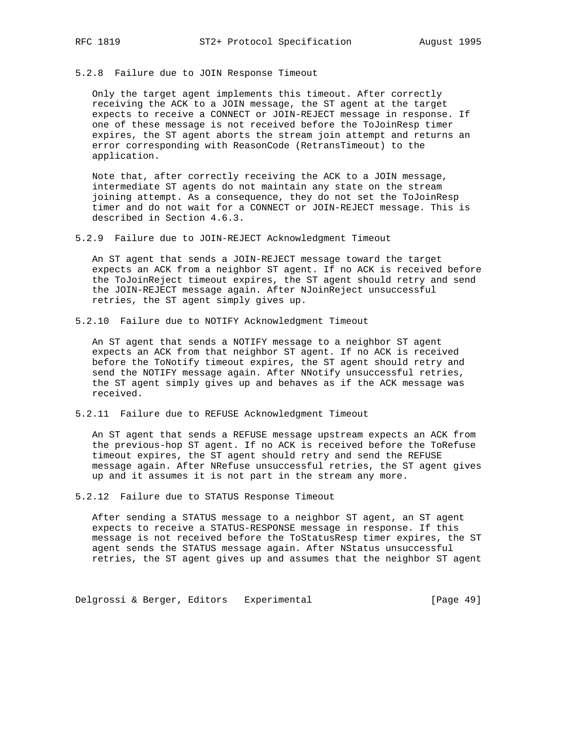#### 5.2.8 Failure due to JOIN Response Timeout

Only the target agent implements this timeout. After correctly receiving the ACK to a JOIN message, the ST agent at the target expects to receive a CONNECT or JOIN-REJECT message in response. If one of these message is not received before the ToJoinResp timer expires, the ST agent aborts the stream join attempt and returns an error corresponding with ReasonCode (RetransTimeout) to the application.

Note that, after correctly receiving the ACK to a JOIN message, intermediate ST agents do not maintain any state on the stream joining attempt. As a consequence, they do not set the ToJoinResp timer and do not wait for a CONNECT or JOIN-REJECT message. This is described in Section 4.6.3.

#### 5.2.9 Failure due to JOIN-REJECT Acknowledgment Timeout

An ST agent that sends a JOIN-REJECT message toward the target expects an ACK from a neighbor ST agent. If no ACK is received before the ToJoinReject timeout expires, the ST agent should retry and send the JOIN-REJECT message again. After NJoinReject unsuccessful retries, the ST agent simply gives up.

#### 5.2.10 Failure due to NOTIFY Acknowledgment Timeout

An ST agent that sends a NOTIFY message to a neighbor ST agent expects an ACK from that neighbor ST agent. If no ACK is received before the ToNotify timeout expires, the ST agent should retry and send the NOTIFY message again. After NNotify unsuccessful retries, the ST agent simply gives up and behaves as if the ACK message was received.

#### 5.2.11 Failure due to REFUSE Acknowledgment Timeout

An ST agent that sends a REFUSE message upstream expects an ACK from the previous-hop ST agent. If no ACK is received before the ToRefuse timeout expires, the ST agent should retry and send the REFUSE message again. After NRefuse unsuccessful retries, the ST agent gives up and it assumes it is not part in the stream any more.

#### 5.2.12 Failure due to STATUS Response Timeout

After sending a STATUS message to a neighbor ST agent, an ST agent expects to receive a STATUS-RESPONSE message in response. If this message is not received before the ToStatusResp timer expires, the ST agent sends the STATUS message again. After NStatus unsuccessful retries, the ST agent gives up and assumes that the neighbor ST agent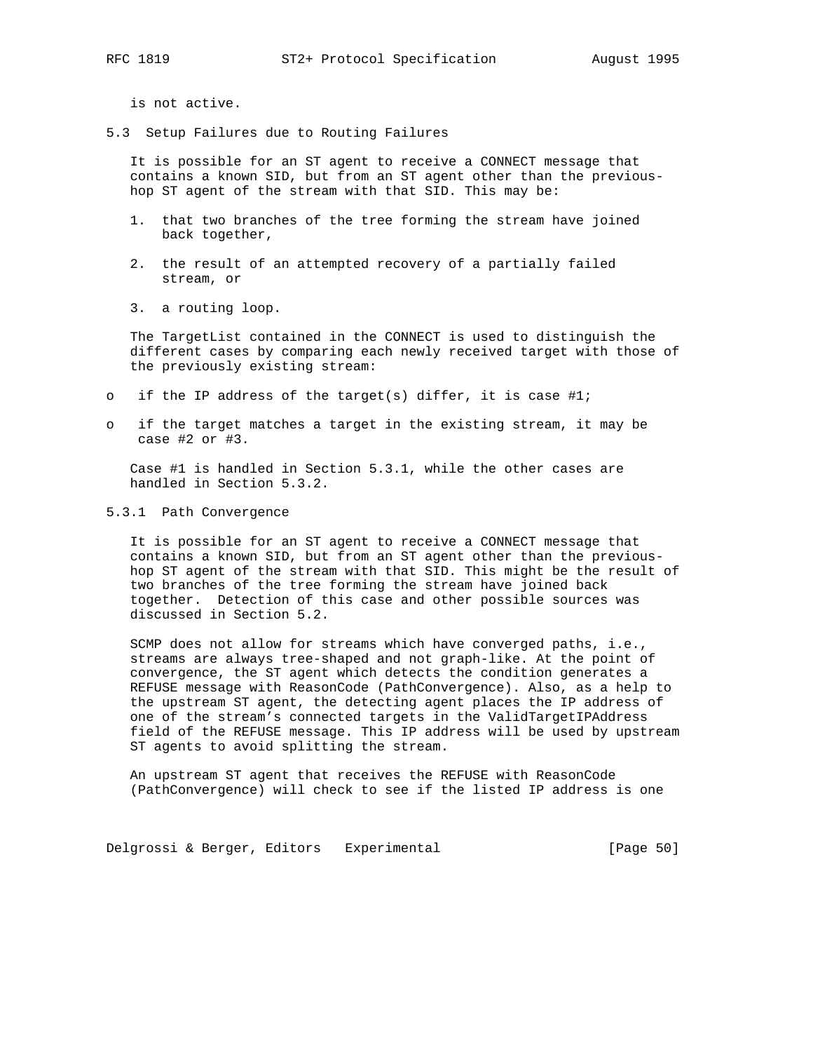is not active.

## 5.3 Setup Failures due to Routing Failures

It is possible for an ST agent to receive a CONNECT message that contains a known SID, but from an ST agent other than the previous-hop ST agent of the stream with that SID. This may be:

1. that two branches of the tree forming the stream have joined back together,

2. the result of an attempted recovery of a partially failed stream, or

3. a routing loop.

The TargetList contained in the CONNECT is used to distinguish the different cases by comparing each newly received target with those of the previously existing stream:

- if the IP address of the target(s) differ, it is case #1;

- if the target matches a target in the existing stream, it may be case #2 or #3.

Case #1 is handled in Section 5.3.1, while the other cases are handled in Section 5.3.2.

### 5.3.1 Path Convergence

It is possible for an ST agent to receive a CONNECT message that contains a known SID, but from an ST agent other than the previous-hop ST agent of the stream with that SID. This might be the result of two branches of the tree forming the stream have joined back together. Detection of this case and other possible sources was discussed in Section 5.2.

SCMP does not allow for streams which have converged paths, i.e., streams are always tree-shaped and not graph-like. At the point of convergence, the ST agent which detects the condition generates a REFUSE message with ReasonCode (PathConvergence). Also, as a help to the upstream ST agent, the detecting agent places the IP address of one of the stream's connected targets in the ValidTargetIPAddress field of the REFUSE message. This IP address will be used by upstream ST agents to avoid splitting the stream.

An upstream ST agent that receives the REFUSE with ReasonCode (PathConvergence) will check to see if the listed IP address is one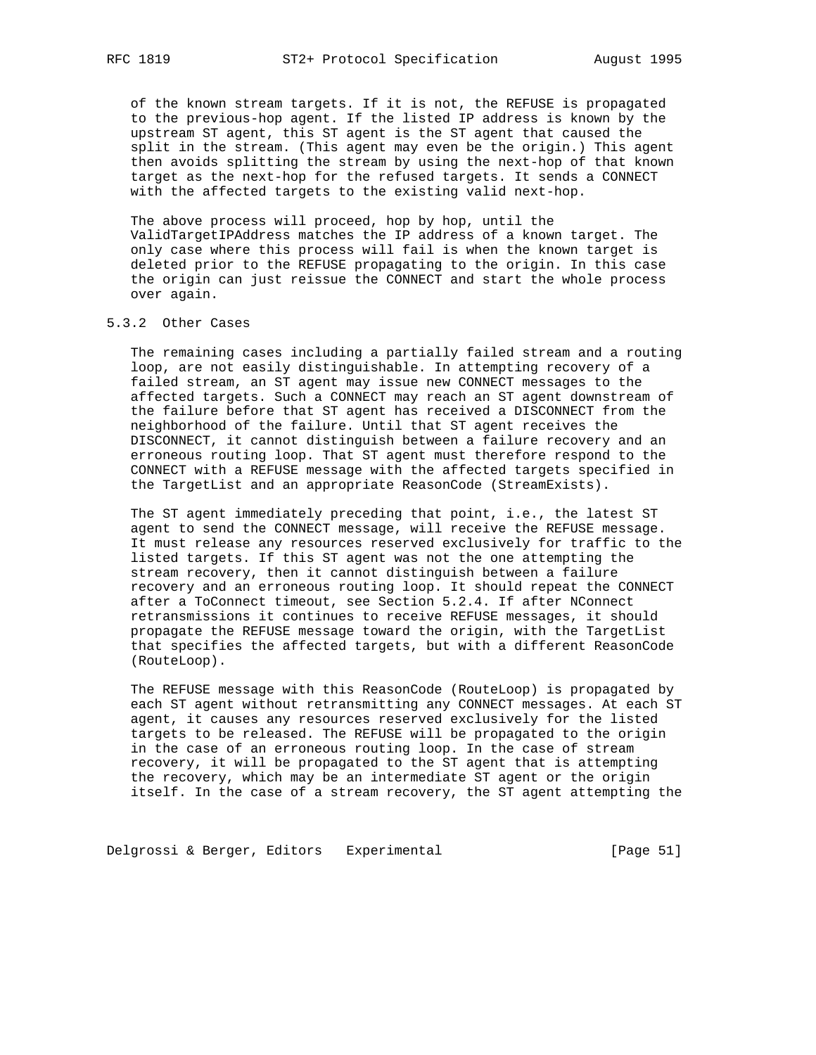of the known stream targets. If it is not, the REFUSE is propagated to the previous-hop agent. If the listed IP address is known by the upstream ST agent, this ST agent is the ST agent that caused the split in the stream. (This agent may even be the origin.) This agent then avoids splitting the stream by using the next-hop of that known target as the next-hop for the refused targets. It sends a CONNECT with the affected targets to the existing valid next-hop.

The above process will proceed, hop by hop, until the ValidTargetIPAddress matches the IP address of a known target. The only case where this process will fail is when the known target is deleted prior to the REFUSE propagating to the origin. In this case the origin can just reissue the CONNECT and start the whole process over again.

### 5.3.2 Other Cases

The remaining cases including a partially failed stream and a routing loop, are not easily distinguishable. In attempting recovery of a failed stream, an ST agent may issue new CONNECT messages to the affected targets. Such a CONNECT may reach an ST agent downstream of the failure before that ST agent has received a DISCONNECT from the neighborhood of the failure. Until that ST agent receives the DISCONNECT, it cannot distinguish between a failure recovery and an erroneous routing loop. That ST agent must therefore respond to the CONNECT with a REFUSE message with the affected targets specified in the TargetList and an appropriate ReasonCode (StreamExists).

The ST agent immediately preceding that point, i.e., the latest ST agent to send the CONNECT message, will receive the REFUSE message. It must release any resources reserved exclusively for traffic to the listed targets. If this ST agent was not the one attempting the stream recovery, then it cannot distinguish between a failure recovery and an erroneous routing loop. It should repeat the CONNECT after a ToConnect timeout, see Section 5.2.4. If after NConnect retransmissions it continues to receive REFUSE messages, it should propagate the REFUSE message toward the origin, with the TargetList that specifies the affected targets, but with a different ReasonCode (RouteLoop).

The REFUSE message with this ReasonCode (RouteLoop) is propagated by each ST agent without retransmitting any CONNECT messages. At each ST agent, it causes any resources reserved exclusively for the listed targets to be released. The REFUSE will be propagated to the origin in the case of an erroneous routing loop. In the case of stream recovery, it will be propagated to the ST agent that is attempting the recovery, which may be an intermediate ST agent or the origin itself. In the case of a stream recovery, the ST agent attempting the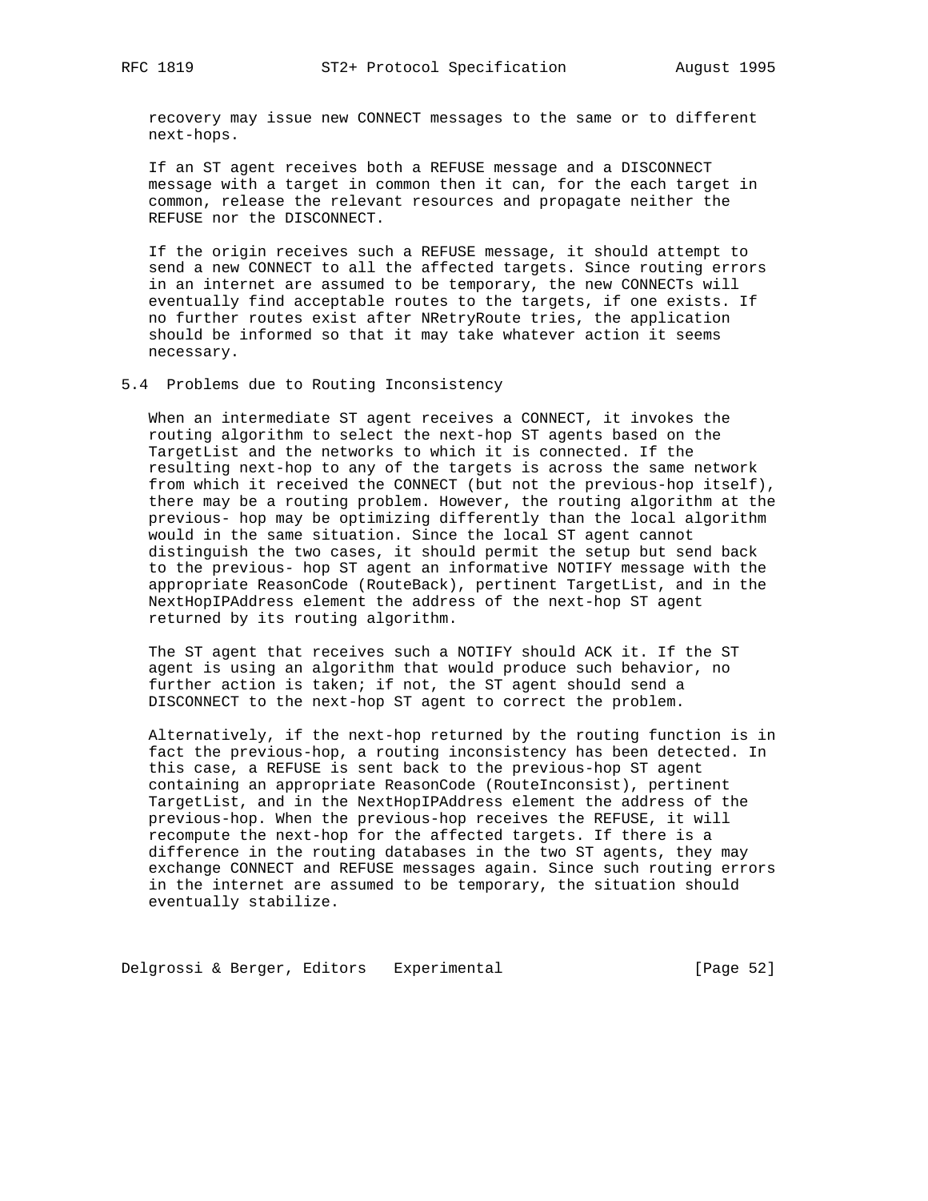recovery may issue new CONNECT messages to the same or to different next-hops.

If an ST agent receives both a REFUSE message and a DISCONNECT message with a target in common then it can, for the each target in common, release the relevant resources and propagate neither the REFUSE nor the DISCONNECT.

If the origin receives such a REFUSE message, it should attempt to send a new CONNECT to all the affected targets. Since routing errors in an internet are assumed to be temporary, the new CONNECTs will eventually find acceptable routes to the targets, if one exists. If no further routes exist after NRetryRoute tries, the application should be informed so that it may take whatever action it seems necessary.

## 5.4 Problems due to Routing Inconsistency

When an intermediate ST agent receives a CONNECT, it invokes the routing algorithm to select the next-hop ST agents based on the TargetList and the networks to which it is connected. If the resulting next-hop to any of the targets is across the same network from which it received the CONNECT (but not the previous-hop itself), there may be a routing problem. However, the routing algorithm at the previous- hop may be optimizing differently than the local algorithm would in the same situation. Since the local ST agent cannot distinguish the two cases, it should permit the setup but send back to the previous- hop ST agent an informative NOTIFY message with the appropriate ReasonCode (RouteBack), pertinent TargetList, and in the NextHopIPAddress element the address of the next-hop ST agent returned by its routing algorithm.

The ST agent that receives such a NOTIFY should ACK it. If the ST agent is using an algorithm that would produce such behavior, no further action is taken; if not, the ST agent should send a DISCONNECT to the next-hop ST agent to correct the problem.

Alternatively, if the next-hop returned by the routing function is in fact the previous-hop, a routing inconsistency has been detected. In this case, a REFUSE is sent back to the previous-hop ST agent containing an appropriate ReasonCode (RouteInconsist), pertinent TargetList, and in the NextHopIPAddress element the address of the previous-hop. When the previous-hop receives the REFUSE, it will recompute the next-hop for the affected targets. If there is a difference in the routing databases in the two ST agents, they may exchange CONNECT and REFUSE messages again. Since such routing errors in the internet are assumed to be temporary, the situation should eventually stabilize.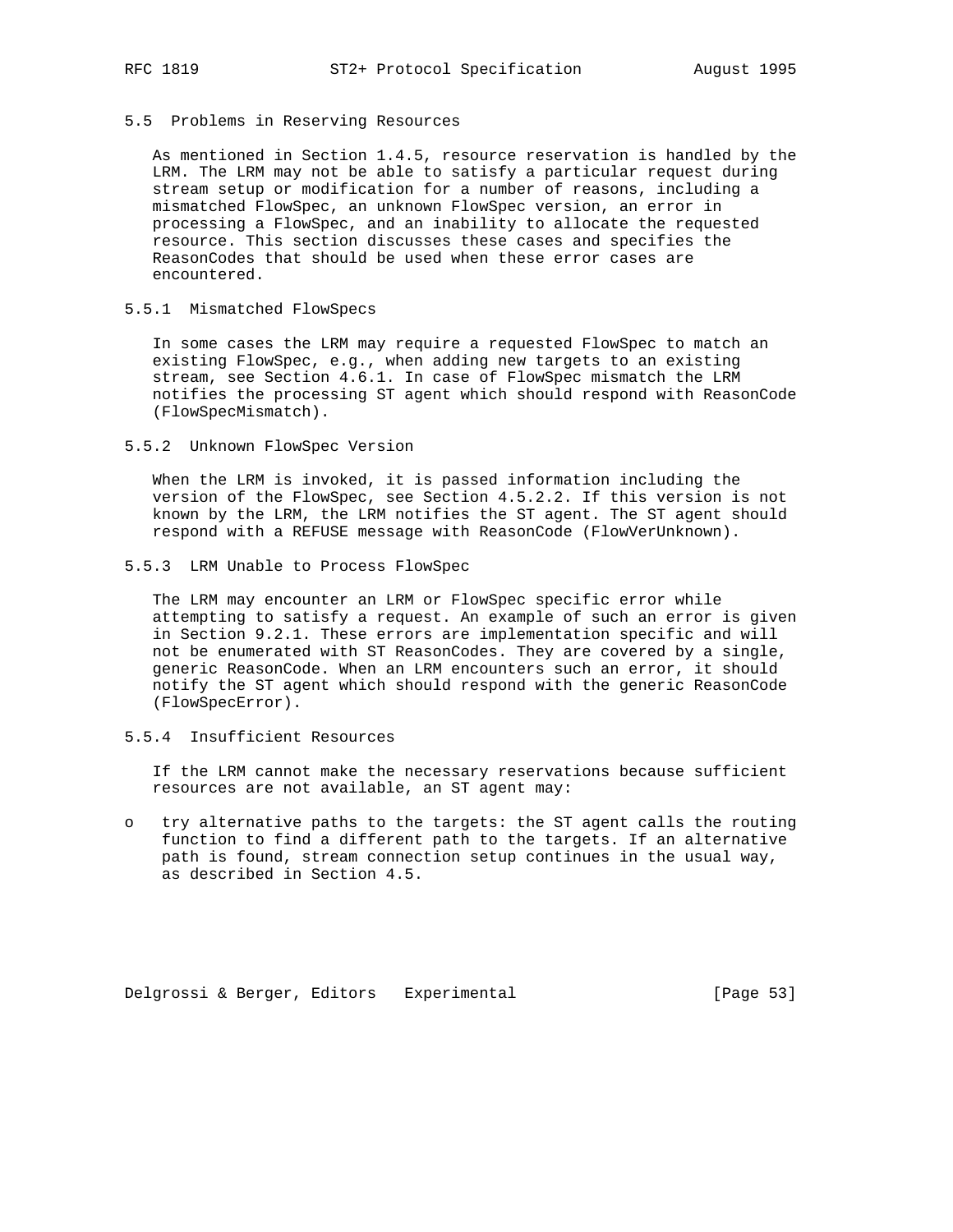## 5.5 Problems in Reserving Resources

As mentioned in Section 1.4.5, resource reservation is handled by the LRM. The LRM may not be able to satisfy a particular request during stream setup or modification for a number of reasons, including a mismatched FlowSpec, an unknown FlowSpec version, an error in processing a FlowSpec, and an inability to allocate the requested resource. This section discusses these cases and specifies the ReasonCodes that should be used when these error cases are encountered.

### 5.5.1 Mismatched FlowSpecs

In some cases the LRM may require a requested FlowSpec to match an existing FlowSpec, e.g., when adding new targets to an existing stream, see Section 4.6.1. In case of FlowSpec mismatch the LRM notifies the processing ST agent which should respond with ReasonCode (FlowSpecMismatch).

### 5.5.2 Unknown FlowSpec Version

When the LRM is invoked, it is passed information including the version of the FlowSpec, see Section 4.5.2.2. If this version is not known by the LRM, the LRM notifies the ST agent. The ST agent should respond with a REFUSE message with ReasonCode (FlowVerUnknown).

### 5.5.3 LRM Unable to Process FlowSpec

The LRM may encounter an LRM or FlowSpec specific error while attempting to satisfy a request. An example of such an error is given in Section 9.2.1. These errors are implementation specific and will not be enumerated with ST ReasonCodes. They are covered by a single, generic ReasonCode. When an LRM encounters such an error, it should notify the ST agent which should respond with the generic ReasonCode (FlowSpecError).

### 5.5.4 Insufficient Resources

If the LRM cannot make the necessary reservations because sufficient resources are not available, an ST agent may:

- try alternative paths to the targets: the ST agent calls the routing function to find a different path to the targets. If an alternative path is found, stream connection setup continues in the usual way, as described in Section 4.5.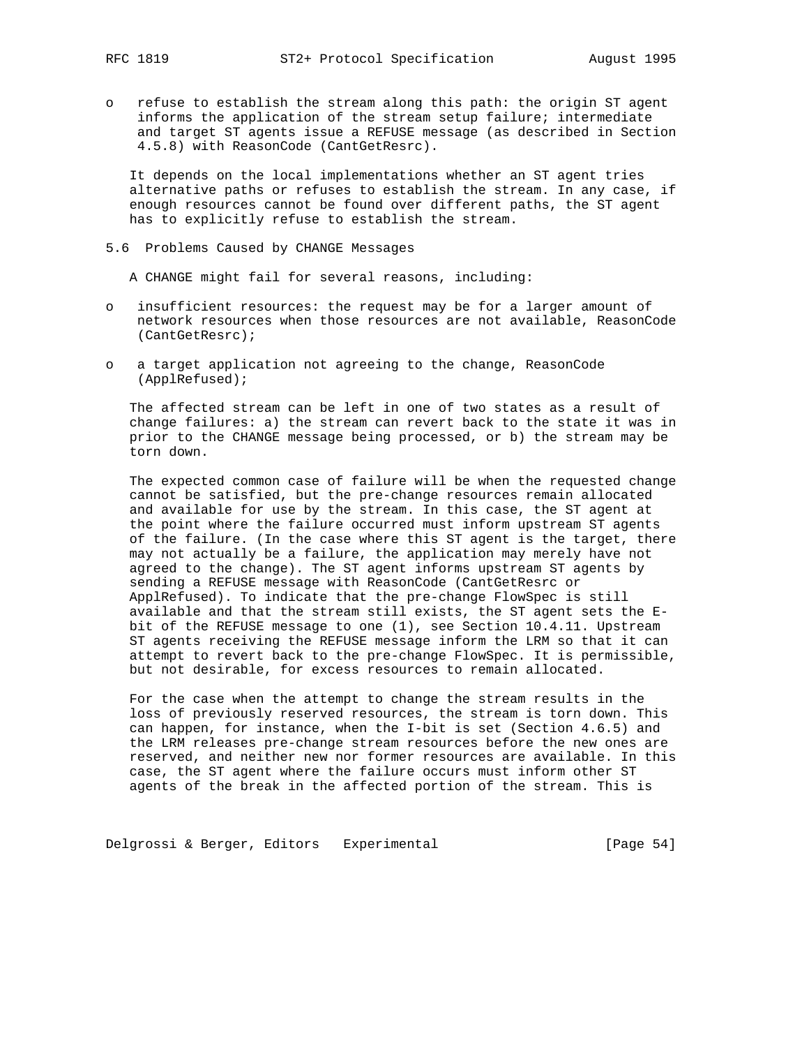- refuse to establish the stream along this path: the origin ST agent informs the application of the stream setup failure; intermediate and target ST agents issue a REFUSE message (as described in Section 4.5.8) with ReasonCode (CantGetResrc).

It depends on the local implementations whether an ST agent tries alternative paths or refuses to establish the stream. In any case, if enough resources cannot be found over different paths, the ST agent has to explicitly refuse to establish the stream.

## 5.6 Problems Caused by CHANGE Messages

A CHANGE might fail for several reasons, including:

- insufficient resources: the request may be for a larger amount of network resources when those resources are not available, ReasonCode (CantGetResrc);
- a target application not agreeing to the change, ReasonCode (ApplRefused);

The affected stream can be left in one of two states as a result of change failures: a) the stream can revert back to the state it was in prior to the CHANGE message being processed, or b) the stream may be torn down.

The expected common case of failure will be when the requested change cannot be satisfied, but the pre-change resources remain allocated and available for use by the stream. In this case, the ST agent at the point where the failure occurred must inform upstream ST agents of the failure. (In the case where this ST agent is the target, there may not actually be a failure, the application may merely have not agreed to the change). The ST agent informs upstream ST agents by sending a REFUSE message with ReasonCode (CantGetResrc or ApplRefused). To indicate that the pre-change FlowSpec is still available and that the stream still exists, the ST agent sets the E-bit of the REFUSE message to one (1), see Section 10.4.11. Upstream ST agents receiving the REFUSE message inform the LRM so that it can attempt to revert back to the pre-change FlowSpec. It is permissible, but not desirable, for excess resources to remain allocated.

For the case when the attempt to change the stream results in the loss of previously reserved resources, the stream is torn down. This can happen, for instance, when the I-bit is set (Section 4.6.5) and the LRM releases pre-change stream resources before the new ones are reserved, and neither new nor former resources are available. In this case, the ST agent where the failure occurs must inform other ST agents of the break in the affected portion of the stream. This is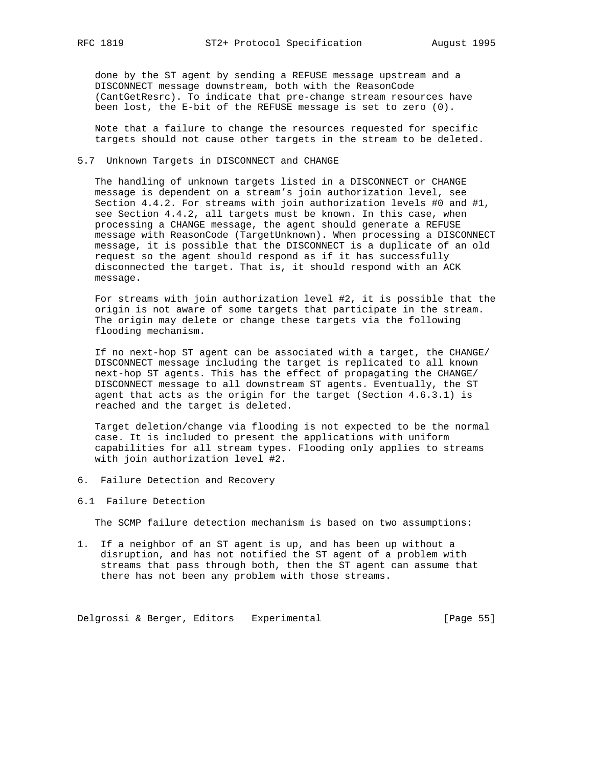done by the ST agent by sending a REFUSE message upstream and a DISCONNECT message downstream, both with the ReasonCode (CantGetResrc). To indicate that pre-change stream resources have been lost, the E-bit of the REFUSE message is set to zero (0).

Note that a failure to change the resources requested for specific targets should not cause other targets in the stream to be deleted.

### 5.7 Unknown Targets in DISCONNECT and CHANGE

The handling of unknown targets listed in a DISCONNECT or CHANGE message is dependent on a stream's join authorization level, see Section 4.4.2. For streams with join authorization levels #0 and #1, see Section 4.4.2, all targets must be known. In this case, when processing a CHANGE message, the agent should generate a REFUSE message with ReasonCode (TargetUnknown). When processing a DISCONNECT message, it is possible that the DISCONNECT is a duplicate of an old request so the agent should respond as if it has successfully disconnected the target. That is, it should respond with an ACK message.

For streams with join authorization level #2, it is possible that the origin is not aware of some targets that participate in the stream. The origin may delete or change these targets via the following flooding mechanism.

If no next-hop ST agent can be associated with a target, the CHANGE/ DISCONNECT message including the target is replicated to all known next-hop ST agents. This has the effect of propagating the CHANGE/ DISCONNECT message to all downstream ST agents. Eventually, the ST agent that acts as the origin for the target (Section 4.6.3.1) is reached and the target is deleted.

Target deletion/change via flooding is not expected to be the normal case. It is included to present the applications with uniform capabilities for all stream types. Flooding only applies to streams with join authorization level #2.

## 6. Failure Detection and Recovery

### 6.1 Failure Detection

The SCMP failure detection mechanism is based on two assumptions:

1. If a neighbor of an ST agent is up, and has been up without a disruption, and has not notified the ST agent of a problem with streams that pass through both, then the ST agent can assume that there has not been any problem with those streams.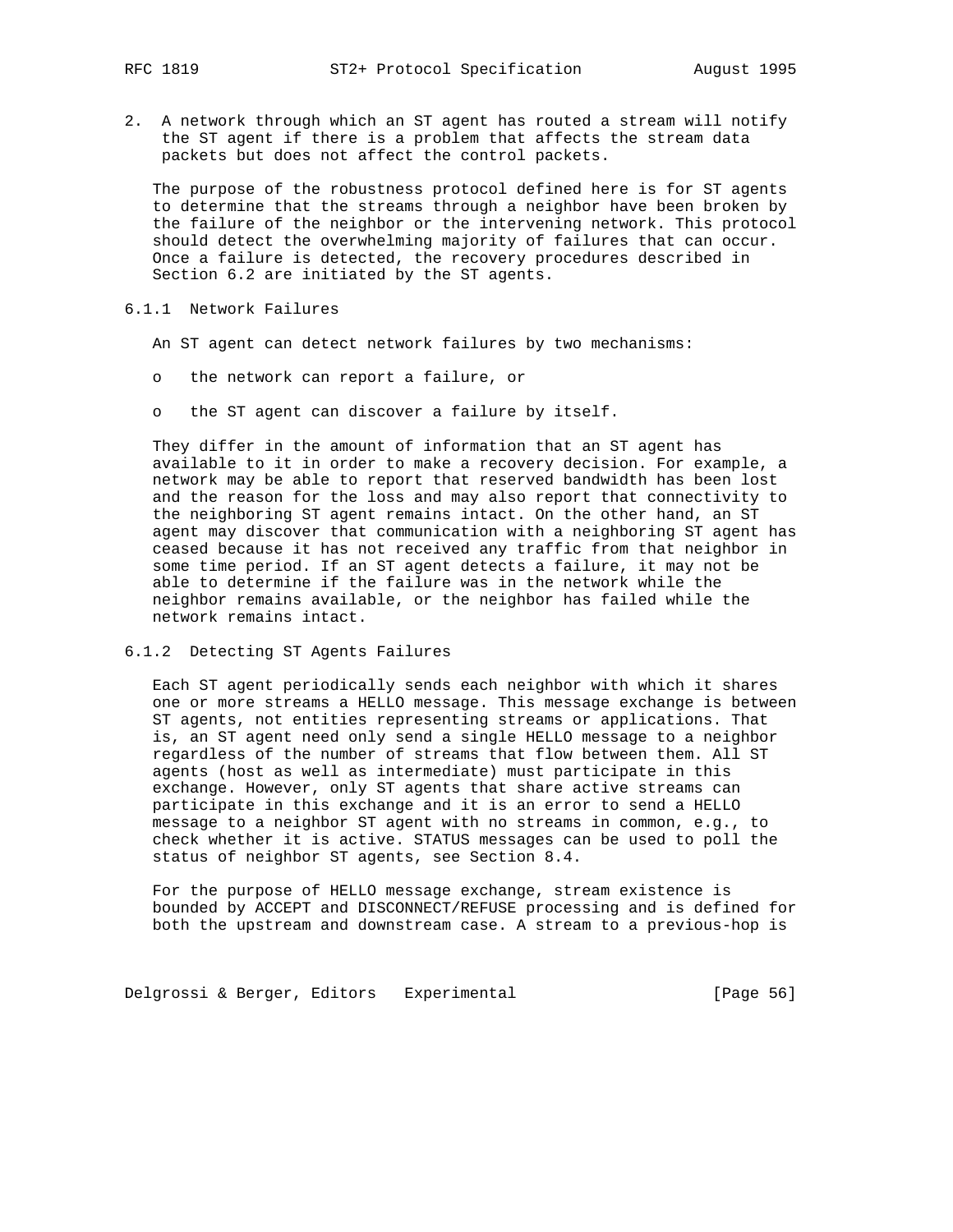2. A network through which an ST agent has routed a stream will notify the ST agent if there is a problem that affects the stream data packets but does not affect the control packets.

The purpose of the robustness protocol defined here is for ST agents to determine that the streams through a neighbor have been broken by the failure of the neighbor or the intervening network. This protocol should detect the overwhelming majority of failures that can occur. Once a failure is detected, the recovery procedures described in Section 6.2 are initiated by the ST agents.

### 6.1.1 Network Failures

An ST agent can detect network failures by two mechanisms:

- the network can report a failure, or
- the ST agent can discover a failure by itself.

They differ in the amount of information that an ST agent has available to it in order to make a recovery decision. For example, a network may be able to report that reserved bandwidth has been lost and the reason for the loss and may also report that connectivity to the neighboring ST agent remains intact. On the other hand, an ST agent may discover that communication with a neighboring ST agent has ceased because it has not received any traffic from that neighbor in some time period. If an ST agent detects a failure, it may not be able to determine if the failure was in the network while the neighbor remains available, or the neighbor has failed while the network remains intact.

### 6.1.2 Detecting ST Agents Failures

Each ST agent periodically sends each neighbor with which it shares one or more streams a HELLO message. This message exchange is between ST agents, not entities representing streams or applications. That is, an ST agent need only send a single HELLO message to a neighbor regardless of the number of streams that flow between them. All ST agents (host as well as intermediate) must participate in this exchange. However, only ST agents that share active streams can participate in this exchange and it is an error to send a HELLO message to a neighbor ST agent with no streams in common, e.g., to check whether it is active. STATUS messages can be used to poll the status of neighbor ST agents, see Section 8.4.

For the purpose of HELLO message exchange, stream existence is bounded by ACCEPT and DISCONNECT/REFUSE processing and is defined for both the upstream and downstream case. A stream to a previous-hop is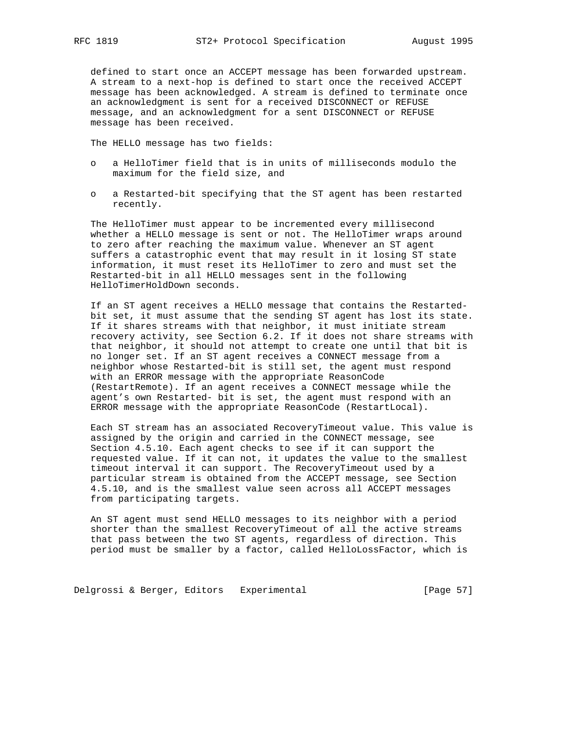defined to start once an ACCEPT message has been forwarded upstream. A stream to a next-hop is defined to start once the received ACCEPT message has been acknowledged. A stream is defined to terminate once an acknowledgment is sent for a received DISCONNECT or REFUSE message, and an acknowledgment for a sent DISCONNECT or REFUSE message has been received.

The HELLO message has two fields:

- a HelloTimer field that is in units of milliseconds modulo the maximum for the field size, and
- a Restarted-bit specifying that the ST agent has been restarted recently.

The HelloTimer must appear to be incremented every millisecond whether a HELLO message is sent or not. The HelloTimer wraps around to zero after reaching the maximum value. Whenever an ST agent suffers a catastrophic event that may result in it losing ST state information, it must reset its HelloTimer to zero and must set the Restarted-bit in all HELLO messages sent in the following HelloTimerHoldDown seconds.

If an ST agent receives a HELLO message that contains the Restarted-bit set, it must assume that the sending ST agent has lost its state. If it shares streams with that neighbor, it must initiate stream recovery activity, see Section 6.2. If it does not share streams with that neighbor, it should not attempt to create one until that bit is no longer set. If an ST agent receives a CONNECT message from a neighbor whose Restarted-bit is still set, the agent must respond with an ERROR message with the appropriate ReasonCode (RestartRemote). If an agent receives a CONNECT message while the agent's own Restarted- bit is set, the agent must respond with an ERROR message with the appropriate ReasonCode (RestartLocal).

Each ST stream has an associated RecoveryTimeout value. This value is assigned by the origin and carried in the CONNECT message, see Section 4.5.10. Each agent checks to see if it can support the requested value. If it can not, it updates the value to the smallest timeout interval it can support. The RecoveryTimeout used by a particular stream is obtained from the ACCEPT message, see Section 4.5.10, and is the smallest value seen across all ACCEPT messages from participating targets.

An ST agent must send HELLO messages to its neighbor with a period shorter than the smallest RecoveryTimeout of all the active streams that pass between the two ST agents, regardless of direction. This period must be smaller by a factor, called HelloLossFactor, which is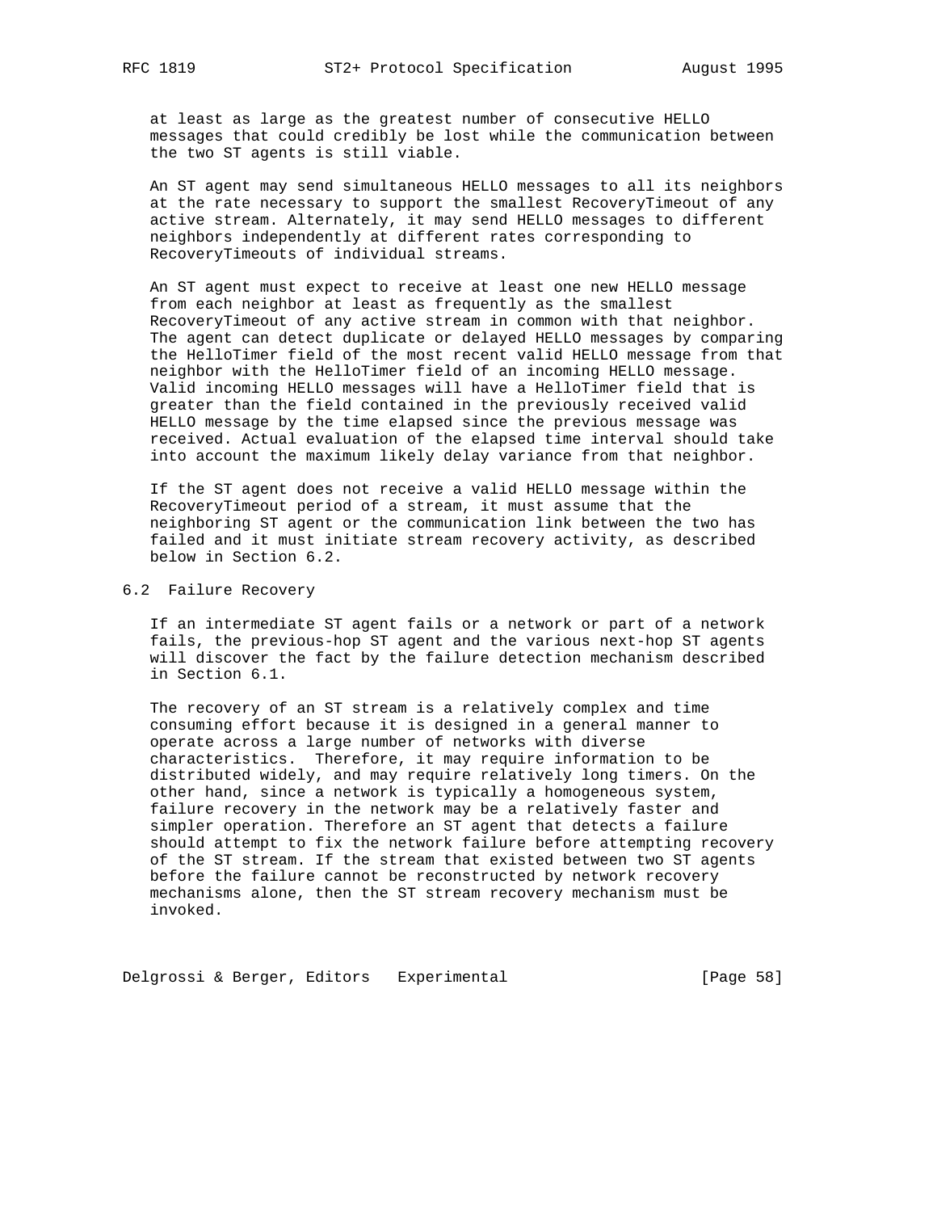at least as large as the greatest number of consecutive HELLO messages that could credibly be lost while the communication between the two ST agents is still viable.

An ST agent may send simultaneous HELLO messages to all its neighbors at the rate necessary to support the smallest RecoveryTimeout of any active stream. Alternately, it may send HELLO messages to different neighbors independently at different rates corresponding to RecoveryTimeouts of individual streams.

An ST agent must expect to receive at least one new HELLO message from each neighbor at least as frequently as the smallest RecoveryTimeout of any active stream in common with that neighbor. The agent can detect duplicate or delayed HELLO messages by comparing the HelloTimer field of the most recent valid HELLO message from that neighbor with the HelloTimer field of an incoming HELLO message. Valid incoming HELLO messages will have a HelloTimer field that is greater than the field contained in the previously received valid HELLO message by the time elapsed since the previous message was received. Actual evaluation of the elapsed time interval should take into account the maximum likely delay variance from that neighbor.

If the ST agent does not receive a valid HELLO message within the RecoveryTimeout period of a stream, it must assume that the neighboring ST agent or the communication link between the two has failed and it must initiate stream recovery activity, as described below in Section 6.2.

## 6.2 Failure Recovery

If an intermediate ST agent fails or a network or part of a network fails, the previous-hop ST agent and the various next-hop ST agents will discover the fact by the failure detection mechanism described in Section 6.1.

The recovery of an ST stream is a relatively complex and time consuming effort because it is designed in a general manner to operate across a large number of networks with diverse characteristics. Therefore, it may require information to be distributed widely, and may require relatively long timers. On the other hand, since a network is typically a homogeneous system, failure recovery in the network may be a relatively faster and simpler operation. Therefore an ST agent that detects a failure should attempt to fix the network failure before attempting recovery of the ST stream. If the stream that existed between two ST agents before the failure cannot be reconstructed by network recovery mechanisms alone, then the ST stream recovery mechanism must be invoked.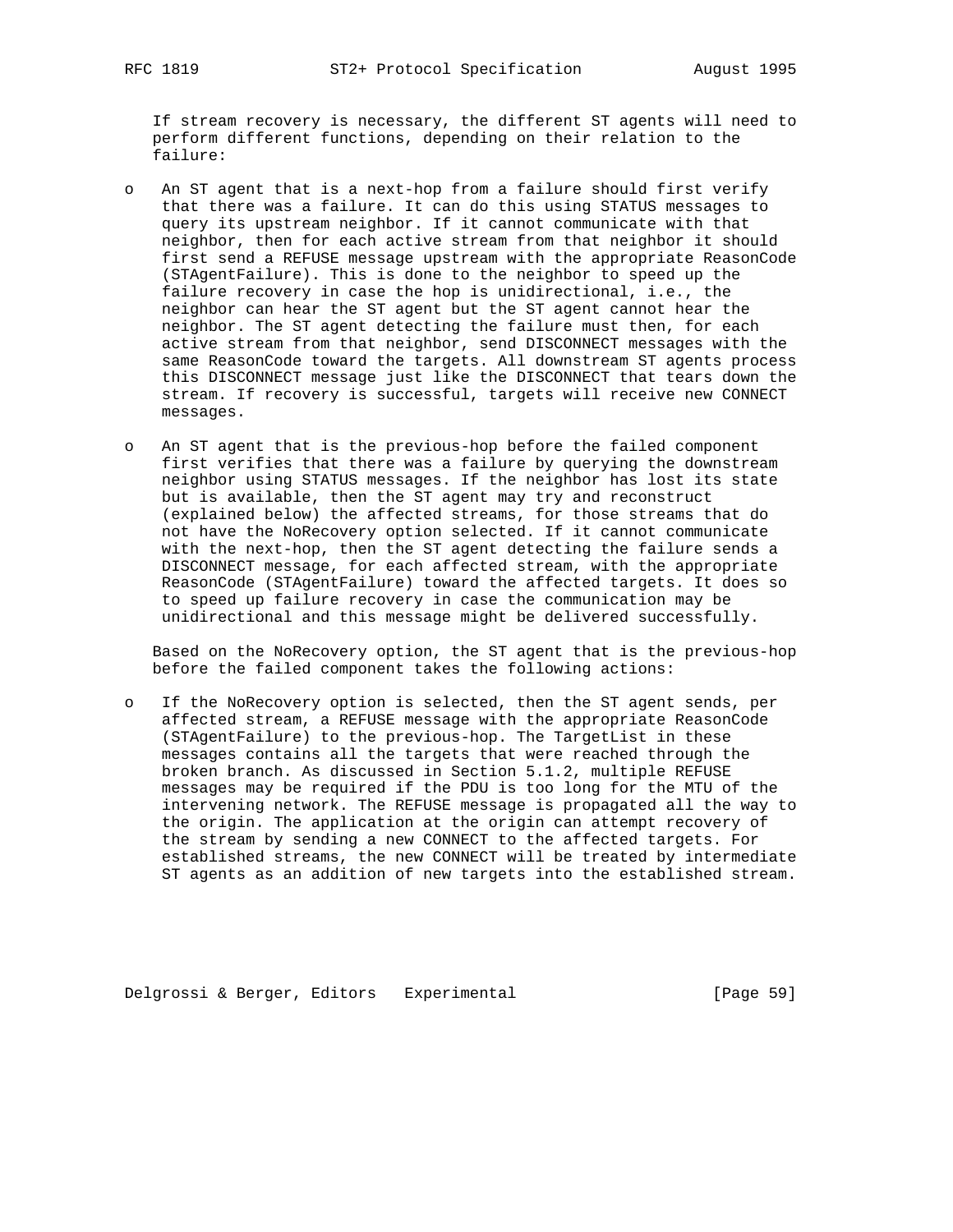If stream recovery is necessary, the different ST agents will need to perform different functions, depending on their relation to the failure:

- An ST agent that is a next-hop from a failure should first verify that there was a failure. It can do this using STATUS messages to query its upstream neighbor. If it cannot communicate with that neighbor, then for each active stream from that neighbor it should first send a REFUSE message upstream with the appropriate ReasonCode (STAgentFailure). This is done to the neighbor to speed up the failure recovery in case the hop is unidirectional, i.e., the neighbor can hear the ST agent but the ST agent cannot hear the neighbor. The ST agent detecting the failure must then, for each active stream from that neighbor, send DISCONNECT messages with the same ReasonCode toward the targets. All downstream ST agents process this DISCONNECT message just like the DISCONNECT that tears down the stream. If recovery is successful, targets will receive new CONNECT messages.

- An ST agent that is the previous-hop before the failed component first verifies that there was a failure by querying the downstream neighbor using STATUS messages. If the neighbor has lost its state but is available, then the ST agent may try and reconstruct (explained below) the affected streams, for those streams that do not have the NoRecovery option selected. If it cannot communicate with the next-hop, then the ST agent detecting the failure sends a DISCONNECT message, for each affected stream, with the appropriate ReasonCode (STAgentFailure) toward the affected targets. It does so to speed up failure recovery in case the communication may be unidirectional and this message might be delivered successfully.

Based on the NoRecovery option, the ST agent that is the previous-hop before the failed component takes the following actions:

- If the NoRecovery option is selected, then the ST agent sends, per affected stream, a REFUSE message with the appropriate ReasonCode (STAgentFailure) to the previous-hop. The TargetList in these messages contains all the targets that were reached through the broken branch. As discussed in Section 5.1.2, multiple REFUSE messages may be required if the PDU is too long for the MTU of the intervening network. The REFUSE message is propagated all the way to the origin. The application at the origin can attempt recovery of the stream by sending a new CONNECT to the affected targets. For established streams, the new CONNECT will be treated by intermediate ST agents as an addition of new targets into the established stream.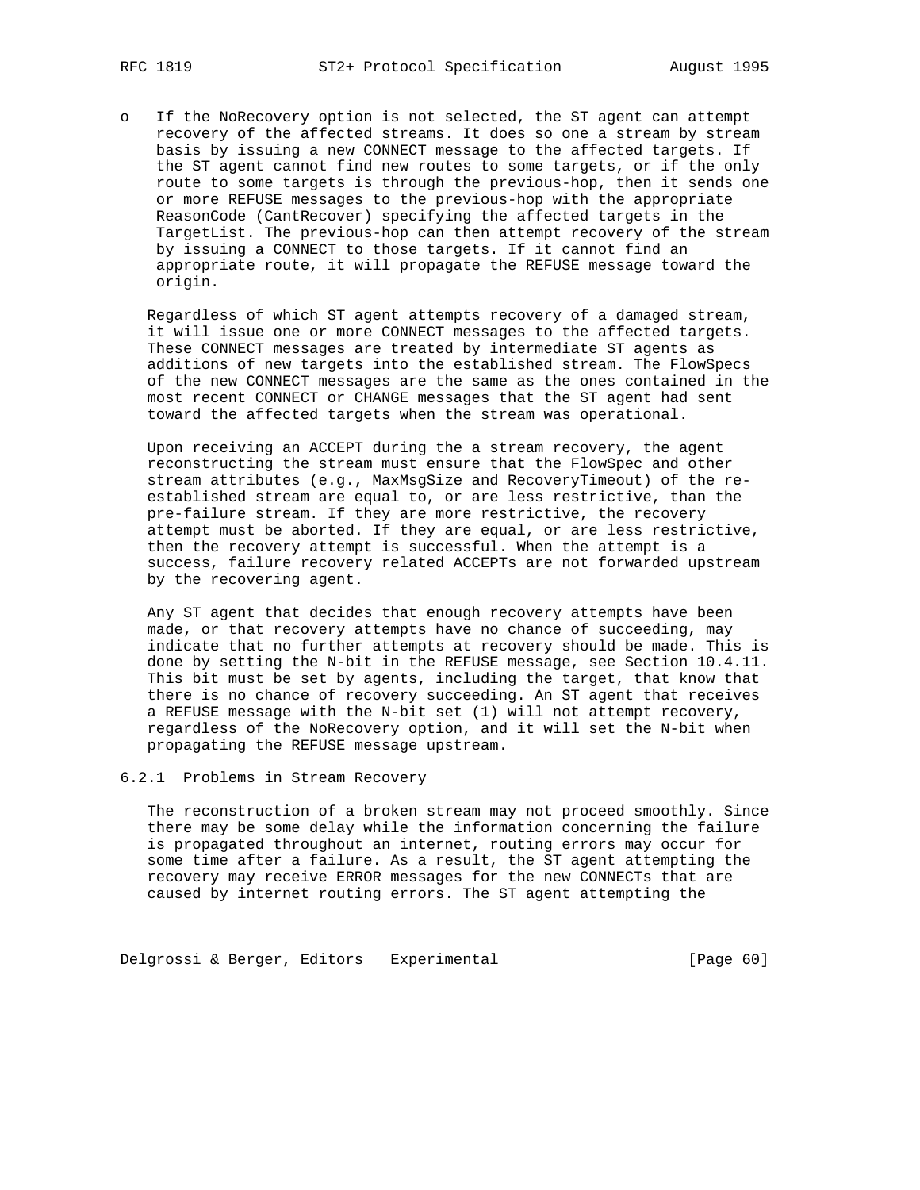- If the NoRecovery option is not selected, the ST agent can attempt recovery of the affected streams. It does so one a stream by stream basis by issuing a new CONNECT message to the affected targets. If the ST agent cannot find new routes to some targets, or if the only route to some targets is through the previous-hop, then it sends one or more REFUSE messages to the previous-hop with the appropriate ReasonCode (CantRecover) specifying the affected targets in the TargetList. The previous-hop can then attempt recovery of the stream by issuing a CONNECT to those targets. If it cannot find an appropriate route, it will propagate the REFUSE message toward the origin.

Regardless of which ST agent attempts recovery of a damaged stream, it will issue one or more CONNECT messages to the affected targets. These CONNECT messages are treated by intermediate ST agents as additions of new targets into the established stream. The FlowSpecs of the new CONNECT messages are the same as the ones contained in the most recent CONNECT or CHANGE messages that the ST agent had sent toward the affected targets when the stream was operational.

Upon receiving an ACCEPT during the a stream recovery, the agent reconstructing the stream must ensure that the FlowSpec and other stream attributes (e.g., MaxMsgSize and RecoveryTimeout) of the re-established stream are equal to, or are less restrictive, than the pre-failure stream. If they are more restrictive, the recovery attempt must be aborted. If they are equal, or are less restrictive, then the recovery attempt is successful. When the attempt is a success, failure recovery related ACCEPTs are not forwarded upstream by the recovering agent.

Any ST agent that decides that enough recovery attempts have been made, or that recovery attempts have no chance of succeeding, may indicate that no further attempts at recovery should be made. This is done by setting the N-bit in the REFUSE message, see Section 10.4.11. This bit must be set by agents, including the target, that know that there is no chance of recovery succeeding. An ST agent that receives a REFUSE message with the N-bit set (1) will not attempt recovery, regardless of the NoRecovery option, and it will set the N-bit when propagating the REFUSE message upstream.

### 6.2.1 Problems in Stream Recovery

The reconstruction of a broken stream may not proceed smoothly. Since there may be some delay while the information concerning the failure is propagated throughout an internet, routing errors may occur for some time after a failure. As a result, the ST agent attempting the recovery may receive ERROR messages for the new CONNECTs that are caused by internet routing errors. The ST agent attempting the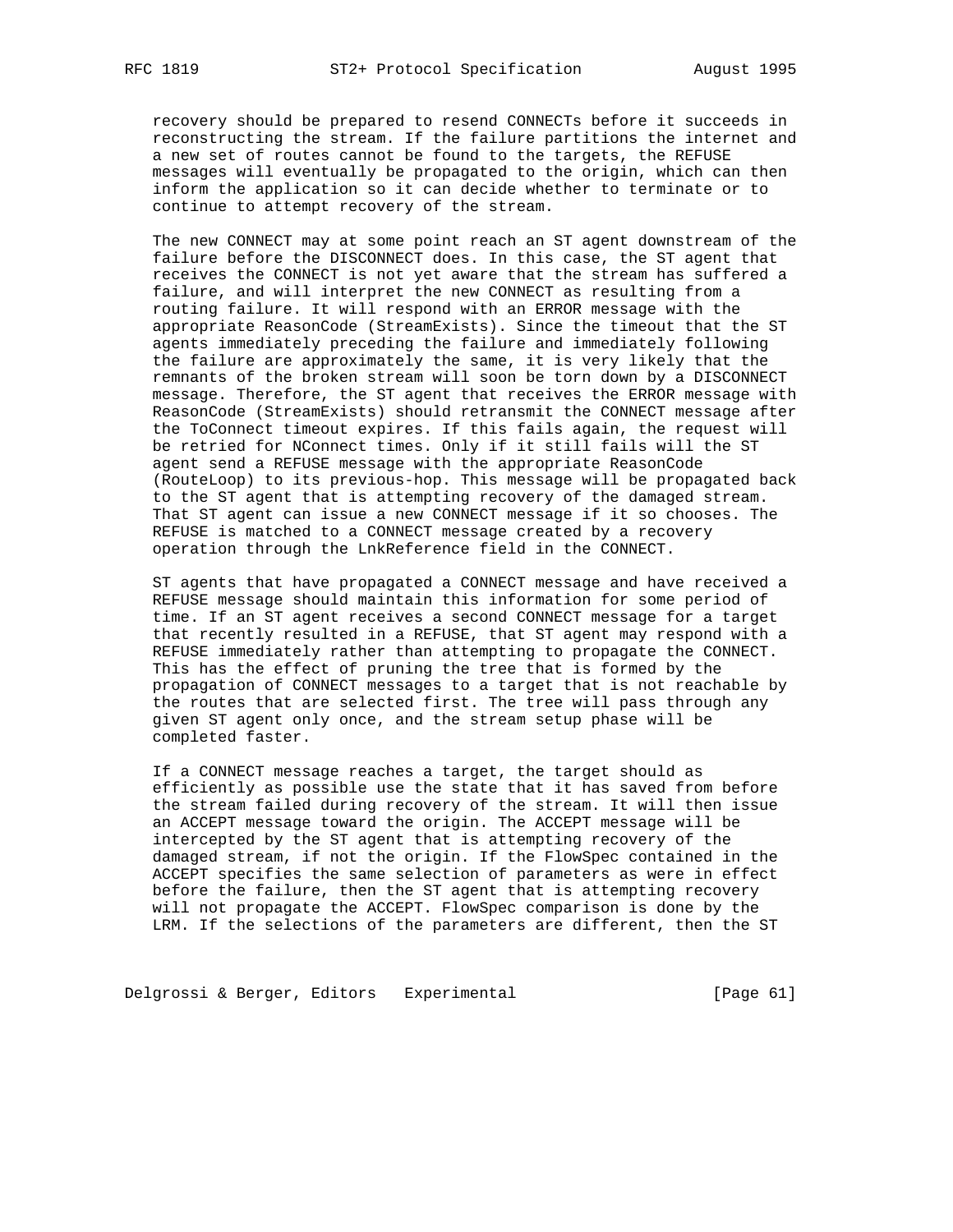recovery should be prepared to resend CONNECTs before it succeeds in reconstructing the stream. If the failure partitions the internet and a new set of routes cannot be found to the targets, the REFUSE messages will eventually be propagated to the origin, which can then inform the application so it can decide whether to terminate or to continue to attempt recovery of the stream.

The new CONNECT may at some point reach an ST agent downstream of the failure before the DISCONNECT does. In this case, the ST agent that receives the CONNECT is not yet aware that the stream has suffered a failure, and will interpret the new CONNECT as resulting from a routing failure. It will respond with an ERROR message with the appropriate ReasonCode (StreamExists). Since the timeout that the ST agents immediately preceding the failure and immediately following the failure are approximately the same, it is very likely that the remnants of the broken stream will soon be torn down by a DISCONNECT message. Therefore, the ST agent that receives the ERROR message with ReasonCode (StreamExists) should retransmit the CONNECT message after the ToConnect timeout expires. If this fails again, the request will be retried for NConnect times. Only if it still fails will the ST agent send a REFUSE message with the appropriate ReasonCode (RouteLoop) to its previous-hop. This message will be propagated back to the ST agent that is attempting recovery of the damaged stream. That ST agent can issue a new CONNECT message if it so chooses. The REFUSE is matched to a CONNECT message created by a recovery operation through the LnkReference field in the CONNECT.

ST agents that have propagated a CONNECT message and have received a REFUSE message should maintain this information for some period of time. If an ST agent receives a second CONNECT message for a target that recently resulted in a REFUSE, that ST agent may respond with a REFUSE immediately rather than attempting to propagate the CONNECT. This has the effect of pruning the tree that is formed by the propagation of CONNECT messages to a target that is not reachable by the routes that are selected first. The tree will pass through any given ST agent only once, and the stream setup phase will be completed faster.

If a CONNECT message reaches a target, the target should as efficiently as possible use the state that it has saved from before the stream failed during recovery of the stream. It will then issue an ACCEPT message toward the origin. The ACCEPT message will be intercepted by the ST agent that is attempting recovery of the damaged stream, if not the origin. If the FlowSpec contained in the ACCEPT specifies the same selection of parameters as were in effect before the failure, then the ST agent that is attempting recovery will not propagate the ACCEPT. FlowSpec comparison is done by the LRM. If the selections of the parameters are different, then the ST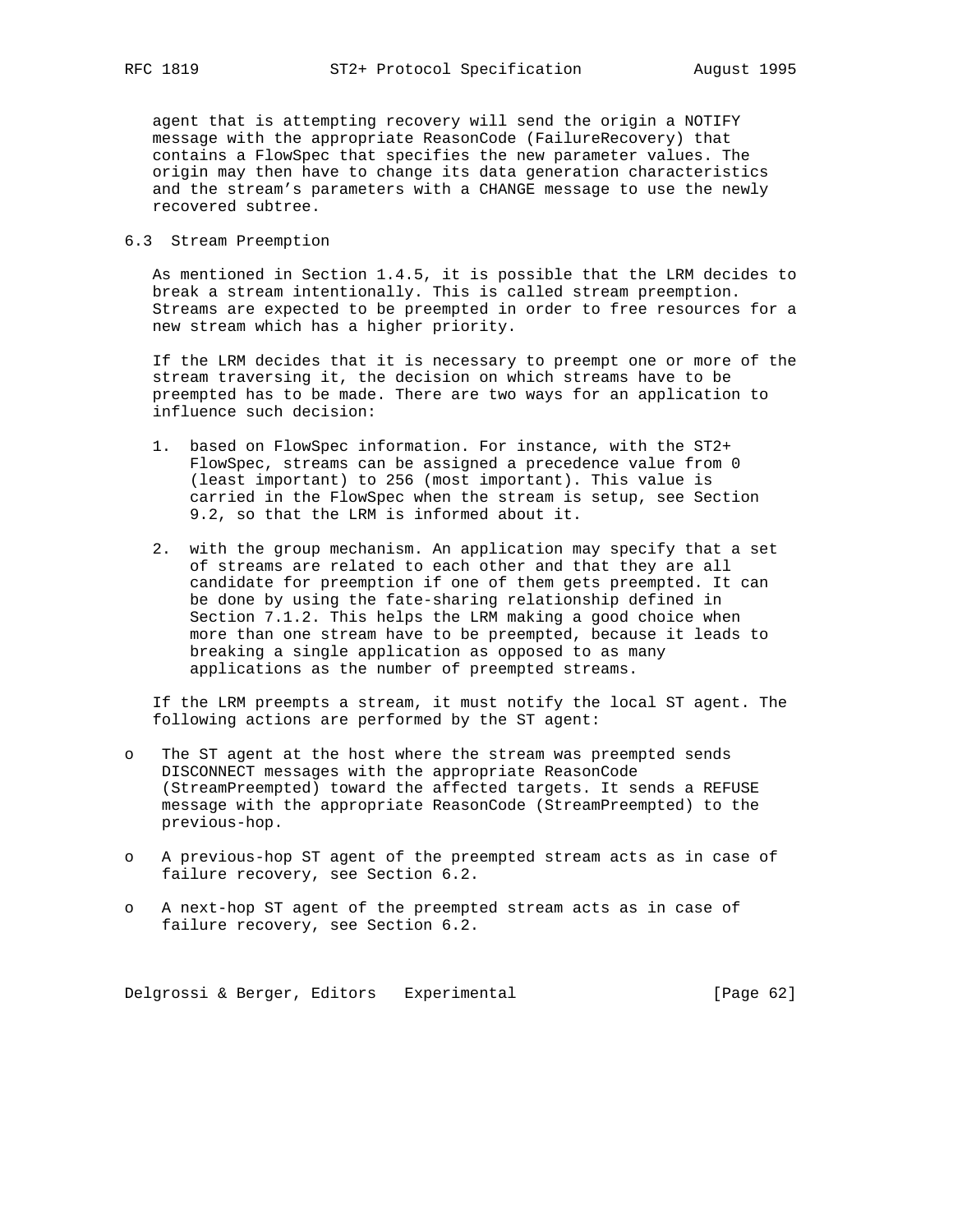agent that is attempting recovery will send the origin a NOTIFY message with the appropriate ReasonCode (FailureRecovery) that contains a FlowSpec that specifies the new parameter values. The origin may then have to change its data generation characteristics and the stream's parameters with a CHANGE message to use the newly recovered subtree.

## 6.3 Stream Preemption

As mentioned in Section 1.4.5, it is possible that the LRM decides to break a stream intentionally. This is called stream preemption. Streams are expected to be preempted in order to free resources for a new stream which has a higher priority.

If the LRM decides that it is necessary to preempt one or more of the stream traversing it, the decision on which streams have to be preempted has to be made. There are two ways for an application to influence such decision:

1. based on FlowSpec information. For instance, with the ST2+ FlowSpec, streams can be assigned a precedence value from 0 (least important) to 256 (most important). This value is carried in the FlowSpec when the stream is setup, see Section 9.2, so that the LRM is informed about it.

2. with the group mechanism. An application may specify that a set of streams are related to each other and that they are all candidate for preemption if one of them gets preempted. It can be done by using the fate-sharing relationship defined in Section 7.1.2. This helps the LRM making a good choice when more than one stream have to be preempted, because it leads to breaking a single application as opposed to as many applications as the number of preempted streams.

If the LRM preempts a stream, it must notify the local ST agent. The following actions are performed by the ST agent:

- The ST agent at the host where the stream was preempted sends DISCONNECT messages with the appropriate ReasonCode (StreamPreempted) toward the affected targets. It sends a REFUSE message with the appropriate ReasonCode (StreamPreempted) to the previous-hop.

- A previous-hop ST agent of the preempted stream acts as in case of failure recovery, see Section 6.2.

- A next-hop ST agent of the preempted stream acts as in case of failure recovery, see Section 6.2.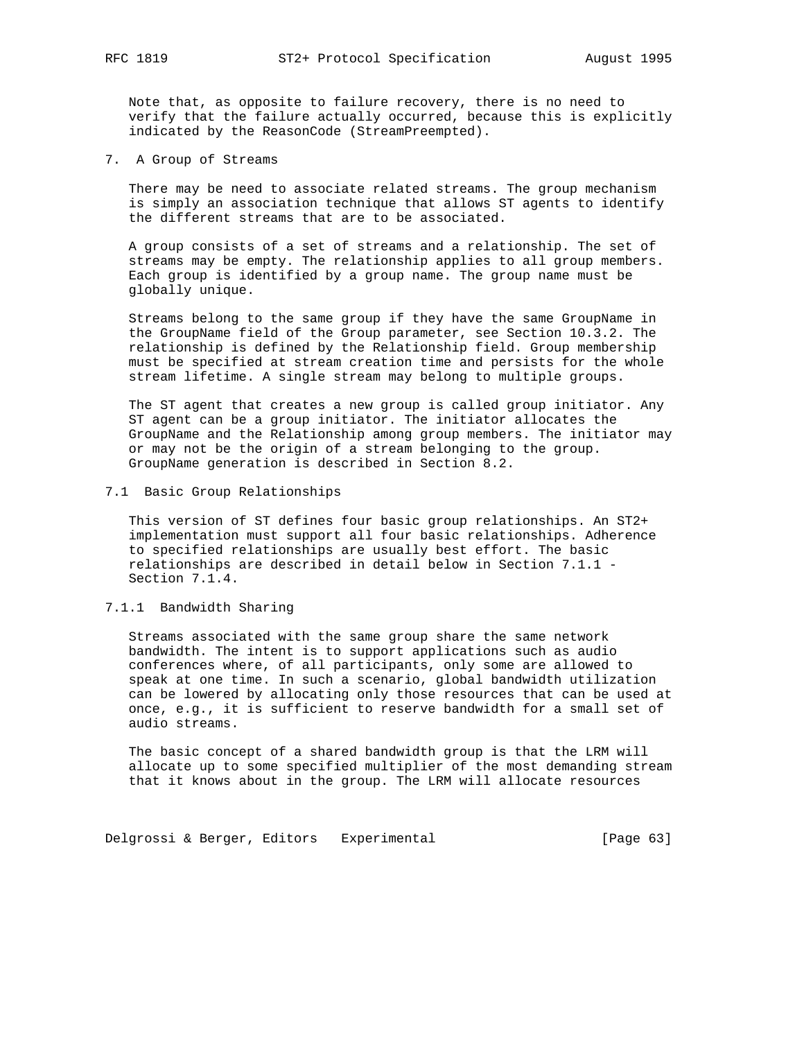Note that, as opposite to failure recovery, there is no need to verify that the failure actually occurred, because this is explicitly indicated by the ReasonCode (StreamPreempted).

# 7. A Group of Streams

There may be need to associate related streams. The group mechanism is simply an association technique that allows ST agents to identify the different streams that are to be associated.

A group consists of a set of streams and a relationship. The set of streams may be empty. The relationship applies to all group members. Each group is identified by a group name. The group name must be globally unique.

Streams belong to the same group if they have the same GroupName in the GroupName field of the Group parameter, see Section 10.3.2. The relationship is defined by the Relationship field. Group membership must be specified at stream creation time and persists for the whole stream lifetime. A single stream may belong to multiple groups.

The ST agent that creates a new group is called group initiator. Any ST agent can be a group initiator. The initiator allocates the GroupName and the Relationship among group members. The initiator may or may not be the origin of a stream belonging to the group. GroupName generation is described in Section 8.2.

## 7.1 Basic Group Relationships

This version of ST defines four basic group relationships. An ST2+ implementation must support all four basic relationships. Adherence to specified relationships are usually best effort. The basic relationships are described in detail below in Section 7.1.1 - Section 7.1.4.

### 7.1.1 Bandwidth Sharing

Streams associated with the same group share the same network bandwidth. The intent is to support applications such as audio conferences where, of all participants, only some are allowed to speak at one time. In such a scenario, global bandwidth utilization can be lowered by allocating only those resources that can be used at once, e.g., it is sufficient to reserve bandwidth for a small set of audio streams.

The basic concept of a shared bandwidth group is that the LRM will allocate up to some specified multiplier of the most demanding stream that it knows about in the group. The LRM will allocate resources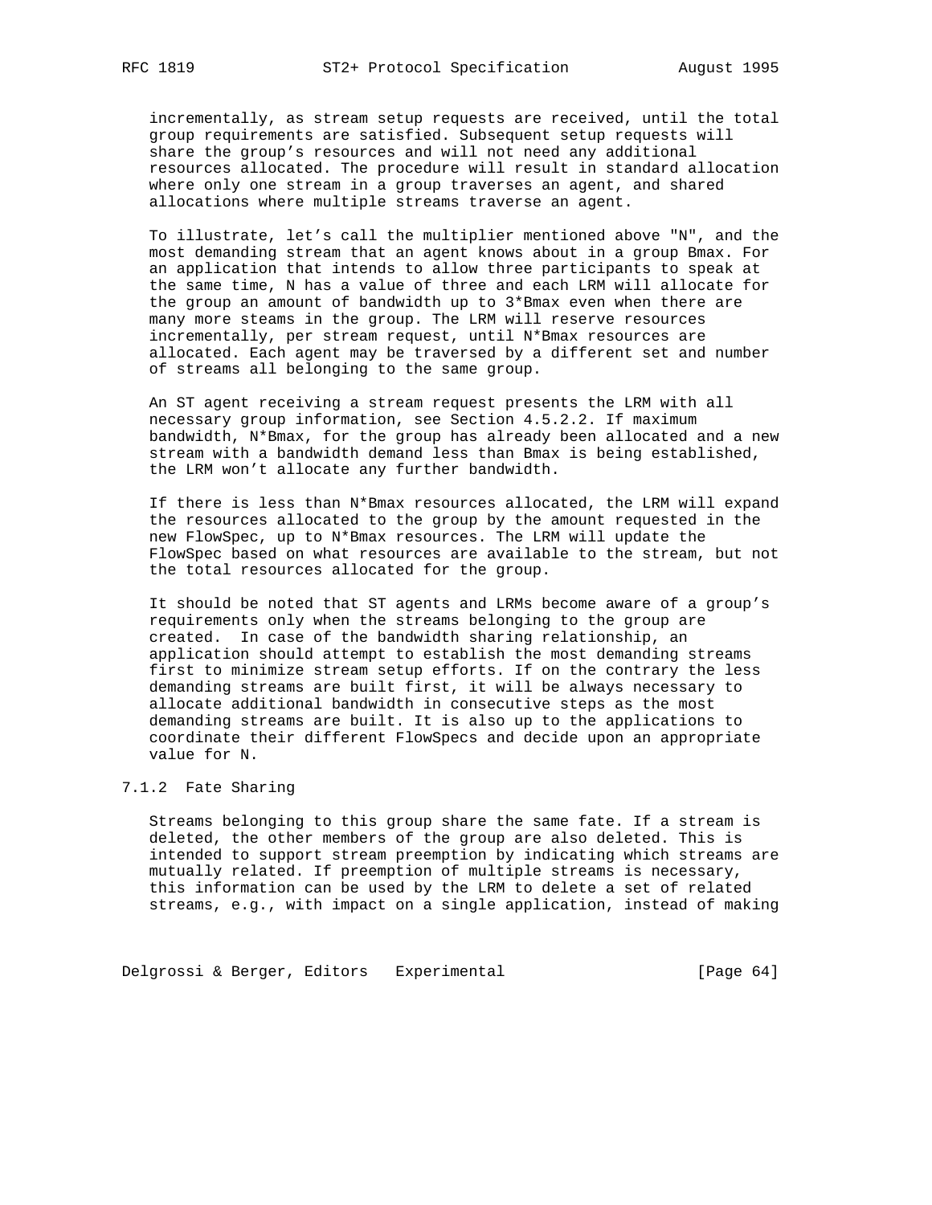incrementally, as stream setup requests are received, until the total group requirements are satisfied. Subsequent setup requests will share the group's resources and will not need any additional resources allocated. The procedure will result in standard allocation where only one stream in a group traverses an agent, and shared allocations where multiple streams traverse an agent.

To illustrate, let's call the multiplier mentioned above "N", and the most demanding stream that an agent knows about in a group Bmax. For an application that intends to allow three participants to speak at the same time, N has a value of three and each LRM will allocate for the group an amount of bandwidth up to 3*Bmax even when there are many more steams in the group. The LRM will reserve resources incrementally, per stream request, until N*Bmax resources are allocated. Each agent may be traversed by a different set and number of streams all belonging to the same group.

An ST agent receiving a stream request presents the LRM with all necessary group information, see Section 4.5.2.2. If maximum bandwidth, N*Bmax, for the group has already been allocated and a new stream with a bandwidth demand less than Bmax is being established, the LRM won't allocate any further bandwidth.

If there is less than N*Bmax resources allocated, the LRM will expand the resources allocated to the group by the amount requested in the new FlowSpec, up to N*Bmax resources. The LRM will update the FlowSpec based on what resources are available to the stream, but not the total resources allocated for the group.

It should be noted that ST agents and LRMs become aware of a group's requirements only when the streams belonging to the group are created. In case of the bandwidth sharing relationship, an application should attempt to establish the most demanding streams first to minimize stream setup efforts. If on the contrary the less demanding streams are built first, it will be always necessary to allocate additional bandwidth in consecutive steps as the most demanding streams are built. It is also up to the applications to coordinate their different FlowSpecs and decide upon an appropriate value for N.

### 7.1.2 Fate Sharing

Streams belonging to this group share the same fate. If a stream is deleted, the other members of the group are also deleted. This is intended to support stream preemption by indicating which streams are mutually related. If preemption of multiple streams is necessary, this information can be used by the LRM to delete a set of related streams, e.g., with impact on a single application, instead of making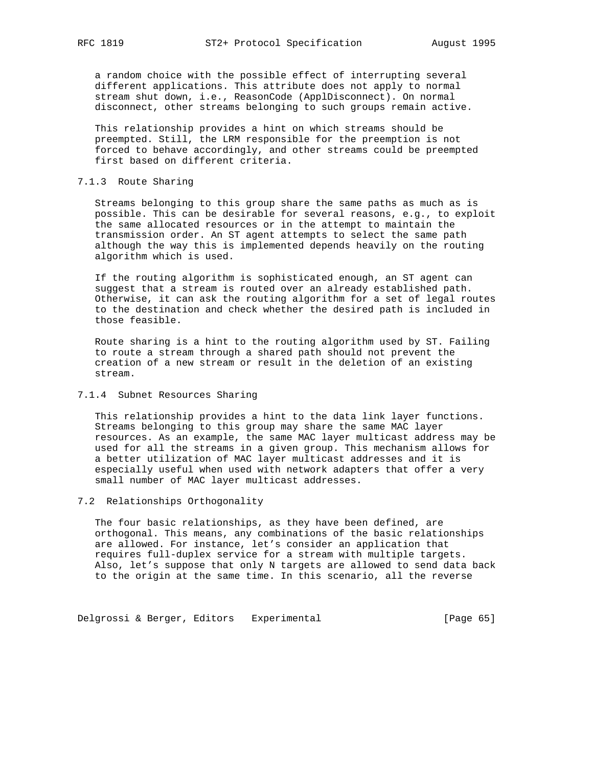a random choice with the possible effect of interrupting several different applications. This attribute does not apply to normal stream shut down, i.e., ReasonCode (ApplDisconnect). On normal disconnect, other streams belonging to such groups remain active.

This relationship provides a hint on which streams should be preempted. Still, the LRM responsible for the preemption is not forced to behave accordingly, and other streams could be preempted first based on different criteria.

### 7.1.3 Route Sharing

Streams belonging to this group share the same paths as much as is possible. This can be desirable for several reasons, e.g., to exploit the same allocated resources or in the attempt to maintain the transmission order. An ST agent attempts to select the same path although the way this is implemented depends heavily on the routing algorithm which is used.

If the routing algorithm is sophisticated enough, an ST agent can suggest that a stream is routed over an already established path. Otherwise, it can ask the routing algorithm for a set of legal routes to the destination and check whether the desired path is included in those feasible.

Route sharing is a hint to the routing algorithm used by ST. Failing to route a stream through a shared path should not prevent the creation of a new stream or result in the deletion of an existing stream.

### 7.1.4 Subnet Resources Sharing

This relationship provides a hint to the data link layer functions. Streams belonging to this group may share the same MAC layer resources. As an example, the same MAC layer multicast address may be used for all the streams in a given group. This mechanism allows for a better utilization of MAC layer multicast addresses and it is especially useful when used with network adapters that offer a very small number of MAC layer multicast addresses.

## 7.2 Relationships Orthogonality

The four basic relationships, as they have been defined, are orthogonal. This means, any combinations of the basic relationships are allowed. For instance, let's consider an application that requires full-duplex service for a stream with multiple targets. Also, let's suppose that only N targets are allowed to send data back to the origin at the same time. In this scenario, all the reverse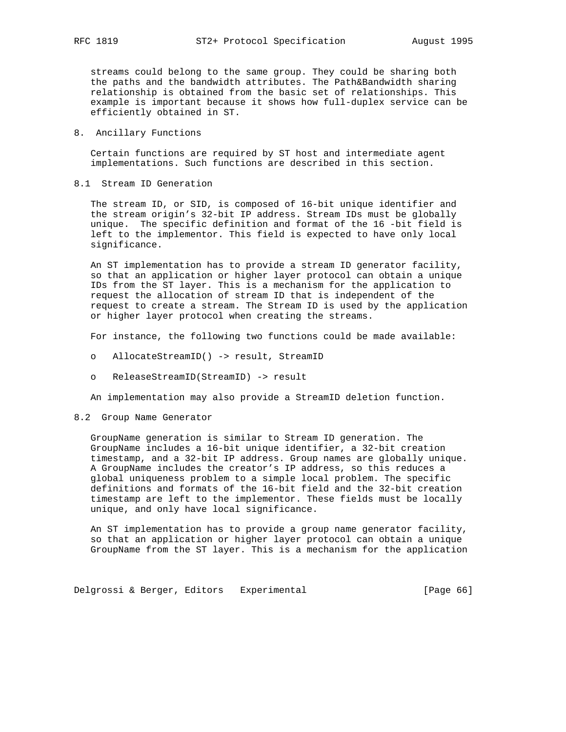streams could belong to the same group. They could be sharing both the paths and the bandwidth attributes. The Path&Bandwidth sharing relationship is obtained from the basic set of relationships. This example is important because it shows how full-duplex service can be efficiently obtained in ST.

# 8. Ancillary Functions

Certain functions are required by ST host and intermediate agent implementations. Such functions are described in this section.

## 8.1 Stream ID Generation

The stream ID, or SID, is composed of 16-bit unique identifier and the stream origin’s 32-bit IP address. Stream IDs must be globally unique. The specific definition and format of the 16 -bit field is left to the implementor. This field is expected to have only local significance.

An ST implementation has to provide a stream ID generator facility, so that an application or higher layer protocol can obtain a unique IDs from the ST layer. This is a mechanism for the application to request the allocation of stream ID that is independent of the request to create a stream. The Stream ID is used by the application or higher layer protocol when creating the streams.

For instance, the following two functions could be made available:

- AllocateStreamID() -> result, StreamID
- ReleaseStreamID(StreamID) -> result

An implementation may also provide a StreamID deletion function.

## 8.2 Group Name Generator

GroupName generation is similar to Stream ID generation. The GroupName includes a 16-bit unique identifier, a 32-bit creation timestamp, and a 32-bit IP address. Group names are globally unique. A GroupName includes the creator’s IP address, so this reduces a global uniqueness problem to a simple local problem. The specific definitions and formats of the 16-bit field and the 32-bit creation timestamp are left to the implementor. These fields must be locally unique, and only have local significance.

An ST implementation has to provide a group name generator facility, so that an application or higher layer protocol can obtain a unique GroupName from the ST layer. This is a mechanism for the application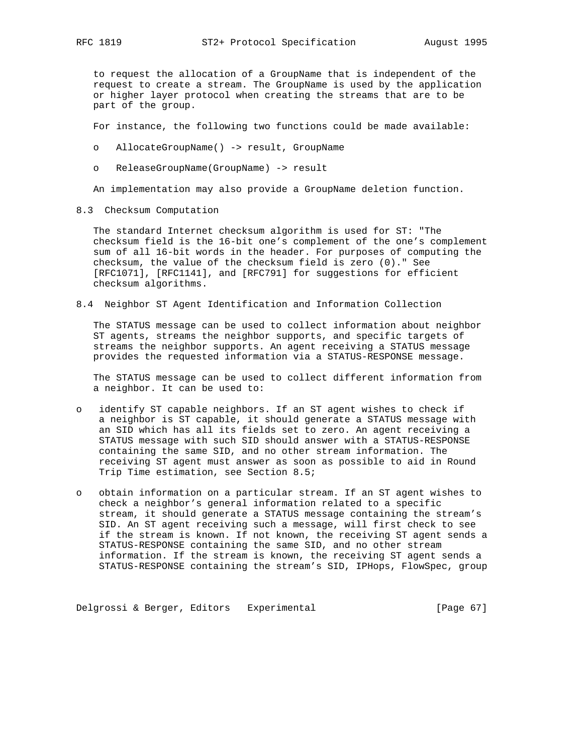to request the allocation of a GroupName that is independent of the request to create a stream. The GroupName is used by the application or higher layer protocol when creating the streams that are to be part of the group.

For instance, the following two functions could be made available:

- AllocateGroupName() -> result, GroupName
- ReleaseGroupName(GroupName) -> result

An implementation may also provide a GroupName deletion function.

## 8.3 Checksum Computation

The standard Internet checksum algorithm is used for ST: "The checksum field is the 16-bit one's complement of the one's complement sum of all 16-bit words in the header. For purposes of computing the checksum, the value of the checksum field is zero (0)." See [RFC1071], [RFC1141], and [RFC791] for suggestions for efficient checksum algorithms.

## 8.4 Neighbor ST Agent Identification and Information Collection

The STATUS message can be used to collect information about neighbor ST agents, streams the neighbor supports, and specific targets of streams the neighbor supports. An agent receiving a STATUS message provides the requested information via a STATUS-RESPONSE message.

The STATUS message can be used to collect different information from a neighbor. It can be used to:

- identify ST capable neighbors. If an ST agent wishes to check if a neighbor is ST capable, it should generate a STATUS message with an SID which has all its fields set to zero. An agent receiving a STATUS message with such SID should answer with a STATUS-RESPONSE containing the same SID, and no other stream information. The receiving ST agent must answer as soon as possible to aid in Round Trip Time estimation, see Section 8.5;

- obtain information on a particular stream. If an ST agent wishes to check a neighbor's general information related to a specific stream, it should generate a STATUS message containing the stream's SID. An ST agent receiving such a message, will first check to see if the stream is known. If not known, the receiving ST agent sends a STATUS-RESPONSE containing the same SID, and no other stream information. If the stream is known, the receiving ST agent sends a STATUS-RESPONSE containing the stream's SID, IPHops, FlowSpec, group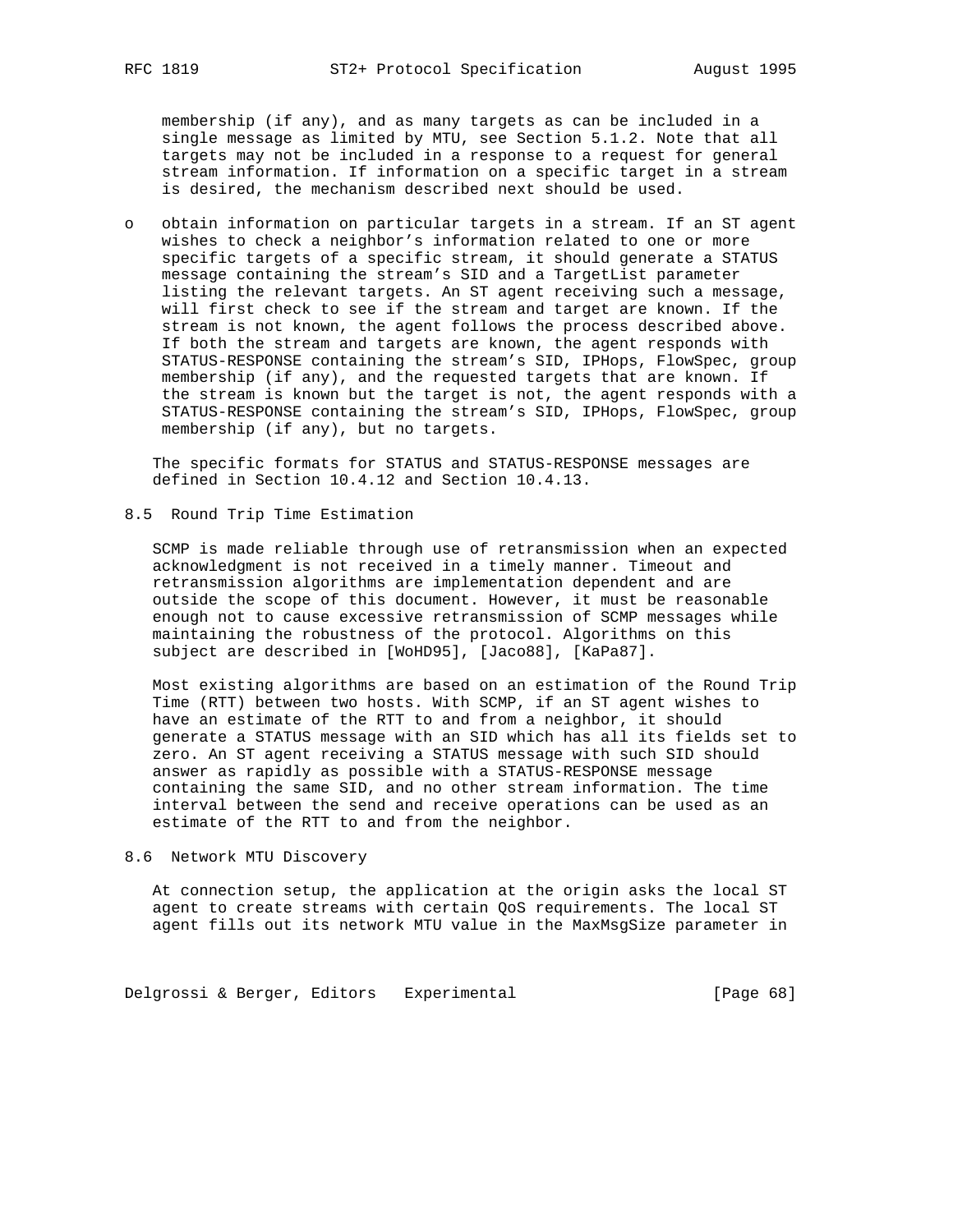membership (if any), and as many targets as can be included in a single message as limited by MTU, see Section 5.1.2. Note that all targets may not be included in a response to a request for general stream information. If information on a specific target in a stream is desired, the mechanism described next should be used.

- obtain information on particular targets in a stream. If an ST agent wishes to check a neighbor's information related to one or more specific targets of a specific stream, it should generate a STATUS message containing the stream's SID and a TargetList parameter listing the relevant targets. An ST agent receiving such a message, will first check to see if the stream and target are known. If the stream is not known, the agent follows the process described above. If both the stream and targets are known, the agent responds with STATUS-RESPONSE containing the stream's SID, IPHops, FlowSpec, group membership (if any), and the requested targets that are known. If the stream is known but the target is not, the agent responds with a STATUS-RESPONSE containing the stream's SID, IPHops, FlowSpec, group membership (if any), but no targets.

The specific formats for STATUS and STATUS-RESPONSE messages are defined in Section 10.4.12 and Section 10.4.13.

## 8.5 Round Trip Time Estimation

SCMP is made reliable through use of retransmission when an expected acknowledgment is not received in a timely manner. Timeout and retransmission algorithms are implementation dependent and are outside the scope of this document. However, it must be reasonable enough not to cause excessive retransmission of SCMP messages while maintaining the robustness of the protocol. Algorithms on this subject are described in [WoHD95], [Jaco88], [KaPa87].

Most existing algorithms are based on an estimation of the Round Trip Time (RTT) between two hosts. With SCMP, if an ST agent wishes to have an estimate of the RTT to and from a neighbor, it should generate a STATUS message with an SID which has all its fields set to zero. An ST agent receiving a STATUS message with such SID should answer as rapidly as possible with a STATUS-RESPONSE message containing the same SID, and no other stream information. The time interval between the send and receive operations can be used as an estimate of the RTT to and from the neighbor.

## 8.6 Network MTU Discovery

At connection setup, the application at the origin asks the local ST agent to create streams with certain QoS requirements. The local ST agent fills out its network MTU value in the MaxMsgSize parameter in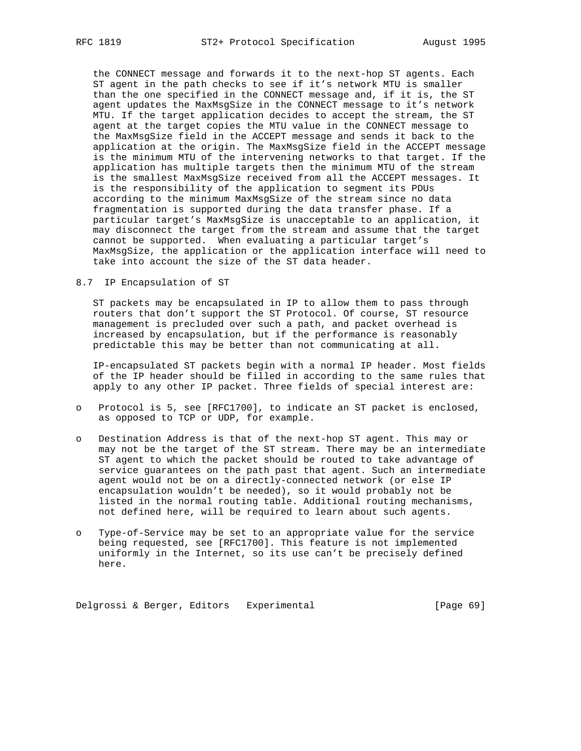the CONNECT message and forwards it to the next-hop ST agents. Each ST agent in the path checks to see if it's network MTU is smaller than the one specified in the CONNECT message and, if it is, the ST agent updates the MaxMsgSize in the CONNECT message to it's network MTU. If the target application decides to accept the stream, the ST agent at the target copies the MTU value in the CONNECT message to the MaxMsgSize field in the ACCEPT message and sends it back to the application at the origin. The MaxMsgSize field in the ACCEPT message is the minimum MTU of the intervening networks to that target. If the application has multiple targets then the minimum MTU of the stream is the smallest MaxMsgSize received from all the ACCEPT messages. It is the responsibility of the application to segment its PDUs according to the minimum MaxMsgSize of the stream since no data fragmentation is supported during the data transfer phase. If a particular target's MaxMsgSize is unacceptable to an application, it may disconnect the target from the stream and assume that the target cannot be supported. When evaluating a particular target's MaxMsgSize, the application or the application interface will need to take into account the size of the ST data header.

## 8.7 IP Encapsulation of ST

ST packets may be encapsulated in IP to allow them to pass through routers that don't support the ST Protocol. Of course, ST resource management is precluded over such a path, and packet overhead is increased by encapsulation, but if the performance is reasonably predictable this may be better than not communicating at all.

IP-encapsulated ST packets begin with a normal IP header. Most fields of the IP header should be filled in according to the same rules that apply to any other IP packet. Three fields of special interest are:

- Protocol is 5, see [RFC1700], to indicate an ST packet is enclosed, as opposed to TCP or UDP, for example.
- Destination Address is that of the next-hop ST agent. This may or may not be the target of the ST stream. There may be an intermediate ST agent to which the packet should be routed to take advantage of service guarantees on the path past that agent. Such an intermediate agent would not be on a directly-connected network (or else IP encapsulation wouldn't be needed), so it would probably not be listed in the normal routing table. Additional routing mechanisms, not defined here, will be required to learn about such agents.
- Type-of-Service may be set to an appropriate value for the service being requested, see [RFC1700]. This feature is not implemented uniformly in the Internet, so its use can't be precisely defined here.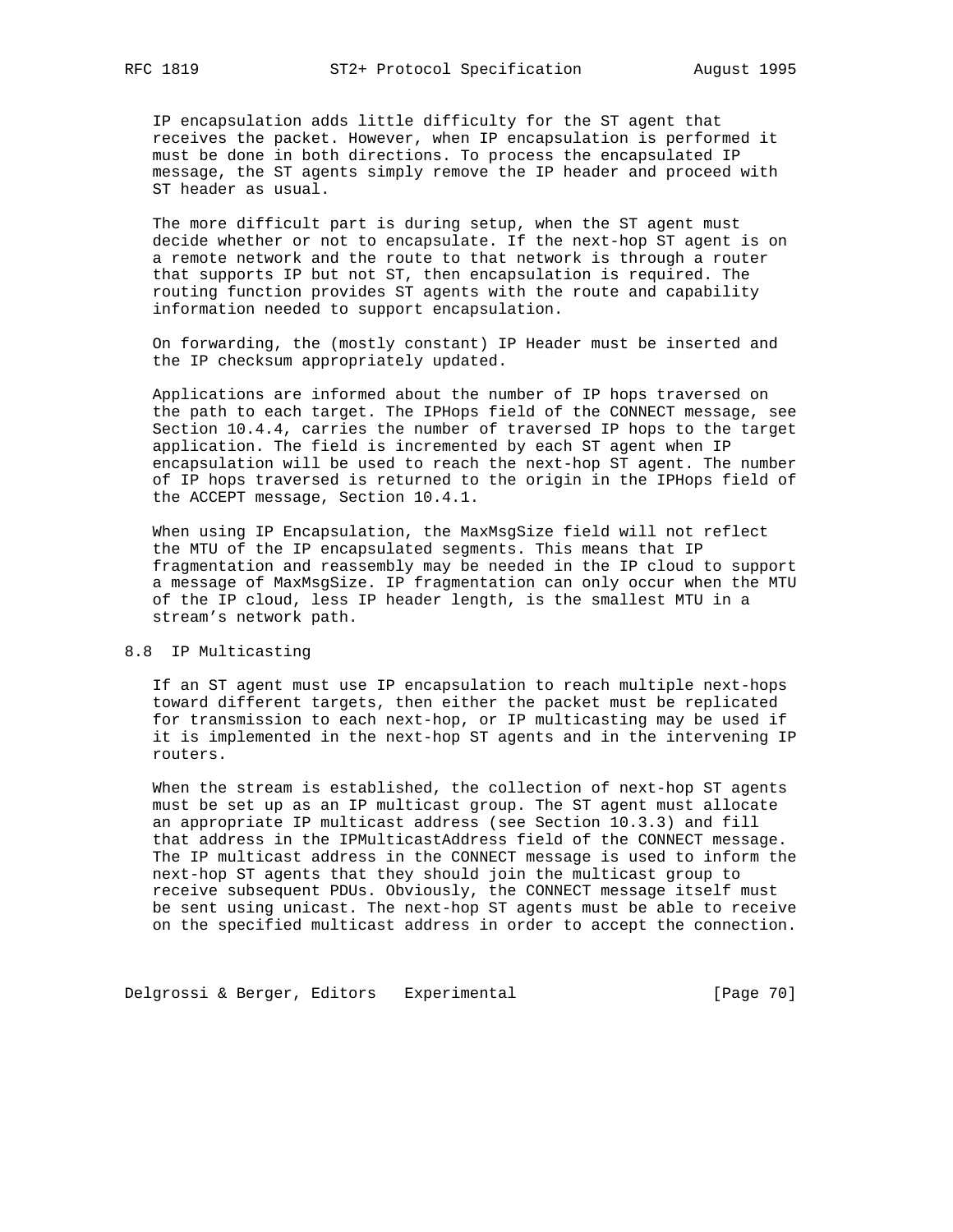IP encapsulation adds little difficulty for the ST agent that receives the packet. However, when IP encapsulation is performed it must be done in both directions. To process the encapsulated IP message, the ST agents simply remove the IP header and proceed with ST header as usual.

The more difficult part is during setup, when the ST agent must decide whether or not to encapsulate. If the next-hop ST agent is on a remote network and the route to that network is through a router that supports IP but not ST, then encapsulation is required. The routing function provides ST agents with the route and capability information needed to support encapsulation.

On forwarding, the (mostly constant) IP Header must be inserted and the IP checksum appropriately updated.

Applications are informed about the number of IP hops traversed on the path to each target. The IPHops field of the CONNECT message, see Section 10.4.4, carries the number of traversed IP hops to the target application. The field is incremented by each ST agent when IP encapsulation will be used to reach the next-hop ST agent. The number of IP hops traversed is returned to the origin in the IPHops field of the ACCEPT message, Section 10.4.1.

When using IP Encapsulation, the MaxMsgSize field will not reflect the MTU of the IP encapsulated segments. This means that IP fragmentation and reassembly may be needed in the IP cloud to support a message of MaxMsgSize. IP fragmentation can only occur when the MTU of the IP cloud, less IP header length, is the smallest MTU in a stream's network path.

## 8.8 IP Multicasting

If an ST agent must use IP encapsulation to reach multiple next-hops toward different targets, then either the packet must be replicated for transmission to each next-hop, or IP multicasting may be used if it is implemented in the next-hop ST agents and in the intervening IP routers.

When the stream is established, the collection of next-hop ST agents must be set up as an IP multicast group. The ST agent must allocate an appropriate IP multicast address (see Section 10.3.3) and fill that address in the IPMulticastAddress field of the CONNECT message. The IP multicast address in the CONNECT message is used to inform the next-hop ST agents that they should join the multicast group to receive subsequent PDUs. Obviously, the CONNECT message itself must be sent using unicast. The next-hop ST agents must be able to receive on the specified multicast address in order to accept the connection.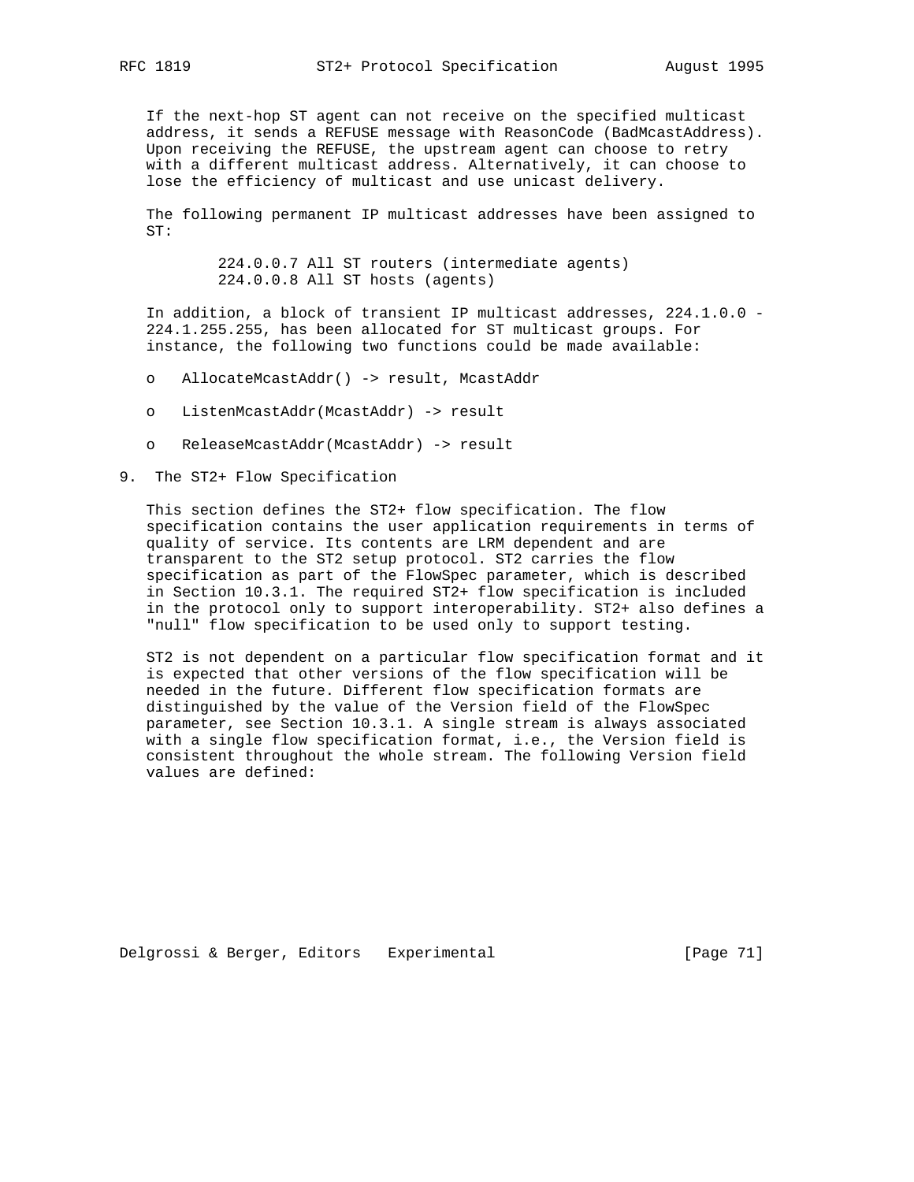If the next-hop ST agent can not receive on the specified multicast address, it sends a REFUSE message with ReasonCode (BadMcastAddress). Upon receiving the REFUSE, the upstream agent can choose to retry with a different multicast address. Alternatively, it can choose to lose the efficiency of multicast and use unicast delivery.

The following permanent IP multicast addresses have been assigned to ST:

```
224.0.0.7 All ST routers (intermediate agents)
224.0.0.8 All ST hosts (agents)
```

In addition, a block of transient IP multicast addresses, 224.1.0.0 - 224.1.255.255, has been allocated for ST multicast groups. For instance, the following two functions could be made available:

- AllocateMcastAddr() -> result, McastAddr
- ListenMcastAddr(McastAddr) -> result
- ReleaseMcastAddr(McastAddr) -> result

# 9. The ST2+ Flow Specification

This section defines the ST2+ flow specification. The flow specification contains the user application requirements in terms of quality of service. Its contents are LRM dependent and are transparent to the ST2 setup protocol. ST2 carries the flow specification as part of the FlowSpec parameter, which is described in Section 10.3.1. The required ST2+ flow specification is included in the protocol only to support interoperability. ST2+ also defines a "null" flow specification to be used only to support testing.

ST2 is not dependent on a particular flow specification format and it is expected that other versions of the flow specification will be needed in the future. Different flow specification formats are distinguished by the value of the Version field of the FlowSpec parameter, see Section 10.3.1. A single stream is always associated with a single flow specification format, i.e., the Version field is consistent throughout the whole stream. The following Version field values are defined: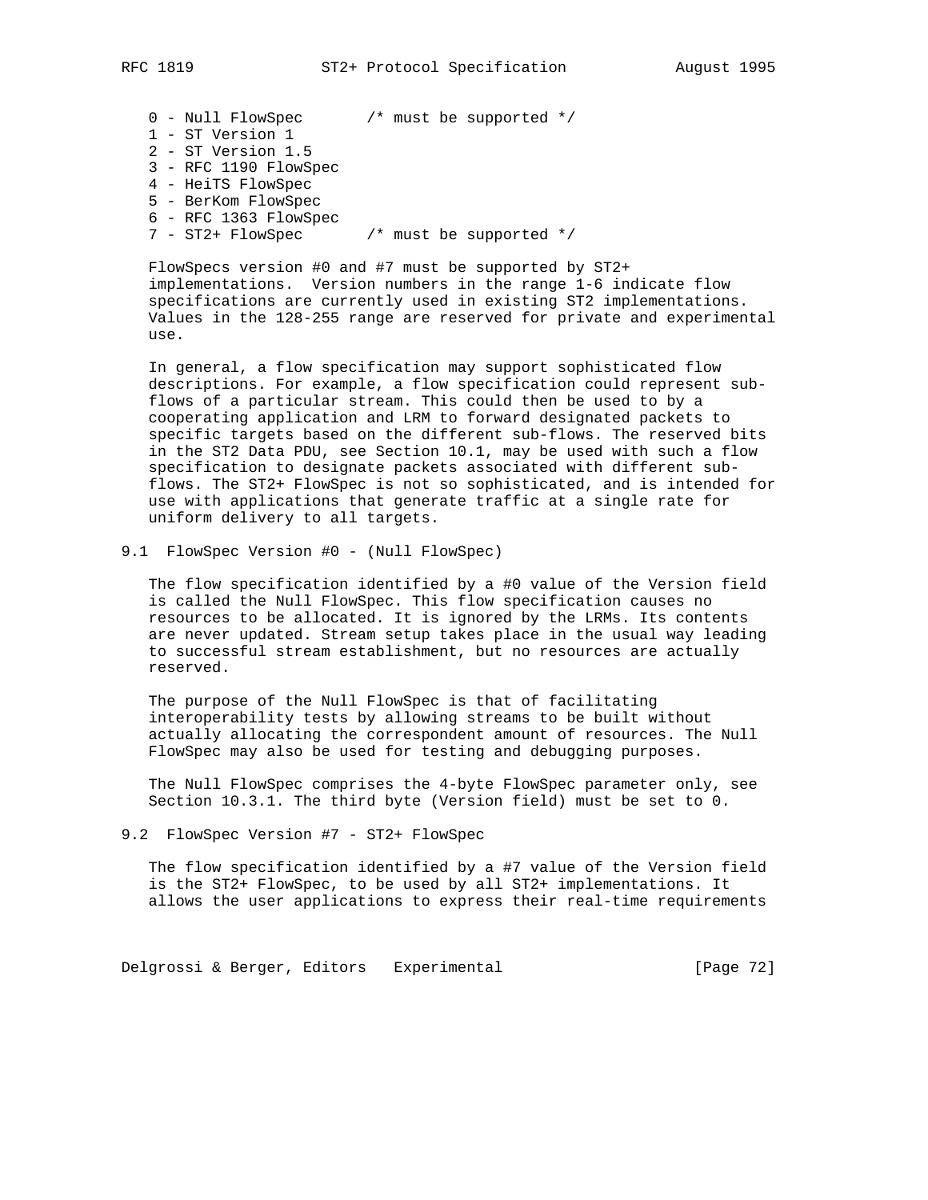```
0 - Null FlowSpec       /* must be supported */
1 - ST Version 1
2 - ST Version 1.5
3 - RFC 1190 FlowSpec
4 - HeiTS FlowSpec
5 - BerKom FlowSpec
6 - RFC 1363 FlowSpec
7 - ST2+ FlowSpec       /* must be supported */
```

FlowSpecs version #0 and #7 must be supported by ST2+ implementations. Version numbers in the range 1-6 indicate flow specifications are currently used in existing ST2 implementations. Values in the 128-255 range are reserved for private and experimental use.

In general, a flow specification may support sophisticated flow descriptions. For example, a flow specification could represent sub-flows of a particular stream. This could then be used to by a cooperating application and LRM to forward designated packets to specific targets based on the different sub-flows. The reserved bits in the ST2 Data PDU, see Section 10.1, may be used with such a flow specification to designate packets associated with different sub-flows. The ST2+ FlowSpec is not so sophisticated, and is intended for use with applications that generate traffic at a single rate for uniform delivery to all targets.

## 9.1 FlowSpec Version #0 - (Null FlowSpec)

The flow specification identified by a #0 value of the Version field is called the Null FlowSpec. This flow specification causes no resources to be allocated. It is ignored by the LRMs. Its contents are never updated. Stream setup takes place in the usual way leading to successful stream establishment, but no resources are actually reserved.

The purpose of the Null FlowSpec is that of facilitating interoperability tests by allowing streams to be built without actually allocating the correspondent amount of resources. The Null FlowSpec may also be used for testing and debugging purposes.

The Null FlowSpec comprises the 4-byte FlowSpec parameter only, see Section 10.3.1. The third byte (Version field) must be set to 0.

## 9.2 FlowSpec Version #7 - ST2+ FlowSpec

The flow specification identified by a #7 value of the Version field is the ST2+ FlowSpec, to be used by all ST2+ implementations. It allows the user applications to express their real-time requirements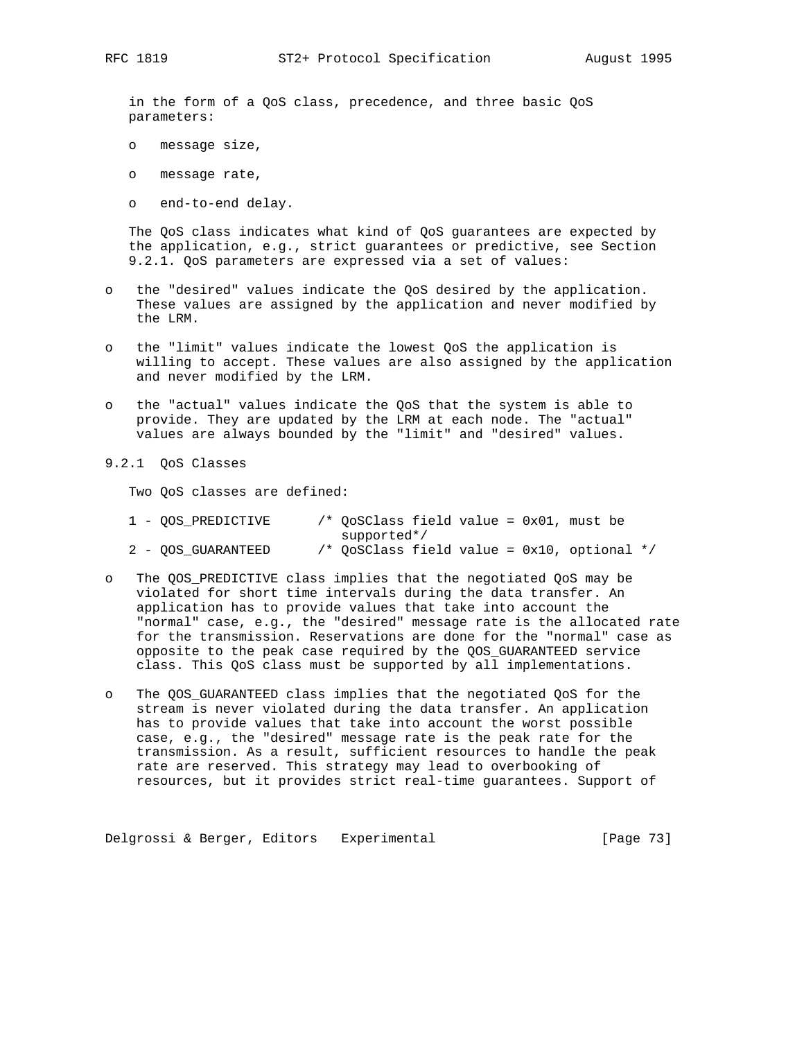in the form of a QoS class, precedence, and three basic QoS parameters:

- message size,
- message rate,
- end-to-end delay.

The QoS class indicates what kind of QoS guarantees are expected by the application, e.g., strict guarantees or predictive, see Section 9.2.1. QoS parameters are expressed via a set of values:

- the "desired" values indicate the QoS desired by the application. These values are assigned by the application and never modified by the LRM.
- the "limit" values indicate the lowest QoS the application is willing to accept. These values are also assigned by the application and never modified by the LRM.
- the "actual" values indicate the QoS that the system is able to provide. They are updated by the LRM at each node. The "actual" values are always bounded by the "limit" and "desired" values.

### 9.2.1 QoS Classes

Two QoS classes are defined:

```
1 - QOS_PREDICTIVE      /* QoSClass field value = 0x01, must be
                           supported*/
2 - QOS_GUARANTEED      /* QoSClass field value = 0x10, optional */
```

- The QOS_PREDICTIVE class implies that the negotiated QoS may be violated for short time intervals during the data transfer. An application has to provide values that take into account the "normal" case, e.g., the "desired" message rate is the allocated rate for the transmission. Reservations are done for the "normal" case as opposite to the peak case required by the QOS_GUARANTEED service class. This QoS class must be supported by all implementations.
- The QOS_GUARANTEED class implies that the negotiated QoS for the stream is never violated during the data transfer. An application has to provide values that take into account the worst possible case, e.g., the "desired" message rate is the peak rate for the transmission. As a result, sufficient resources to handle the peak rate are reserved. This strategy may lead to overbooking of resources, but it provides strict real-time guarantees. Support of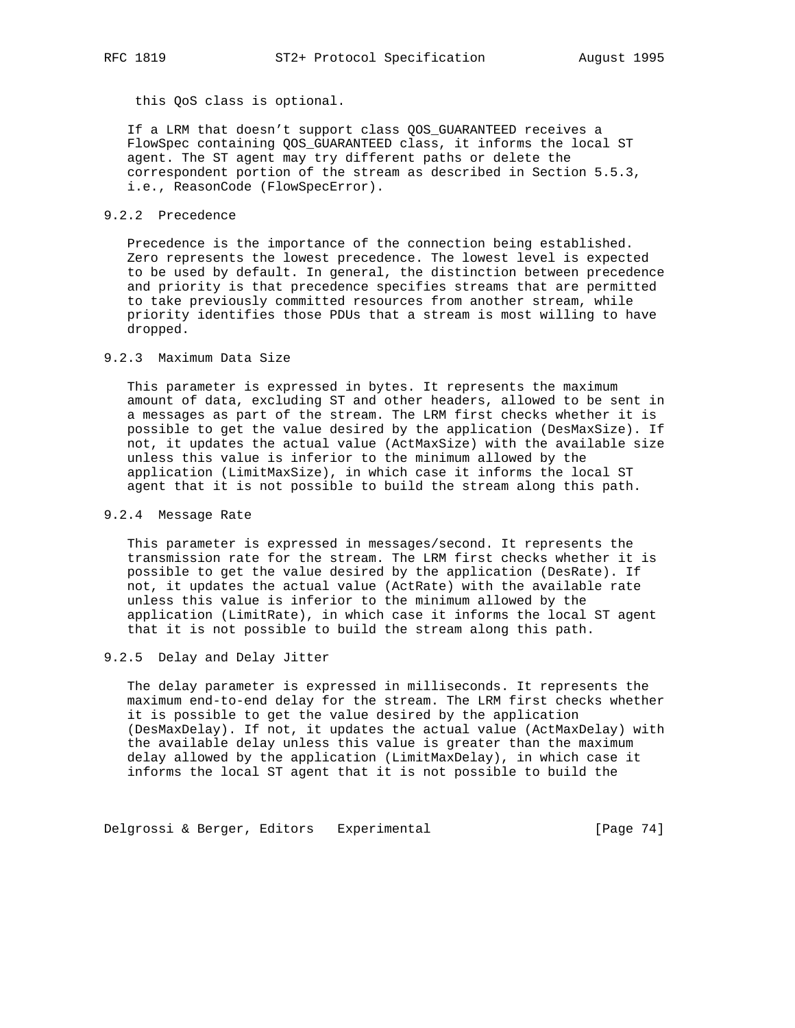this QoS class is optional.

If a LRM that doesn't support class QOS_GUARANTEED receives a FlowSpec containing QOS_GUARANTEED class, it informs the local ST agent. The ST agent may try different paths or delete the correspondent portion of the stream as described in Section 5.5.3, i.e., ReasonCode (FlowSpecError).

### 9.2.2 Precedence

Precedence is the importance of the connection being established. Zero represents the lowest precedence. The lowest level is expected to be used by default. In general, the distinction between precedence and priority is that precedence specifies streams that are permitted to take previously committed resources from another stream, while priority identifies those PDUs that a stream is most willing to have dropped.

### 9.2.3 Maximum Data Size

This parameter is expressed in bytes. It represents the maximum amount of data, excluding ST and other headers, allowed to be sent in a messages as part of the stream. The LRM first checks whether it is possible to get the value desired by the application (DesMaxSize). If not, it updates the actual value (ActMaxSize) with the available size unless this value is inferior to the minimum allowed by the application (LimitMaxSize), in which case it informs the local ST agent that it is not possible to build the stream along this path.

### 9.2.4 Message Rate

This parameter is expressed in messages/second. It represents the transmission rate for the stream. The LRM first checks whether it is possible to get the value desired by the application (DesRate). If not, it updates the actual value (ActRate) with the available rate unless this value is inferior to the minimum allowed by the application (LimitRate), in which case it informs the local ST agent that it is not possible to build the stream along this path.

### 9.2.5 Delay and Delay Jitter

The delay parameter is expressed in milliseconds. It represents the maximum end-to-end delay for the stream. The LRM first checks whether it is possible to get the value desired by the application (DesMaxDelay). If not, it updates the actual value (ActMaxDelay) with the available delay unless this value is greater than the maximum delay allowed by the application (LimitMaxDelay), in which case it informs the local ST agent that it is not possible to build the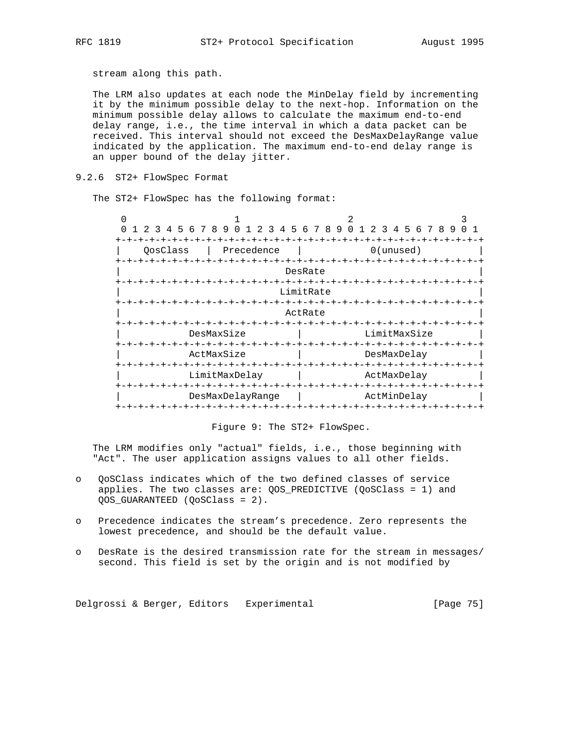stream along this path.

The LRM also updates at each node the MinDelay field by incrementing it by the minimum possible delay to the next-hop. Information on the minimum possible delay allows to calculate the maximum end-to-end delay range, i.e., the time interval in which a data packet can be received. This interval should not exceed the DesMaxDelayRange value indicated by the application. The maximum end-to-end delay range is an upper bound of the delay jitter.

### 9.2.6 ST2+ FlowSpec Format

The ST2+ FlowSpec has the following format:

```
  0                   1                   2                   3
  0 1 2 3 4 5 6 7 8 9 0 1 2 3 4 5 6 7 8 9 0 1 2 3 4 5 6 7 8 9 0 1
 +-+-+-+-+-+-+-+-+-+-+-+-+-+-+-+-+-+-+-+-+-+-+-+-+-+-+-+-+-+-+-+-+
 |    QosClass   |  Precedence   |           0(unused)           |
 +-+-+-+-+-+-+-+-+-+-+-+-+-+-+-+-+-+-+-+-+-+-+-+-+-+-+-+-+-+-+-+-+
 |                            DesRate                            |
 +-+-+-+-+-+-+-+-+-+-+-+-+-+-+-+-+-+-+-+-+-+-+-+-+-+-+-+-+-+-+-+-+
 |                           LimitRate                           |
 +-+-+-+-+-+-+-+-+-+-+-+-+-+-+-+-+-+-+-+-+-+-+-+-+-+-+-+-+-+-+-+-+
 |                            ActRate                            |
 +-+-+-+-+-+-+-+-+-+-+-+-+-+-+-+-+-+-+-+-+-+-+-+-+-+-+-+-+-+-+-+-+
 |           DesMaxSize          |          LimitMaxSize         |
 +-+-+-+-+-+-+-+-+-+-+-+-+-+-+-+-+-+-+-+-+-+-+-+-+-+-+-+-+-+-+-+-+
 |           ActMaxSize          |          DesMaxDelay          |
 +-+-+-+-+-+-+-+-+-+-+-+-+-+-+-+-+-+-+-+-+-+-+-+-+-+-+-+-+-+-+-+-+
 |           LimitMaxDelay       |          ActMaxDelay          |
 +-+-+-+-+-+-+-+-+-+-+-+-+-+-+-+-+-+-+-+-+-+-+-+-+-+-+-+-+-+-+-+-+
 |           DesMaxDelayRange    |          ActMinDelay          |
 +-+-+-+-+-+-+-+-+-+-+-+-+-+-+-+-+-+-+-+-+-+-+-+-+-+-+-+-+-+-+-+-+
```

Figure 9: The ST2+ FlowSpec.

The LRM modifies only "actual" fields, i.e., those beginning with "Act". The user application assigns values to all other fields.

- QoSClass indicates which of the two defined classes of service applies. The two classes are: QOS_PREDICTIVE (QoSClass = 1) and QOS_GUARANTEED (QoSClass = 2).

- Precedence indicates the stream's precedence. Zero represents the lowest precedence, and should be the default value.

- DesRate is the desired transmission rate for the stream in messages/ second. This field is set by the origin and is not modified by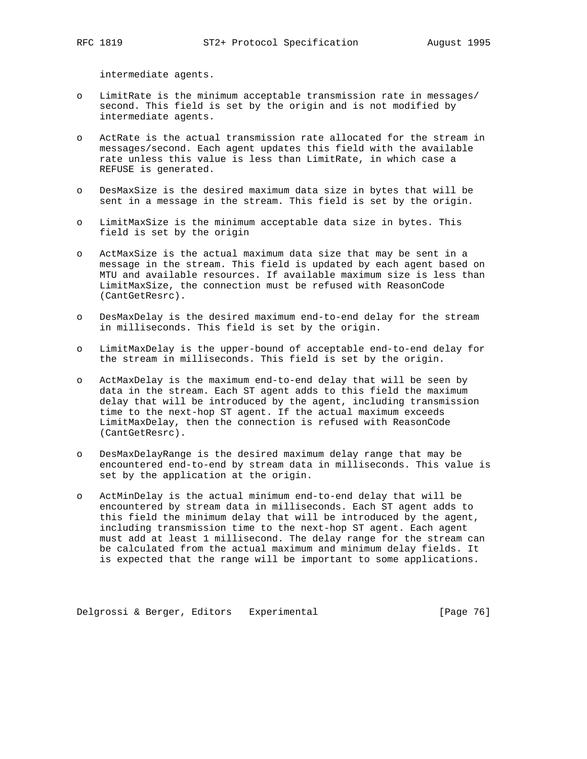intermediate agents.

- LimitRate is the minimum acceptable transmission rate in messages/ second. This field is set by the origin and is not modified by intermediate agents.

- ActRate is the actual transmission rate allocated for the stream in messages/second. Each agent updates this field with the available rate unless this value is less than LimitRate, in which case a REFUSE is generated.

- DesMaxSize is the desired maximum data size in bytes that will be sent in a message in the stream. This field is set by the origin.

- LimitMaxSize is the minimum acceptable data size in bytes. This field is set by the origin

- ActMaxSize is the actual maximum data size that may be sent in a message in the stream. This field is updated by each agent based on MTU and available resources. If available maximum size is less than LimitMaxSize, the connection must be refused with ReasonCode (CantGetResrc).

- DesMaxDelay is the desired maximum end-to-end delay for the stream in milliseconds. This field is set by the origin.

- LimitMaxDelay is the upper-bound of acceptable end-to-end delay for the stream in milliseconds. This field is set by the origin.

- ActMaxDelay is the maximum end-to-end delay that will be seen by data in the stream. Each ST agent adds to this field the maximum delay that will be introduced by the agent, including transmission time to the next-hop ST agent. If the actual maximum exceeds LimitMaxDelay, then the connection is refused with ReasonCode (CantGetResrc).

- DesMaxDelayRange is the desired maximum delay range that may be encountered end-to-end by stream data in milliseconds. This value is set by the application at the origin.

- ActMinDelay is the actual minimum end-to-end delay that will be encountered by stream data in milliseconds. Each ST agent adds to this field the minimum delay that will be introduced by the agent, including transmission time to the next-hop ST agent. Each agent must add at least 1 millisecond. The delay range for the stream can be calculated from the actual maximum and minimum delay fields. It is expected that the range will be important to some applications.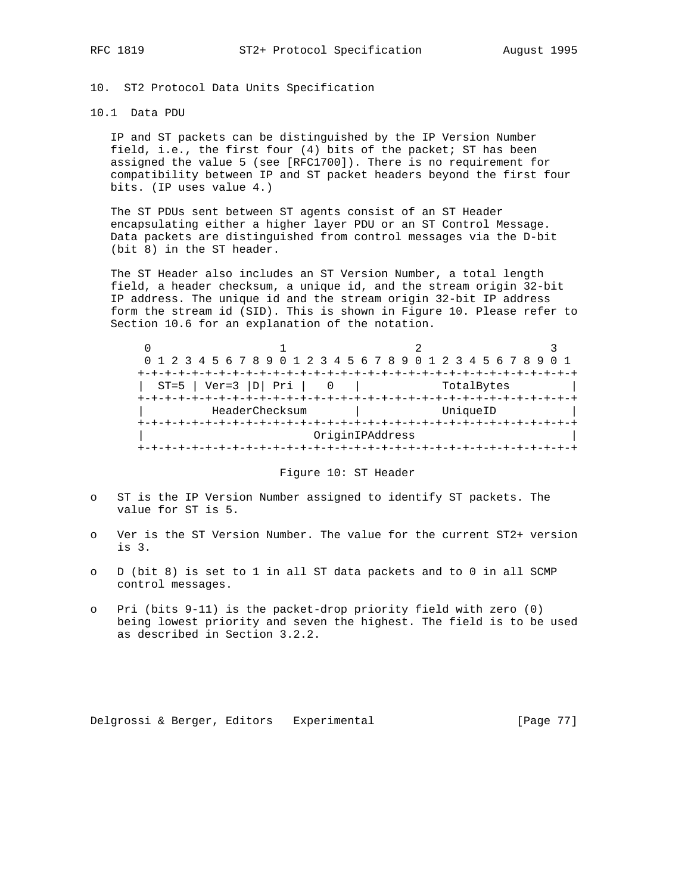# 10. ST2 Protocol Data Units Specification

## 10.1 Data PDU

IP and ST packets can be distinguished by the IP Version Number field, i.e., the first four (4) bits of the packet; ST has been assigned the value 5 (see [RFC1700]). There is no requirement for compatibility between IP and ST packet headers beyond the first four bits. (IP uses value 4.)

The ST PDUs sent between ST agents consist of an ST Header encapsulating either a higher layer PDU or an ST Control Message. Data packets are distinguished from control messages via the D-bit (bit 8) in the ST header.

The ST Header also includes an ST Version Number, a total length field, a header checksum, a unique id, and the stream origin 32-bit IP address. The unique id and the stream origin 32-bit IP address form the stream id (SID). This is shown in Figure 10. Please refer to Section 10.6 for an explanation of the notation.

```
 0                   1                   2                   3
 0 1 2 3 4 5 6 7 8 9 0 1 2 3 4 5 6 7 8 9 0 1 2 3 4 5 6 7 8 9 0 1
+-+-+-+-+-+-+-+-+-+-+-+-+-+-+-+-+-+-+-+-+-+-+-+-+-+-+-+-+-+-+-+-+
|  ST=5 | Ver=3 |D| Pri |   0   |           TotalBytes          |
+-+-+-+-+-+-+-+-+-+-+-+-+-+-+-+-+-+-+-+-+-+-+-+-+-+-+-+-+-+-+-+-+
|         HeaderChecksum        |           UniqueID            |
+-+-+-+-+-+-+-+-+-+-+-+-+-+-+-+-+-+-+-+-+-+-+-+-+-+-+-+-+-+-+-+-+
|                         OriginIPAddress                       |
+-+-+-+-+-+-+-+-+-+-+-+-+-+-+-+-+-+-+-+-+-+-+-+-+-+-+-+-+-+-+-+-+
```

Figure 10: ST Header

- ST is the IP Version Number assigned to identify ST packets. The value for ST is 5.
- Ver is the ST Version Number. The value for the current ST2+ version is 3.
- D (bit 8) is set to 1 in all ST data packets and to 0 in all SCMP control messages.
- Pri (bits 9-11) is the packet-drop priority field with zero (0) being lowest priority and seven the highest. The field is to be used as described in Section 3.2.2.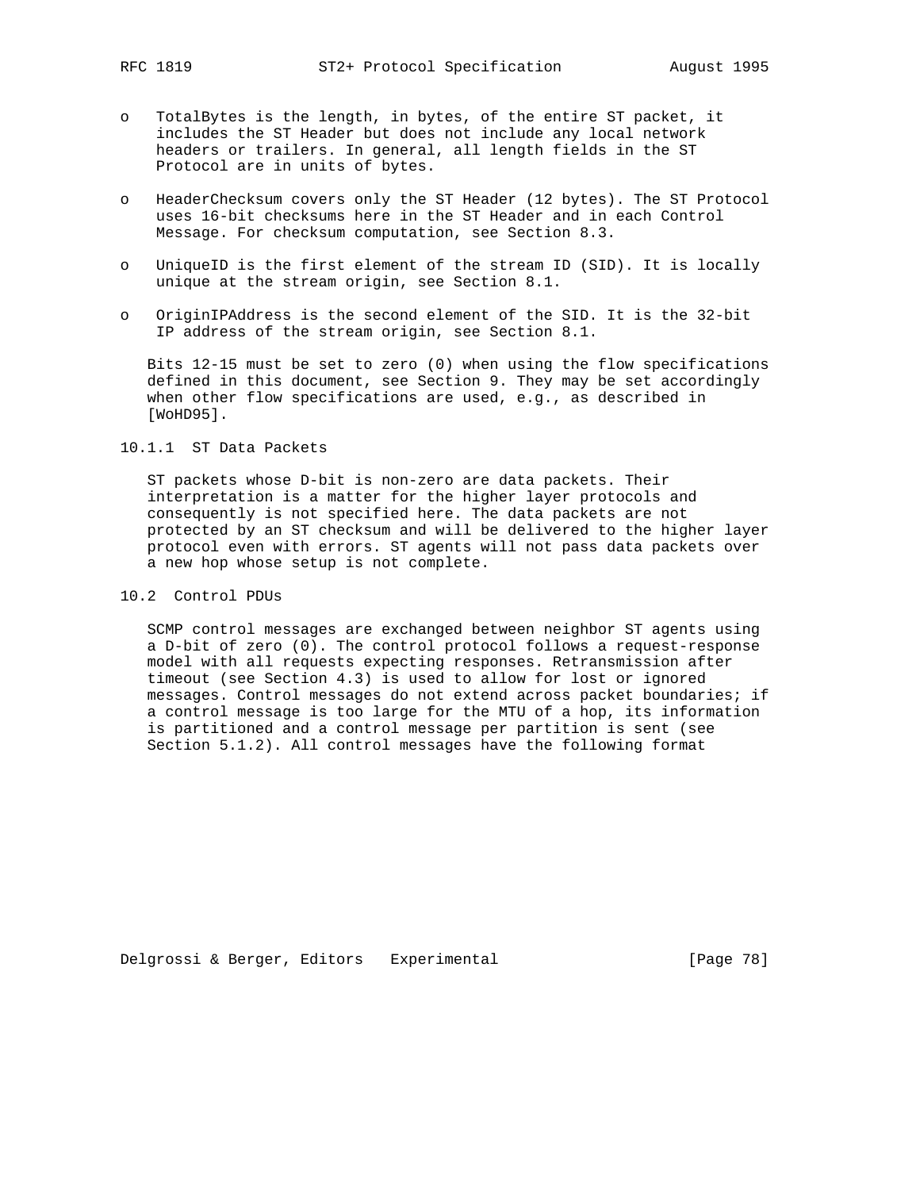- TotalBytes is the length, in bytes, of the entire ST packet, it includes the ST Header but does not include any local network headers or trailers. In general, all length fields in the ST Protocol are in units of bytes.

- HeaderChecksum covers only the ST Header (12 bytes). The ST Protocol uses 16-bit checksums here in the ST Header and in each Control Message. For checksum computation, see Section 8.3.

- UniqueID is the first element of the stream ID (SID). It is locally unique at the stream origin, see Section 8.1.

- OriginIPAddress is the second element of the SID. It is the 32-bit IP address of the stream origin, see Section 8.1.

Bits 12-15 must be set to zero (0) when using the flow specifications defined in this document, see Section 9. They may be set accordingly when other flow specifications are used, e.g., as described in [WoHD95].

### 10.1.1 ST Data Packets

ST packets whose D-bit is non-zero are data packets. Their interpretation is a matter for the higher layer protocols and consequently is not specified here. The data packets are not protected by an ST checksum and will be delivered to the higher layer protocol even with errors. ST agents will not pass data packets over a new hop whose setup is not complete.

## 10.2 Control PDUs

SCMP control messages are exchanged between neighbor ST agents using a D-bit of zero (0). The control protocol follows a request-response model with all requests expecting responses. Retransmission after timeout (see Section 4.3) is used to allow for lost or ignored messages. Control messages do not extend across packet boundaries; if a control message is too large for the MTU of a hop, its information is partitioned and a control message per partition is sent (see Section 5.1.2). All control messages have the following format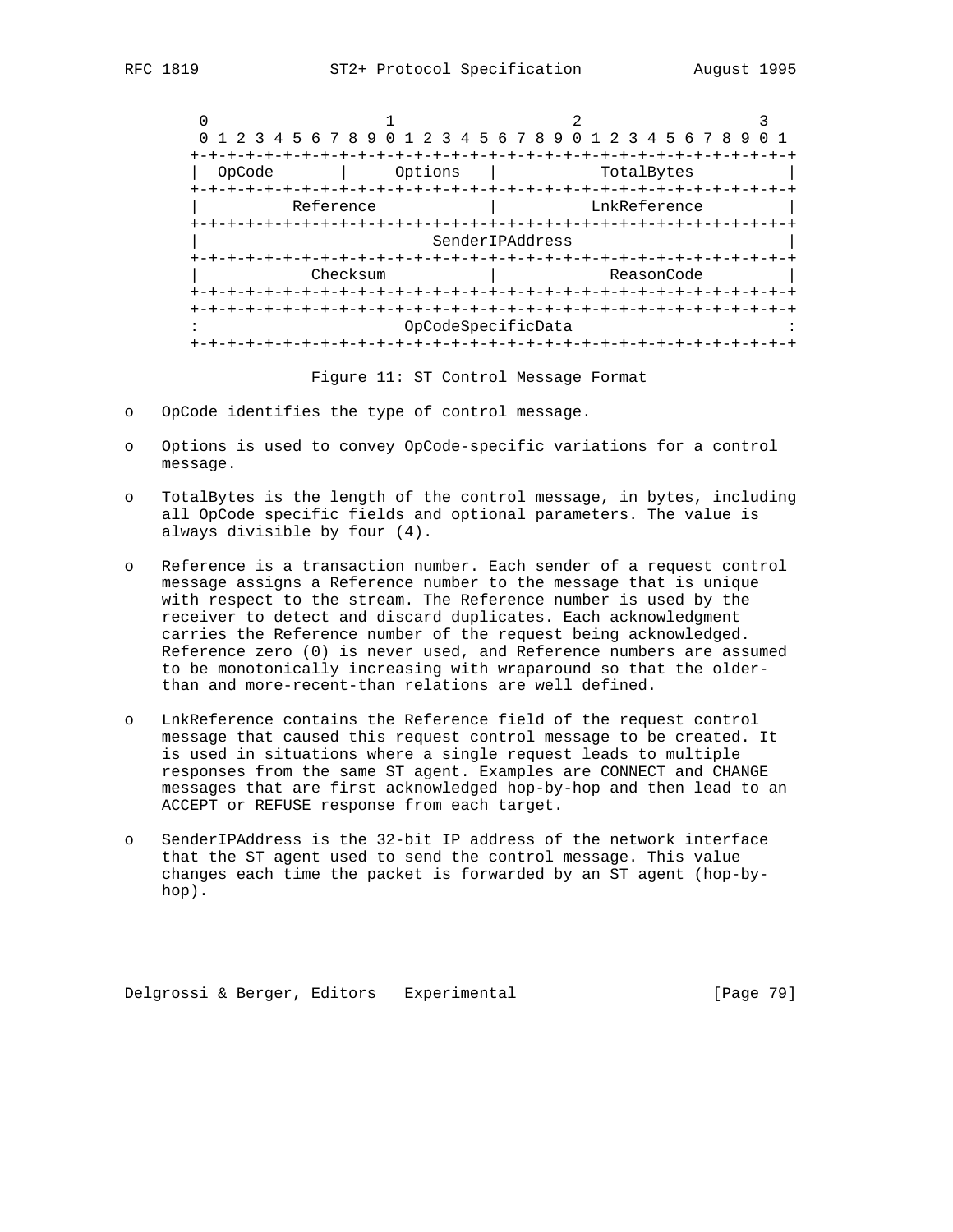```
 0                   1                   2                   3
 0 1 2 3 4 5 6 7 8 9 0 1 2 3 4 5 6 7 8 9 0 1 2 3 4 5 6 7 8 9 0 1
+-+-+-+-+-+-+-+-+-+-+-+-+-+-+-+-+-+-+-+-+-+-+-+-+-+-+-+-+-+-+-+-+
|  OpCode       |     Options   |           TotalBytes          |
+-+-+-+-+-+-+-+-+-+-+-+-+-+-+-+-+-+-+-+-+-+-+-+-+-+-+-+-+-+-+-+-+
|          Reference            |          LnkReference         |
+-+-+-+-+-+-+-+-+-+-+-+-+-+-+-+-+-+-+-+-+-+-+-+-+-+-+-+-+-+-+-+-+
|                         SenderIPAddress                       |
+-+-+-+-+-+-+-+-+-+-+-+-+-+-+-+-+-+-+-+-+-+-+-+-+-+-+-+-+-+-+-+-+
|           Checksum            |           ReasonCode          |
+-+-+-+-+-+-+-+-+-+-+-+-+-+-+-+-+-+-+-+-+-+-+-+-+-+-+-+-+-+-+-+-+
+-+-+-+-+-+-+-+-+-+-+-+-+-+-+-+-+-+-+-+-+-+-+-+-+-+-+-+-+-+-+-+-+
:                       OpCodeSpecificData                      :
+-+-+-+-+-+-+-+-+-+-+-+-+-+-+-+-+-+-+-+-+-+-+-+-+-+-+-+-+-+-+-+-+
```

Figure 11: ST Control Message Format

- OpCode identifies the type of control message.
- Options is used to convey OpCode-specific variations for a control message.
- TotalBytes is the length of the control message, in bytes, including all OpCode specific fields and optional parameters. The value is always divisible by four (4).
- Reference is a transaction number. Each sender of a request control message assigns a Reference number to the message that is unique with respect to the stream. The Reference number is used by the receiver to detect and discard duplicates. Each acknowledgment carries the Reference number of the request being acknowledged. Reference zero (0) is never used, and Reference numbers are assumed to be monotonically increasing with wraparound so that the older-than and more-recent-than relations are well defined.
- LnkReference contains the Reference field of the request control message that caused this request control message to be created. It is used in situations where a single request leads to multiple responses from the same ST agent. Examples are CONNECT and CHANGE messages that are first acknowledged hop-by-hop and then lead to an ACCEPT or REFUSE response from each target.
- SenderIPAddress is the 32-bit IP address of the network interface that the ST agent used to send the control message. This value changes each time the packet is forwarded by an ST agent (hop-by-hop).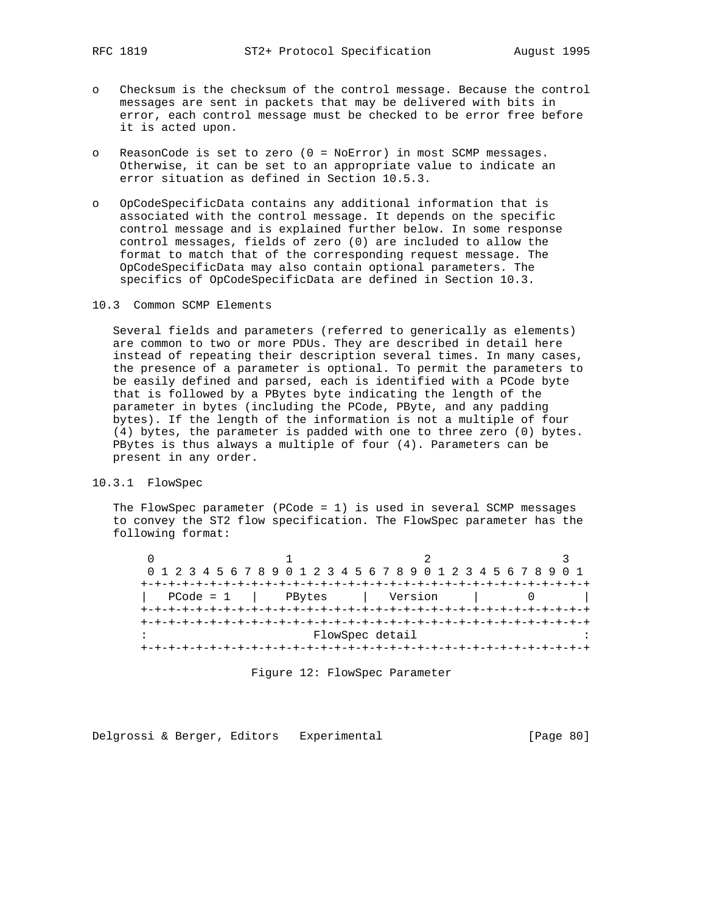- Checksum is the checksum of the control message. Because the control messages are sent in packets that may be delivered with bits in error, each control message must be checked to be error free before it is acted upon.

- ReasonCode is set to zero (0 = NoError) in most SCMP messages. Otherwise, it can be set to an appropriate value to indicate an error situation as defined in Section 10.5.3.

- OpCodeSpecificData contains any additional information that is associated with the control message. It depends on the specific control message and is explained further below. In some response control messages, fields of zero (0) are included to allow the format to match that of the corresponding request message. The OpCodeSpecificData may also contain optional parameters. The specifics of OpCodeSpecificData are defined in Section 10.3.

## 10.3 Common SCMP Elements

Several fields and parameters (referred to generically as elements) are common to two or more PDUs. They are described in detail here instead of repeating their description several times. In many cases, the presence of a parameter is optional. To permit the parameters to be easily defined and parsed, each is identified with a PCode byte that is followed by a PBytes byte indicating the length of the parameter in bytes (including the PCode, PByte, and any padding bytes). If the length of the information is not a multiple of four (4) bytes, the parameter is padded with one to three zero (0) bytes. PBytes is thus always a multiple of four (4). Parameters can be present in any order.

### 10.3.1 FlowSpec

The FlowSpec parameter (PCode = 1) is used in several SCMP messages to convey the ST2 flow specification. The FlowSpec parameter has the following format:

```
 0                   1                   2                   3
 0 1 2 3 4 5 6 7 8 9 0 1 2 3 4 5 6 7 8 9 0 1 2 3 4 5 6 7 8 9 0 1
+-+-+-+-+-+-+-+-+-+-+-+-+-+-+-+-+-+-+-+-+-+-+-+-+-+-+-+-+-+-+-+-+
|   PCode = 1   |    PBytes     |    Version    |       0       |
+-+-+-+-+-+-+-+-+-+-+-+-+-+-+-+-+-+-+-+-+-+-+-+-+-+-+-+-+-+-+-+-+
+-+-+-+-+-+-+-+-+-+-+-+-+-+-+-+-+-+-+-+-+-+-+-+-+-+-+-+-+-+-+-+-+
:                        FlowSpec detail                        :
+-+-+-+-+-+-+-+-+-+-+-+-+-+-+-+-+-+-+-+-+-+-+-+-+-+-+-+-+-+-+-+-+
```

Figure 12: FlowSpec Parameter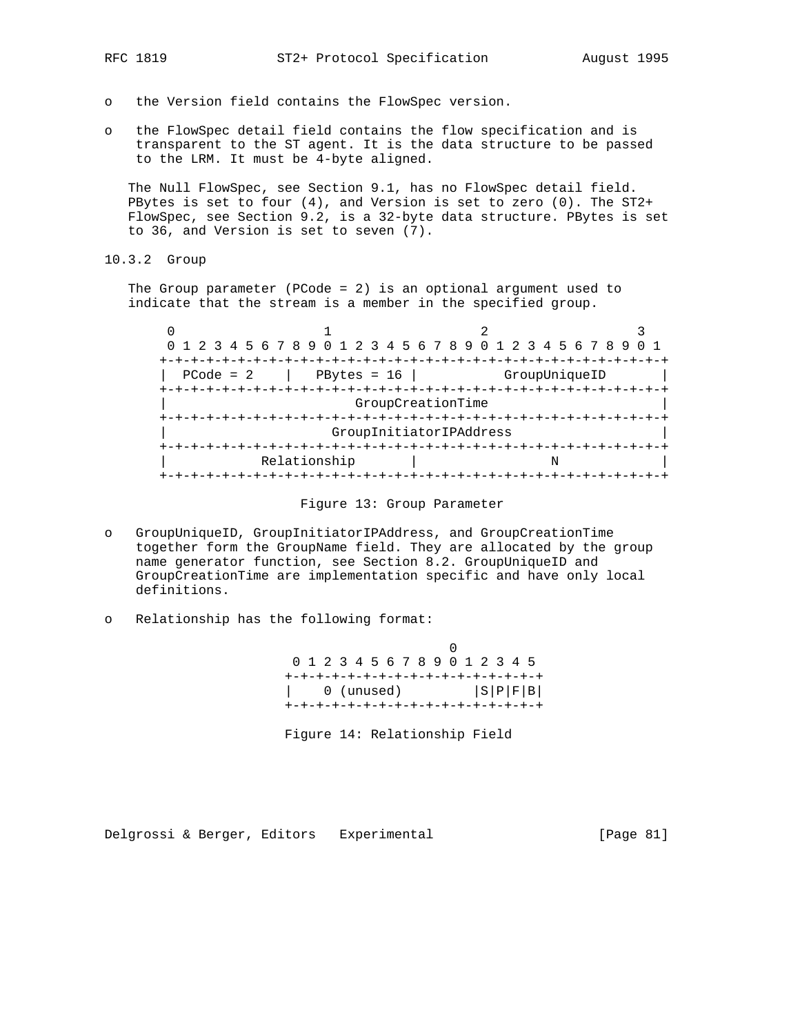- the Version field contains the FlowSpec version.
- the FlowSpec detail field contains the flow specification and is transparent to the ST agent. It is the data structure to be passed to the LRM. It must be 4-byte aligned.

The Null FlowSpec, see Section 9.1, has no FlowSpec detail field. PBytes is set to four (4), and Version is set to zero (0). The ST2+ FlowSpec, see Section 9.2, is a 32-byte data structure. PBytes is set to 36, and Version is set to seven (7).

### 10.3.2 Group

The Group parameter (PCode = 2) is an optional argument used to indicate that the stream is a member in the specified group.

```
 0                   1                   2                   3
 0 1 2 3 4 5 6 7 8 9 0 1 2 3 4 5 6 7 8 9 0 1 2 3 4 5 6 7 8 9 0 1
+-+-+-+-+-+-+-+-+-+-+-+-+-+-+-+-+-+-+-+-+-+-+-+-+-+-+-+-+-+-+-+-+
|  PCode = 2    |   PBytes = 16 |           GroupUniqueID       |
+-+-+-+-+-+-+-+-+-+-+-+-+-+-+-+-+-+-+-+-+-+-+-+-+-+-+-+-+-+-+-+-+
|                       GroupCreationTime                       |
+-+-+-+-+-+-+-+-+-+-+-+-+-+-+-+-+-+-+-+-+-+-+-+-+-+-+-+-+-+-+-+-+
|                    GroupInitiatorIPAddress                    |
+-+-+-+-+-+-+-+-+-+-+-+-+-+-+-+-+-+-+-+-+-+-+-+-+-+-+-+-+-+-+-+-+
|           Relationship        |               N               |
+-+-+-+-+-+-+-+-+-+-+-+-+-+-+-+-+-+-+-+-+-+-+-+-+-+-+-+-+-+-+-+-+
```

Figure 13: Group Parameter

- GroupUniqueID, GroupInitiatorIPAddress, and GroupCreationTime together form the GroupName field. They are allocated by the group name generator function, see Section 8.2. GroupUniqueID and GroupCreationTime are implementation specific and have only local definitions.
- Relationship has the following format:

```
                    0
 0 1 2 3 4 5 6 7 8 9 0 1 2 3 4 5
+-+-+-+-+-+-+-+-+-+-+-+-+-+-+-+-+
|    0 (unused)         |S|P|F|B|
+-+-+-+-+-+-+-+-+-+-+-+-+-+-+-+-+
```

Figure 14: Relationship Field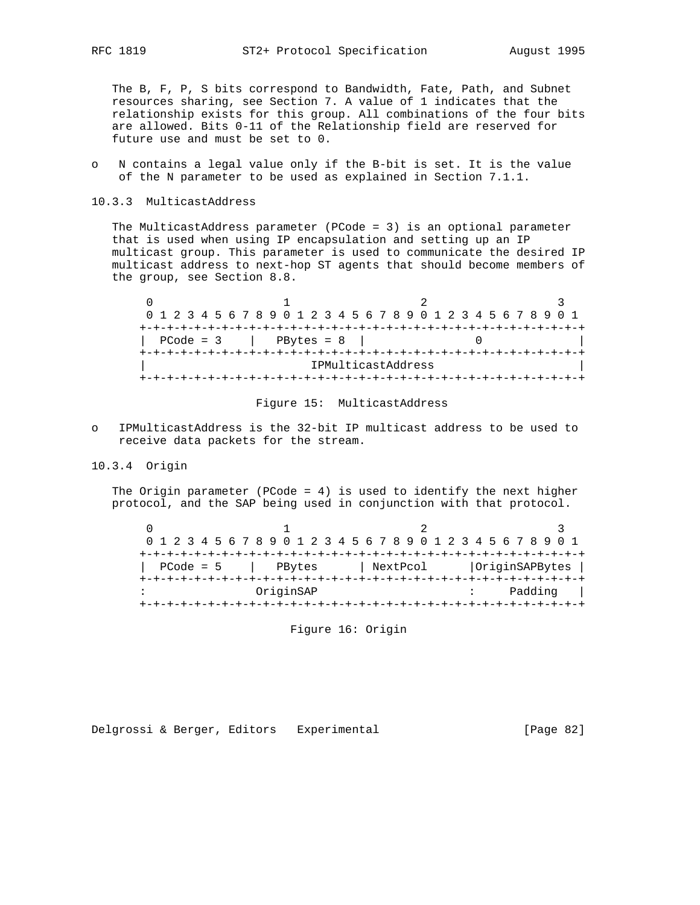The B, F, P, S bits correspond to Bandwidth, Fate, Path, and Subnet resources sharing, see Section 7. A value of 1 indicates that the relationship exists for this group. All combinations of the four bits are allowed. Bits 0-11 of the Relationship field are reserved for future use and must be set to 0.

- N contains a legal value only if the B-bit is set. It is the value of the N parameter to be used as explained in Section 7.1.1.

### 10.3.3 MulticastAddress

The MulticastAddress parameter (PCode = 3) is an optional parameter that is used when using IP encapsulation and setting up an IP multicast group. This parameter is used to communicate the desired IP multicast address to next-hop ST agents that should become members of the group, see Section 8.8.

```
 0                   1                   2                   3
 0 1 2 3 4 5 6 7 8 9 0 1 2 3 4 5 6 7 8 9 0 1 2 3 4 5 6 7 8 9 0 1
+-+-+-+-+-+-+-+-+-+-+-+-+-+-+-+-+-+-+-+-+-+-+-+-+-+-+-+-+-+-+-+-+
|  PCode = 3    |  PBytes = 8   |               0               |
+-+-+-+-+-+-+-+-+-+-+-+-+-+-+-+-+-+-+-+-+-+-+-+-+-+-+-+-+-+-+-+-+
|                       IPMulticastAddress                      |
+-+-+-+-+-+-+-+-+-+-+-+-+-+-+-+-+-+-+-+-+-+-+-+-+-+-+-+-+-+-+-+-+
```

Figure 15: MulticastAddress

- IPMulticastAddress is the 32-bit IP multicast address to be used to receive data packets for the stream.

### 10.3.4 Origin

The Origin parameter (PCode = 4) is used to identify the next higher protocol, and the SAP being used in conjunction with that protocol.

```
 0                   1                   2                   3
 0 1 2 3 4 5 6 7 8 9 0 1 2 3 4 5 6 7 8 9 0 1 2 3 4 5 6 7 8 9 0 1
+-+-+-+-+-+-+-+-+-+-+-+-+-+-+-+-+-+-+-+-+-+-+-+-+-+-+-+-+-+-+-+-+
|  PCode = 5    |   PBytes      | NextPcol      |OriginSAPBytes |
+-+-+-+-+-+-+-+-+-+-+-+-+-+-+-+-+-+-+-+-+-+-+-+-+-+-+-+-+-+-+-+-+
:               OriginSAP                       :    Padding    |
+-+-+-+-+-+-+-+-+-+-+-+-+-+-+-+-+-+-+-+-+-+-+-+-+-+-+-+-+-+-+-+-+
```

Figure 16: Origin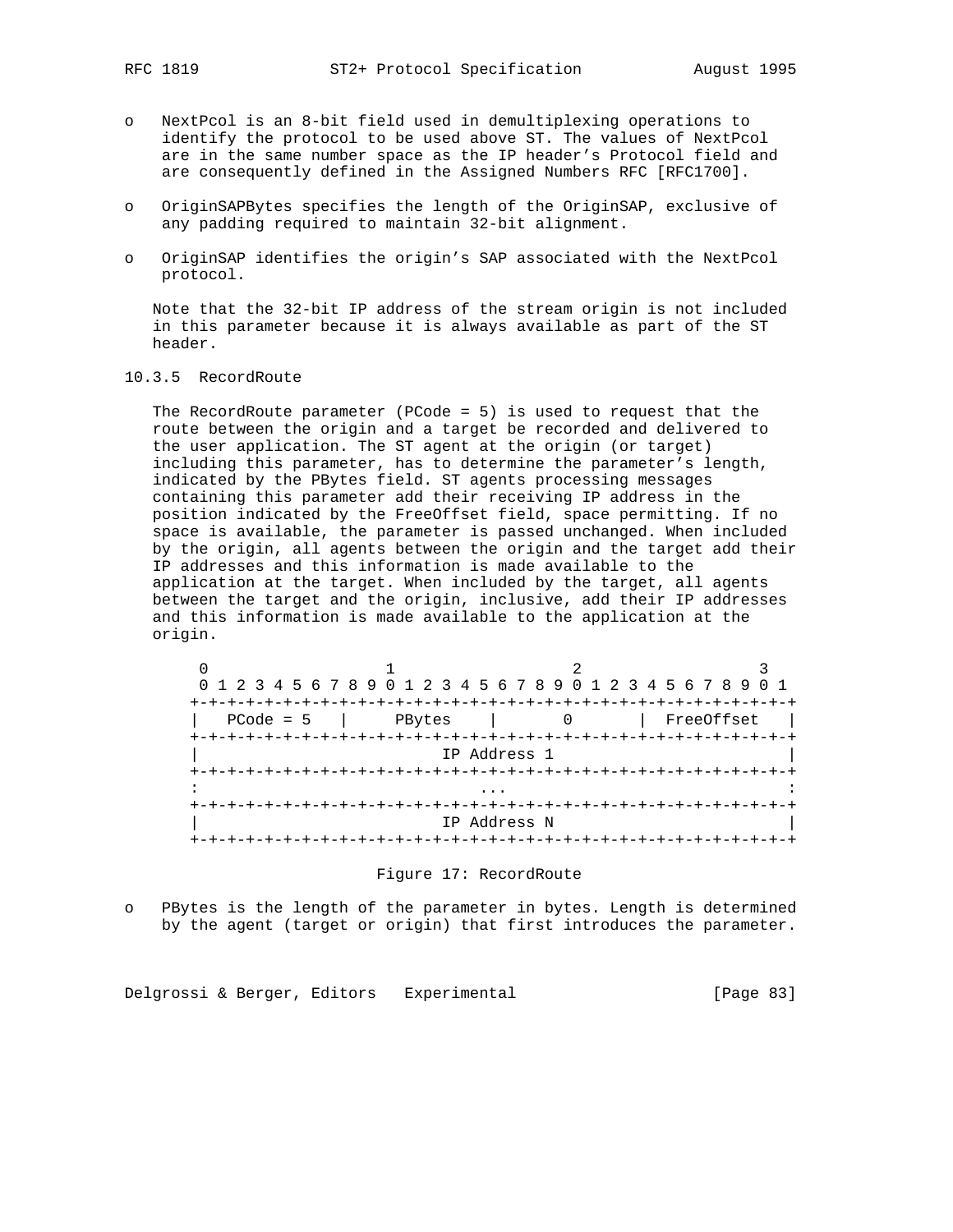- NextPcol is an 8-bit field used in demultiplexing operations to identify the protocol to be used above ST. The values of NextPcol are in the same number space as the IP header's Protocol field and are consequently defined in the Assigned Numbers RFC [RFC1700].

- OriginSAPBytes specifies the length of the OriginSAP, exclusive of any padding required to maintain 32-bit alignment.

- OriginSAP identifies the origin's SAP associated with the NextPcol protocol.

Note that the 32-bit IP address of the stream origin is not included in this parameter because it is always available as part of the ST header.

### 10.3.5 RecordRoute

The RecordRoute parameter (PCode = 5) is used to request that the route between the origin and a target be recorded and delivered to the user application. The ST agent at the origin (or target) including this parameter, has to determine the parameter's length, indicated by the PBytes field. ST agents processing messages containing this parameter add their receiving IP address in the position indicated by the FreeOffset field, space permitting. If no space is available, the parameter is passed unchanged. When included by the origin, all agents between the origin and the target add their IP addresses and this information is made available to the application at the target. When included by the target, all agents between the target and the origin, inclusive, add their IP addresses and this information is made available to the application at the origin.

```
 0                   1                   2                   3
 0 1 2 3 4 5 6 7 8 9 0 1 2 3 4 5 6 7 8 9 0 1 2 3 4 5 6 7 8 9 0 1
+-+-+-+-+-+-+-+-+-+-+-+-+-+-+-+-+-+-+-+-+-+-+-+-+-+-+-+-+-+-+-+-+
|   PCode = 5   |     PBytes    |       0       |  FreeOffset   |
+-+-+-+-+-+-+-+-+-+-+-+-+-+-+-+-+-+-+-+-+-+-+-+-+-+-+-+-+-+-+-+-+
|                         IP Address 1                          |
+-+-+-+-+-+-+-+-+-+-+-+-+-+-+-+-+-+-+-+-+-+-+-+-+-+-+-+-+-+-+-+-+
:                              ...                              :
+-+-+-+-+-+-+-+-+-+-+-+-+-+-+-+-+-+-+-+-+-+-+-+-+-+-+-+-+-+-+-+-+
|                         IP Address N                          |
+-+-+-+-+-+-+-+-+-+-+-+-+-+-+-+-+-+-+-+-+-+-+-+-+-+-+-+-+-+-+-+-+
```

Figure 17: RecordRoute

- PBytes is the length of the parameter in bytes. Length is determined by the agent (target or origin) that first introduces the parameter.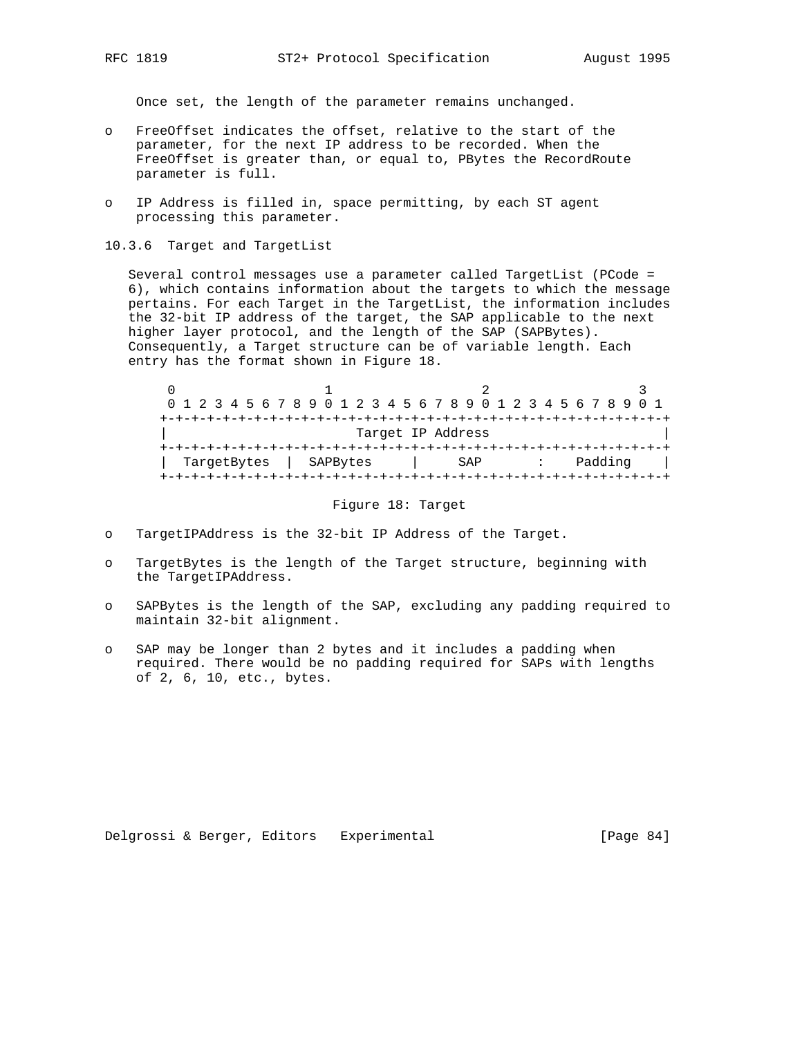Once set, the length of the parameter remains unchanged.

- FreeOffset indicates the offset, relative to the start of the parameter, for the next IP address to be recorded. When the FreeOffset is greater than, or equal to, PBytes the RecordRoute parameter is full.
- IP Address is filled in, space permitting, by each ST agent processing this parameter.

### 10.3.6 Target and TargetList

Several control messages use a parameter called TargetList (PCode = 6), which contains information about the targets to which the message pertains. For each Target in the TargetList, the information includes the 32-bit IP address of the target, the SAP applicable to the next higher layer protocol, and the length of the SAP (SAPBytes). Consequently, a Target structure can be of variable length. Each entry has the format shown in Figure 18.

```
 0                   1                   2                   3
 0 1 2 3 4 5 6 7 8 9 0 1 2 3 4 5 6 7 8 9 0 1 2 3 4 5 6 7 8 9 0 1
+-+-+-+-+-+-+-+-+-+-+-+-+-+-+-+-+-+-+-+-+-+-+-+-+-+-+-+-+-+-+-+-+
|                       Target IP Address                       |
+-+-+-+-+-+-+-+-+-+-+-+-+-+-+-+-+-+-+-+-+-+-+-+-+-+-+-+-+-+-+-+-+
|  TargetBytes  |  SAPBytes     |      SAP      :    Padding    |
+-+-+-+-+-+-+-+-+-+-+-+-+-+-+-+-+-+-+-+-+-+-+-+-+-+-+-+-+-+-+-+-+
```

Figure 18: Target

- TargetIPAddress is the 32-bit IP Address of the Target.
- TargetBytes is the length of the Target structure, beginning with the TargetIPAddress.
- SAPBytes is the length of the SAP, excluding any padding required to maintain 32-bit alignment.
- SAP may be longer than 2 bytes and it includes a padding when required. There would be no padding required for SAPs with lengths of 2, 6, 10, etc., bytes.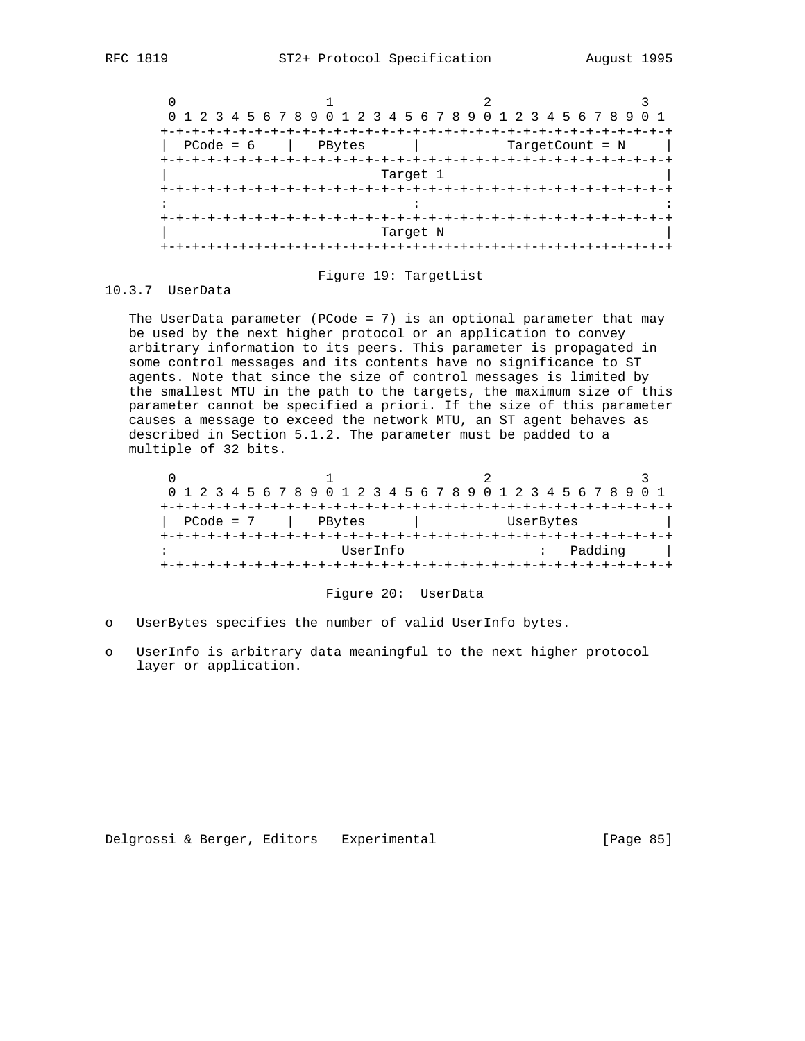```
    0                   1                   2                   3
    0 1 2 3 4 5 6 7 8 9 0 1 2 3 4 5 6 7 8 9 0 1 2 3 4 5 6 7 8 9 0 1
   +-+-+-+-+-+-+-+-+-+-+-+-+-+-+-+-+-+-+-+-+-+-+-+-+-+-+-+-+-+-+-+-+
   |  PCode = 6    |   PBytes      |         TargetCount = N       |
   +-+-+-+-+-+-+-+-+-+-+-+-+-+-+-+-+-+-+-+-+-+-+-+-+-+-+-+-+-+-+-+-+
   |                           Target 1                            |
   +-+-+-+-+-+-+-+-+-+-+-+-+-+-+-+-+-+-+-+-+-+-+-+-+-+-+-+-+-+-+-+-+
   :                               :                               :
   +-+-+-+-+-+-+-+-+-+-+-+-+-+-+-+-+-+-+-+-+-+-+-+-+-+-+-+-+-+-+-+-+
   |                           Target N                            |
   +-+-+-+-+-+-+-+-+-+-+-+-+-+-+-+-+-+-+-+-+-+-+-+-+-+-+-+-+-+-+-+-+
```

Figure 19: TargetList

### 10.3.7 UserData

The UserData parameter (PCode = 7) is an optional parameter that may be used by the next higher protocol or an application to convey arbitrary information to its peers. This parameter is propagated in some control messages and its contents have no significance to ST agents. Note that since the size of control messages is limited by the smallest MTU in the path to the targets, the maximum size of this parameter cannot be specified a priori. If the size of this parameter causes a message to exceed the network MTU, an ST agent behaves as described in Section 5.1.2. The parameter must be padded to a multiple of 32 bits.

```
    0                   1                   2                   3
    0 1 2 3 4 5 6 7 8 9 0 1 2 3 4 5 6 7 8 9 0 1 2 3 4 5 6 7 8 9 0 1
   +-+-+-+-+-+-+-+-+-+-+-+-+-+-+-+-+-+-+-+-+-+-+-+-+-+-+-+-+-+-+-+-+
   |  PCode = 7    |   PBytes      |           UserBytes           |
   +-+-+-+-+-+-+-+-+-+-+-+-+-+-+-+-+-+-+-+-+-+-+-+-+-+-+-+-+-+-+-+-+
   :                     UserInfo                  :   Padding     |
   +-+-+-+-+-+-+-+-+-+-+-+-+-+-+-+-+-+-+-+-+-+-+-+-+-+-+-+-+-+-+-+-+
```

Figure 20: UserData

- UserBytes specifies the number of valid UserInfo bytes.
- UserInfo is arbitrary data meaningful to the next higher protocol layer or application.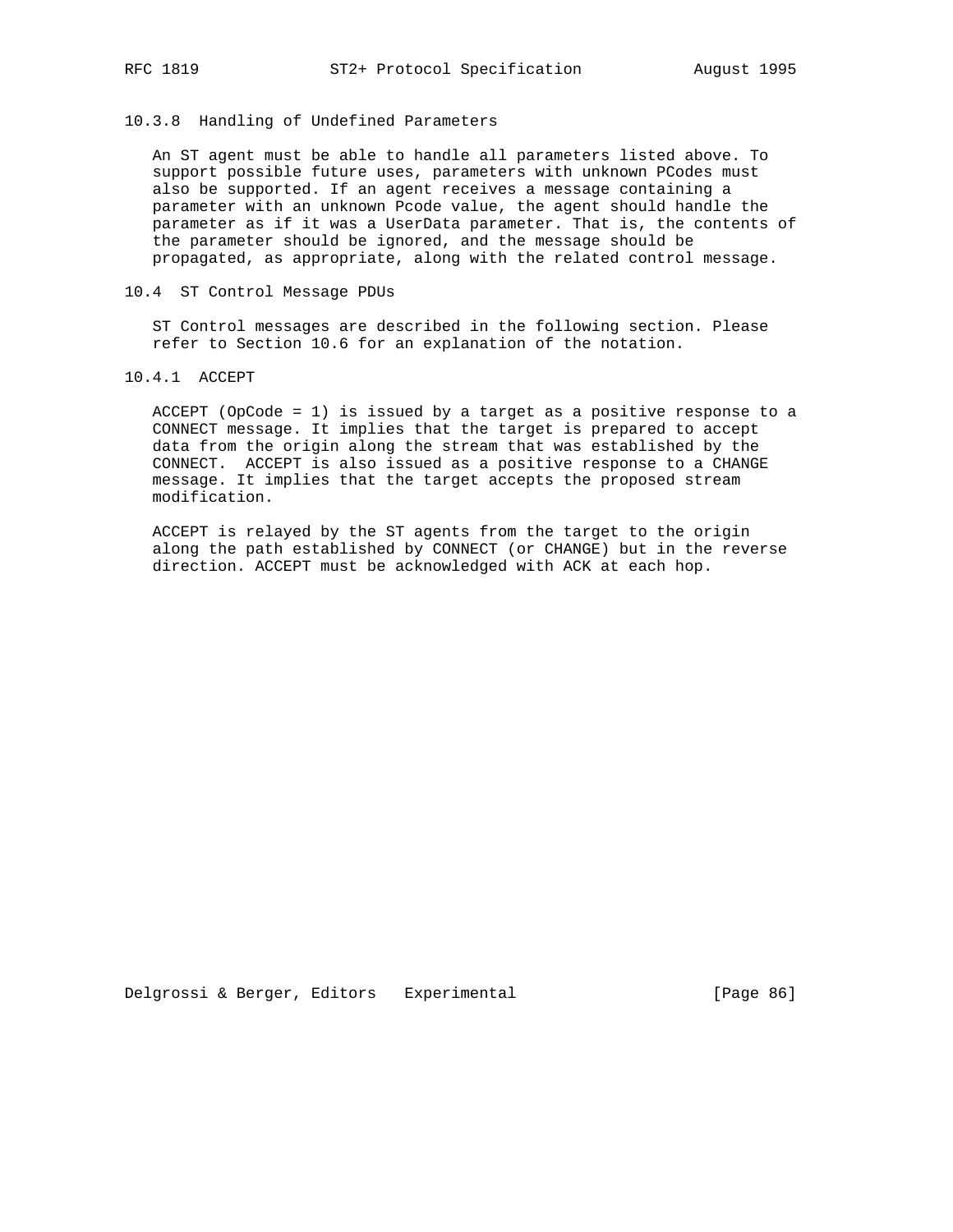### 10.3.8 Handling of Undefined Parameters

An ST agent must be able to handle all parameters listed above. To support possible future uses, parameters with unknown PCodes must also be supported. If an agent receives a message containing a parameter with an unknown Pcode value, the agent should handle the parameter as if it was a UserData parameter. That is, the contents of the parameter should be ignored, and the message should be propagated, as appropriate, along with the related control message.

## 10.4 ST Control Message PDUs

ST Control messages are described in the following section. Please refer to Section 10.6 for an explanation of the notation.

### 10.4.1 ACCEPT

ACCEPT (OpCode = 1) is issued by a target as a positive response to a CONNECT message. It implies that the target is prepared to accept data from the origin along the stream that was established by the CONNECT. ACCEPT is also issued as a positive response to a CHANGE message. It implies that the target accepts the proposed stream modification.

ACCEPT is relayed by the ST agents from the target to the origin along the path established by CONNECT (or CHANGE) but in the reverse direction. ACCEPT must be acknowledged with ACK at each hop.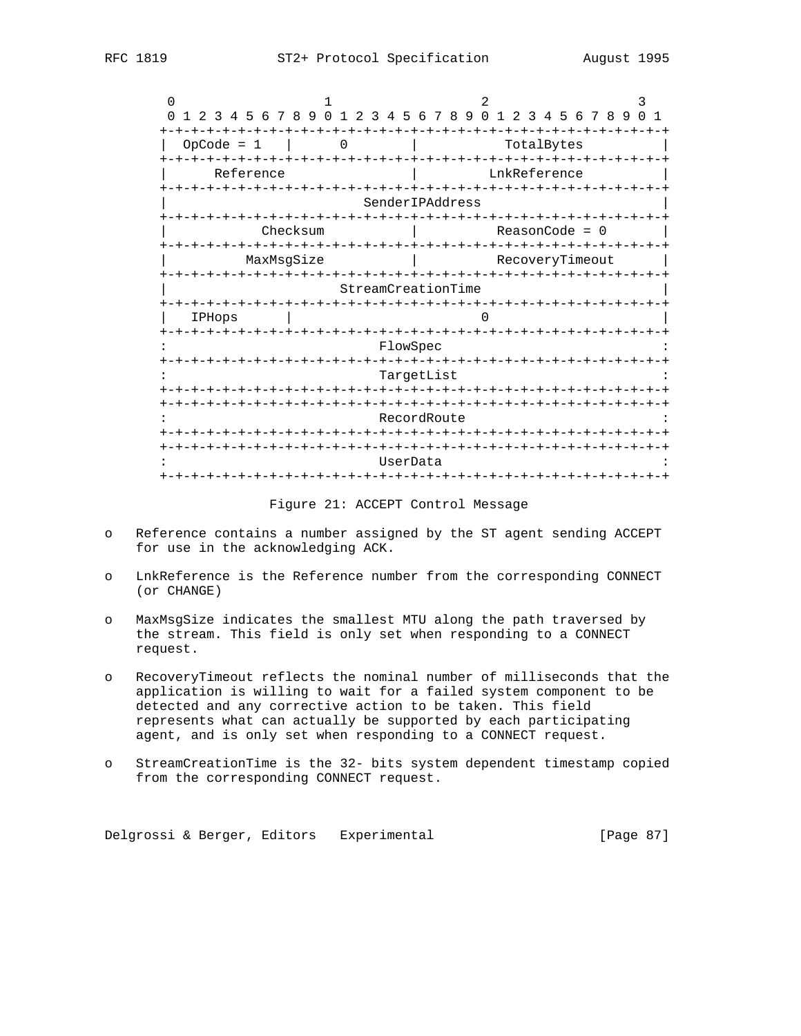```
 0                   1                   2                   3
 0 1 2 3 4 5 6 7 8 9 0 1 2 3 4 5 6 7 8 9 0 1 2 3 4 5 6 7 8 9 0 1
+-+-+-+-+-+-+-+-+-+-+-+-+-+-+-+-+-+-+-+-+-+-+-+-+-+-+-+-+-+-+-+-+
|  OpCode = 1   |       0       |           TotalBytes          |
+-+-+-+-+-+-+-+-+-+-+-+-+-+-+-+-+-+-+-+-+-+-+-+-+-+-+-+-+-+-+-+-+
|      Reference                |         LnkReference          |
+-+-+-+-+-+-+-+-+-+-+-+-+-+-+-+-+-+-+-+-+-+-+-+-+-+-+-+-+-+-+-+-+
|                         SenderIPAddress                       |
+-+-+-+-+-+-+-+-+-+-+-+-+-+-+-+-+-+-+-+-+-+-+-+-+-+-+-+-+-+-+-+-+
|           Checksum            |         ReasonCode = 0        |
+-+-+-+-+-+-+-+-+-+-+-+-+-+-+-+-+-+-+-+-+-+-+-+-+-+-+-+-+-+-+-+-+
|          MaxMsgSize           |         RecoveryTimeout       |
+-+-+-+-+-+-+-+-+-+-+-+-+-+-+-+-+-+-+-+-+-+-+-+-+-+-+-+-+-+-+-+-+
|                      StreamCreationTime                       |
+-+-+-+-+-+-+-+-+-+-+-+-+-+-+-+-+-+-+-+-+-+-+-+-+-+-+-+-+-+-+-+-+
|   IPHops      |                       0                       |
+-+-+-+-+-+-+-+-+-+-+-+-+-+-+-+-+-+-+-+-+-+-+-+-+-+-+-+-+-+-+-+-+
:                            FlowSpec                           :
+-+-+-+-+-+-+-+-+-+-+-+-+-+-+-+-+-+-+-+-+-+-+-+-+-+-+-+-+-+-+-+-+
:                            TargetList                         :
+-+-+-+-+-+-+-+-+-+-+-+-+-+-+-+-+-+-+-+-+-+-+-+-+-+-+-+-+-+-+-+-+
+-+-+-+-+-+-+-+-+-+-+-+-+-+-+-+-+-+-+-+-+-+-+-+-+-+-+-+-+-+-+-+-+
:                            RecordRoute                        :
+-+-+-+-+-+-+-+-+-+-+-+-+-+-+-+-+-+-+-+-+-+-+-+-+-+-+-+-+-+-+-+-+
+-+-+-+-+-+-+-+-+-+-+-+-+-+-+-+-+-+-+-+-+-+-+-+-+-+-+-+-+-+-+-+-+
:                            UserData                           :
+-+-+-+-+-+-+-+-+-+-+-+-+-+-+-+-+-+-+-+-+-+-+-+-+-+-+-+-+-+-+-+-+
```

Figure 21: ACCEPT Control Message

- Reference contains a number assigned by the ST agent sending ACCEPT for use in the acknowledging ACK.

- LnkReference is the Reference number from the corresponding CONNECT (or CHANGE)

- MaxMsgSize indicates the smallest MTU along the path traversed by the stream. This field is only set when responding to a CONNECT request.

- RecoveryTimeout reflects the nominal number of milliseconds that the application is willing to wait for a failed system component to be detected and any corrective action to be taken. This field represents what can actually be supported by each participating agent, and is only set when responding to a CONNECT request.

- StreamCreationTime is the 32- bits system dependent timestamp copied from the corresponding CONNECT request.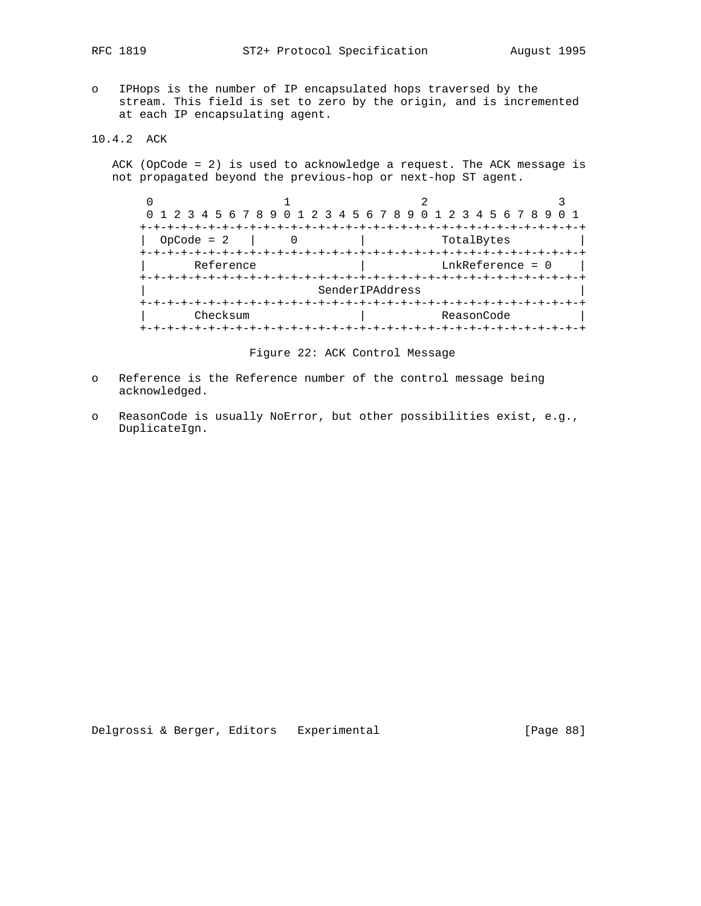- IPHops is the number of IP encapsulated hops traversed by the stream. This field is set to zero by the origin, and is incremented at each IP encapsulating agent.

### 10.4.2 ACK

ACK (OpCode = 2) is used to acknowledge a request. The ACK message is not propagated beyond the previous-hop or next-hop ST agent.

```
 0                   1                   2                   3
 0 1 2 3 4 5 6 7 8 9 0 1 2 3 4 5 6 7 8 9 0 1 2 3 4 5 6 7 8 9 0 1
+-+-+-+-+-+-+-+-+-+-+-+-+-+-+-+-+-+-+-+-+-+-+-+-+-+-+-+-+-+-+-+-+
|  OpCode = 2   |       0       |           TotalBytes          |
+-+-+-+-+-+-+-+-+-+-+-+-+-+-+-+-+-+-+-+-+-+-+-+-+-+-+-+-+-+-+-+-+
|       Reference               |        LnkReference = 0       |
+-+-+-+-+-+-+-+-+-+-+-+-+-+-+-+-+-+-+-+-+-+-+-+-+-+-+-+-+-+-+-+-+
|                          SenderIPAddress                      |
+-+-+-+-+-+-+-+-+-+-+-+-+-+-+-+-+-+-+-+-+-+-+-+-+-+-+-+-+-+-+-+-+
|       Checksum                |           ReasonCode          |
+-+-+-+-+-+-+-+-+-+-+-+-+-+-+-+-+-+-+-+-+-+-+-+-+-+-+-+-+-+-+-+-+
```

Figure 22: ACK Control Message

- Reference is the Reference number of the control message being acknowledged.
- ReasonCode is usually NoError, but other possibilities exist, e.g., DuplicateIgn.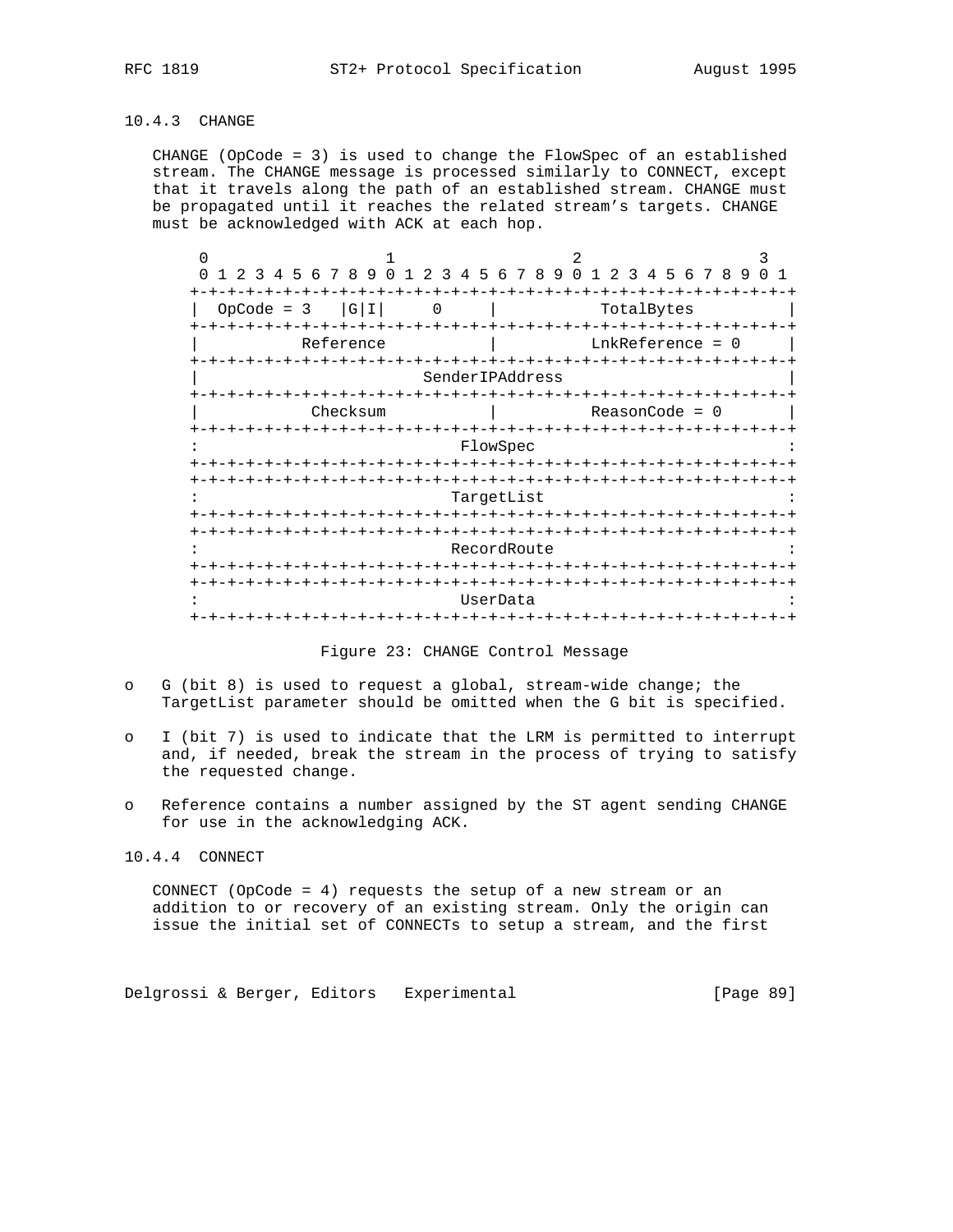### 10.4.3 CHANGE

CHANGE (OpCode = 3) is used to change the FlowSpec of an established stream. The CHANGE message is processed similarly to CONNECT, except that it travels along the path of an established stream. CHANGE must be propagated until it reaches the related stream's targets. CHANGE must be acknowledged with ACK at each hop.

```
 0                   1                   2                   3
 0 1 2 3 4 5 6 7 8 9 0 1 2 3 4 5 6 7 8 9 0 1 2 3 4 5 6 7 8 9 0 1
+-+-+-+-+-+-+-+-+-+-+-+-+-+-+-+-+-+-+-+-+-+-+-+-+-+-+-+-+-+-+-+-+
|  OpCode = 3   |G|I|     0     |           TotalBytes          |
+-+-+-+-+-+-+-+-+-+-+-+-+-+-+-+-+-+-+-+-+-+-+-+-+-+-+-+-+-+-+-+-+
|           Reference           |       LnkReference = 0        |
+-+-+-+-+-+-+-+-+-+-+-+-+-+-+-+-+-+-+-+-+-+-+-+-+-+-+-+-+-+-+-+-+
|                        SenderIPAddress                        |
+-+-+-+-+-+-+-+-+-+-+-+-+-+-+-+-+-+-+-+-+-+-+-+-+-+-+-+-+-+-+-+-+
|            Checksum           |        ReasonCode = 0         |
+-+-+-+-+-+-+-+-+-+-+-+-+-+-+-+-+-+-+-+-+-+-+-+-+-+-+-+-+-+-+-+-+
:                           FlowSpec                            :
+-+-+-+-+-+-+-+-+-+-+-+-+-+-+-+-+-+-+-+-+-+-+-+-+-+-+-+-+-+-+-+-+
+-+-+-+-+-+-+-+-+-+-+-+-+-+-+-+-+-+-+-+-+-+-+-+-+-+-+-+-+-+-+-+-+
:                          TargetList                           :
+-+-+-+-+-+-+-+-+-+-+-+-+-+-+-+-+-+-+-+-+-+-+-+-+-+-+-+-+-+-+-+-+
+-+-+-+-+-+-+-+-+-+-+-+-+-+-+-+-+-+-+-+-+-+-+-+-+-+-+-+-+-+-+-+-+
:                          RecordRoute                          :
+-+-+-+-+-+-+-+-+-+-+-+-+-+-+-+-+-+-+-+-+-+-+-+-+-+-+-+-+-+-+-+-+
+-+-+-+-+-+-+-+-+-+-+-+-+-+-+-+-+-+-+-+-+-+-+-+-+-+-+-+-+-+-+-+-+
:                           UserData                            :
+-+-+-+-+-+-+-+-+-+-+-+-+-+-+-+-+-+-+-+-+-+-+-+-+-+-+-+-+-+-+-+-+
```

Figure 23: CHANGE Control Message

- G (bit 8) is used to request a global, stream-wide change; the TargetList parameter should be omitted when the G bit is specified.
- I (bit 7) is used to indicate that the LRM is permitted to interrupt and, if needed, break the stream in the process of trying to satisfy the requested change.
- Reference contains a number assigned by the ST agent sending CHANGE for use in the acknowledging ACK.

### 10.4.4 CONNECT

CONNECT (OpCode = 4) requests the setup of a new stream or an addition to or recovery of an existing stream. Only the origin can issue the initial set of CONNECTs to setup a stream, and the first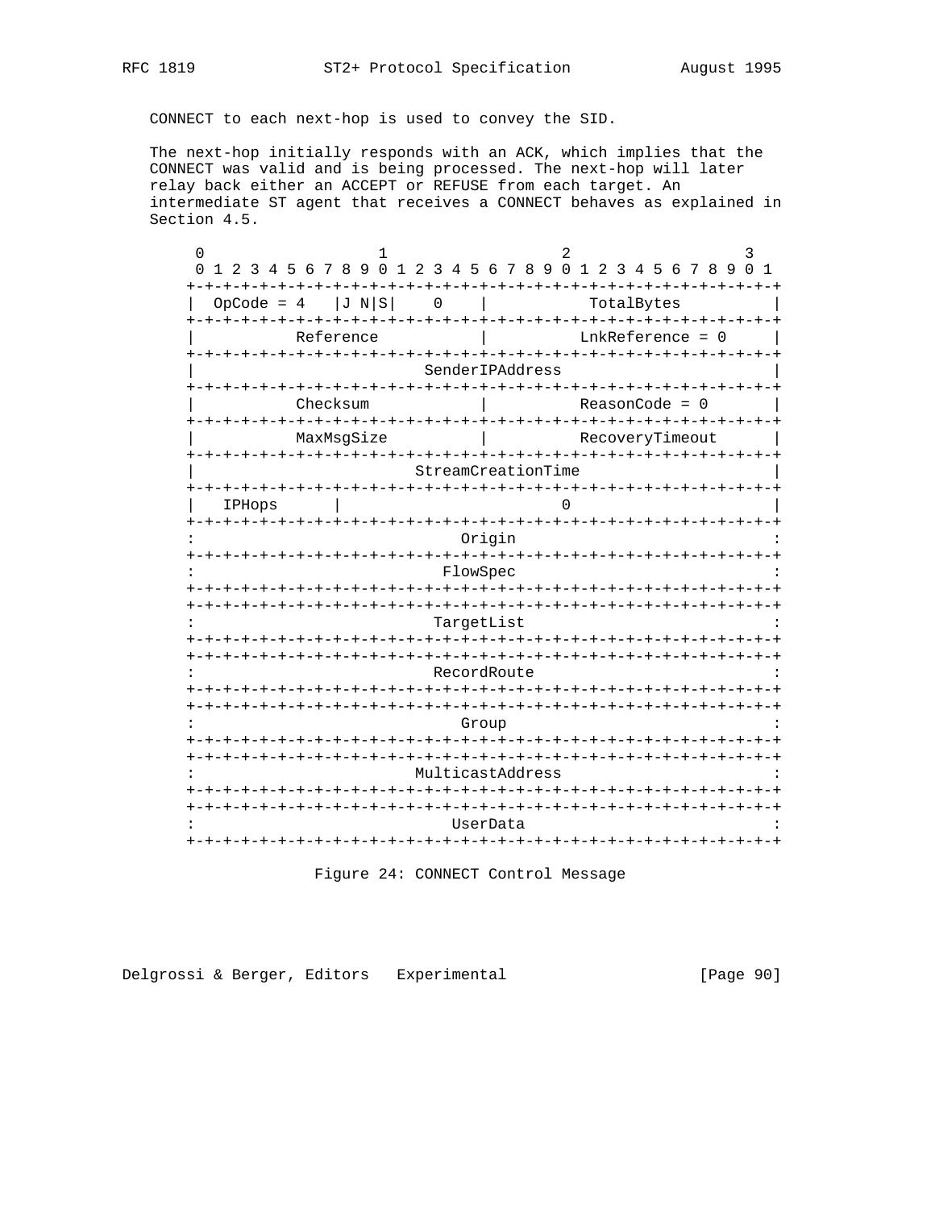CONNECT to each next-hop is used to convey the SID.

The next-hop initially responds with an ACK, which implies that the CONNECT was valid and is being processed. The next-hop will later relay back either an ACCEPT or REFUSE from each target. An intermediate ST agent that receives a CONNECT behaves as explained in Section 4.5.

```
 0                   1                   2                   3
 0 1 2 3 4 5 6 7 8 9 0 1 2 3 4 5 6 7 8 9 0 1 2 3 4 5 6 7 8 9 0 1
+-+-+-+-+-+-+-+-+-+-+-+-+-+-+-+-+-+-+-+-+-+-+-+-+-+-+-+-+-+-+-+-+
|  OpCode = 4   |J N|S|    0    |           TotalBytes          |
+-+-+-+-+-+-+-+-+-+-+-+-+-+-+-+-+-+-+-+-+-+-+-+-+-+-+-+-+-+-+-+-+
|           Reference           |        LnkReference = 0       |
+-+-+-+-+-+-+-+-+-+-+-+-+-+-+-+-+-+-+-+-+-+-+-+-+-+-+-+-+-+-+-+-+
|                         SenderIPAddress                       |
+-+-+-+-+-+-+-+-+-+-+-+-+-+-+-+-+-+-+-+-+-+-+-+-+-+-+-+-+-+-+-+-+
|           Checksum            |         ReasonCode = 0        |
+-+-+-+-+-+-+-+-+-+-+-+-+-+-+-+-+-+-+-+-+-+-+-+-+-+-+-+-+-+-+-+-+
|           MaxMsgSize          |        RecoveryTimeout        |
+-+-+-+-+-+-+-+-+-+-+-+-+-+-+-+-+-+-+-+-+-+-+-+-+-+-+-+-+-+-+-+-+
|                       StreamCreationTime                      |
+-+-+-+-+-+-+-+-+-+-+-+-+-+-+-+-+-+-+-+-+-+-+-+-+-+-+-+-+-+-+-+-+
|   IPHops      |                       0                       |
+-+-+-+-+-+-+-+-+-+-+-+-+-+-+-+-+-+-+-+-+-+-+-+-+-+-+-+-+-+-+-+-+
:                             Origin                            :
+-+-+-+-+-+-+-+-+-+-+-+-+-+-+-+-+-+-+-+-+-+-+-+-+-+-+-+-+-+-+-+-+
:                            FlowSpec                           :
+-+-+-+-+-+-+-+-+-+-+-+-+-+-+-+-+-+-+-+-+-+-+-+-+-+-+-+-+-+-+-+-+
+-+-+-+-+-+-+-+-+-+-+-+-+-+-+-+-+-+-+-+-+-+-+-+-+-+-+-+-+-+-+-+-+
:                           TargetList                          :
+-+-+-+-+-+-+-+-+-+-+-+-+-+-+-+-+-+-+-+-+-+-+-+-+-+-+-+-+-+-+-+-+
+-+-+-+-+-+-+-+-+-+-+-+-+-+-+-+-+-+-+-+-+-+-+-+-+-+-+-+-+-+-+-+-+
:                           RecordRoute                         :
+-+-+-+-+-+-+-+-+-+-+-+-+-+-+-+-+-+-+-+-+-+-+-+-+-+-+-+-+-+-+-+-+
+-+-+-+-+-+-+-+-+-+-+-+-+-+-+-+-+-+-+-+-+-+-+-+-+-+-+-+-+-+-+-+-+
:                             Group                             :
+-+-+-+-+-+-+-+-+-+-+-+-+-+-+-+-+-+-+-+-+-+-+-+-+-+-+-+-+-+-+-+-+
+-+-+-+-+-+-+-+-+-+-+-+-+-+-+-+-+-+-+-+-+-+-+-+-+-+-+-+-+-+-+-+-+
:                        MulticastAddress                       :
+-+-+-+-+-+-+-+-+-+-+-+-+-+-+-+-+-+-+-+-+-+-+-+-+-+-+-+-+-+-+-+-+
+-+-+-+-+-+-+-+-+-+-+-+-+-+-+-+-+-+-+-+-+-+-+-+-+-+-+-+-+-+-+-+-+
:                            UserData                           :
+-+-+-+-+-+-+-+-+-+-+-+-+-+-+-+-+-+-+-+-+-+-+-+-+-+-+-+-+-+-+-+-+
```

Figure 24: CONNECT Control Message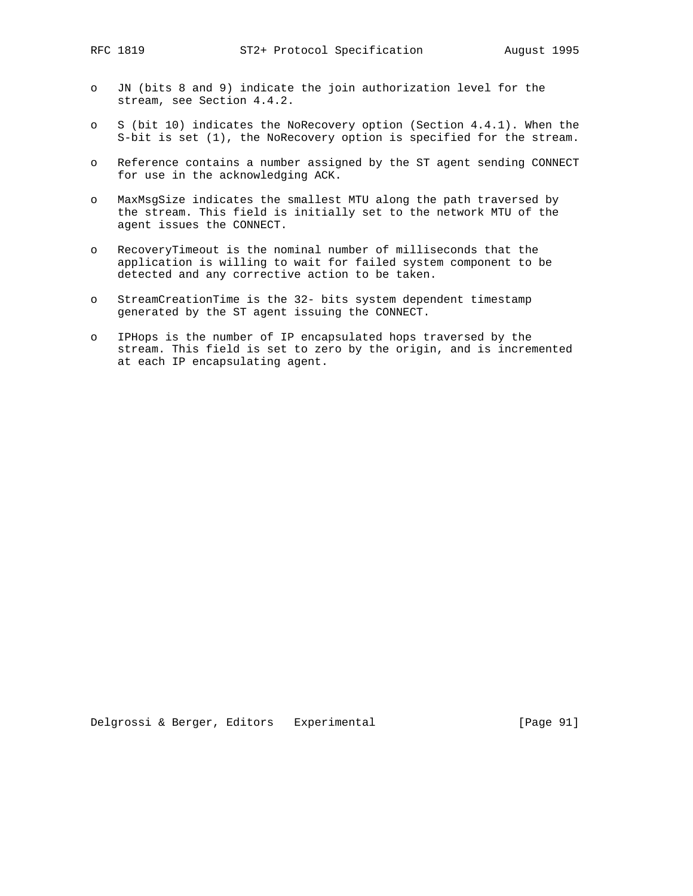- JN (bits 8 and 9) indicate the join authorization level for the stream, see Section 4.4.2.

- S (bit 10) indicates the NoRecovery option (Section 4.4.1). When the S-bit is set (1), the NoRecovery option is specified for the stream.

- Reference contains a number assigned by the ST agent sending CONNECT for use in the acknowledging ACK.

- MaxMsgSize indicates the smallest MTU along the path traversed by the stream. This field is initially set to the network MTU of the agent issues the CONNECT.

- RecoveryTimeout is the nominal number of milliseconds that the application is willing to wait for failed system component to be detected and any corrective action to be taken.

- StreamCreationTime is the 32- bits system dependent timestamp generated by the ST agent issuing the CONNECT.

- IPHops is the number of IP encapsulated hops traversed by the stream. This field is set to zero by the origin, and is incremented at each IP encapsulating agent.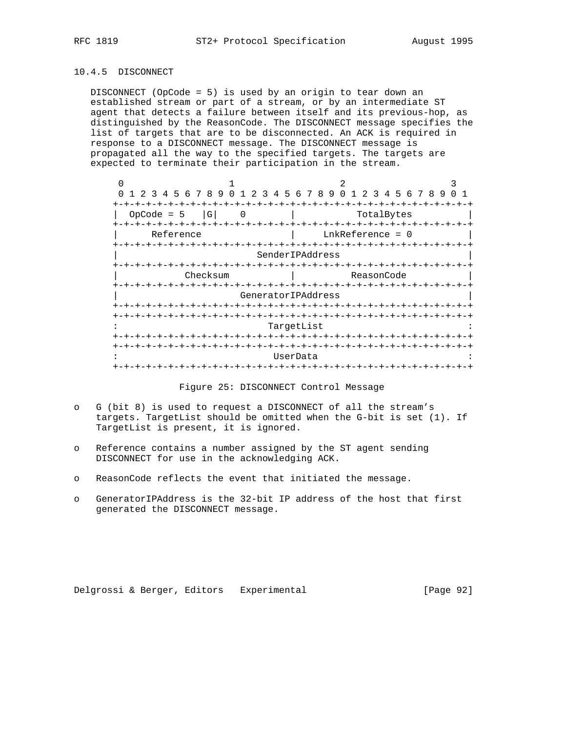### 10.4.5 DISCONNECT

DISCONNECT (OpCode = 5) is used by an origin to tear down an established stream or part of a stream, or by an intermediate ST agent that detects a failure between itself and its previous-hop, as distinguished by the ReasonCode. The DISCONNECT message specifies the list of targets that are to be disconnected. An ACK is required in response to a DISCONNECT message. The DISCONNECT message is propagated all the way to the specified targets. The targets are expected to terminate their participation in the stream.

```
 0                   1                   2                   3
 0 1 2 3 4 5 6 7 8 9 0 1 2 3 4 5 6 7 8 9 0 1 2 3 4 5 6 7 8 9 0 1
+-+-+-+-+-+-+-+-+-+-+-+-+-+-+-+-+-+-+-+-+-+-+-+-+-+-+-+-+-+-+-+-+
|  OpCode = 5   |G|    0        |           TotalBytes          |
+-+-+-+-+-+-+-+-+-+-+-+-+-+-+-+-+-+-+-+-+-+-+-+-+-+-+-+-+-+-+-+-+
|      Reference                |      LnkReference = 0         |
+-+-+-+-+-+-+-+-+-+-+-+-+-+-+-+-+-+-+-+-+-+-+-+-+-+-+-+-+-+-+-+-+
|                         SenderIPAddress                       |
+-+-+-+-+-+-+-+-+-+-+-+-+-+-+-+-+-+-+-+-+-+-+-+-+-+-+-+-+-+-+-+-+
|           Checksum            |          ReasonCode           |
+-+-+-+-+-+-+-+-+-+-+-+-+-+-+-+-+-+-+-+-+-+-+-+-+-+-+-+-+-+-+-+-+
|                        GeneratorIPAddress                     |
+-+-+-+-+-+-+-+-+-+-+-+-+-+-+-+-+-+-+-+-+-+-+-+-+-+-+-+-+-+-+-+-+
+-+-+-+-+-+-+-+-+-+-+-+-+-+-+-+-+-+-+-+-+-+-+-+-+-+-+-+-+-+-+-+-+
:                           TargetList                          :
+-+-+-+-+-+-+-+-+-+-+-+-+-+-+-+-+-+-+-+-+-+-+-+-+-+-+-+-+-+-+-+-+
+-+-+-+-+-+-+-+-+-+-+-+-+-+-+-+-+-+-+-+-+-+-+-+-+-+-+-+-+-+-+-+-+
:                            UserData                           :
+-+-+-+-+-+-+-+-+-+-+-+-+-+-+-+-+-+-+-+-+-+-+-+-+-+-+-+-+-+-+-+-+
```

Figure 25: DISCONNECT Control Message

- G (bit 8) is used to request a DISCONNECT of all the stream's targets. TargetList should be omitted when the G-bit is set (1). If TargetList is present, it is ignored.
- Reference contains a number assigned by the ST agent sending DISCONNECT for use in the acknowledging ACK.
- ReasonCode reflects the event that initiated the message.
- GeneratorIPAddress is the 32-bit IP address of the host that first generated the DISCONNECT message.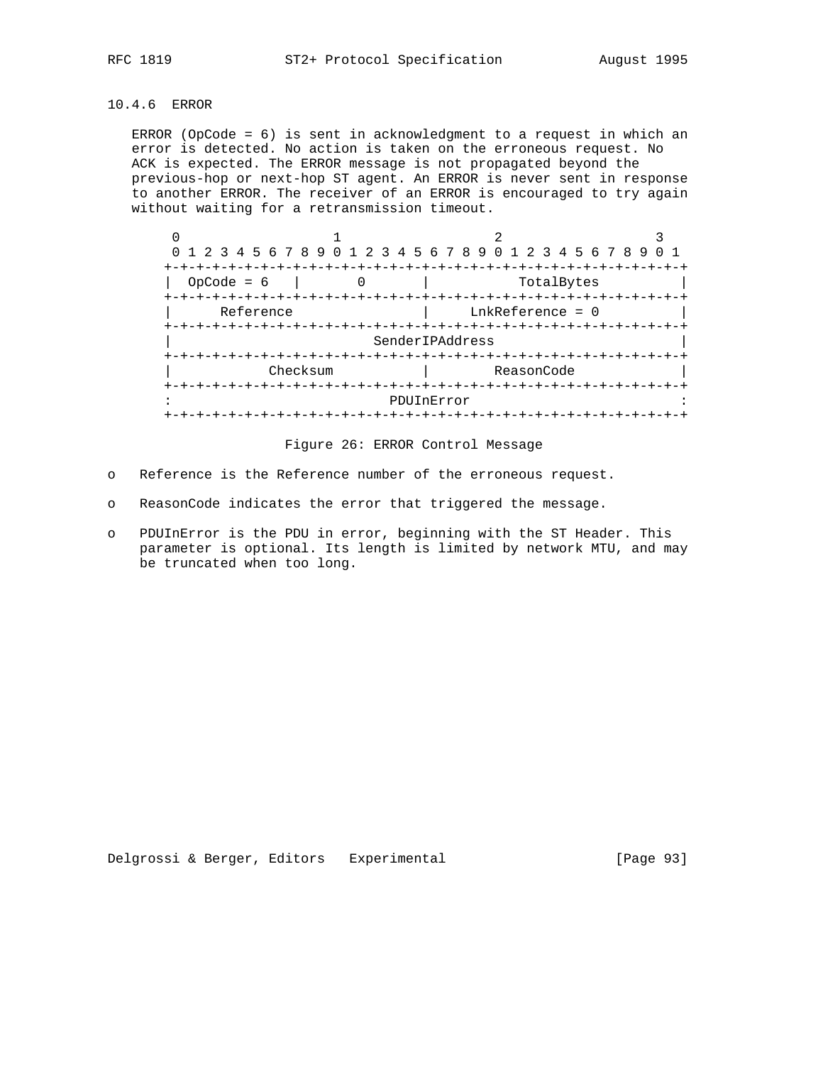### 10.4.6 ERROR

ERROR (OpCode = 6) is sent in acknowledgment to a request in which an error is detected. No action is taken on the erroneous request. No ACK is expected. The ERROR message is not propagated beyond the previous-hop or next-hop ST agent. An ERROR is never sent in response to another ERROR. The receiver of an ERROR is encouraged to try again without waiting for a retransmission timeout.

```
 0                   1                   2                   3
 0 1 2 3 4 5 6 7 8 9 0 1 2 3 4 5 6 7 8 9 0 1 2 3 4 5 6 7 8 9 0 1
+-+-+-+-+-+-+-+-+-+-+-+-+-+-+-+-+-+-+-+-+-+-+-+-+-+-+-+-+-+-+-+-+
|  OpCode = 6   |       0       |           TotalBytes          |
+-+-+-+-+-+-+-+-+-+-+-+-+-+-+-+-+-+-+-+-+-+-+-+-+-+-+-+-+-+-+-+-+
|      Reference                |     LnkReference = 0          |
+-+-+-+-+-+-+-+-+-+-+-+-+-+-+-+-+-+-+-+-+-+-+-+-+-+-+-+-+-+-+-+-+
|                         SenderIPAddress                       |
+-+-+-+-+-+-+-+-+-+-+-+-+-+-+-+-+-+-+-+-+-+-+-+-+-+-+-+-+-+-+-+-+
|           Checksum            |        ReasonCode             |
+-+-+-+-+-+-+-+-+-+-+-+-+-+-+-+-+-+-+-+-+-+-+-+-+-+-+-+-+-+-+-+-+
:                          PDUInError                           :
+-+-+-+-+-+-+-+-+-+-+-+-+-+-+-+-+-+-+-+-+-+-+-+-+-+-+-+-+-+-+-+-+
```

Figure 26: ERROR Control Message

- Reference is the Reference number of the erroneous request.
- ReasonCode indicates the error that triggered the message.
- PDUInError is the PDU in error, beginning with the ST Header. This parameter is optional. Its length is limited by network MTU, and may be truncated when too long.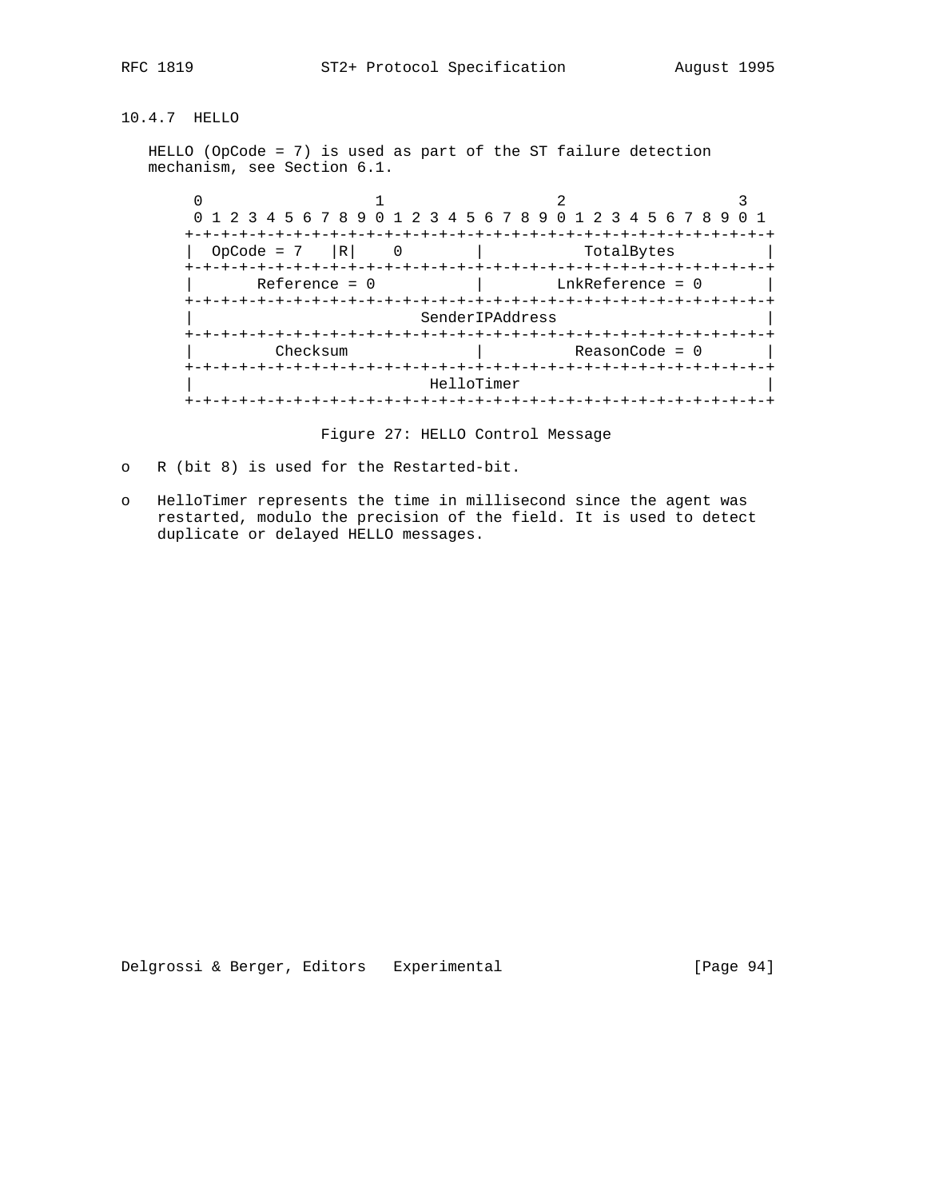### 10.4.7  HELLO

HELLO (OpCode = 7) is used as part of the ST failure detection mechanism, see Section 6.1.

```
 0                   1                   2                   3
 0 1 2 3 4 5 6 7 8 9 0 1 2 3 4 5 6 7 8 9 0 1 2 3 4 5 6 7 8 9 0 1
+-+-+-+-+-+-+-+-+-+-+-+-+-+-+-+-+-+-+-+-+-+-+-+-+-+-+-+-+-+-+-+-+
|  OpCode = 7   |R|    0        |           TotalBytes          |
+-+-+-+-+-+-+-+-+-+-+-+-+-+-+-+-+-+-+-+-+-+-+-+-+-+-+-+-+-+-+-+-+
|       Reference = 0           |        LnkReference = 0       |
+-+-+-+-+-+-+-+-+-+-+-+-+-+-+-+-+-+-+-+-+-+-+-+-+-+-+-+-+-+-+-+-+
|                          SenderIPAddress                      |
+-+-+-+-+-+-+-+-+-+-+-+-+-+-+-+-+-+-+-+-+-+-+-+-+-+-+-+-+-+-+-+-+
|         Checksum              |          ReasonCode = 0       |
+-+-+-+-+-+-+-+-+-+-+-+-+-+-+-+-+-+-+-+-+-+-+-+-+-+-+-+-+-+-+-+-+
|                           HelloTimer                          |
+-+-+-+-+-+-+-+-+-+-+-+-+-+-+-+-+-+-+-+-+-+-+-+-+-+-+-+-+-+-+-+-+
```

Figure 27: HELLO Control Message

- R (bit 8) is used for the Restarted-bit.
- HelloTimer represents the time in millisecond since the agent was restarted, modulo the precision of the field. It is used to detect duplicate or delayed HELLO messages.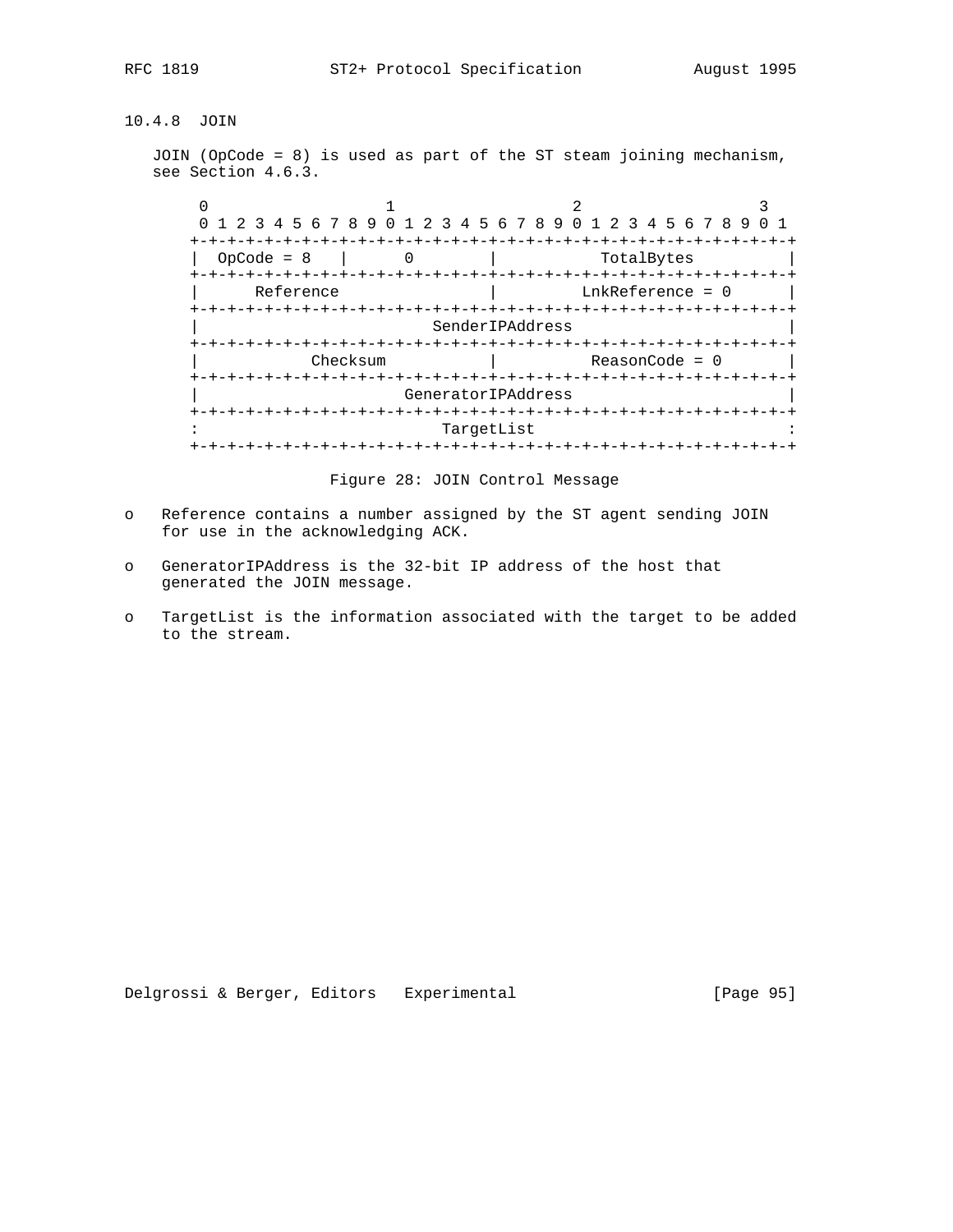### 10.4.8 JOIN

JOIN (OpCode = 8) is used as part of the ST steam joining mechanism, see Section 4.6.3.

```
 0                   1                   2                   3
 0 1 2 3 4 5 6 7 8 9 0 1 2 3 4 5 6 7 8 9 0 1 2 3 4 5 6 7 8 9 0 1
+-+-+-+-+-+-+-+-+-+-+-+-+-+-+-+-+-+-+-+-+-+-+-+-+-+-+-+-+-+-+-+-+
|  OpCode = 8   |       0       |           TotalBytes          |
+-+-+-+-+-+-+-+-+-+-+-+-+-+-+-+-+-+-+-+-+-+-+-+-+-+-+-+-+-+-+-+-+
|      Reference                |         LnkReference = 0      |
+-+-+-+-+-+-+-+-+-+-+-+-+-+-+-+-+-+-+-+-+-+-+-+-+-+-+-+-+-+-+-+-+
|                          SenderIPAddress                      |
+-+-+-+-+-+-+-+-+-+-+-+-+-+-+-+-+-+-+-+-+-+-+-+-+-+-+-+-+-+-+-+-+
|           Checksum            |          ReasonCode = 0       |
+-+-+-+-+-+-+-+-+-+-+-+-+-+-+-+-+-+-+-+-+-+-+-+-+-+-+-+-+-+-+-+-+
|                       GeneratorIPAddress                      |
+-+-+-+-+-+-+-+-+-+-+-+-+-+-+-+-+-+-+-+-+-+-+-+-+-+-+-+-+-+-+-+-+
:                           TargetList                          :
+-+-+-+-+-+-+-+-+-+-+-+-+-+-+-+-+-+-+-+-+-+-+-+-+-+-+-+-+-+-+-+-+
```

Figure 28: JOIN Control Message

- Reference contains a number assigned by the ST agent sending JOIN for use in the acknowledging ACK.
- GeneratorIPAddress is the 32-bit IP address of the host that generated the JOIN message.
- TargetList is the information associated with the target to be added to the stream.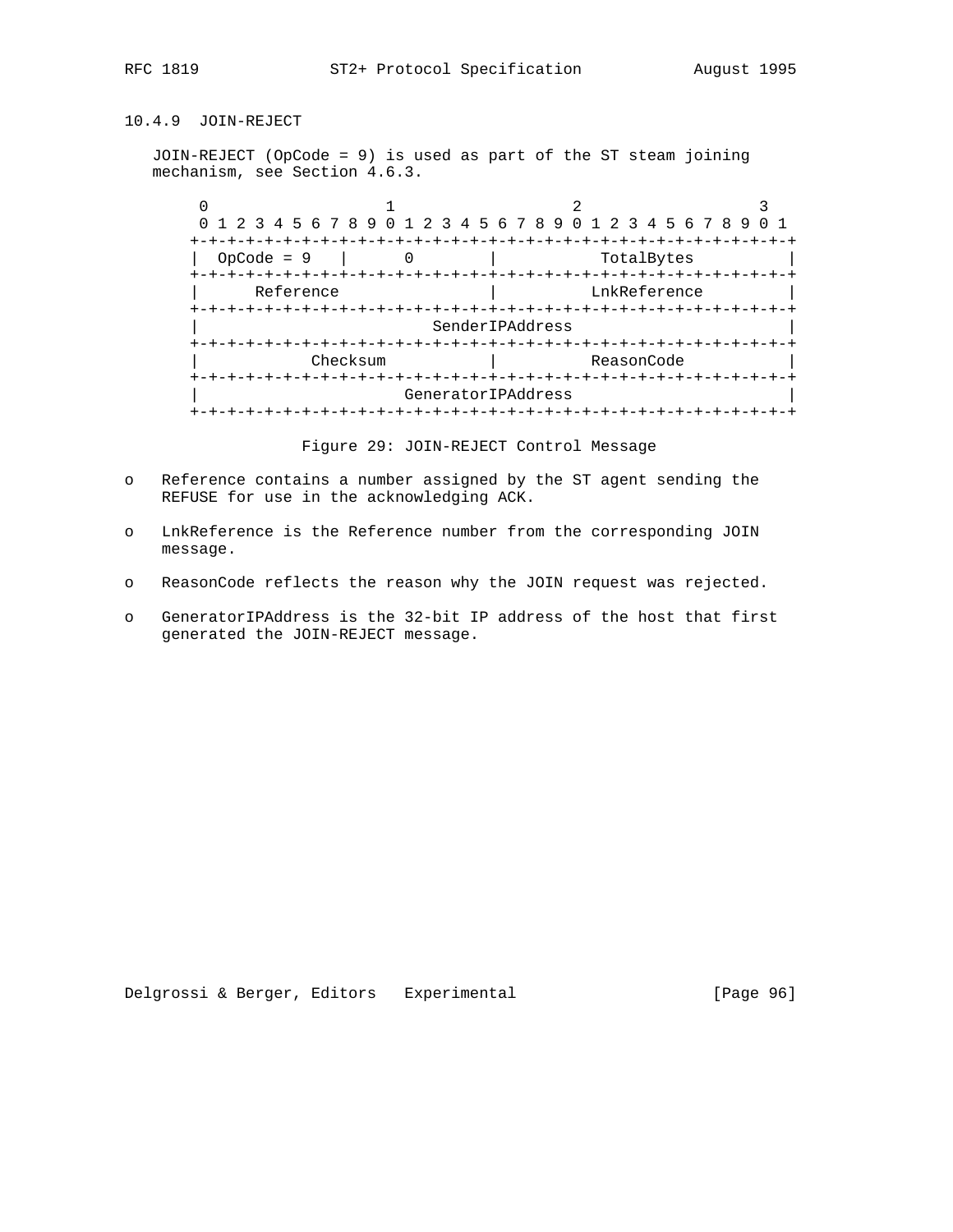### 10.4.9 JOIN-REJECT

JOIN-REJECT (OpCode = 9) is used as part of the ST steam joining mechanism, see Section 4.6.3.

```
 0                   1                   2                   3
 0 1 2 3 4 5 6 7 8 9 0 1 2 3 4 5 6 7 8 9 0 1 2 3 4 5 6 7 8 9 0 1
+-+-+-+-+-+-+-+-+-+-+-+-+-+-+-+-+-+-+-+-+-+-+-+-+-+-+-+-+-+-+-+-+
|  OpCode = 9   |       0       |           TotalBytes          |
+-+-+-+-+-+-+-+-+-+-+-+-+-+-+-+-+-+-+-+-+-+-+-+-+-+-+-+-+-+-+-+-+
|      Reference                |          LnkReference         |
+-+-+-+-+-+-+-+-+-+-+-+-+-+-+-+-+-+-+-+-+-+-+-+-+-+-+-+-+-+-+-+-+
|                         SenderIPAddress                       |
+-+-+-+-+-+-+-+-+-+-+-+-+-+-+-+-+-+-+-+-+-+-+-+-+-+-+-+-+-+-+-+-+
|           Checksum            |          ReasonCode           |
+-+-+-+-+-+-+-+-+-+-+-+-+-+-+-+-+-+-+-+-+-+-+-+-+-+-+-+-+-+-+-+-+
|                        GeneratorIPAddress                     |
+-+-+-+-+-+-+-+-+-+-+-+-+-+-+-+-+-+-+-+-+-+-+-+-+-+-+-+-+-+-+-+-+
```

Figure 29: JOIN-REJECT Control Message

- Reference contains a number assigned by the ST agent sending the REFUSE for use in the acknowledging ACK.
- LnkReference is the Reference number from the corresponding JOIN message.
- ReasonCode reflects the reason why the JOIN request was rejected.
- GeneratorIPAddress is the 32-bit IP address of the host that first generated the JOIN-REJECT message.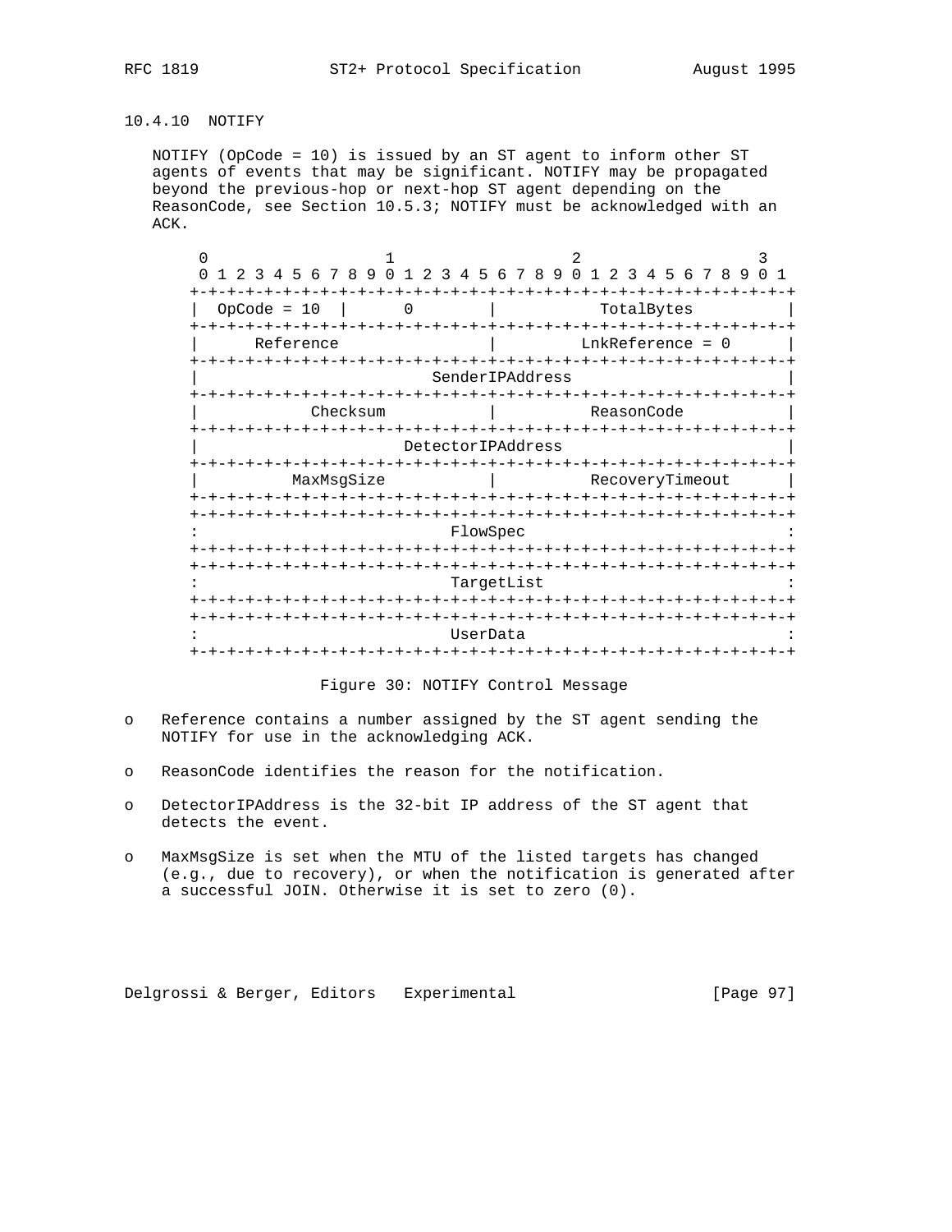### 10.4.10 NOTIFY

NOTIFY (OpCode = 10) is issued by an ST agent to inform other ST agents of events that may be significant. NOTIFY may be propagated beyond the previous-hop or next-hop ST agent depending on the ReasonCode, see Section 10.5.3; NOTIFY must be acknowledged with an ACK.

```
 0                   1                   2                   3
 0 1 2 3 4 5 6 7 8 9 0 1 2 3 4 5 6 7 8 9 0 1 2 3 4 5 6 7 8 9 0 1
+-+-+-+-+-+-+-+-+-+-+-+-+-+-+-+-+-+-+-+-+-+-+-+-+-+-+-+-+-+-+-+-+
|  OpCode = 10  |       0       |           TotalBytes          |
+-+-+-+-+-+-+-+-+-+-+-+-+-+-+-+-+-+-+-+-+-+-+-+-+-+-+-+-+-+-+-+-+
|      Reference                |       LnkReference = 0        |
+-+-+-+-+-+-+-+-+-+-+-+-+-+-+-+-+-+-+-+-+-+-+-+-+-+-+-+-+-+-+-+-+
|                         SenderIPAddress                       |
+-+-+-+-+-+-+-+-+-+-+-+-+-+-+-+-+-+-+-+-+-+-+-+-+-+-+-+-+-+-+-+-+
|            Checksum           |          ReasonCode           |
+-+-+-+-+-+-+-+-+-+-+-+-+-+-+-+-+-+-+-+-+-+-+-+-+-+-+-+-+-+-+-+-+
|                       DetectorIPAddress                       |
+-+-+-+-+-+-+-+-+-+-+-+-+-+-+-+-+-+-+-+-+-+-+-+-+-+-+-+-+-+-+-+-+
|           MaxMsgSize          |        RecoveryTimeout        |
+-+-+-+-+-+-+-+-+-+-+-+-+-+-+-+-+-+-+-+-+-+-+-+-+-+-+-+-+-+-+-+-+
+-+-+-+-+-+-+-+-+-+-+-+-+-+-+-+-+-+-+-+-+-+-+-+-+-+-+-+-+-+-+-+-+
:                            FlowSpec                           :
+-+-+-+-+-+-+-+-+-+-+-+-+-+-+-+-+-+-+-+-+-+-+-+-+-+-+-+-+-+-+-+-+
+-+-+-+-+-+-+-+-+-+-+-+-+-+-+-+-+-+-+-+-+-+-+-+-+-+-+-+-+-+-+-+-+
:                           TargetList                          :
+-+-+-+-+-+-+-+-+-+-+-+-+-+-+-+-+-+-+-+-+-+-+-+-+-+-+-+-+-+-+-+-+
+-+-+-+-+-+-+-+-+-+-+-+-+-+-+-+-+-+-+-+-+-+-+-+-+-+-+-+-+-+-+-+-+
:                            UserData                           :
+-+-+-+-+-+-+-+-+-+-+-+-+-+-+-+-+-+-+-+-+-+-+-+-+-+-+-+-+-+-+-+-+
```

Figure 30: NOTIFY Control Message

- Reference contains a number assigned by the ST agent sending the NOTIFY for use in the acknowledging ACK.
- ReasonCode identifies the reason for the notification.
- DetectorIPAddress is the 32-bit IP address of the ST agent that detects the event.
- MaxMsgSize is set when the MTU of the listed targets has changed (e.g., due to recovery), or when the notification is generated after a successful JOIN. Otherwise it is set to zero (0).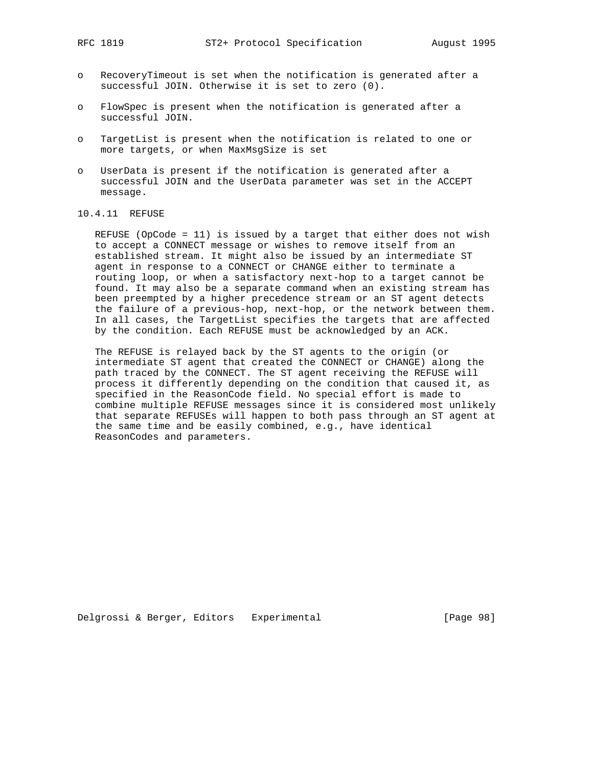- RecoveryTimeout is set when the notification is generated after a successful JOIN. Otherwise it is set to zero (0).
- FlowSpec is present when the notification is generated after a successful JOIN.
- TargetList is present when the notification is related to one or more targets, or when MaxMsgSize is set
- UserData is present if the notification is generated after a successful JOIN and the UserData parameter was set in the ACCEPT message.

### 10.4.11 REFUSE

REFUSE (OpCode = 11) is issued by a target that either does not wish to accept a CONNECT message or wishes to remove itself from an established stream. It might also be issued by an intermediate ST agent in response to a CONNECT or CHANGE either to terminate a routing loop, or when a satisfactory next-hop to a target cannot be found. It may also be a separate command when an existing stream has been preempted by a higher precedence stream or an ST agent detects the failure of a previous-hop, next-hop, or the network between them. In all cases, the TargetList specifies the targets that are affected by the condition. Each REFUSE must be acknowledged by an ACK.

The REFUSE is relayed back by the ST agents to the origin (or intermediate ST agent that created the CONNECT or CHANGE) along the path traced by the CONNECT. The ST agent receiving the REFUSE will process it differently depending on the condition that caused it, as specified in the ReasonCode field. No special effort is made to combine multiple REFUSE messages since it is considered most unlikely that separate REFUSEs will happen to both pass through an ST agent at the same time and be easily combined, e.g., have identical ReasonCodes and parameters.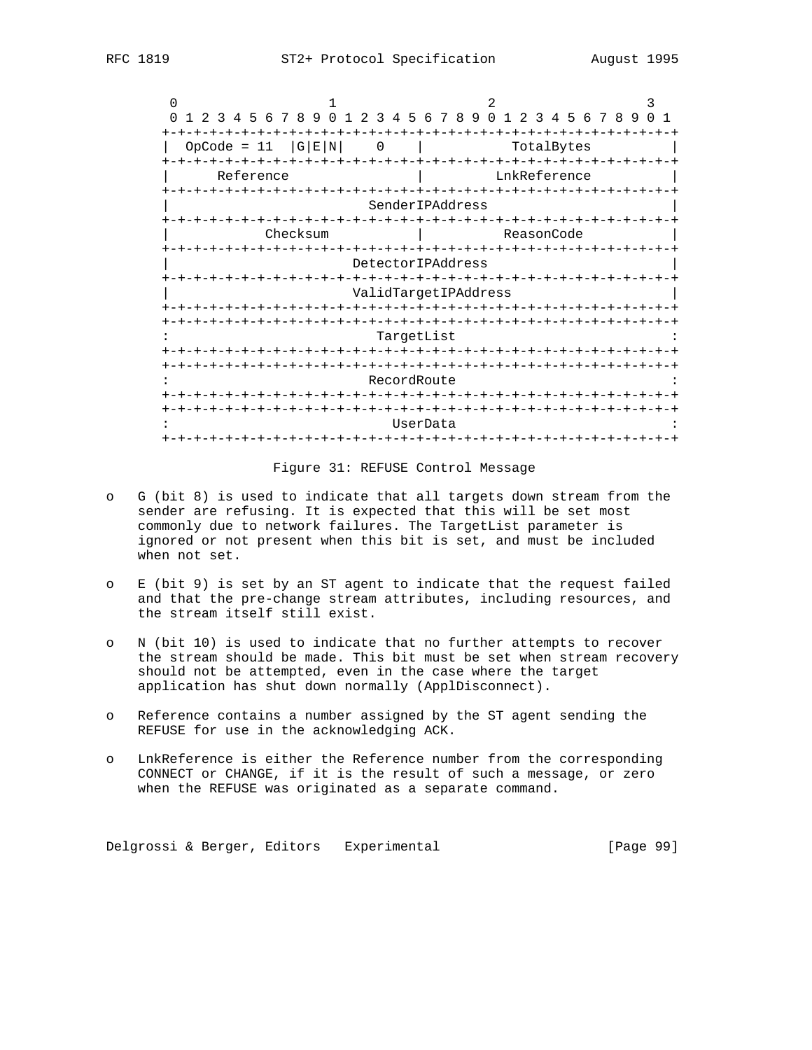```
 0                   1                   2                   3
 0 1 2 3 4 5 6 7 8 9 0 1 2 3 4 5 6 7 8 9 0 1 2 3 4 5 6 7 8 9 0 1
+-+-+-+-+-+-+-+-+-+-+-+-+-+-+-+-+-+-+-+-+-+-+-+-+-+-+-+-+-+-+-+-+
|  OpCode = 11  |G|E|N|    0    |           TotalBytes          |
+-+-+-+-+-+-+-+-+-+-+-+-+-+-+-+-+-+-+-+-+-+-+-+-+-+-+-+-+-+-+-+-+
|      Reference                |          LnkReference         |
+-+-+-+-+-+-+-+-+-+-+-+-+-+-+-+-+-+-+-+-+-+-+-+-+-+-+-+-+-+-+-+-+
|                         SenderIPAddress                       |
+-+-+-+-+-+-+-+-+-+-+-+-+-+-+-+-+-+-+-+-+-+-+-+-+-+-+-+-+-+-+-+-+
|            Checksum           |           ReasonCode          |
+-+-+-+-+-+-+-+-+-+-+-+-+-+-+-+-+-+-+-+-+-+-+-+-+-+-+-+-+-+-+-+-+
|                        DetectorIPAddress                      |
+-+-+-+-+-+-+-+-+-+-+-+-+-+-+-+-+-+-+-+-+-+-+-+-+-+-+-+-+-+-+-+-+
|                       ValidTargetIPAddress                    |
+-+-+-+-+-+-+-+-+-+-+-+-+-+-+-+-+-+-+-+-+-+-+-+-+-+-+-+-+-+-+-+-+
+-+-+-+-+-+-+-+-+-+-+-+-+-+-+-+-+-+-+-+-+-+-+-+-+-+-+-+-+-+-+-+-+
:                           TargetList                          :
+-+-+-+-+-+-+-+-+-+-+-+-+-+-+-+-+-+-+-+-+-+-+-+-+-+-+-+-+-+-+-+-+
+-+-+-+-+-+-+-+-+-+-+-+-+-+-+-+-+-+-+-+-+-+-+-+-+-+-+-+-+-+-+-+-+
:                          RecordRoute                          :
+-+-+-+-+-+-+-+-+-+-+-+-+-+-+-+-+-+-+-+-+-+-+-+-+-+-+-+-+-+-+-+-+
+-+-+-+-+-+-+-+-+-+-+-+-+-+-+-+-+-+-+-+-+-+-+-+-+-+-+-+-+-+-+-+-+
:                             UserData                          :
+-+-+-+-+-+-+-+-+-+-+-+-+-+-+-+-+-+-+-+-+-+-+-+-+-+-+-+-+-+-+-+-+
```

Figure 31: REFUSE Control Message

- G (bit 8) is used to indicate that all targets down stream from the sender are refusing. It is expected that this will be set most commonly due to network failures. The TargetList parameter is ignored or not present when this bit is set, and must be included when not set.

- E (bit 9) is set by an ST agent to indicate that the request failed and that the pre-change stream attributes, including resources, and the stream itself still exist.

- N (bit 10) is used to indicate that no further attempts to recover the stream should be made. This bit must be set when stream recovery should not be attempted, even in the case where the target application has shut down normally (ApplDisconnect).

- Reference contains a number assigned by the ST agent sending the REFUSE for use in the acknowledging ACK.

- LnkReference is either the Reference number from the corresponding CONNECT or CHANGE, if it is the result of such a message, or zero when the REFUSE was originated as a separate command.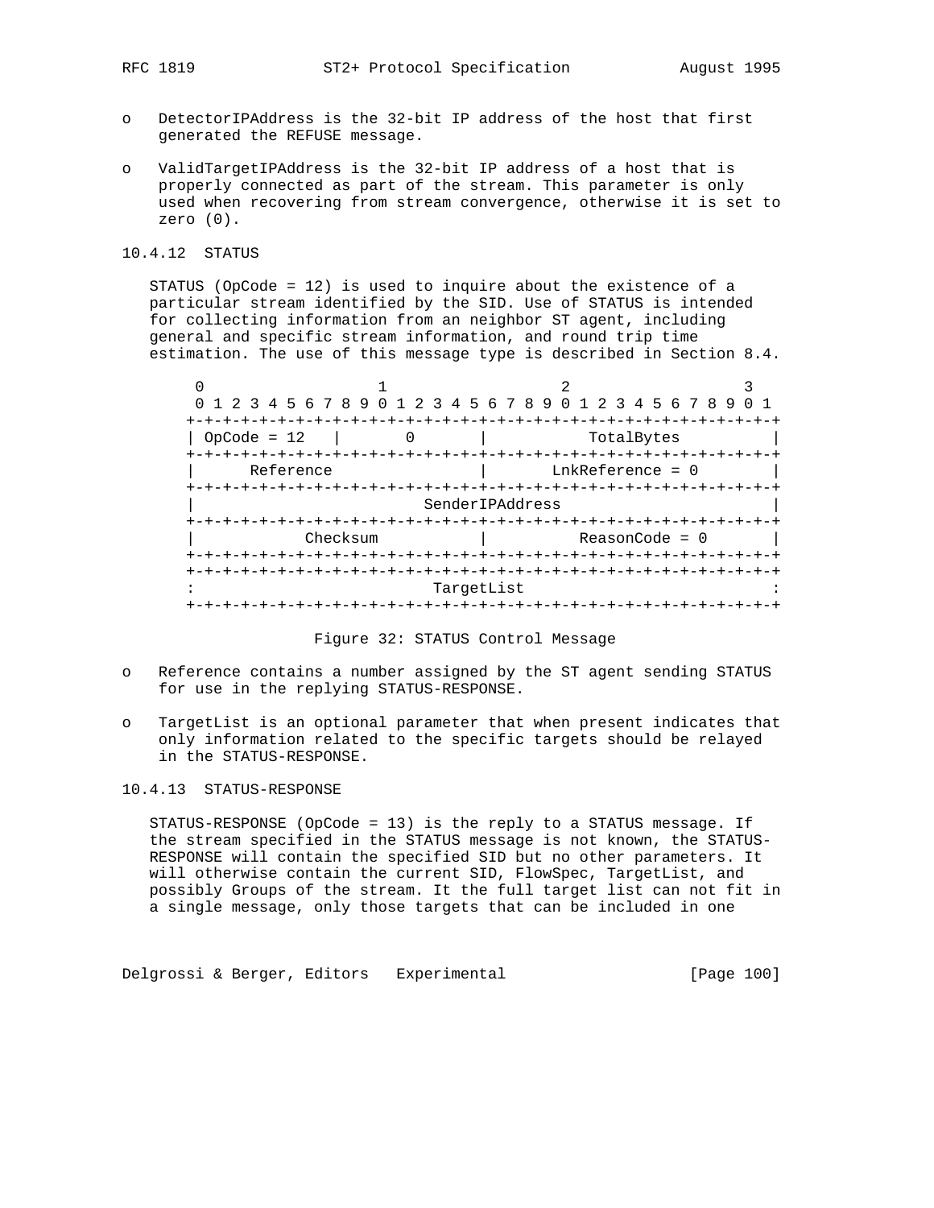- DetectorIPAddress is the 32-bit IP address of the host that first generated the REFUSE message.
- ValidTargetIPAddress is the 32-bit IP address of a host that is properly connected as part of the stream. This parameter is only used when recovering from stream convergence, otherwise it is set to zero (0).

### 10.4.12 STATUS

STATUS (OpCode = 12) is used to inquire about the existence of a particular stream identified by the SID. Use of STATUS is intended for collecting information from an neighbor ST agent, including general and specific stream information, and round trip time estimation. The use of this message type is described in Section 8.4.

```
 0                   1                   2                   3
 0 1 2 3 4 5 6 7 8 9 0 1 2 3 4 5 6 7 8 9 0 1 2 3 4 5 6 7 8 9 0 1
+-+-+-+-+-+-+-+-+-+-+-+-+-+-+-+-+-+-+-+-+-+-+-+-+-+-+-+-+-+-+-+-+
| OpCode = 12   |       0       |           TotalBytes          |
+-+-+-+-+-+-+-+-+-+-+-+-+-+-+-+-+-+-+-+-+-+-+-+-+-+-+-+-+-+-+-+-+
|      Reference                |       LnkReference = 0        |
+-+-+-+-+-+-+-+-+-+-+-+-+-+-+-+-+-+-+-+-+-+-+-+-+-+-+-+-+-+-+-+-+
|                          SenderIPAddress                      |
+-+-+-+-+-+-+-+-+-+-+-+-+-+-+-+-+-+-+-+-+-+-+-+-+-+-+-+-+-+-+-+-+
|           Checksum            |         ReasonCode = 0        |
+-+-+-+-+-+-+-+-+-+-+-+-+-+-+-+-+-+-+-+-+-+-+-+-+-+-+-+-+-+-+-+-+
+-+-+-+-+-+-+-+-+-+-+-+-+-+-+-+-+-+-+-+-+-+-+-+-+-+-+-+-+-+-+-+-+
:                           TargetList                          :
+-+-+-+-+-+-+-+-+-+-+-+-+-+-+-+-+-+-+-+-+-+-+-+-+-+-+-+-+-+-+-+-+
```

Figure 32: STATUS Control Message

- Reference contains a number assigned by the ST agent sending STATUS for use in the replying STATUS-RESPONSE.
- TargetList is an optional parameter that when present indicates that only information related to the specific targets should be relayed in the STATUS-RESPONSE.

### 10.4.13 STATUS-RESPONSE

STATUS-RESPONSE (OpCode = 13) is the reply to a STATUS message. If the stream specified in the STATUS message is not known, the STATUS-RESPONSE will contain the specified SID but no other parameters. It will otherwise contain the current SID, FlowSpec, TargetList, and possibly Groups of the stream. It the full target list can not fit in a single message, only those targets that can be included in one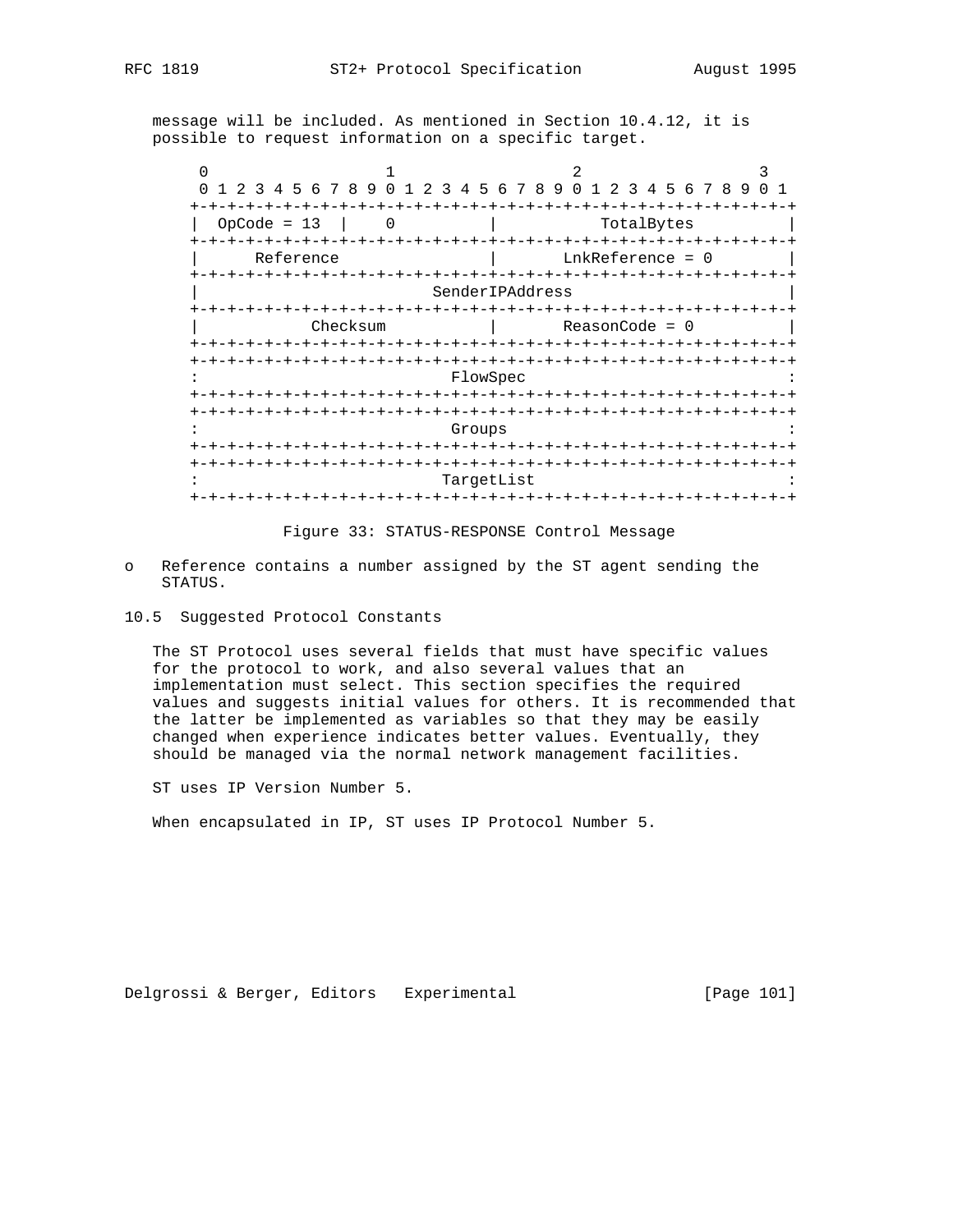message will be included. As mentioned in Section 10.4.12, it is possible to request information on a specific target.

```
 0                   1                   2                   3
 0 1 2 3 4 5 6 7 8 9 0 1 2 3 4 5 6 7 8 9 0 1 2 3 4 5 6 7 8 9 0 1
+-+-+-+-+-+-+-+-+-+-+-+-+-+-+-+-+-+-+-+-+-+-+-+-+-+-+-+-+-+-+-+-+
|  OpCode = 13  |       0       |           TotalBytes          |
+-+-+-+-+-+-+-+-+-+-+-+-+-+-+-+-+-+-+-+-+-+-+-+-+-+-+-+-+-+-+-+-+
|           Reference           |        LnkReference = 0       |
+-+-+-+-+-+-+-+-+-+-+-+-+-+-+-+-+-+-+-+-+-+-+-+-+-+-+-+-+-+-+-+-+
|                         SenderIPAddress                       |
+-+-+-+-+-+-+-+-+-+-+-+-+-+-+-+-+-+-+-+-+-+-+-+-+-+-+-+-+-+-+-+-+
|            Checksum           |         ReasonCode = 0        |
+-+-+-+-+-+-+-+-+-+-+-+-+-+-+-+-+-+-+-+-+-+-+-+-+-+-+-+-+-+-+-+-+
+-+-+-+-+-+-+-+-+-+-+-+-+-+-+-+-+-+-+-+-+-+-+-+-+-+-+-+-+-+-+-+-+
:                            FlowSpec                           :
+-+-+-+-+-+-+-+-+-+-+-+-+-+-+-+-+-+-+-+-+-+-+-+-+-+-+-+-+-+-+-+-+
+-+-+-+-+-+-+-+-+-+-+-+-+-+-+-+-+-+-+-+-+-+-+-+-+-+-+-+-+-+-+-+-+
:                             Groups                            :
+-+-+-+-+-+-+-+-+-+-+-+-+-+-+-+-+-+-+-+-+-+-+-+-+-+-+-+-+-+-+-+-+
+-+-+-+-+-+-+-+-+-+-+-+-+-+-+-+-+-+-+-+-+-+-+-+-+-+-+-+-+-+-+-+-+
:                           TargetList                          :
+-+-+-+-+-+-+-+-+-+-+-+-+-+-+-+-+-+-+-+-+-+-+-+-+-+-+-+-+-+-+-+-+
```

Figure 33: STATUS-RESPONSE Control Message

- Reference contains a number assigned by the ST agent sending the STATUS.

## 10.5 Suggested Protocol Constants

The ST Protocol uses several fields that must have specific values for the protocol to work, and also several values that an implementation must select. This section specifies the required values and suggests initial values for others. It is recommended that the latter be implemented as variables so that they may be easily changed when experience indicates better values. Eventually, they should be managed via the normal network management facilities.

ST uses IP Version Number 5.

When encapsulated in IP, ST uses IP Protocol Number 5.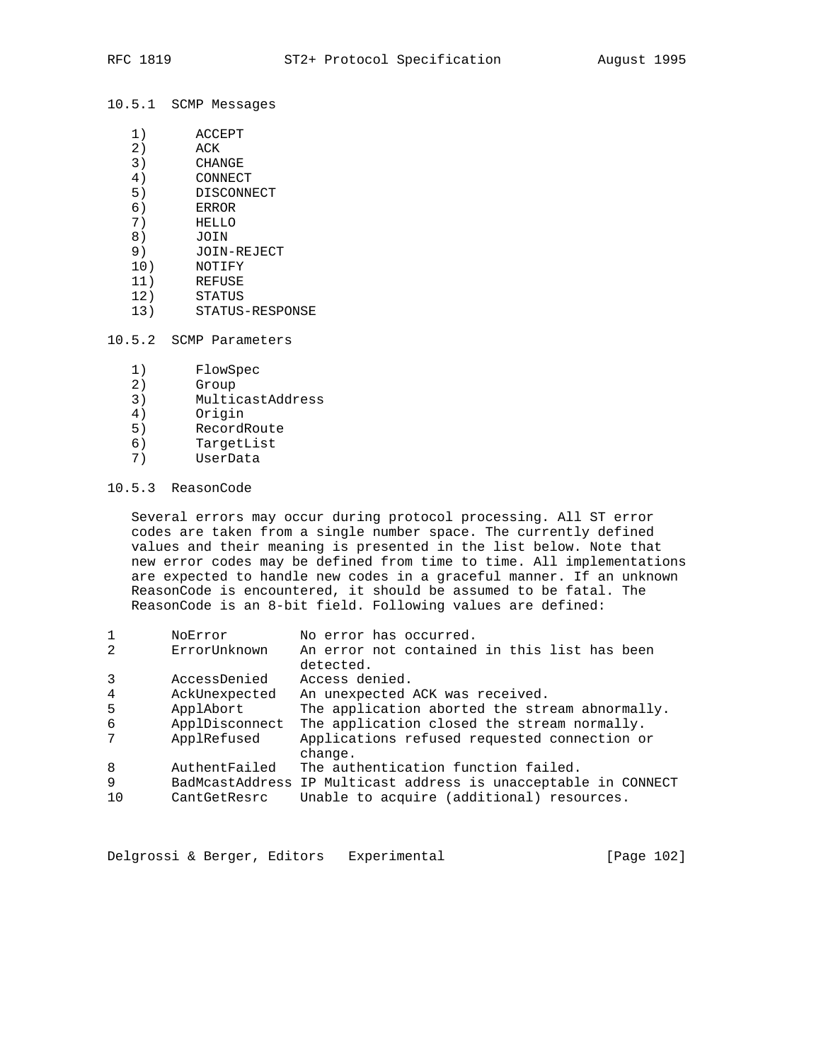### 10.5.1 SCMP Messages

1) ACCEPT
2) ACK
3) CHANGE
4) CONNECT
5) DISCONNECT
6) ERROR
7) HELLO
8) JOIN
9) JOIN-REJECT
10) NOTIFY
11) REFUSE
12) STATUS
13) STATUS-RESPONSE

### 10.5.2 SCMP Parameters

1) FlowSpec
2) Group
3) MulticastAddress
4) Origin
5) RecordRoute
6) TargetList
7) UserData

### 10.5.3 ReasonCode

Several errors may occur during protocol processing. All ST error codes are taken from a single number space. The currently defined values and their meaning is presented in the list below. Note that new error codes may be defined from time to time. All implementations are expected to handle new codes in a graceful manner. If an unknown ReasonCode is encountered, it should be assumed to be fatal. The ReasonCode is an 8-bit field. Following values are defined:

| | | |
|---|---|---|
| 1 | NoError | No error has occurred. |
| 2 | ErrorUnknown | An error not contained in this list has been detected. |
| 3 | AccessDenied | Access denied. |
| 4 | AckUnexpected | An unexpected ACK was received. |
| 5 | ApplAbort | The application aborted the stream abnormally. |
| 6 | ApplDisconnect | The application closed the stream normally. |
| 7 | ApplRefused | Applications refused requested connection or change. |
| 8 | AuthentFailed | The authentication function failed. |
| 9 | BadMcastAddress | IP Multicast address is unacceptable in CONNECT |
| 10 | CantGetResrc | Unable to acquire (additional) resources. |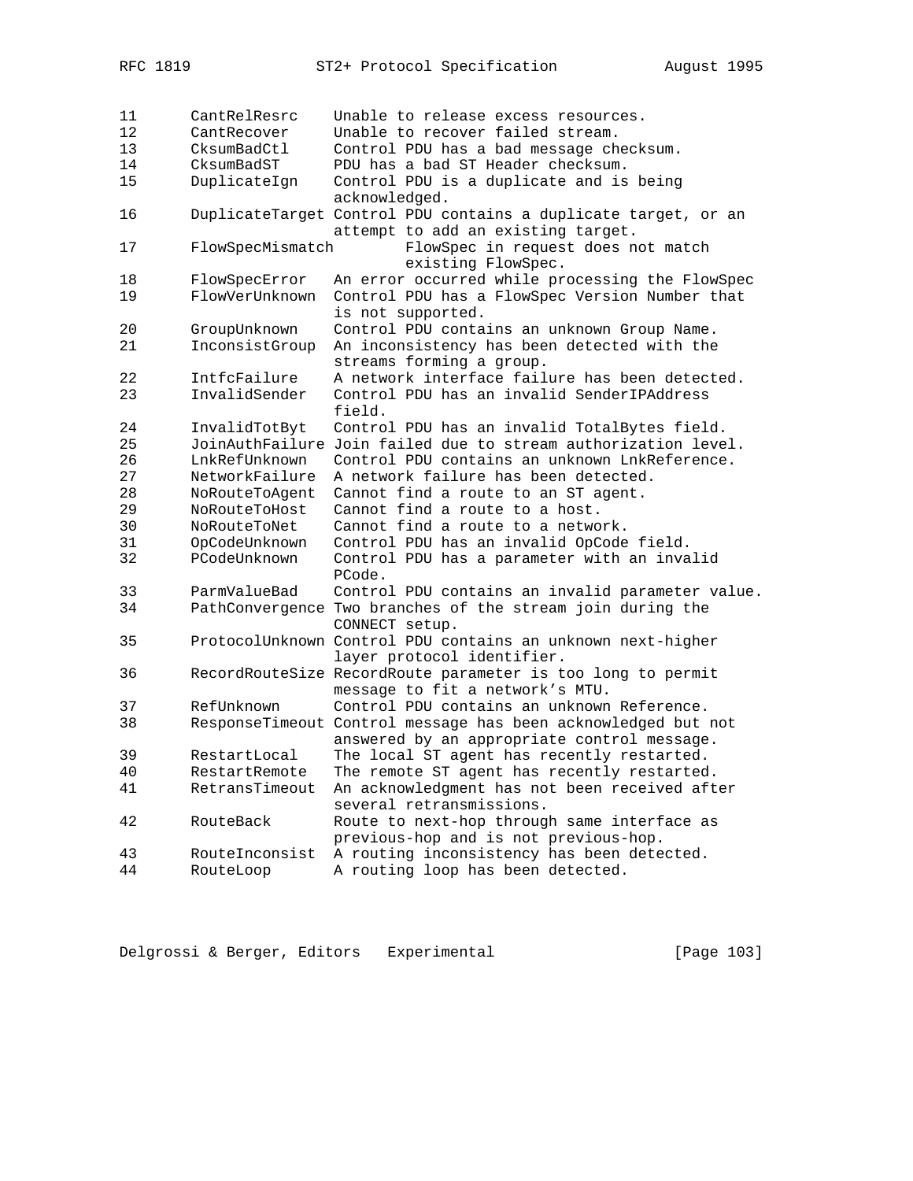```
11      CantRelResrc    Unable to release excess resources.
12      CantRecover     Unable to recover failed stream.
13      CksumBadCtl     Control PDU has a bad message checksum.
14      CksumBadST      PDU has a bad ST Header checksum.
15      DuplicateIgn    Control PDU is a duplicate and is being
                        acknowledged.
16      DuplicateTarget Control PDU contains a duplicate target, or an
                        attempt to add an existing target.
17      FlowSpecMismatch        FlowSpec in request does not match
                                existing FlowSpec.
18      FlowSpecError   An error occurred while processing the FlowSpec
19      FlowVerUnknown  Control PDU has a FlowSpec Version Number that
                        is not supported.
20      GroupUnknown    Control PDU contains an unknown Group Name.
21      InconsistGroup  An inconsistency has been detected with the
                        streams forming a group.
22      IntfcFailure    A network interface failure has been detected.
23      InvalidSender   Control PDU has an invalid SenderIPAddress
                        field.
24      InvalidTotByt   Control PDU has an invalid TotalBytes field.
25      JoinAuthFailure Join failed due to stream authorization level.
26      LnkRefUnknown   Control PDU contains an unknown LnkReference.
27      NetworkFailure  A network failure has been detected.
28      NoRouteToAgent  Cannot find a route to an ST agent.
29      NoRouteToHost   Cannot find a route to a host.
30      NoRouteToNet    Cannot find a route to a network.
31      OpCodeUnknown   Control PDU has an invalid OpCode field.
32      PCodeUnknown    Control PDU has a parameter with an invalid
                        PCode.
33      ParmValueBad    Control PDU contains an invalid parameter value.
34      PathConvergence Two branches of the stream join during the
                        CONNECT setup.
35      ProtocolUnknown Control PDU contains an unknown next-higher
                        layer protocol identifier.
36      RecordRouteSize RecordRoute parameter is too long to permit
                        message to fit a network's MTU.
37      RefUnknown      Control PDU contains an unknown Reference.
38      ResponseTimeout Control message has been acknowledged but not
                        answered by an appropriate control message.
39      RestartLocal    The local ST agent has recently restarted.
40      RestartRemote   The remote ST agent has recently restarted.
41      RetransTimeout  An acknowledgment has not been received after
                        several retransmissions.
42      RouteBack       Route to next-hop through same interface as
                        previous-hop and is not previous-hop.
43      RouteInconsist  A routing inconsistency has been detected.
44      RouteLoop       A routing loop has been detected.
```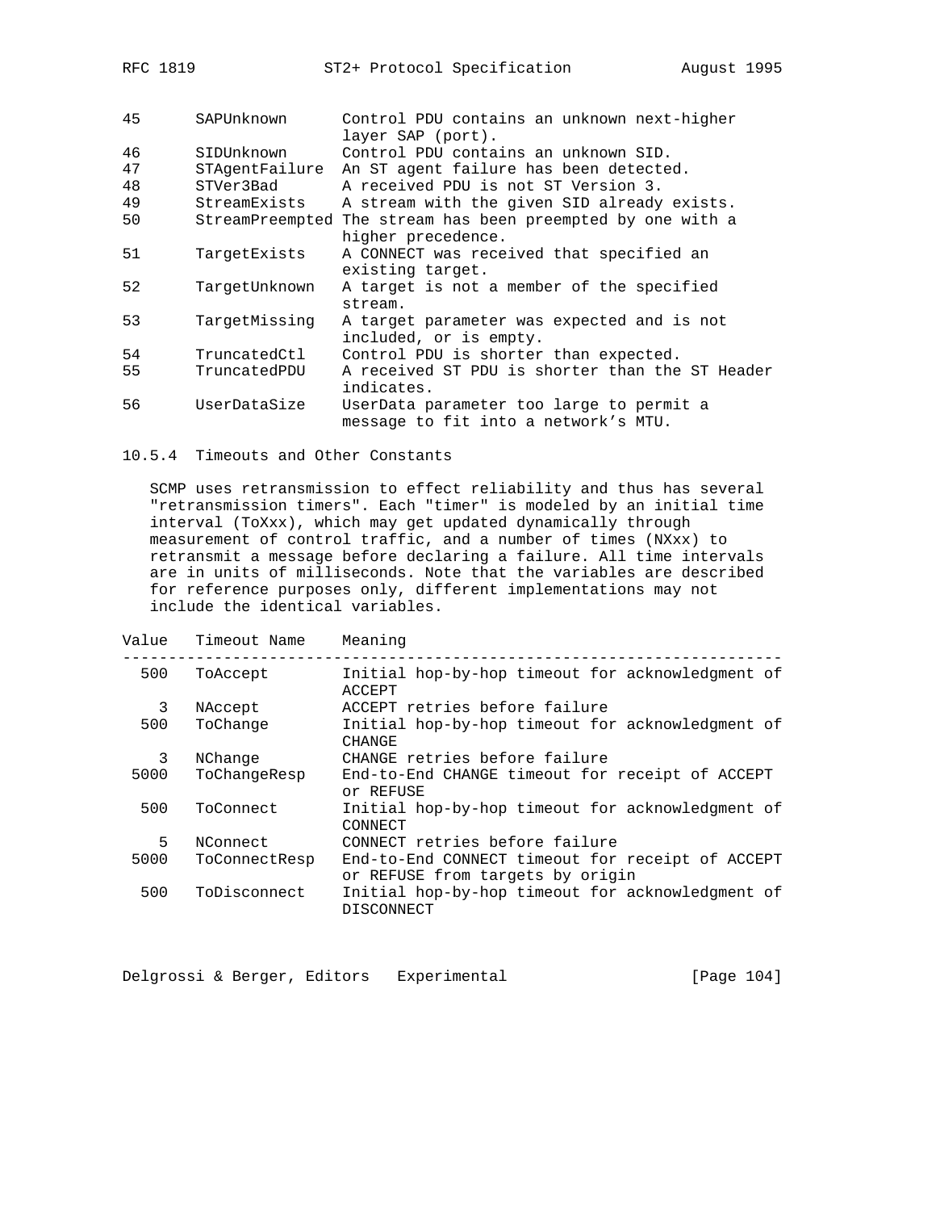| | | |
|---|---|---|
| 45 | SAPUnknown | Control PDU contains an unknown next-higher layer SAP (port). |
| 46 | SIDUnknown | Control PDU contains an unknown SID. |
| 47 | STAgentFailure | An ST agent failure has been detected. |
| 48 | STVer3Bad | A received PDU is not ST Version 3. |
| 49 | StreamExists | A stream with the given SID already exists. |
| 50 | StreamPreempted | The stream has been preempted by one with a higher precedence. |
| 51 | TargetExists | A CONNECT was received that specified an existing target. |
| 52 | TargetUnknown | A target is not a member of the specified stream. |
| 53 | TargetMissing | A target parameter was expected and is not included, or is empty. |
| 54 | TruncatedCtl | Control PDU is shorter than expected. |
| 55 | TruncatedPDU | A received ST PDU is shorter than the ST Header indicates. |
| 56 | UserDataSize | UserData parameter too large to permit a message to fit into a network's MTU. |

### 10.5.4 Timeouts and Other Constants

SCMP uses retransmission to effect reliability and thus has several "retransmission timers". Each "timer" is modeled by an initial time interval (ToXxx), which may get updated dynamically through measurement of control traffic, and a number of times (NXxx) to retransmit a message before declaring a failure. All time intervals are in units of milliseconds. Note that the variables are described for reference purposes only, different implementations may not include the identical variables.

| Value | Timeout Name | Meaning |
|---|---|---|
| 500 | ToAccept | Initial hop-by-hop timeout for acknowledgment of ACCEPT |
| 3 | NAccept | ACCEPT retries before failure |
| 500 | ToChange | Initial hop-by-hop timeout for acknowledgment of CHANGE |
| 3 | NChange | CHANGE retries before failure |
| 5000 | ToChangeResp | End-to-End CHANGE timeout for receipt of ACCEPT or REFUSE |
| 500 | ToConnect | Initial hop-by-hop timeout for acknowledgment of CONNECT |
| 5 | NConnect | CONNECT retries before failure |
| 5000 | ToConnectResp | End-to-End CONNECT timeout for receipt of ACCEPT or REFUSE from targets by origin |
| 500 | ToDisconnect | Initial hop-by-hop timeout for acknowledgment of DISCONNECT |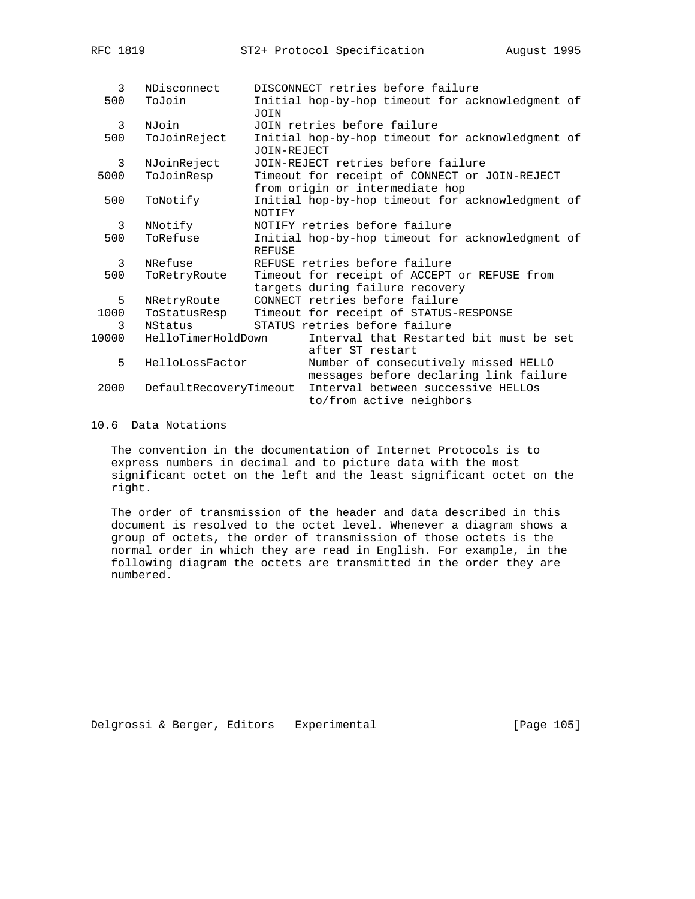| Value | Name | Description |
|---|---|---|
| 3 | NDisconnect | DISCONNECT retries before failure |
| 500 | ToJoin | Initial hop-by-hop timeout for acknowledgment of JOIN |
| 3 | NJoin | JOIN retries before failure |
| 500 | ToJoinReject | Initial hop-by-hop timeout for acknowledgment of JOIN-REJECT |
| 3 | NJoinReject | JOIN-REJECT retries before failure |
| 5000 | ToJoinResp | Timeout for receipt of CONNECT or JOIN-REJECT from origin or intermediate hop |
| 500 | ToNotify | Initial hop-by-hop timeout for acknowledgment of NOTIFY |
| 3 | NNotify | NOTIFY retries before failure |
| 500 | ToRefuse | Initial hop-by-hop timeout for acknowledgment of REFUSE |
| 3 | NRefuse | REFUSE retries before failure |
| 500 | ToRetryRoute | Timeout for receipt of ACCEPT or REFUSE from targets during failure recovery |
| 5 | NRetryRoute | CONNECT retries before failure |
| 1000 | ToStatusResp | Timeout for receipt of STATUS-RESPONSE |
| 3 | NStatus | STATUS retries before failure |
| 10000 | HelloTimerHoldDown | Interval that Restarted bit must be set after ST restart |
| 5 | HelloLossFactor | Number of consecutively missed HELLO messages before declaring link failure |
| 2000 | DefaultRecoveryTimeout | Interval between successive HELLOs to/from active neighbors |

## 10.6 Data Notations

The convention in the documentation of Internet Protocols is to express numbers in decimal and to picture data with the most significant octet on the left and the least significant octet on the right.

The order of transmission of the header and data described in this document is resolved to the octet level. Whenever a diagram shows a group of octets, the order of transmission of those octets is the normal order in which they are read in English. For example, in the following diagram the octets are transmitted in the order they are numbered.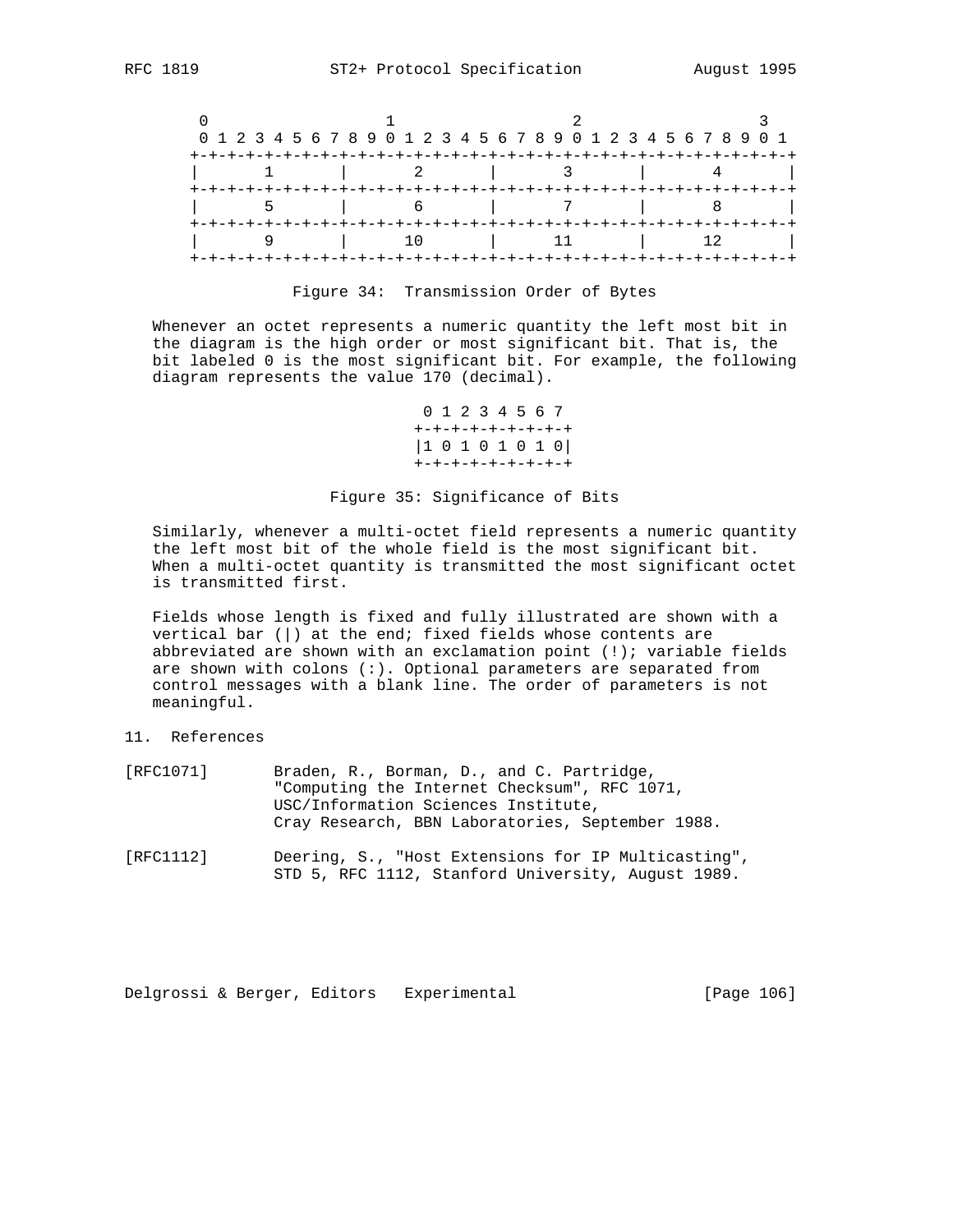```
 0                   1                   2                   3
 0 1 2 3 4 5 6 7 8 9 0 1 2 3 4 5 6 7 8 9 0 1 2 3 4 5 6 7 8 9 0 1
+-+-+-+-+-+-+-+-+-+-+-+-+-+-+-+-+-+-+-+-+-+-+-+-+-+-+-+-+-+-+-+-+
|       1       |       2       |       3       |       4       |
+-+-+-+-+-+-+-+-+-+-+-+-+-+-+-+-+-+-+-+-+-+-+-+-+-+-+-+-+-+-+-+-+
|       5       |       6       |       7       |       8       |
+-+-+-+-+-+-+-+-+-+-+-+-+-+-+-+-+-+-+-+-+-+-+-+-+-+-+-+-+-+-+-+-+
|       9       |      10       |      11       |      12       |
+-+-+-+-+-+-+-+-+-+-+-+-+-+-+-+-+-+-+-+-+-+-+-+-+-+-+-+-+-+-+-+-+
```

Figure 34: Transmission Order of Bytes

Whenever an octet represents a numeric quantity the left most bit in the diagram is the high order or most significant bit. That is, the bit labeled 0 is the most significant bit. For example, the following diagram represents the value 170 (decimal).

```
 0 1 2 3 4 5 6 7
+-+-+-+-+-+-+-+-+
|1 0 1 0 1 0 1 0|
+-+-+-+-+-+-+-+-+
```

Figure 35: Significance of Bits

Similarly, whenever a multi-octet field represents a numeric quantity the left most bit of the whole field is the most significant bit. When a multi-octet quantity is transmitted the most significant octet is transmitted first.

Fields whose length is fixed and fully illustrated are shown with a vertical bar (|) at the end; fixed fields whose contents are abbreviated are shown with an exclamation point (!); variable fields are shown with colons (:). Optional parameters are separated from control messages with a blank line. The order of parameters is not meaningful.

## 11. References

[RFC1071] Braden, R., Borman, D., and C. Partridge, "Computing the Internet Checksum", RFC 1071, USC/Information Sciences Institute, Cray Research, BBN Laboratories, September 1988.

[RFC1112] Deering, S., "Host Extensions for IP Multicasting", STD 5, RFC 1112, Stanford University, August 1989.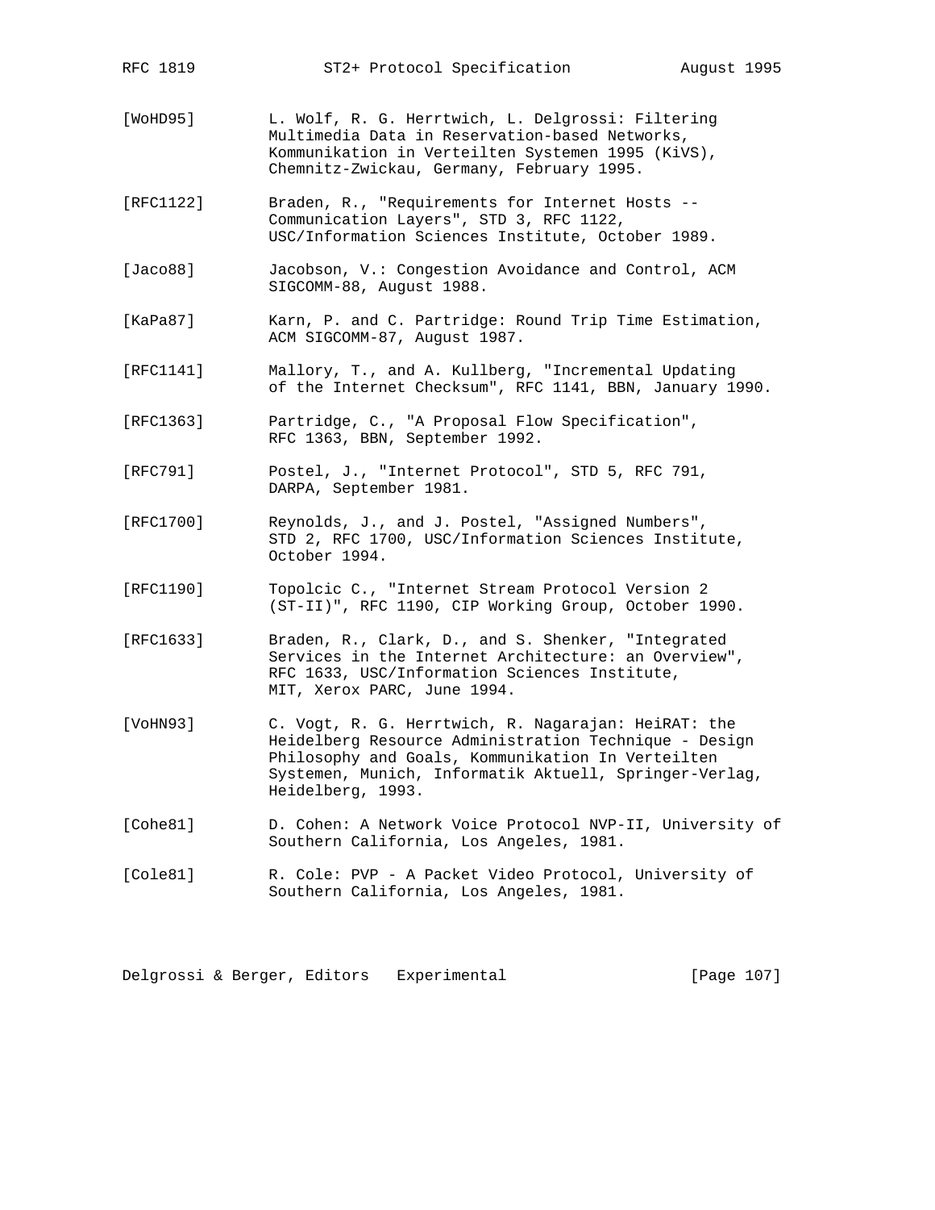[WoHD95] L. Wolf, R. G. Herrtwich, L. Delgrossi: Filtering Multimedia Data in Reservation-based Networks, Kommunikation in Verteilten Systemen 1995 (KiVS), Chemnitz-Zwickau, Germany, February 1995.

[RFC1122] Braden, R., "Requirements for Internet Hosts -- Communication Layers", STD 3, RFC 1122, USC/Information Sciences Institute, October 1989.

[Jaco88] Jacobson, V.: Congestion Avoidance and Control, ACM SIGCOMM-88, August 1988.

[KaPa87] Karn, P. and C. Partridge: Round Trip Time Estimation, ACM SIGCOMM-87, August 1987.

[RFC1141] Mallory, T., and A. Kullberg, "Incremental Updating of the Internet Checksum", RFC 1141, BBN, January 1990.

[RFC1363] Partridge, C., "A Proposal Flow Specification", RFC 1363, BBN, September 1992.

[RFC791] Postel, J., "Internet Protocol", STD 5, RFC 791, DARPA, September 1981.

[RFC1700] Reynolds, J., and J. Postel, "Assigned Numbers", STD 2, RFC 1700, USC/Information Sciences Institute, October 1994.

[RFC1190] Topolcic C., "Internet Stream Protocol Version 2 (ST-II)", RFC 1190, CIP Working Group, October 1990.

[RFC1633] Braden, R., Clark, D., and S. Shenker, "Integrated Services in the Internet Architecture: an Overview", RFC 1633, USC/Information Sciences Institute, MIT, Xerox PARC, June 1994.

[VoHN93] C. Vogt, R. G. Herrtwich, R. Nagarajan: HeiRAT: the Heidelberg Resource Administration Technique - Design Philosophy and Goals, Kommunikation In Verteilten Systemen, Munich, Informatik Aktuell, Springer-Verlag, Heidelberg, 1993.

[Cohe81] D. Cohen: A Network Voice Protocol NVP-II, University of Southern California, Los Angeles, 1981.

[Cole81] R. Cole: PVP - A Packet Video Protocol, University of Southern California, Los Angeles, 1981.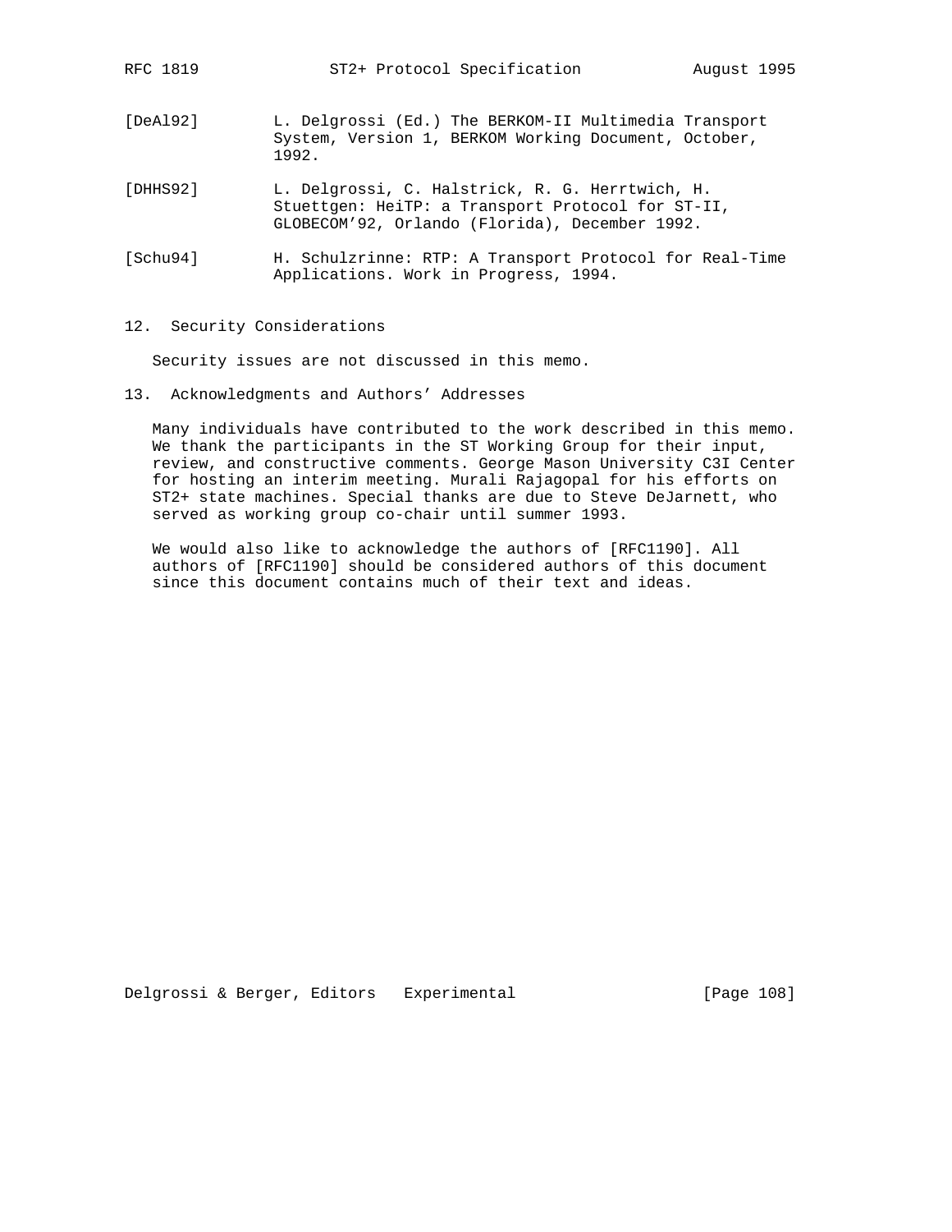[DeAl92] L. Delgrossi (Ed.) The BERKOM-II Multimedia Transport System, Version 1, BERKOM Working Document, October, 1992.

[DHHS92] L. Delgrossi, C. Halstrick, R. G. Herrtwich, H. Stuettgen: HeiTP: a Transport Protocol for ST-II, GLOBECOM'92, Orlando (Florida), December 1992.

[Schu94] H. Schulzrinne: RTP: A Transport Protocol for Real-Time Applications. Work in Progress, 1994.

## 12. Security Considerations

Security issues are not discussed in this memo.

## 13. Acknowledgments and Authors' Addresses

Many individuals have contributed to the work described in this memo. We thank the participants in the ST Working Group for their input, review, and constructive comments. George Mason University C3I Center for hosting an interim meeting. Murali Rajagopal for his efforts on ST2+ state machines. Special thanks are due to Steve DeJarnett, who served as working group co-chair until summer 1993.

We would also like to acknowledge the authors of [RFC1190]. All authors of [RFC1190] should be considered authors of this document since this document contains much of their text and ideas.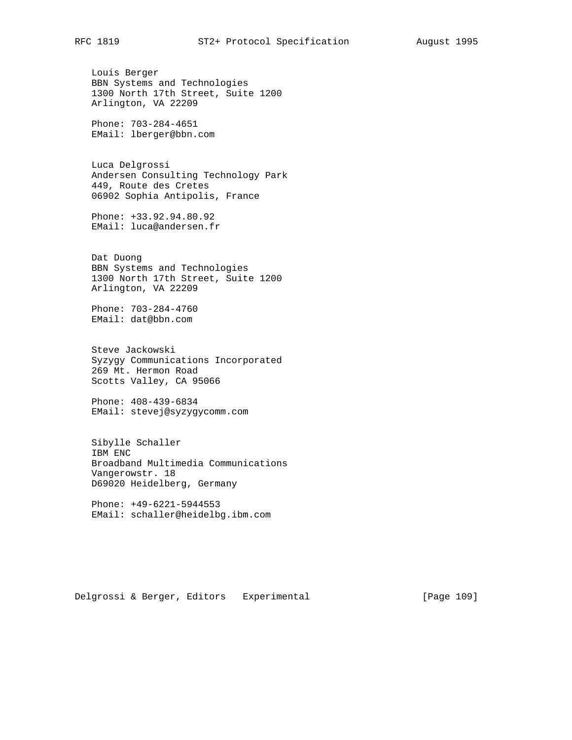Louis Berger
BBN Systems and Technologies
1300 North 17th Street, Suite 1200
Arlington, VA 22209

Phone: 703-284-4651
EMail: lberger@bbn.com

Luca Delgrossi
Andersen Consulting Technology Park
449, Route des Cretes
06902 Sophia Antipolis, France

Phone: +33.92.94.80.92
EMail: luca@andersen.fr

Dat Duong
BBN Systems and Technologies
1300 North 17th Street, Suite 1200
Arlington, VA 22209

Phone: 703-284-4760
EMail: dat@bbn.com

Steve Jackowski
Syzygy Communications Incorporated
269 Mt. Hermon Road
Scotts Valley, CA 95066

Phone: 408-439-6834
EMail: stevej@syzygycomm.com

Sibylle Schaller
IBM ENC
Broadband Multimedia Communications
Vangerowstr. 18
D69020 Heidelberg, Germany

Phone: +49-6221-5944553
EMail: schaller@heidelbg.ibm.com